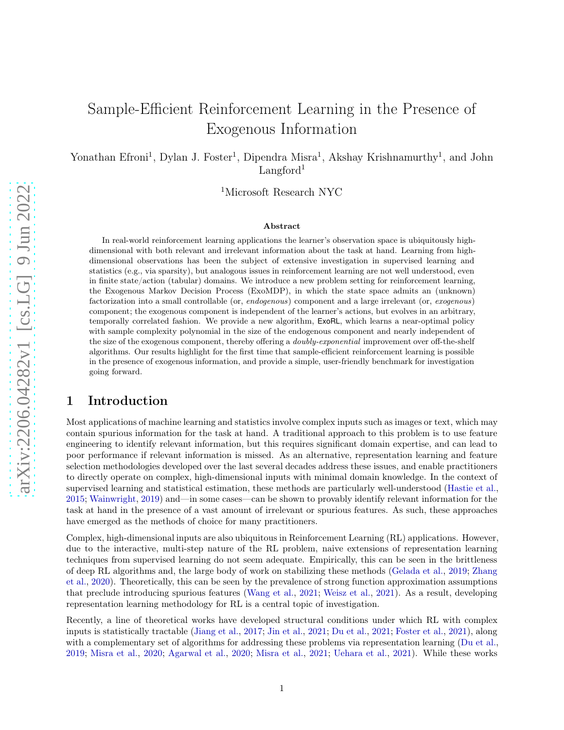# Sample-Efficient Reinforcement Learning in the Presence of Exogenous Information

Yonathan Efroni[1], Dylan J. Foster[1], Dipendra Misra[1], Akshay Krishnamurthy[1], and John Langford[1]

[1]Microsoft Research NYC

### Abstract

In real-world reinforcement learning applications the learner's observation space is ubiquitously high-dimensional with both relevant and irrelevant information about the task at hand. Learning from high-dimensional observations has been the subject of extensive investigation in supervised learning and statistics (e.g., via sparsity), but analogous issues in reinforcement learning are not well understood, even in finite state/action (tabular) domains. We introduce a new problem setting for reinforcement learning, the Exogenous Markov Decision Process (ExoMDP), in which the state space admits an (unknown) factorization into a small controllable (or, *endogenous*) component and a large irrelevant (or, *exogenous*) component; the exogenous component is independent of the learner's actions, but evolves in an arbitrary, temporally correlated fashion. We provide a new algorithm, ExoRL, which learns a near-optimal policy with sample complexity polynomial in the size of the endogenous component and nearly independent of the size of the exogenous component, thereby offering a *doubly-exponential* improvement over off-the-shelf algorithms. Our results highlight for the first time that sample-efficient reinforcement learning is possible in the presence of exogenous information, and provide a simple, user-friendly benchmark for investigation going forward.

## 1 Introduction

Most applications of machine learning and statistics involve complex inputs such as images or text, which may contain spurious information for the task at hand. A traditional approach to this problem is to use feature engineering to identify relevant information, but this requires significant domain expertise, and can lead to poor performance if relevant information is missed. As an alternative, representation learning and feature selection methodologies developed over the last several decades address these issues, and enable practitioners to directly operate on complex, high-dimensional inputs with minimal domain knowledge. In the context of supervised learning and statistical estimation, these methods are particularly well-understood (Hastie et al., 2015; Wainwright, 2019) and—in some cases—can be shown to provably identify relevant information for the task at hand in the presence of a vast amount of irrelevant or spurious features. As such, these approaches have emerged as the methods of choice for many practitioners.

Complex, high-dimensional inputs are also ubiquitous in Reinforcement Learning (RL) applications. However, due to the interactive, multi-step nature of the RL problem, naive extensions of representation learning techniques from supervised learning do not seem adequate. Empirically, this can be seen in the brittleness of deep RL algorithms and, the large body of work on stabilizing these methods (Gelada et al., 2019; Zhang et al., 2020). Theoretically, this can be seen by the prevalence of strong function approximation assumptions that preclude introducing spurious features (Wang et al., 2021; Weisz et al., 2021). As a result, developing representation learning methodology for RL is a central topic of investigation.

Recently, a line of theoretical works have developed structural conditions under which RL with complex inputs is statistically tractable (Jiang et al., 2017; Jin et al., 2021; Du et al., 2021; Foster et al., 2021), along with a complementary set of algorithms for addressing these problems via representation learning (Du et al., 2019; Misra et al., 2020; Agarwal et al., 2020; Misra et al., 2021; Uehara et al., 2021). While these works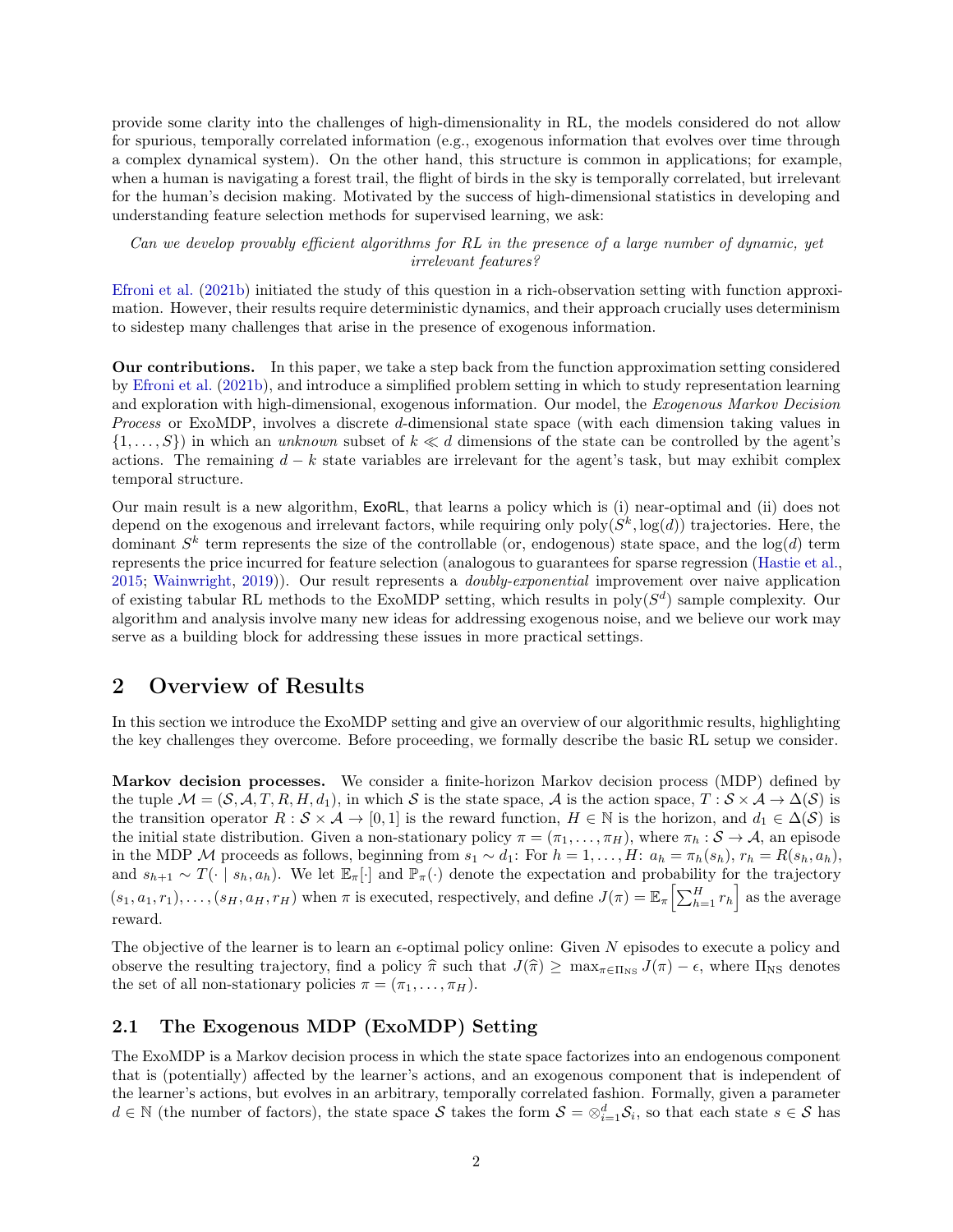provide some clarity into the challenges of high-dimensionality in RL, the models considered do not allow for spurious, temporally correlated information (e.g., exogenous information that evolves over time through a complex dynamical system). On the other hand, this structure is common in applications; for example, when a human is navigating a forest trail, the flight of birds in the sky is temporally correlated, but irrelevant for the human's decision making. Motivated by the success of high-dimensional statistics in developing and understanding feature selection methods for supervised learning, we ask:

*Can we develop provably efficient algorithms for RL in the presence of a large number of dynamic, yet irrelevant features?*

Efroni et al. (2021b) initiated the study of this question in a rich-observation setting with function approximation. However, their results require deterministic dynamics, and their approach crucially uses determinism to sidestep many challenges that arise in the presence of exogenous information.

**Our contributions.** In this paper, we take a step back from the function approximation setting considered by Efroni et al. (2021b), and introduce a simplified problem setting in which to study representation learning and exploration with high-dimensional, exogenous information. Our model, the *Exogenous Markov Decision Process* or ExoMDP, involves a discrete $d$-dimensional state space (with each dimension taking values in $\{1, \ldots, S\}$) in which an *unknown* subset of $k \ll d$ dimensions of the state can be controlled by the agent's actions. The remaining $d - k$ state variables are irrelevant for the agent's task, but may exhibit complex temporal structure.

Our main result is a new algorithm, ExoRL, that learns a policy which is (i) near-optimal and (ii) does not depend on the exogenous and irrelevant factors, while requiring only $\mathrm{poly}(S^k, \log(d))$ trajectories. Here, the dominant $S^k$ term represents the size of the controllable (or, endogenous) state space, and the $\log(d)$ term represents the price incurred for feature selection (analogous to guarantees for sparse regression (Hastie et al., 2015; Wainwright, 2019)). Our result represents a *doubly-exponential* improvement over naive application of existing tabular RL methods to the ExoMDP setting, which results in $\mathrm{poly}(S^d)$ sample complexity. Our algorithm and analysis involve many new ideas for addressing exogenous noise, and we believe our work may serve as a building block for addressing these issues in more practical settings.

# 2 Overview of Results

In this section we introduce the ExoMDP setting and give an overview of our algorithmic results, highlighting the key challenges they overcome. Before proceeding, we formally describe the basic RL setup we consider.

**Markov decision processes.** We consider a finite-horizon Markov decision process (MDP) defined by the tuple $\mathcal{M} = (\mathcal{S}, \mathcal{A}, T, R, H, d_1)$, in which $\mathcal{S}$ is the state space, $\mathcal{A}$ is the action space, $T : \mathcal{S} \times \mathcal{A} \to \Delta(\mathcal{S})$ is the transition operator $R : \mathcal{S} \times \mathcal{A} \to [0, 1]$ is the reward function, $H \in \mathbb{N}$ is the horizon, and $d_1 \in \Delta(\mathcal{S})$ is the initial state distribution. Given a non-stationary policy $\pi = (\pi_1, \ldots, \pi_H)$, where $\pi_h : \mathcal{S} \to \mathcal{A}$, an episode in the MDP $\mathcal{M}$ proceeds as follows, beginning from $s_1 \sim d_1$: For $h = 1, \ldots, H$: $a_h = \pi_h(s_h)$, $r_h = R(s_h, a_h)$, and $s_{h+1} \sim T(\cdot \mid s_h, a_h)$. We let $\mathbb{E}_\pi[\cdot]$ and $\mathbb{P}_\pi(\cdot)$ denote the expectation and probability for the trajectory $(s_1, a_1, r_1), \ldots, (s_H, a_H, r_H)$ when $\pi$ is executed, respectively, and define $J(\pi) = \mathbb{E}_\pi\left[\sum_{h=1}^{H} r_h\right]$ as the average reward.

The objective of the learner is to learn an $\epsilon$-optimal policy online: Given $N$ episodes to execute a policy and observe the resulting trajectory, find a policy $\widehat{\pi}$ such that $J(\widehat{\pi}) \geq \max_{\pi \in \Pi_{\mathrm{NS}}} J(\pi) - \epsilon$, where $\Pi_{\mathrm{NS}}$ denotes the set of all non-stationary policies $\pi = (\pi_1, \ldots, \pi_H)$.

## 2.1 The Exogenous MDP (ExoMDP) Setting

The ExoMDP is a Markov decision process in which the state space factorizes into an endogenous component that is (potentially) affected by the learner's actions, and an exogenous component that is independent of the learner's actions, but evolves in an arbitrary, temporally correlated fashion. Formally, given a parameter $d \in \mathbb{N}$ (the number of factors), the state space $\mathcal{S}$ takes the form $\mathcal{S} = \otimes_{i=1}^{d} \mathcal{S}_i$, so that each state $s \in \mathcal{S}$ has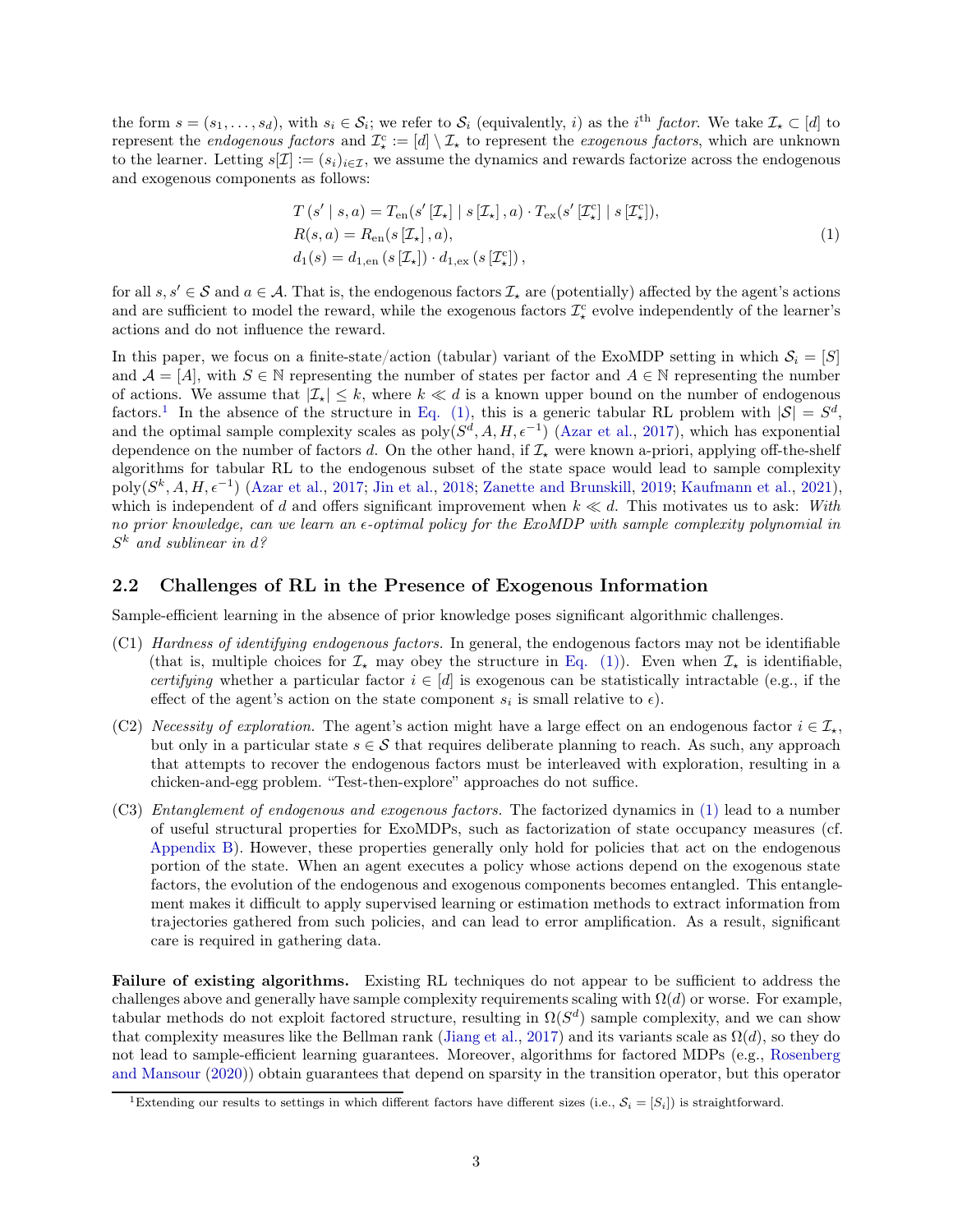the form $s = (s_1, \ldots, s_d)$, with $s_i \in \mathcal{S}_i$; we refer to $\mathcal{S}_i$ (equivalently, $i$) as the $i^{\text{th}}$ *factor*. We take $\mathcal{I}_\star \subset [d]$ to represent the *endogenous factors* and $\mathcal{I}_\star^{\mathrm{c}} := [d] \setminus \mathcal{I}_\star$ to represent the *exogenous factors*, which are unknown to the learner. Letting $s[\mathcal{I}] := (s_i)_{i \in \mathcal{I}}$, we assume the dynamics and rewards factorize across the endogenous and exogenous components as follows:

$$
\begin{aligned}
T\left(s' \mid s, a\right) &= T_{\mathrm{en}}(s'\left[\mathcal{I}_\star\right] \mid s\left[\mathcal{I}_\star\right], a) \cdot T_{\mathrm{ex}}(s'\left[\mathcal{I}_\star^{\mathrm{c}}\right] \mid s\left[\mathcal{I}_\star^{\mathrm{c}}\right]), \\
R(s, a) &= R_{\mathrm{en}}(s\left[\mathcal{I}_\star\right], a), \\
d_1(s) &= d_{1,\mathrm{en}}\left(s\left[\mathcal{I}_\star\right]\right) \cdot d_{1,\mathrm{ex}}\left(s\left[\mathcal{I}_\star^{\mathrm{c}}\right]\right),
\end{aligned}
\tag{1}
$$

for all $s, s' \in \mathcal{S}$ and $a \in \mathcal{A}$. That is, the endogenous factors $\mathcal{I}_\star$ are (potentially) affected by the agent's actions and are sufficient to model the reward, while the exogenous factors $\mathcal{I}_\star^{\mathrm{c}}$ evolve independently of the learner's actions and do not influence the reward.

In this paper, we focus on a finite-state/action (tabular) variant of the ExoMDP setting in which $\mathcal{S}_i = [S]$ and $\mathcal{A} = [A]$, with $S \in \mathbb{N}$ representing the number of states per factor and $A \in \mathbb{N}$ representing the number of actions. We assume that $|\mathcal{I}_\star| \leq k$, where $k \ll d$ is a known upper bound on the number of endogenous factors.[1] In the absence of the structure in Eq. (1), this is a generic tabular RL problem with $|\mathcal{S}| = S^d$, and the optimal sample complexity scales as $\mathrm{poly}(S^d, A, H, \epsilon^{-1})$ (Azar et al., 2017), which has exponential dependence on the number of factors $d$. On the other hand, if $\mathcal{I}_\star$ were known a-priori, applying off-the-shelf algorithms for tabular RL to the endogenous subset of the state space would lead to sample complexity $\mathrm{poly}(S^k, A, H, \epsilon^{-1})$ (Azar et al., 2017; Jin et al., 2018; Zanette and Brunskill, 2019; Kaufmann et al., 2021), which is independent of $d$ and offers significant improvement when $k \ll d$. This motivates us to ask: *With no prior knowledge, can we learn an $\epsilon$-optimal policy for the ExoMDP with sample complexity polynomial in $S^k$ and sublinear in $d$?*

## 2.2 Challenges of RL in the Presence of Exogenous Information

Sample-efficient learning in the absence of prior knowledge poses significant algorithmic challenges.

(C1) *Hardness of identifying endogenous factors.* In general, the endogenous factors may not be identifiable (that is, multiple choices for $\mathcal{I}_\star$ may obey the structure in Eq. (1)). Even when $\mathcal{I}_\star$ is identifiable, *certifying* whether a particular factor $i \in [d]$ is exogenous can be statistically intractable (e.g., if the effect of the agent's action on the state component $s_i$ is small relative to $\epsilon$).

(C2) *Necessity of exploration.* The agent's action might have a large effect on an endogenous factor $i \in \mathcal{I}_\star$, but only in a particular state $s \in \mathcal{S}$ that requires deliberate planning to reach. As such, any approach that attempts to recover the endogenous factors must be interleaved with exploration, resulting in a chicken-and-egg problem. "Test-then-explore" approaches do not suffice.

(C3) *Entanglement of endogenous and exogenous factors.* The factorized dynamics in (1) lead to a number of useful structural properties for ExoMDPs, such as factorization of state occupancy measures (cf. Appendix B). However, these properties generally only hold for policies that act on the endogenous portion of the state. When an agent executes a policy whose actions depend on the exogenous state factors, the evolution of the endogenous and exogenous components becomes entangled. This entanglement makes it difficult to apply supervised learning or estimation methods to extract information from trajectories gathered from such policies, and can lead to error amplification. As a result, significant care is required in gathering data.

**Failure of existing algorithms.** Existing RL techniques do not appear to be sufficient to address the challenges above and generally have sample complexity requirements scaling with $\Omega(d)$ or worse. For example, tabular methods do not exploit factored structure, resulting in $\Omega(S^d)$ sample complexity, and we can show that complexity measures like the Bellman rank (Jiang et al., 2017) and its variants scale as $\Omega(d)$, so they do not lead to sample-efficient learning guarantees. Moreover, algorithms for factored MDPs (e.g., Rosenberg and Mansour (2020)) obtain guarantees that depend on sparsity in the transition operator, but this operator

[1] Extending our results to settings in which different factors have different sizes (i.e., $\mathcal{S}_i = [S_i]$) is straightforward.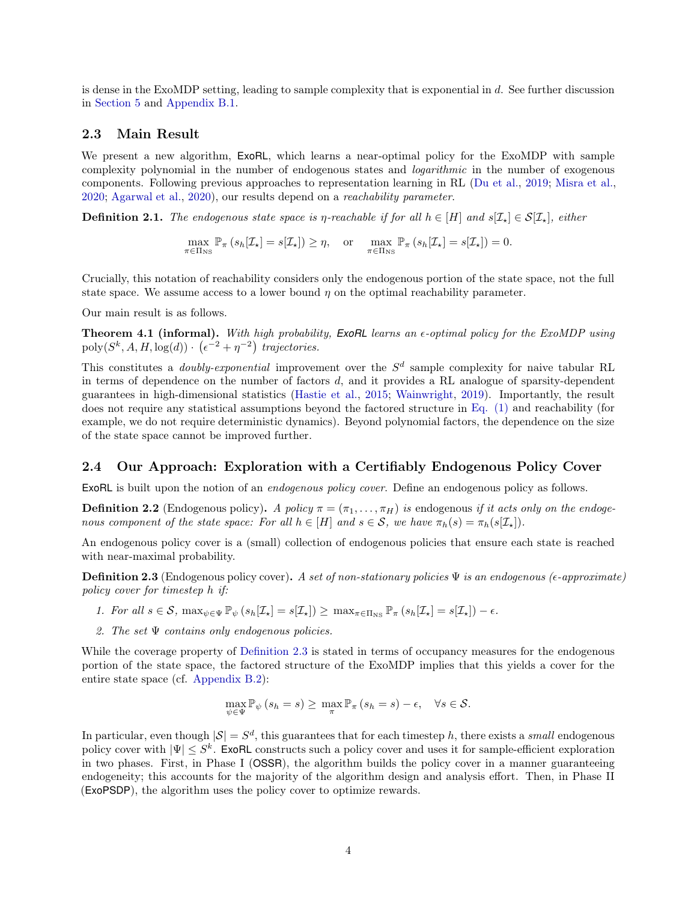is dense in the ExoMDP setting, leading to sample complexity that is exponential in $d$. See further discussion in Section 5 and Appendix B.1.

## 2.3 Main Result

We present a new algorithm, ExoRL, which learns a near-optimal policy for the ExoMDP with sample complexity polynomial in the number of endogenous states and *logarithmic* in the number of exogenous components. Following previous approaches to representation learning in RL (Du et al., 2019; Misra et al., 2020; Agarwal et al., 2020), our results depend on a *reachability parameter*.

**Definition 2.1.** *The endogenous state space is $\eta$-reachable if for all $h \in [H]$ and $s[\mathcal{I}_\star] \in \mathcal{S}[\mathcal{I}_\star]$, either*

$$\max_{\pi \in \Pi_{\mathrm{NS}}} \mathbb{P}_\pi \left(s_h[\mathcal{I}_\star] = s[\mathcal{I}_\star]\right) \geq \eta, \quad \text{or} \quad \max_{\pi \in \Pi_{\mathrm{NS}}} \mathbb{P}_\pi \left(s_h[\mathcal{I}_\star] = s[\mathcal{I}_\star]\right) = 0.$$

Crucially, this notation of reachability considers only the endogenous portion of the state space, not the full state space. We assume access to a lower bound $\eta$ on the optimal reachability parameter.

Our main result is as follows.

**Theorem 4.1 (informal).** *With high probability, ExoRL learns an $\epsilon$-optimal policy for the ExoMDP using $\mathrm{poly}(S^k, A, H, \log(d)) \cdot \left(\epsilon^{-2} + \eta^{-2}\right)$ trajectories.*

This constitutes a *doubly-exponential* improvement over the $S^d$ sample complexity for naive tabular RL in terms of dependence on the number of factors $d$, and it provides a RL analogue of sparsity-dependent guarantees in high-dimensional statistics (Hastie et al., 2015; Wainwright, 2019). Importantly, the result does not require any statistical assumptions beyond the factored structure in Eq. (1) and reachability (for example, we do not require deterministic dynamics). Beyond polynomial factors, the dependence on the size of the state space cannot be improved further.

## 2.4 Our Approach: Exploration with a Certifiably Endogenous Policy Cover

ExoRL is built upon the notion of an *endogenous policy cover*. Define an endogenous policy as follows.

**Definition 2.2** (Endogenous policy)**.** *A policy $\pi = (\pi_1, \ldots, \pi_H)$ is* endogenous *if it acts only on the endogenous component of the state space: For all $h \in [H]$ and $s \in \mathcal{S}$, we have $\pi_h(s) = \pi_h(s[\mathcal{I}_\star])$.*

An endogenous policy cover is a (small) collection of endogenous policies that ensure each state is reached with near-maximal probability.

**Definition 2.3** (Endogenous policy cover)**.** *A set of non-stationary policies $\Psi$ is an endogenous ($\epsilon$-approximate) policy cover for timestep $h$ if:*

1. *For all $s \in \mathcal{S}$, $\max_{\psi \in \Psi} \mathbb{P}_\psi \left(s_h[\mathcal{I}_\star] = s[\mathcal{I}_\star]\right) \geq \max_{\pi \in \Pi_{\mathrm{NS}}} \mathbb{P}_\pi \left(s_h[\mathcal{I}_\star] = s[\mathcal{I}_\star]\right) - \epsilon$.*
2. *The set $\Psi$ contains only endogenous policies.*

While the coverage property of Definition 2.3 is stated in terms of occupancy measures for the endogenous portion of the state space, the factored structure of the ExoMDP implies that this yields a cover for the entire state space (cf. Appendix B.2):

$$\max_{\psi \in \Psi} \mathbb{P}_\psi \left(s_h = s\right) \geq \max_{\pi} \mathbb{P}_\pi \left(s_h = s\right) - \epsilon, \quad \forall s \in \mathcal{S}.$$

In particular, even though $|\mathcal{S}| = S^d$, this guarantees that for each timestep $h$, there exists a *small* endogenous policy cover with $|\Psi| \leq S^k$. ExoRL constructs such a policy cover and uses it for sample-efficient exploration in two phases. First, in Phase I (OSSR), the algorithm builds the policy cover in a manner guaranteeing endogeneity; this accounts for the majority of the algorithm design and analysis effort. Then, in Phase II (ExoPSDP), the algorithm uses the policy cover to optimize rewards.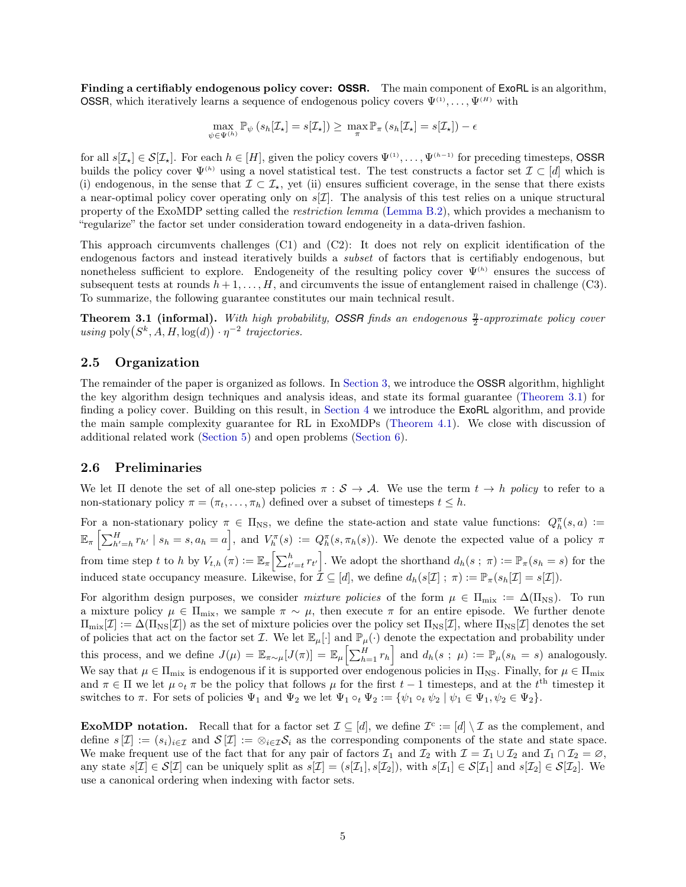**Finding a certifiably endogenous policy cover: OSSR.** The main component of ExoRL is an algorithm, OSSR, which iteratively learns a sequence of endogenous policy covers $\Psi^{(1)}, \ldots, \Psi^{(H)}$ with

$$\max_{\psi \in \Psi^{(h)}} \mathbb{P}_{\psi}\left(s_h[\mathcal{I}_\star] = s[\mathcal{I}_\star]\right) \geq \max_{\pi} \mathbb{P}_{\pi}\left(s_h[\mathcal{I}_\star] = s[\mathcal{I}_\star]\right) - \epsilon$$

for all $s[\mathcal{I}_\star] \in \mathcal{S}[\mathcal{I}_\star]$. For each $h \in [H]$, given the policy covers $\Psi^{(1)}, \ldots, \Psi^{(h-1)}$ for preceding timesteps, OSSR builds the policy cover $\Psi^{(h)}$ using a novel statistical test. The test constructs a factor set $\mathcal{I} \subset [d]$ which is (i) endogenous, in the sense that $\mathcal{I} \subset \mathcal{I}_\star$, yet (ii) ensures sufficient coverage, in the sense that there exists a near-optimal policy cover operating only on $s[\mathcal{I}]$. The analysis of this test relies on a unique structural property of the ExoMDP setting called the *restriction lemma* (Lemma B.2), which provides a mechanism to "regularize" the factor set under consideration toward endogeneity in a data-driven fashion.

This approach circumvents challenges (C1) and (C2): It does not rely on explicit identification of the endogenous factors and instead iteratively builds a *subset* of factors that is certifiably endogenous, but nonetheless sufficient to explore. Endogeneity of the resulting policy cover $\Psi^{(h)}$ ensures the success of subsequent tests at rounds $h+1, \ldots, H$, and circumvents the issue of entanglement raised in challenge (C3). To summarize, the following guarantee constitutes our main technical result.

**Theorem 3.1 (informal).** *With high probability, OSSR finds an endogenous $\frac{\eta}{2}$-approximate policy cover using $\mathrm{poly}\big(S^k, A, H, \log(d)\big) \cdot \eta^{-2}$ trajectories.*

## 2.5 Organization

The remainder of the paper is organized as follows. In Section 3, we introduce the OSSR algorithm, highlight the key algorithm design techniques and analysis ideas, and state its formal guarantee (Theorem 3.1) for finding a policy cover. Building on this result, in Section 4 we introduce the ExoRL algorithm, and provide the main sample complexity guarantee for RL in ExoMDPs (Theorem 4.1). We close with discussion of additional related work (Section 5) and open problems (Section 6).

## 2.6 Preliminaries

We let $\Pi$ denote the set of all one-step policies $\pi : \mathcal{S} \to \mathcal{A}$. We use the term $t \to h$ *policy* to refer to a non-stationary policy $\pi = (\pi_t, \ldots, \pi_h)$ defined over a subset of timesteps $t \leq h$.

For a non-stationary policy $\pi \in \Pi_{\mathrm{NS}}$, we define the state-action and state value functions: $Q_h^\pi(s,a) := \mathbb{E}_\pi\left[\sum_{h'=h}^H r_{h'} \mid s_h = s, a_h = a\right]$, and $V_h^\pi(s) := Q_h^\pi(s, \pi_h(s))$. We denote the expected value of a policy $\pi$ from time step $t$ to $h$ by $V_{t,h}(\pi) := \mathbb{E}_\pi\left[\sum_{t'=t}^h r_{t'}\right]$. We adopt the shorthand $d_h(s\,;\,\pi) := \mathbb{P}_\pi(s_h = s)$ for the induced state occupancy measure. Likewise, for $\mathcal{I} \subseteq [d]$, we define $d_h(s[\mathcal{I}]\,;\,\pi) := \mathbb{P}_\pi(s_h[\mathcal{I}] = s[\mathcal{I}])$.

For algorithm design purposes, we consider *mixture policies* of the form $\mu \in \Pi_{\mathrm{mix}} := \Delta(\Pi_{\mathrm{NS}})$. To run a mixture policy $\mu \in \Pi_{\mathrm{mix}}$, we sample $\pi \sim \mu$, then execute $\pi$ for an entire episode. We further denote $\Pi_{\mathrm{mix}}[\mathcal{I}] := \Delta(\Pi_{\mathrm{NS}}[\mathcal{I}])$ as the set of mixture policies over the policy set $\Pi_{\mathrm{NS}}[\mathcal{I}]$, where $\Pi_{\mathrm{NS}}[\mathcal{I}]$ denotes the set of policies that act on the factor set $\mathcal{I}$. We let $\mathbb{E}_\mu[\cdot]$ and $\mathbb{P}_\mu(\cdot)$ denote the expectation and probability under this process, and we define $J(\mu) = \mathbb{E}_{\pi\sim\mu}[J(\pi)] = \mathbb{E}_\mu\left[\sum_{h=1}^H r_h\right]$ and $d_h(s\,;\,\mu) := \mathbb{P}_\mu(s_h = s)$ analogously. We say that $\mu \in \Pi_{\mathrm{mix}}$ is endogenous if it is supported over endogenous policies in $\Pi_{\mathrm{NS}}$. Finally, for $\mu \in \Pi_{\mathrm{mix}}$ and $\pi \in \Pi$ we let $\mu \circ_t \pi$ be the policy that follows $\mu$ for the first $t-1$ timesteps, and at the $t^{\text{th}}$ timestep it switches to $\pi$. For sets of policies $\Psi_1$ and $\Psi_2$ we let $\Psi_1 \circ_t \Psi_2 := \{\psi_1 \circ_t \psi_2 \mid \psi_1 \in \Psi_1, \psi_2 \in \Psi_2\}$.

**ExoMDP notation.** Recall that for a factor set $\mathcal{I} \subseteq [d]$, we define $\mathcal{I}^c := [d] \setminus \mathcal{I}$ as the complement, and define $s[\mathcal{I}] := (s_i)_{i\in\mathcal{I}}$ and $\mathcal{S}[\mathcal{I}] := \otimes_{i\in\mathcal{I}}\mathcal{S}_i$ as the corresponding components of the state and state space. We make frequent use of the fact that for any pair of factors $\mathcal{I}_1$ and $\mathcal{I}_2$ with $\mathcal{I} = \mathcal{I}_1 \cup \mathcal{I}_2$ and $\mathcal{I}_1 \cap \mathcal{I}_2 = \varnothing$, any state $s[\mathcal{I}] \in \mathcal{S}[\mathcal{I}]$ can be uniquely split as $s[\mathcal{I}] = (s[\mathcal{I}_1], s[\mathcal{I}_2])$, with $s[\mathcal{I}_1] \in \mathcal{S}[\mathcal{I}_1]$ and $s[\mathcal{I}_2] \in \mathcal{S}[\mathcal{I}_2]$. We use a canonical ordering when indexing with factor sets.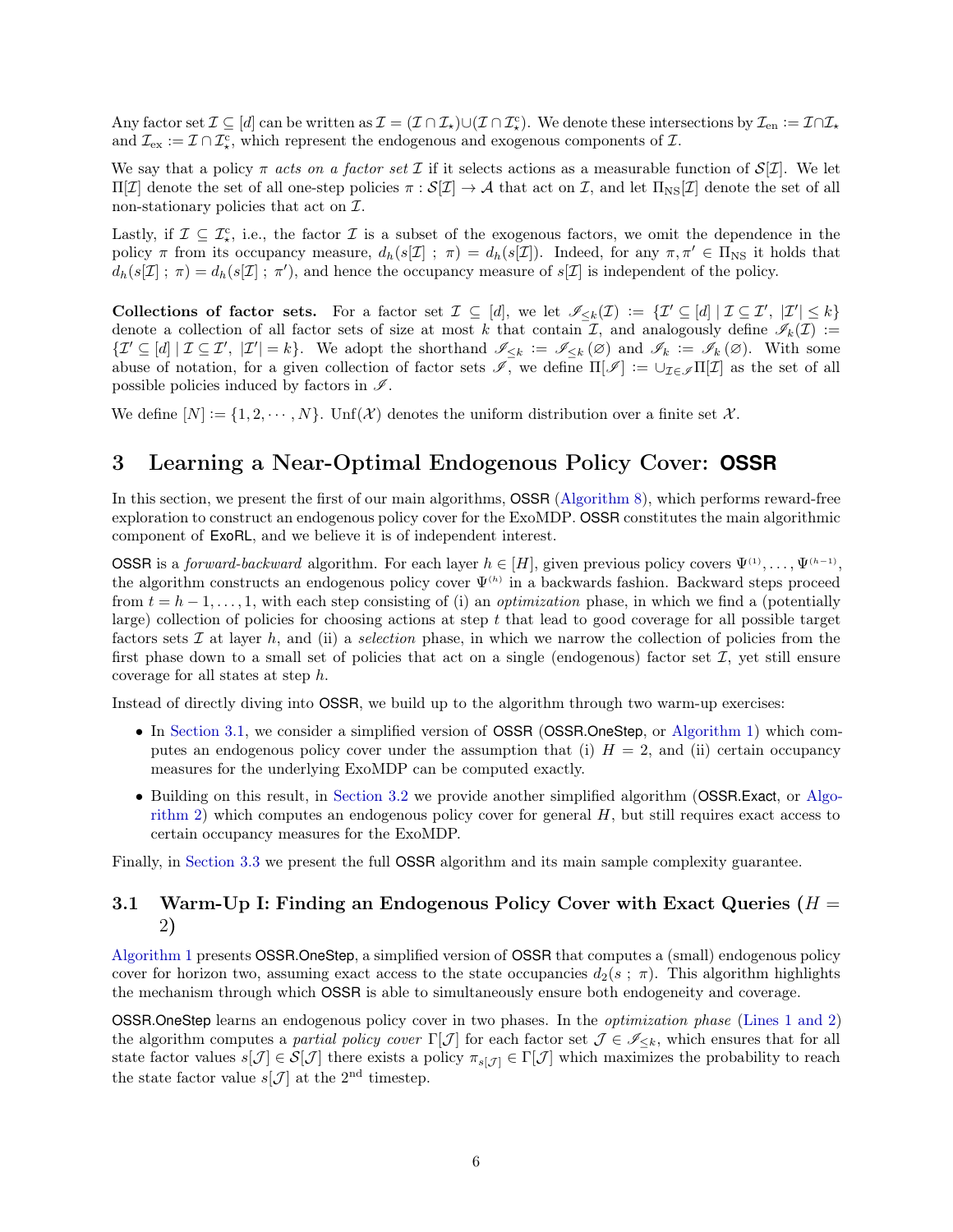Any factor set $\mathcal{I} \subseteq [d]$ can be written as $\mathcal{I} = (\mathcal{I} \cap \mathcal{I}_\star) \cup (\mathcal{I} \cap \mathcal{I}_\star^c)$. We denote these intersections by $\mathcal{I}_{\mathrm{en}} := \mathcal{I} \cap \mathcal{I}_\star$ and $\mathcal{I}_{\mathrm{ex}} := \mathcal{I} \cap \mathcal{I}_\star^c$, which represent the endogenous and exogenous components of $\mathcal{I}$.

We say that a policy $\pi$ *acts on a factor set* $\mathcal{I}$ if it selects actions as a measurable function of $\mathcal{S}[\mathcal{I}]$. We let $\Pi[\mathcal{I}]$ denote the set of all one-step policies $\pi : \mathcal{S}[\mathcal{I}] \to \mathcal{A}$ that act on $\mathcal{I}$, and let $\Pi_{\mathrm{NS}}[\mathcal{I}]$ denote the set of all non-stationary policies that act on $\mathcal{I}$.

Lastly, if $\mathcal{I} \subseteq \mathcal{I}_\star^c$, i.e., the factor $\mathcal{I}$ is a subset of the exogenous factors, we omit the dependence in the policy $\pi$ from its occupancy measure, $d_h(s[\mathcal{I}] \,;\, \pi) = d_h(s[\mathcal{I}])$. Indeed, for any $\pi, \pi' \in \Pi_{\mathrm{NS}}$ it holds that $d_h(s[\mathcal{I}] \,;\, \pi) = d_h(s[\mathcal{I}] \,;\, \pi')$, and hence the occupancy measure of $s[\mathcal{I}]$ is independent of the policy.

**Collections of factor sets.** For a factor set $\mathcal{I} \subseteq [d]$, we let $\mathscr{I}_{\leq k}(\mathcal{I}) := \{\mathcal{I}' \subseteq [d] \mid \mathcal{I} \subseteq \mathcal{I}',\ |\mathcal{I}'| \leq k\}$ denote a collection of all factor sets of size at most $k$ that contain $\mathcal{I}$, and analogously define $\mathscr{I}_k(\mathcal{I}) := \{\mathcal{I}' \subseteq [d] \mid \mathcal{I} \subseteq \mathcal{I}',\ |\mathcal{I}'| = k\}$. We adopt the shorthand $\mathscr{I}_{\leq k} := \mathscr{I}_{\leq k}(\varnothing)$ and $\mathscr{I}_k := \mathscr{I}_k(\varnothing)$. With some abuse of notation, for a given collection of factor sets $\mathscr{I}$, we define $\Pi[\mathscr{I}] := \cup_{\mathcal{I} \in \mathscr{I}} \Pi[\mathcal{I}]$ as the set of all possible policies induced by factors in $\mathscr{I}$.

We define $[N] := \{1, 2, \cdots, N\}$. $\mathrm{Unf}(\mathcal{X})$ denotes the uniform distribution over a finite set $\mathcal{X}$.

## 3 Learning a Near-Optimal Endogenous Policy Cover: OSSR

In this section, we present the first of our main algorithms, OSSR (Algorithm 8), which performs reward-free exploration to construct an endogenous policy cover for the ExoMDP. OSSR constitutes the main algorithmic component of ExoRL, and we believe it is of independent interest.

OSSR is a *forward-backward* algorithm. For each layer $h \in [H]$, given previous policy covers $\Psi^{(1)}, \ldots, \Psi^{(h-1)}$, the algorithm constructs an endogenous policy cover $\Psi^{(h)}$ in a backwards fashion. Backward steps proceed from $t = h-1, \ldots, 1$, with each step consisting of (i) an *optimization* phase, in which we find a (potentially large) collection of policies for choosing actions at step $t$ that lead to good coverage for all possible target factors sets $\mathcal{I}$ at layer $h$, and (ii) a *selection* phase, in which we narrow the collection of policies from the first phase down to a small set of policies that act on a single (endogenous) factor set $\mathcal{I}$, yet still ensure coverage for all states at step $h$.

Instead of directly diving into OSSR, we build up to the algorithm through two warm-up exercises:

- In Section 3.1, we consider a simplified version of OSSR (OSSR.OneStep, or Algorithm 1) which computes an endogenous policy cover under the assumption that (i) $H = 2$, and (ii) certain occupancy measures for the underlying ExoMDP can be computed exactly.
- Building on this result, in Section 3.2 we provide another simplified algorithm (OSSR.Exact, or Algorithm 2) which computes an endogenous policy cover for general $H$, but still requires exact access to certain occupancy measures for the ExoMDP.

Finally, in Section 3.3 we present the full OSSR algorithm and its main sample complexity guarantee.

### 3.1 Warm-Up I: Finding an Endogenous Policy Cover with Exact Queries ($H = 2$)

Algorithm 1 presents OSSR.OneStep, a simplified version of OSSR that computes a (small) endogenous policy cover for horizon two, assuming exact access to the state occupancies $d_2(s \,;\, \pi)$. This algorithm highlights the mechanism through which OSSR is able to simultaneously ensure both endogeneity and coverage.

OSSR.OneStep learns an endogenous policy cover in two phases. In the *optimization phase* (Lines 1 and 2) the algorithm computes a *partial policy cover* $\Gamma[\mathcal{J}]$ for each factor set $\mathcal{J} \in \mathscr{I}_{\leq k}$, which ensures that for all state factor values $s[\mathcal{J}] \in \mathcal{S}[\mathcal{J}]$ there exists a policy $\pi_{s[\mathcal{J}]} \in \Gamma[\mathcal{J}]$ which maximizes the probability to reach the state factor value $s[\mathcal{J}]$ at the $2^{\text{nd}}$ timestep.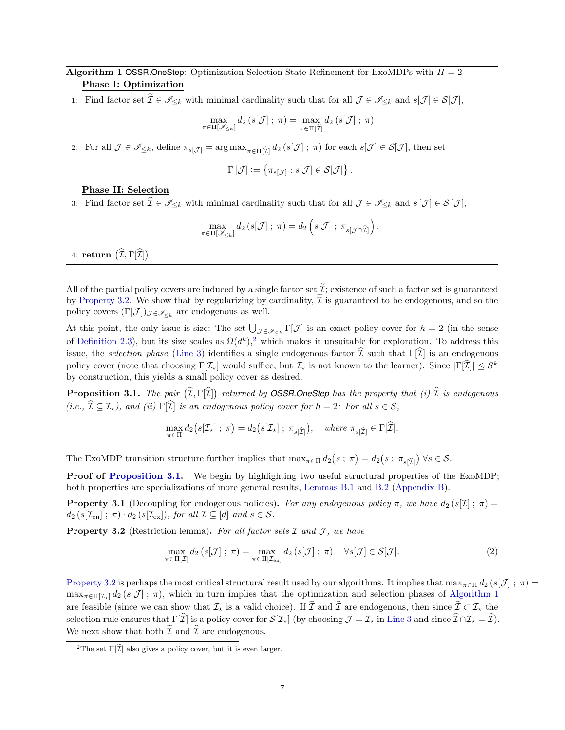**Algorithm 1** OSSR.OneStep: Optimization-Selection State Refinement for ExoMDPs with $H = 2$

**Phase I: Optimization**

1: Find factor set $\widetilde{\mathcal{I}} \in \mathscr{I}_{\leq k}$ with minimal cardinality such that for all $\mathcal{J} \in \mathscr{I}_{\leq k}$ and $s[\mathcal{J}] \in \mathcal{S}[\mathcal{J}]$,

$$\max_{\pi \in \Pi[\mathscr{I}_{\leq k}]} d_2\left(s[\mathcal{J}]\;;\;\pi\right) = \max_{\pi \in \Pi[\widetilde{\mathcal{I}}]} d_2\left(s[\mathcal{J}]\;;\;\pi\right).$$

2: For all $\mathcal{J} \in \mathscr{I}_{\leq k}$, define $\pi_{s[\mathcal{J}]} = \arg\max_{\pi \in \Pi[\widetilde{\mathcal{I}}]} d_2\left(s[\mathcal{J}]\;;\;\pi\right)$ for each $s[\mathcal{J}] \in \mathcal{S}[\mathcal{J}]$, then set

$$\Gamma\left[\mathcal{J}\right] := \left\{\pi_{s[\mathcal{J}]} : s[\mathcal{J}] \in \mathcal{S}[\mathcal{J}]\right\}.$$

**Phase II: Selection**

3: Find factor set $\widehat{\mathcal{I}} \in \mathscr{I}_{\leq k}$ with minimal cardinality such that for all $\mathcal{J} \in \mathscr{I}_{\leq k}$ and $s\left[\mathcal{J}\right] \in \mathcal{S}\left[\mathcal{J}\right]$,

$$\max_{\pi \in \Pi[\mathscr{I}_{\leq k}]} d_2\left(s[\mathcal{J}]\;;\;\pi\right) = d_2\left(s[\mathcal{J}]\;;\;\pi_{s[\mathcal{J} \cap \widehat{\mathcal{I}}]}\right).$$

4: **return** $\left(\widehat{\mathcal{I}}, \Gamma[\widehat{\mathcal{I}}]\right)$

All of the partial policy covers are induced by a single factor set $\widetilde{\mathcal{I}}$; existence of such a factor set is guaranteed by Property 3.2. We show that by regularizing by cardinality, $\widetilde{\mathcal{I}}$ is guaranteed to be endogenous, and so the policy covers $(\Gamma[\mathcal{J}])_{\mathcal{J} \in \mathscr{I}_{\leq k}}$ are endogenous as well.

At this point, the only issue is size: The set $\bigcup_{\mathcal{J} \in \mathscr{I}_{\leq k}} \Gamma[\mathcal{J}]$ is an exact policy cover for $h = 2$ (in the sense of Definition 2.3), but its size scales as $\Omega(d^k)$,[2] which makes it unsuitable for exploration. To address this issue, the *selection phase* (Line 3) identifies a single endogenous factor $\widehat{\mathcal{I}}$ such that $\Gamma[\widehat{\mathcal{I}}]$ is an endogenous policy cover (note that choosing $\Gamma[\mathcal{I}_\star]$ would suffice, but $\mathcal{I}_\star$ is not known to the learner). Since $|\Gamma[\widehat{\mathcal{I}}]| \leq S^k$ by construction, this yields a small policy cover as desired.

**Proposition 3.1.** *The pair* $\left(\widehat{\mathcal{I}}, \Gamma[\widehat{\mathcal{I}}]\right)$ *returned by OSSR.OneStep has the property that (i)* $\widehat{\mathcal{I}}$ *is endogenous (i.e.,* $\widehat{\mathcal{I}} \subseteq \mathcal{I}_\star$*), and (ii)* $\Gamma[\widehat{\mathcal{I}}]$ *is an endogenous policy cover for* $h = 2$*: For all* $s \in \mathcal{S}$,

$$\max_{\pi \in \Pi} d_2\big(s[\mathcal{I}_\star]\;;\;\pi\big) = d_2\big(s[\mathcal{I}_\star]\;;\;\pi_{s[\widehat{\mathcal{I}}]}\big), \quad \textit{where } \pi_{s[\widehat{\mathcal{I}}]} \in \Gamma[\widehat{\mathcal{I}}].$$

The ExoMDP transition structure further implies that $\max_{\pi \in \Pi} d_2\big(s\;;\;\pi\big) = d_2\big(s\;;\;\pi_{s[\widehat{\mathcal{I}}]}\big)\ \forall s \in \mathcal{S}$.

**Proof of Proposition 3.1.** We begin by highlighting two useful structural properties of the ExoMDP; both properties are specializations of more general results, Lemmas B.1 and B.2 (Appendix B).

**Property 3.1** (Decoupling for endogenous policies)**.** *For any endogenous policy* $\pi$*, we have* $d_2\left(s[\mathcal{I}]\;;\;\pi\right) = d_2\left(s[\mathcal{I}_{\mathrm{en}}]\;;\;\pi\right) \cdot d_2\left(s[\mathcal{I}_{\mathrm{ex}}]\right)$*, for all* $\mathcal{I} \subseteq [d]$ *and* $s \in \mathcal{S}$.

**Property 3.2** (Restriction lemma)**.** *For all factor sets* $\mathcal{I}$ *and* $\mathcal{J}$*, we have*

$$\max_{\pi \in \Pi[\mathcal{I}]} d_2\left(s[\mathcal{J}]\;;\;\pi\right) = \max_{\pi \in \Pi[\mathcal{I}_{\mathrm{en}}]} d_2\left(s[\mathcal{J}]\;;\;\pi\right) \quad \forall s[\mathcal{J}] \in \mathcal{S}[\mathcal{J}]. \tag{2}$$

Property 3.2 is perhaps the most critical structural result used by our algorithms. It implies that $\max_{\pi \in \Pi} d_2\left(s[\mathcal{J}]\;;\;\pi\right) = \max_{\pi \in \Pi[\mathcal{I}_\star]} d_2\left(s[\mathcal{J}]\;;\;\pi\right)$, which in turn implies that the optimization and selection phases of Algorithm 1 are feasible (since we can show that $\mathcal{I}_\star$ is a valid choice). If $\widetilde{\mathcal{I}}$ and $\widehat{\mathcal{I}}$ are endogenous, then since $\widehat{\mathcal{I}} \subset \mathcal{I}_\star$ the selection rule ensures that $\Gamma[\widehat{\mathcal{I}}]$ is a policy cover for $\mathcal{S}[\mathcal{I}_\star]$ (by choosing $\mathcal{J} = \mathcal{I}_\star$ in Line 3 and since $\widehat{\mathcal{I}} \cap \mathcal{I}_\star = \widehat{\mathcal{I}}$). We next show that both $\widetilde{\mathcal{I}}$ and $\widehat{\mathcal{I}}$ are endogenous.

[2] The set $\Pi[\widetilde{\mathcal{I}}]$ also gives a policy cover, but it is even larger.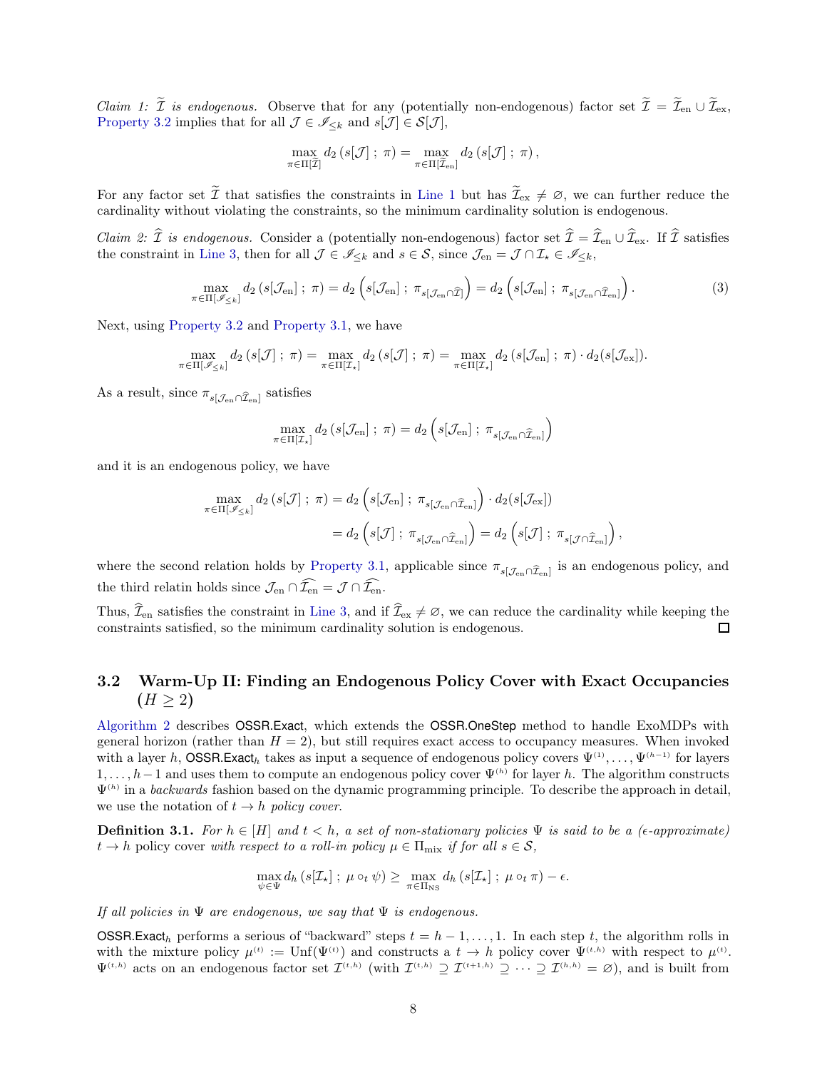*Claim 1: $\widetilde{\mathcal{I}}$ is endogenous.* Observe that for any (potentially non-endogenous) factor set $\widetilde{\mathcal{I}} = \widetilde{\mathcal{I}}_{\rm en} \cup \widetilde{\mathcal{I}}_{\rm ex}$, Property 3.2 implies that for all $\mathcal{J} \in \mathscr{I}_{\leq k}$ and $s[\mathcal{J}] \in \mathcal{S}[\mathcal{J}]$,

$$\max_{\pi \in \Pi[\widetilde{\mathcal{I}}]} d_2\left(s[\mathcal{J}]\,;\,\pi\right) = \max_{\pi \in \Pi[\widetilde{\mathcal{I}}_{\rm en}]} d_2\left(s[\mathcal{J}]\,;\,\pi\right),$$

For any factor set $\widetilde{\mathcal{I}}$ that satisfies the constraints in Line 1 but has $\widetilde{\mathcal{I}}_{\rm ex} \neq \varnothing$, we can further reduce the cardinality without violating the constraints, so the minimum cardinality solution is endogenous.

*Claim 2: $\widehat{\mathcal{I}}$ is endogenous.* Consider a (potentially non-endogenous) factor set $\widehat{\mathcal{I}} = \widehat{\mathcal{I}}_{\rm en} \cup \widehat{\mathcal{I}}_{\rm ex}$. If $\widehat{\mathcal{I}}$ satisfies the constraint in Line 3, then for all $\mathcal{J} \in \mathscr{I}_{\leq k}$ and $s \in \mathcal{S}$, since $\mathcal{J}_{\rm en} = \mathcal{J} \cap \mathcal{I}_\star \in \mathscr{I}_{\leq k}$,

$$\max_{\pi \in \Pi[\mathscr{I}_{\leq k}]} d_2\left(s[\mathcal{J}_{\rm en}]\,;\,\pi\right) = d_2\left(s[\mathcal{J}_{\rm en}]\,;\,\pi_{s[\mathcal{J}_{\rm en} \cap \widehat{\mathcal{I}}]}\right) = d_2\left(s[\mathcal{J}_{\rm en}]\,;\,\pi_{s[\mathcal{J}_{\rm en} \cap \widehat{\mathcal{I}}_{\rm en}]}\right). \tag{3}$$

Next, using Property 3.2 and Property 3.1, we have

$$\max_{\pi \in \Pi[\mathscr{I}_{\leq k}]} d_2\left(s[\mathcal{J}]\,;\,\pi\right) = \max_{\pi \in \Pi[\mathcal{I}_\star]} d_2\left(s[\mathcal{J}]\,;\,\pi\right) = \max_{\pi \in \Pi[\mathcal{I}_\star]} d_2\left(s[\mathcal{J}_{\rm en}]\,;\,\pi\right) \cdot d_2(s[\mathcal{J}_{\rm ex}]).$$

As a result, since $\pi_{s[\mathcal{J}_{\rm en} \cap \widehat{\mathcal{I}}_{\rm en}]}$ satisfies

$$\max_{\pi \in \Pi[\mathcal{I}_\star]} d_2\left(s[\mathcal{J}_{\rm en}]\,;\,\pi\right) = d_2\left(s[\mathcal{J}_{\rm en}]\,;\,\pi_{s[\mathcal{J}_{\rm en} \cap \widehat{\mathcal{I}}_{\rm en}]}\right)$$

and it is an endogenous policy, we have

$$\begin{aligned}
\max_{\pi \in \Pi[\mathscr{I}_{\leq k}]} d_2\left(s[\mathcal{J}]\,;\,\pi\right) &= d_2\left(s[\mathcal{J}_{\rm en}]\,;\,\pi_{s[\mathcal{J}_{\rm en} \cap \widehat{\mathcal{I}}_{\rm en}]}\right) \cdot d_2(s[\mathcal{J}_{\rm ex}]) \\
&= d_2\left(s[\mathcal{J}]\,;\,\pi_{s[\mathcal{J}_{\rm en} \cap \widehat{\mathcal{I}}_{\rm en}]}\right) = d_2\left(s[\mathcal{J}]\,;\,\pi_{s[\mathcal{J} \cap \widehat{\mathcal{I}}_{\rm en}]}\right),
\end{aligned}$$

where the second relation holds by Property 3.1, applicable since $\pi_{s[\mathcal{J}_{\rm en} \cap \widehat{\mathcal{I}}_{\rm en}]}$ is an endogenous policy, and the third relatin holds since $\mathcal{J}_{\rm en} \cap \widehat{\mathcal{I}_{\rm en}} = \mathcal{J} \cap \widehat{\mathcal{I}_{\rm en}}$.

Thus, $\widehat{\mathcal{I}}_{\rm en}$ satisfies the constraint in Line 3, and if $\widehat{\mathcal{I}}_{\rm ex} \neq \varnothing$, we can reduce the cardinality while keeping the constraints satisfied, so the minimum cardinality solution is endogenous. □

### 3.2 Warm-Up II: Finding an Endogenous Policy Cover with Exact Occupancies ($H \geq 2$)

Algorithm 2 describes OSSR.Exact, which extends the OSSR.OneStep method to handle ExoMDPs with general horizon (rather than $H = 2$), but still requires exact access to occupancy measures. When invoked with a layer $h$, $\text{OSSR.Exact}_h$ takes as input a sequence of endogenous policy covers $\Psi^{(1)}, \ldots, \Psi^{(h-1)}$ for layers $1, \ldots, h-1$ and uses them to compute an endogenous policy cover $\Psi^{(h)}$ for layer $h$. The algorithm constructs $\Psi^{(h)}$ in a *backwards* fashion based on the dynamic programming principle. To describe the approach in detail, we use the notation of $t \to h$ *policy cover.*

**Definition 3.1.** *For $h \in [H]$ and $t < h$, a set of non-stationary policies $\Psi$ is said to be a ($\epsilon$-approximate)* $t \to h$ policy cover *with respect to a roll-in policy $\mu \in \Pi_{\rm mix}$ if for all $s \in \mathcal{S}$,*

$$\max_{\psi \in \Psi} d_h\left(s[\mathcal{I}_\star]\,;\,\mu \circ_t \psi\right) \geq \max_{\pi \in \Pi_{\rm NS}} d_h\left(s[\mathcal{I}_\star]\,;\,\mu \circ_t \pi\right) - \epsilon.$$

*If all policies in $\Psi$ are endogenous, we say that $\Psi$ is endogenous.*

$\text{OSSR.Exact}_h$ performs a serious of "backward" steps $t = h-1, \ldots, 1$. In each step $t$, the algorithm rolls in with the mixture policy $\mu^{(t)} := \text{Unf}(\Psi^{(t)})$ and constructs a $t \to h$ policy cover $\Psi^{(t,h)}$ with respect to $\mu^{(t)}$. $\Psi^{(t,h)}$ acts on an endogenous factor set $\mathcal{I}^{(t,h)}$ (with $\mathcal{I}^{(t,h)} \supseteq \mathcal{I}^{(t+1,h)} \supseteq \cdots \supseteq \mathcal{I}^{(h,h)} = \varnothing$), and is built from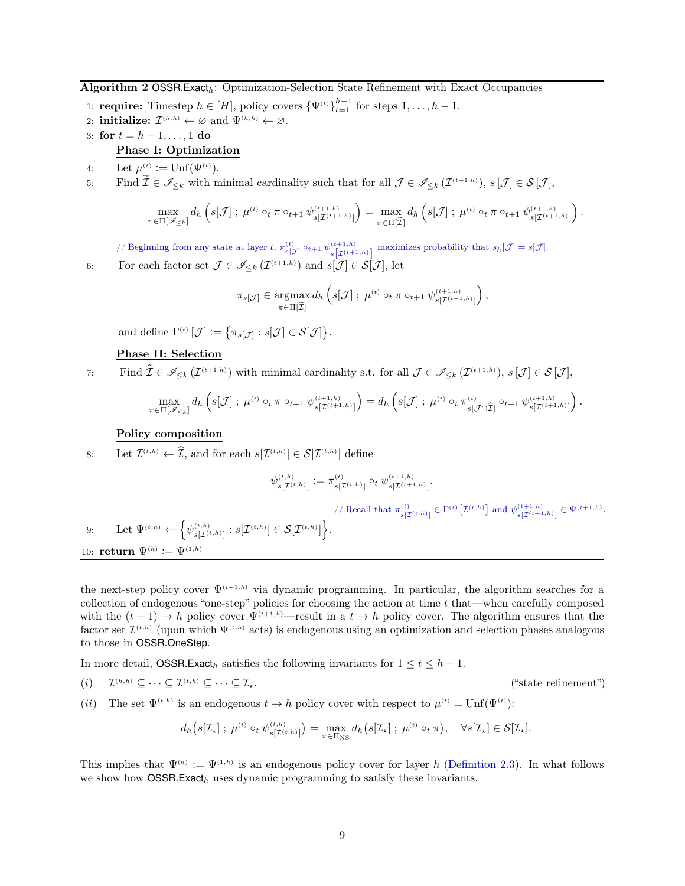**Algorithm 2** $\mathsf{OSSR.Exact}_h$: Optimization-Selection State Refinement with Exact Occupancies

1: **require:** Timestep $h \in [H]$, policy covers $\{\Psi^{(t)}\}_{t=1}^{h-1}$ for steps $1, \ldots, h-1$.

2: **initialize:** $\mathcal{I}^{(h,h)} \leftarrow \varnothing$ and $\Psi^{(h,h)} \leftarrow \varnothing$.

3: **for** $t = h-1, \ldots, 1$ **do**

**Phase I: Optimization**

4: Let $\mu^{(t)} := \mathrm{Unf}(\Psi^{(t)})$.

5: Find $\widetilde{\mathcal{I}} \in \mathscr{I}_{\leq k}$ with minimal cardinality such that for all $\mathcal{J} \in \mathscr{I}_{\leq k}(\mathcal{I}^{(t+1,h)})$, $s[\mathcal{J}] \in \mathcal{S}[\mathcal{J}]$,

$$\max_{\pi \in \Pi[\mathscr{I}_{\leq k}]} d_h\left(s[\mathcal{J}]\,;\, \mu^{(t)} \circ_t \pi \circ_{t+1} \psi^{(t+1,h)}_{s[\mathcal{I}^{(t+1,h)}]}\right) = \max_{\pi \in \Pi[\widetilde{\mathcal{I}}]} d_h\left(s[\mathcal{J}]\,;\, \mu^{(t)} \circ_t \pi \circ_{t+1} \psi^{(t+1,h)}_{s[\mathcal{I}^{(t+1,h)}]}\right).$$

// Beginning from any state at layer $t$, $\pi^{(t)}_{s[\mathcal{J}]} \circ_{t+1} \psi^{(t+1,h)}_{s[\mathcal{I}^{(t+1,h)}]}$ maximizes probability that $s_h[\mathcal{J}] = s[\mathcal{J}]$.

6: For each factor set $\mathcal{J} \in \mathscr{I}_{\leq k}(\mathcal{I}^{(t+1,h)})$ and $s[\mathcal{J}] \in \mathcal{S}[\mathcal{J}]$, let

$$\pi_{s[\mathcal{J}]} \in \operatorname*{argmax}_{\pi \in \Pi[\widetilde{\mathcal{I}}]} d_h\left(s[\mathcal{J}]\,;\, \mu^{(t)} \circ_t \pi \circ_{t+1} \psi^{(t+1,h)}_{s[\mathcal{I}^{(t+1,h)}]}\right),$$

and define $\Gamma^{(t)}[\mathcal{J}] := \left\{\pi_{s[\mathcal{J}]} : s[\mathcal{J}] \in \mathcal{S}[\mathcal{J}]\right\}$.

**Phase II: Selection**

7: Find $\widehat{\mathcal{I}} \in \mathscr{I}_{\leq k}(\mathcal{I}^{(t+1,h)})$ with minimal cardinality s.t. for all $\mathcal{J} \in \mathscr{I}_{\leq k}(\mathcal{I}^{(t+1,h)})$, $s[\mathcal{J}] \in \mathcal{S}[\mathcal{J}]$,

$$\max_{\pi \in \Pi[\mathscr{I}_{\leq k}]} d_h\left(s[\mathcal{J}]\,;\, \mu^{(t)} \circ_t \pi \circ_{t+1} \psi^{(t+1,h)}_{s[\mathcal{I}^{(t+1,h)}]}\right) = d_h\left(s[\mathcal{J}]\,;\, \mu^{(t)} \circ_t \pi^{(t)}_{s[\mathcal{J} \cap \widehat{\mathcal{I}}]} \circ_{t+1} \psi^{(t+1,h)}_{s[\mathcal{I}^{(t+1,h)}]}\right).$$

**Policy composition**

8: Let $\mathcal{I}^{(t,h)} \leftarrow \widehat{\mathcal{I}}$, and for each $s[\mathcal{I}^{(t,h)}] \in \mathcal{S}[\mathcal{I}^{(t,h)}]$ define

$$\psi^{(t,h)}_{s[\mathcal{I}^{(t,h)}]} := \pi^{(t)}_{s[\mathcal{I}^{(t,h)}]} \circ_t \psi^{(t+1,h)}_{s[\mathcal{I}^{(t+1,h)}]}.$$

// Recall that $\pi^{(t)}_{s[\mathcal{I}^{(t,h)}]} \in \Gamma^{(t)}\left[\mathcal{I}^{(t,h)}\right]$ and $\psi^{(t+1,h)}_{s[\mathcal{I}^{(t+1,h)}]} \in \Psi^{(t+1,h)}$.

9: Let $\Psi^{(t,h)} \leftarrow \left\{\psi^{(t,h)}_{s[\mathcal{I}^{(t,h)}]} : s[\mathcal{I}^{(t,h)}] \in \mathcal{S}[\mathcal{I}^{(t,h)}]\right\}$.

10: **return** $\Psi^{(h)} := \Psi^{(1,h)}$

---

the next-step policy cover $\Psi^{(t+1,h)}$ via dynamic programming. In particular, the algorithm searches for a collection of endogenous "one-step" policies for choosing the action at time $t$ that—when carefully composed with the $(t+1) \to h$ policy cover $\Psi^{(t+1,h)}$—result in a $t \to h$ policy cover. The algorithm ensures that the factor set $\mathcal{I}^{(t,h)}$ (upon which $\Psi^{(t,h)}$ acts) is endogenous using an optimization and selection phases analogous to those in $\mathsf{OSSR.OneStep}$.

In more detail, $\mathsf{OSSR.Exact}_h$ satisfies the following invariants for $1 \leq t \leq h-1$.

(i) $\mathcal{I}^{(h,h)} \subseteq \cdots \subseteq \mathcal{I}^{(t,h)} \subseteq \cdots \subseteq \mathcal{I}_\star$. ("state refinement")

(ii) The set $\Psi^{(t,h)}$ is an endogenous $t \to h$ policy cover with respect to $\mu^{(t)} = \mathrm{Unf}(\Psi^{(t)})$:

$$d_h\big(s[\mathcal{I}_\star]\,;\, \mu^{(t)} \circ_t \psi^{(t,h)}_{s[\mathcal{I}^{(t,h)}]}\big) = \max_{\pi \in \Pi_{\mathrm{NS}}} d_h\big(s[\mathcal{I}_\star]\,;\, \mu^{(t)} \circ_t \pi\big), \quad \forall s[\mathcal{I}_\star] \in \mathcal{S}[\mathcal{I}_\star].$$

This implies that $\Psi^{(h)} := \Psi^{(1,h)}$ is an endogenous policy cover for layer $h$ (Definition 2.3). In what follows we show how $\mathsf{OSSR.Exact}_h$ uses dynamic programming to satisfy these invariants.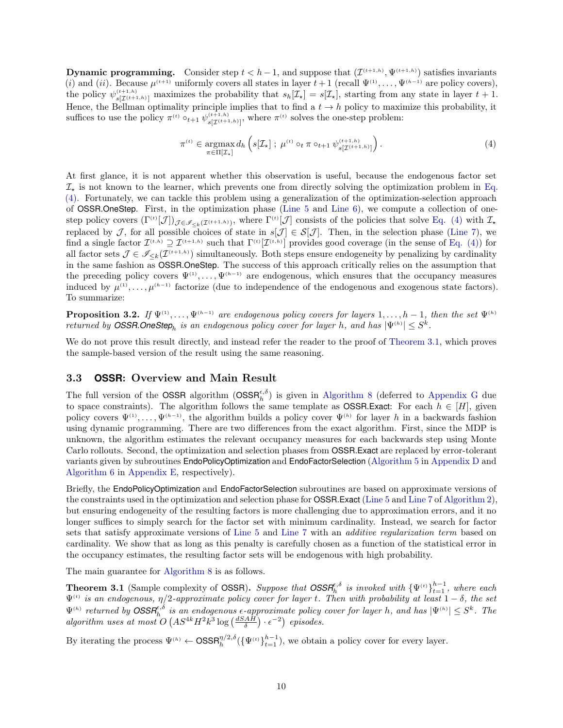**Dynamic programming.** Consider step $t < h-1$, and suppose that $(\mathcal{I}^{(t+1,h)}, \Psi^{(t+1,h)})$ satisfies invariants $(i)$ and $(ii)$. Because $\mu^{(t+1)}$ uniformly covers all states in layer $t+1$ (recall $\Psi^{(1)}, \dots, \Psi^{(h-1)}$ are policy covers), the policy $\psi^{(t+1,h)}_{s[\mathcal{I}^{(t+1,h)}]}$ maximizes the probability that $s_h[\mathcal{I}_\star] = s[\mathcal{I}_\star]$, starting from any state in layer $t+1$. Hence, the Bellman optimality principle implies that to find a $t \to h$ policy to maximize this probability, it suffices to use the policy $\pi^{(t)} \circ_{t+1} \psi^{(t+1,h)}_{s[\mathcal{I}^{(t+1,h)}]}$, where $\pi^{(t)}$ solves the one-step problem:

$$\pi^{(t)} \in \operatorname*{argmax}_{\pi \in \Pi[\mathcal{I}_\star]} d_h \left( s[\mathcal{I}_\star] \; ; \; \mu^{(t)} \circ_t \pi \circ_{t+1} \psi^{(t+1,h)}_{s[\mathcal{I}^{(t+1,h)}]} \right). \tag{4}$$

At first glance, it is not apparent whether this observation is useful, because the endogenous factor set $\mathcal{I}_\star$ is not known to the learner, which prevents one from directly solving the optimization problem in Eq. (4). Fortunately, we can tackle this problem using a generalization of the optimization-selection approach of OSSR.OneStep. First, in the optimization phase (Line 5 and Line 6), we compute a collection of one-step policy covers $(\Gamma^{(t)}[\mathcal{J}])_{\mathcal{J} \in \mathscr{I}_{\leq k}(\mathcal{I}^{(t+1,h)})}$, where $\Gamma^{(t)}[\mathcal{J}]$ consists of the policies that solve Eq. (4) with $\mathcal{I}_\star$ replaced by $\mathcal{J}$, for all possible choices of state in $s[\mathcal{J}] \in \mathcal{S}[\mathcal{J}]$. Then, in the selection phase (Line 7), we find a single factor $\mathcal{I}^{(t,h)} \supseteq \mathcal{I}^{(t+1,h)}$ such that $\Gamma^{(t)}[\mathcal{I}^{(t,h)}]$ provides good coverage (in the sense of Eq. (4)) for all factor sets $\mathcal{J} \in \mathscr{I}_{\leq k}(\mathcal{I}^{(t+1,h)})$ simultaneously. Both steps ensure endogeneity by penalizing by cardinality in the same fashion as OSSR.OneStep. The success of this approach critically relies on the assumption that the preceding policy covers $\Psi^{(1)}, \dots, \Psi^{(h-1)}$ are endogenous, which ensures that the occupancy measures induced by $\mu^{(1)}, \dots, \mu^{(h-1)}$ factorize (due to independence of the endogenous and exogenous state factors). To summarize:

**Proposition 3.2.** *If $\Psi^{(1)}, \dots, \Psi^{(h-1)}$ are endogenous policy covers for layers $1, \dots, h-1$, then the set $\Psi^{(h)}$ returned by OSSR.OneStep$_h$ is an endogenous policy cover for layer $h$, and has $|\Psi^{(h)}| \leq S^k$.*

We do not prove this result directly, and instead refer the reader to the proof of Theorem 3.1, which proves the sample-based version of the result using the same reasoning.

### 3.3 OSSR: Overview and Main Result

The full version of the OSSR algorithm (OSSR$_h^{\epsilon,\delta}$) is given in Algorithm 8 (deferred to Appendix G due to space constraints). The algorithm follows the same template as OSSR.Exact: For each $h \in [H]$, given policy covers $\Psi^{(1)}, \dots, \Psi^{(h-1)}$, the algorithm builds a policy cover $\Psi^{(h)}$ for layer $h$ in a backwards fashion using dynamic programming. There are two differences from the exact algorithm. First, since the MDP is unknown, the algorithm estimates the relevant occupancy measures for each backwards step using Monte Carlo rollouts. Second, the optimization and selection phases from OSSR.Exact are replaced by error-tolerant variants given by subroutines EndoPolicyOptimization and EndoFactorSelection (Algorithm 5 in Appendix D and Algorithm 6 in Appendix E, respectively).

Briefly, the EndoPolicyOptimization and EndoFactorSelection subroutines are based on approximate versions of the constraints used in the optimization and selection phase for OSSR.Exact (Line 5 and Line 7 of Algorithm 2), but ensuring endogeneity of the resulting factors is more challenging due to approximation errors, and it no longer suffices to simply search for the factor set with minimum cardinality. Instead, we search for factor sets that satisfy approximate versions of Line 5 and Line 7 with an *additive regularization term* based on cardinality. We show that as long as this penalty is carefully chosen as a function of the statistical error in the occupancy estimates, the resulting factor sets will be endogenous with high probability.

The main guarantee for Algorithm 8 is as follows.

**Theorem 3.1** (Sample complexity of OSSR)**.** *Suppose that OSSR$_h^{\epsilon,\delta}$ is invoked with $\{\Psi^{(t)}\}_{t=1}^{h-1}$, where each $\Psi^{(t)}$ is an endogenous, $\eta/2$-approximate policy cover for layer $t$. Then with probability at least $1-\delta$, the set $\Psi^{(h)}$ returned by OSSR$_h^{\epsilon,\delta}$ is an endogenous $\epsilon$-approximate policy cover for layer $h$, and has $|\Psi^{(h)}| \leq S^k$. The algorithm uses at most $O\left(AS^{4k}H^2k^3 \log\left(\frac{dSAH}{\delta}\right) \cdot \epsilon^{-2}\right)$ episodes.*

By iterating the process $\Psi^{(h)} \leftarrow$ OSSR$_h^{\eta/2,\delta}(\{\Psi^{(t)}\}_{t=1}^{h-1})$, we obtain a policy cover for every layer.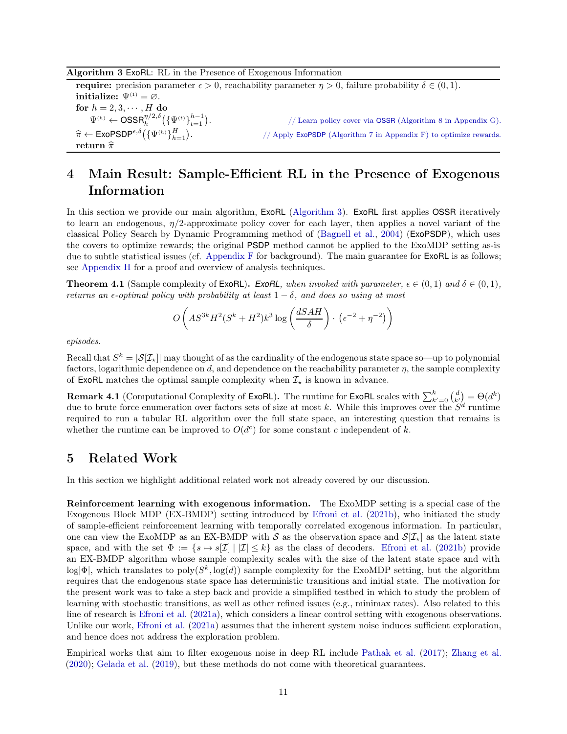**Algorithm 3** ExoRL: RL in the Presence of Exogenous Information

**require:** precision parameter $\epsilon > 0$, reachability parameter $\eta > 0$, failure probability $\delta \in (0,1)$.
**initialize:** $\Psi^{(1)} = \varnothing$.
**for** $h = 2, 3, \cdots, H$ **do**
  $\Psi^{(h)} \leftarrow \mathsf{OSSR}_h^{\eta/2,\delta}\big(\{\Psi^{(t)}\}_{t=1}^{h-1}\big)$.  // Learn policy cover via OSSR (Algorithm 8 in Appendix G).
$\widehat{\pi} \leftarrow \mathsf{ExoPSDP}^{\epsilon,\delta}\big(\{\Psi^{(h)}\}_{h=1}^{H}\big)$.  // Apply ExoPSDP (Algorithm 7 in Appendix F) to optimize rewards.
**return** $\widehat{\pi}$

# 4 Main Result: Sample-Efficient RL in the Presence of Exogenous Information

In this section we provide our main algorithm, ExoRL (Algorithm 3). ExoRL first applies OSSR iteratively to learn an endogenous, $\eta/2$-approximate policy cover for each layer, then applies a novel variant of the classical Policy Search by Dynamic Programming method of (Bagnell et al., 2004) (ExoPSDP), which uses the covers to optimize rewards; the original PSDP method cannot be applied to the ExoMDP setting as-is due to subtle statistical issues (cf. Appendix F for background). The main guarantee for ExoRL is as follows; see Appendix H for a proof and overview of analysis techniques.

**Theorem 4.1** (Sample complexity of ExoRL)**.** *ExoRL, when invoked with parameter, $\epsilon \in (0,1)$ and $\delta \in (0,1)$, returns an $\epsilon$-optimal policy with probability at least $1-\delta$, and does so using at most*

$$O\left(AS^{3k}H^2(S^k + H^2)k^3 \log\left(\frac{dSAH}{\delta}\right) \cdot \left(\epsilon^{-2} + \eta^{-2}\right)\right)$$

*episodes.*

Recall that $S^k = |\mathcal{S}[\mathcal{I}_\star]|$ may thought of as the cardinality of the endogenous state space so—up to polynomial factors, logarithmic dependence on $d$, and dependence on the reachability parameter $\eta$, the sample complexity of ExoRL matches the optimal sample complexity when $\mathcal{I}_\star$ is known in advance.

**Remark 4.1** (Computational Complexity of ExoRL)**.** The runtime for ExoRL scales with $\sum_{k'=0}^{k}\binom{d}{k'} = \Theta(d^k)$ due to brute force enumeration over factors sets of size at most $k$. While this improves over the $S^d$ runtime required to run a tabular RL algorithm over the full state space, an interesting question that remains is whether the runtime can be improved to $O(d^c)$ for some constant $c$ independent of $k$.

# 5 Related Work

In this section we highlight additional related work not already covered by our discussion.

**Reinforcement learning with exogenous information.** The ExoMDP setting is a special case of the Exogenous Block MDP (EX-BMDP) setting introduced by Efroni et al. (2021b), who initiated the study of sample-efficient reinforcement learning with temporally correlated exogenous information. In particular, one can view the ExoMDP as an EX-BMDP with $\mathcal{S}$ as the observation space and $\mathcal{S}[\mathcal{I}_\star]$ as the latent state space, and with the set $\Phi := \{s \mapsto s[\mathcal{I}] \mid |\mathcal{I}| \leq k\}$ as the class of decoders. Efroni et al. (2021b) provide an EX-BMDP algorithm whose sample complexity scales with the size of the latent state space and with $\log|\Phi|$, which translates to $\mathrm{poly}(S^k, \log(d))$ sample complexity for the ExoMDP setting, but the algorithm requires that the endogenous state space has deterministic transitions and initial state. The motivation for the present work was to take a step back and provide a simplified testbed in which to study the problem of learning with stochastic transitions, as well as other refined issues (e.g., minimax rates). Also related to this line of research is Efroni et al. (2021a), which considers a linear control setting with exogenous observations. Unlike our work, Efroni et al. (2021a) assumes that the inherent system noise induces sufficient exploration, and hence does not address the exploration problem.

Empirical works that aim to filter exogenous noise in deep RL include Pathak et al. (2017); Zhang et al. (2020); Gelada et al. (2019), but these methods do not come with theoretical guarantees.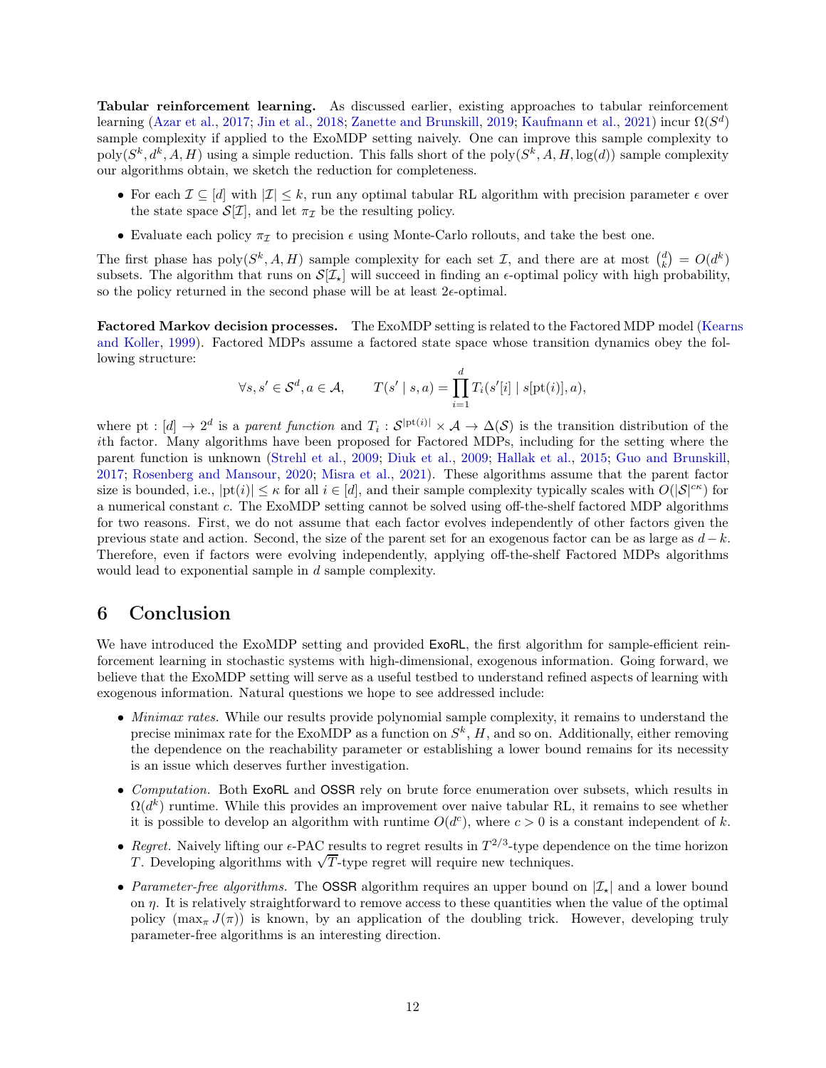**Tabular reinforcement learning.** As discussed earlier, existing approaches to tabular reinforcement learning (Azar et al., 2017; Jin et al., 2018; Zanette and Brunskill, 2019; Kaufmann et al., 2021) incur $\Omega(S^d)$ sample complexity if applied to the ExoMDP setting naively. One can improve this sample complexity to $\mathrm{poly}(S^k, d^k, A, H)$ using a simple reduction. This falls short of the $\mathrm{poly}(S^k, A, H, \log(d))$ sample complexity our algorithms obtain, we sketch the reduction for completeness.

- For each $\mathcal{I} \subseteq [d]$ with $|\mathcal{I}| \leq k$, run any optimal tabular RL algorithm with precision parameter $\epsilon$ over the state space $\mathcal{S}[\mathcal{I}]$, and let $\pi_{\mathcal{I}}$ be the resulting policy.
- Evaluate each policy $\pi_{\mathcal{I}}$ to precision $\epsilon$ using Monte-Carlo rollouts, and take the best one.

The first phase has $\mathrm{poly}(S^k, A, H)$ sample complexity for each set $\mathcal{I}$, and there are at most $\binom{d}{k} = O(d^k)$ subsets. The algorithm that runs on $\mathcal{S}[\mathcal{I}_\star]$ will succeed in finding an $\epsilon$-optimal policy with high probability, so the policy returned in the second phase will be at least $2\epsilon$-optimal.

**Factored Markov decision processes.** The ExoMDP setting is related to the Factored MDP model (Kearns and Koller, 1999). Factored MDPs assume a factored state space whose transition dynamics obey the following structure:

$$\forall s, s' \in \mathcal{S}^d, a \in \mathcal{A}, \qquad T(s' \mid s, a) = \prod_{i=1}^{d} T_i(s'[i] \mid s[\mathrm{pt}(i)], a),$$

where $\mathrm{pt} : [d] \to 2^d$ is a *parent function* and $T_i : \mathcal{S}^{|\mathrm{pt}(i)|} \times \mathcal{A} \to \Delta(\mathcal{S})$ is the transition distribution of the $i$th factor. Many algorithms have been proposed for Factored MDPs, including for the setting where the parent function is unknown (Strehl et al., 2009; Diuk et al., 2009; Hallak et al., 2015; Guo and Brunskill, 2017; Rosenberg and Mansour, 2020; Misra et al., 2021). These algorithms assume that the parent factor size is bounded, i.e., $|\mathrm{pt}(i)| \leq \kappa$ for all $i \in [d]$, and their sample complexity typically scales with $O(|\mathcal{S}|^{c\kappa})$ for a numerical constant $c$. The ExoMDP setting cannot be solved using off-the-shelf factored MDP algorithms for two reasons. First, we do not assume that each factor evolves independently of other factors given the previous state and action. Second, the size of the parent set for an exogenous factor can be as large as $d - k$. Therefore, even if factors were evolving independently, applying off-the-shelf Factored MDPs algorithms would lead to exponential sample in $d$ sample complexity.

## 6 Conclusion

We have introduced the ExoMDP setting and provided ExoRL, the first algorithm for sample-efficient reinforcement learning in stochastic systems with high-dimensional, exogenous information. Going forward, we believe that the ExoMDP setting will serve as a useful testbed to understand refined aspects of learning with exogenous information. Natural questions we hope to see addressed include:

- *Minimax rates.* While our results provide polynomial sample complexity, it remains to understand the precise minimax rate for the ExoMDP as a function on $S^k$, $H$, and so on. Additionally, either removing the dependence on the reachability parameter or establishing a lower bound remains for its necessity is an issue which deserves further investigation.
- *Computation.* Both ExoRL and OSSR rely on brute force enumeration over subsets, which results in $\Omega(d^k)$ runtime. While this provides an improvement over naive tabular RL, it remains to see whether it is possible to develop an algorithm with runtime $O(d^c)$, where $c > 0$ is a constant independent of $k$.
- *Regret.* Naively lifting our $\epsilon$-PAC results to regret results in $T^{2/3}$-type dependence on the time horizon $T$. Developing algorithms with $\sqrt{T}$-type regret will require new techniques.
- *Parameter-free algorithms.* The OSSR algorithm requires an upper bound on $|\mathcal{I}_\star|$ and a lower bound on $\eta$. It is relatively straightforward to remove access to these quantities when the value of the optimal policy ($\max_\pi J(\pi)$) is known, by an application of the doubling trick. However, developing truly parameter-free algorithms is an interesting direction.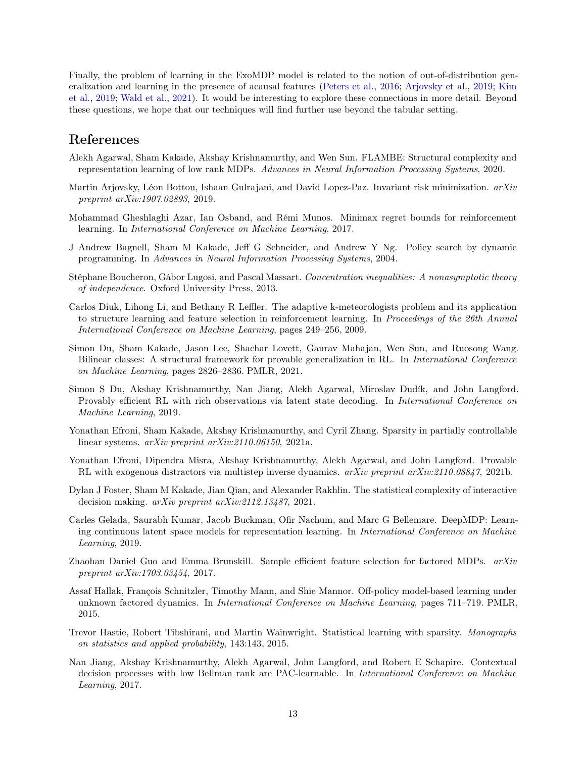Finally, the problem of learning in the ExoMDP model is related to the notion of out-of-distribution generalization and learning in the presence of acausal features (Peters et al., 2016; Arjovsky et al., 2019; Kim et al., 2019; Wald et al., 2021). It would be interesting to explore these connections in more detail. Beyond these questions, we hope that our techniques will find further use beyond the tabular setting.

## References

Alekh Agarwal, Sham Kakade, Akshay Krishnamurthy, and Wen Sun. FLAMBE: Structural complexity and representation learning of low rank MDPs. *Advances in Neural Information Processing Systems*, 2020.

Martin Arjovsky, Léon Bottou, Ishaan Gulrajani, and David Lopez-Paz. Invariant risk minimization. *arXiv preprint arXiv:1907.02893*, 2019.

Mohammad Gheshlaghi Azar, Ian Osband, and Rémi Munos. Minimax regret bounds for reinforcement learning. In *International Conference on Machine Learning*, 2017.

J Andrew Bagnell, Sham M Kakade, Jeff G Schneider, and Andrew Y Ng. Policy search by dynamic programming. In *Advances in Neural Information Processing Systems*, 2004.

Stéphane Boucheron, Gábor Lugosi, and Pascal Massart. *Concentration inequalities: A nonasymptotic theory of independence*. Oxford University Press, 2013.

Carlos Diuk, Lihong Li, and Bethany R Leffler. The adaptive k-meteorologists problem and its application to structure learning and feature selection in reinforcement learning. In *Proceedings of the 26th Annual International Conference on Machine Learning*, pages 249–256, 2009.

Simon Du, Sham Kakade, Jason Lee, Shachar Lovett, Gaurav Mahajan, Wen Sun, and Ruosong Wang. Bilinear classes: A structural framework for provable generalization in RL. In *International Conference on Machine Learning*, pages 2826–2836. PMLR, 2021.

Simon S Du, Akshay Krishnamurthy, Nan Jiang, Alekh Agarwal, Miroslav Dudík, and John Langford. Provably efficient RL with rich observations via latent state decoding. In *International Conference on Machine Learning*, 2019.

Yonathan Efroni, Sham Kakade, Akshay Krishnamurthy, and Cyril Zhang. Sparsity in partially controllable linear systems. *arXiv preprint arXiv:2110.06150*, 2021a.

Yonathan Efroni, Dipendra Misra, Akshay Krishnamurthy, Alekh Agarwal, and John Langford. Provable RL with exogenous distractors via multistep inverse dynamics. *arXiv preprint arXiv:2110.08847*, 2021b.

Dylan J Foster, Sham M Kakade, Jian Qian, and Alexander Rakhlin. The statistical complexity of interactive decision making. *arXiv preprint arXiv:2112.13487*, 2021.

Carles Gelada, Saurabh Kumar, Jacob Buckman, Ofir Nachum, and Marc G Bellemare. DeepMDP: Learning continuous latent space models for representation learning. In *International Conference on Machine Learning*, 2019.

Zhaohan Daniel Guo and Emma Brunskill. Sample efficient feature selection for factored MDPs. *arXiv preprint arXiv:1703.03454*, 2017.

Assaf Hallak, François Schnitzler, Timothy Mann, and Shie Mannor. Off-policy model-based learning under unknown factored dynamics. In *International Conference on Machine Learning*, pages 711–719. PMLR, 2015.

Trevor Hastie, Robert Tibshirani, and Martin Wainwright. Statistical learning with sparsity. *Monographs on statistics and applied probability*, 143:143, 2015.

Nan Jiang, Akshay Krishnamurthy, Alekh Agarwal, John Langford, and Robert E Schapire. Contextual decision processes with low Bellman rank are PAC-learnable. In *International Conference on Machine Learning*, 2017.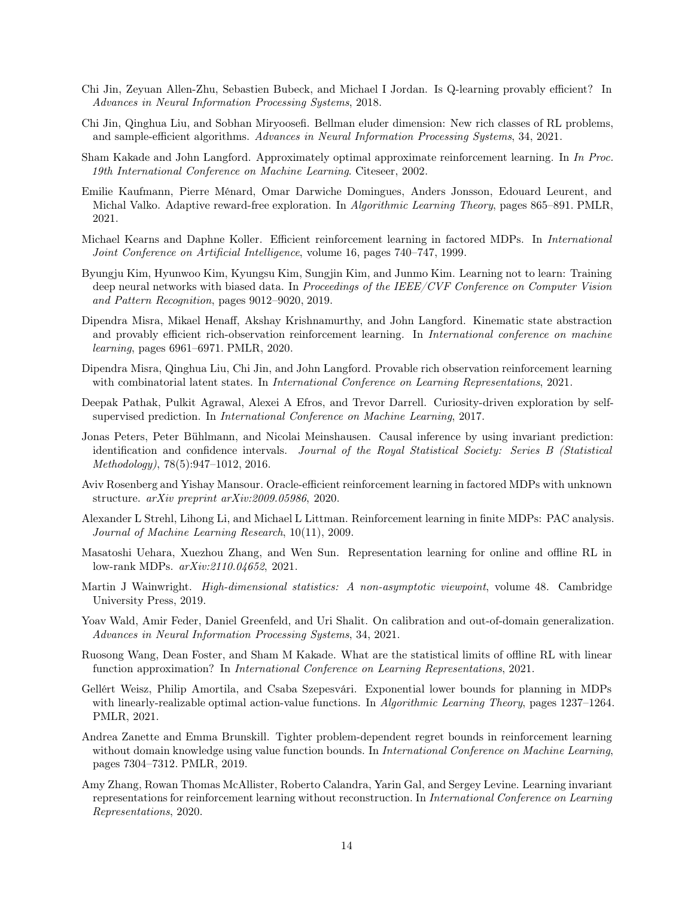Chi Jin, Zeyuan Allen-Zhu, Sebastien Bubeck, and Michael I Jordan. Is Q-learning provably efficient? In *Advances in Neural Information Processing Systems*, 2018.

Chi Jin, Qinghua Liu, and Sobhan Miryoosefi. Bellman eluder dimension: New rich classes of RL problems, and sample-efficient algorithms. *Advances in Neural Information Processing Systems*, 34, 2021.

Sham Kakade and John Langford. Approximately optimal approximate reinforcement learning. In *In Proc. 19th International Conference on Machine Learning*. Citeseer, 2002.

Emilie Kaufmann, Pierre Ménard, Omar Darwiche Domingues, Anders Jonsson, Edouard Leurent, and Michal Valko. Adaptive reward-free exploration. In *Algorithmic Learning Theory*, pages 865–891. PMLR, 2021.

Michael Kearns and Daphne Koller. Efficient reinforcement learning in factored MDPs. In *International Joint Conference on Artificial Intelligence*, volume 16, pages 740–747, 1999.

Byungju Kim, Hyunwoo Kim, Kyungsu Kim, Sungjin Kim, and Junmo Kim. Learning not to learn: Training deep neural networks with biased data. In *Proceedings of the IEEE/CVF Conference on Computer Vision and Pattern Recognition*, pages 9012–9020, 2019.

Dipendra Misra, Mikael Henaff, Akshay Krishnamurthy, and John Langford. Kinematic state abstraction and provably efficient rich-observation reinforcement learning. In *International conference on machine learning*, pages 6961–6971. PMLR, 2020.

Dipendra Misra, Qinghua Liu, Chi Jin, and John Langford. Provable rich observation reinforcement learning with combinatorial latent states. In *International Conference on Learning Representations*, 2021.

Deepak Pathak, Pulkit Agrawal, Alexei A Efros, and Trevor Darrell. Curiosity-driven exploration by self-supervised prediction. In *International Conference on Machine Learning*, 2017.

Jonas Peters, Peter Bühlmann, and Nicolai Meinshausen. Causal inference by using invariant prediction: identification and confidence intervals. *Journal of the Royal Statistical Society: Series B (Statistical Methodology)*, 78(5):947–1012, 2016.

Aviv Rosenberg and Yishay Mansour. Oracle-efficient reinforcement learning in factored MDPs with unknown structure. *arXiv preprint arXiv:2009.05986*, 2020.

Alexander L Strehl, Lihong Li, and Michael L Littman. Reinforcement learning in finite MDPs: PAC analysis. *Journal of Machine Learning Research*, 10(11), 2009.

Masatoshi Uehara, Xuezhou Zhang, and Wen Sun. Representation learning for online and offline RL in low-rank MDPs. *arXiv:2110.04652*, 2021.

Martin J Wainwright. *High-dimensional statistics: A non-asymptotic viewpoint*, volume 48. Cambridge University Press, 2019.

Yoav Wald, Amir Feder, Daniel Greenfeld, and Uri Shalit. On calibration and out-of-domain generalization. *Advances in Neural Information Processing Systems*, 34, 2021.

Ruosong Wang, Dean Foster, and Sham M Kakade. What are the statistical limits of offline RL with linear function approximation? In *International Conference on Learning Representations*, 2021.

Gellért Weisz, Philip Amortila, and Csaba Szepesvári. Exponential lower bounds for planning in MDPs with linearly-realizable optimal action-value functions. In *Algorithmic Learning Theory*, pages 1237–1264. PMLR, 2021.

Andrea Zanette and Emma Brunskill. Tighter problem-dependent regret bounds in reinforcement learning without domain knowledge using value function bounds. In *International Conference on Machine Learning*, pages 7304–7312. PMLR, 2019.

Amy Zhang, Rowan Thomas McAllister, Roberto Calandra, Yarin Gal, and Sergey Levine. Learning invariant representations for reinforcement learning without reconstruction. In *International Conference on Learning Representations*, 2020.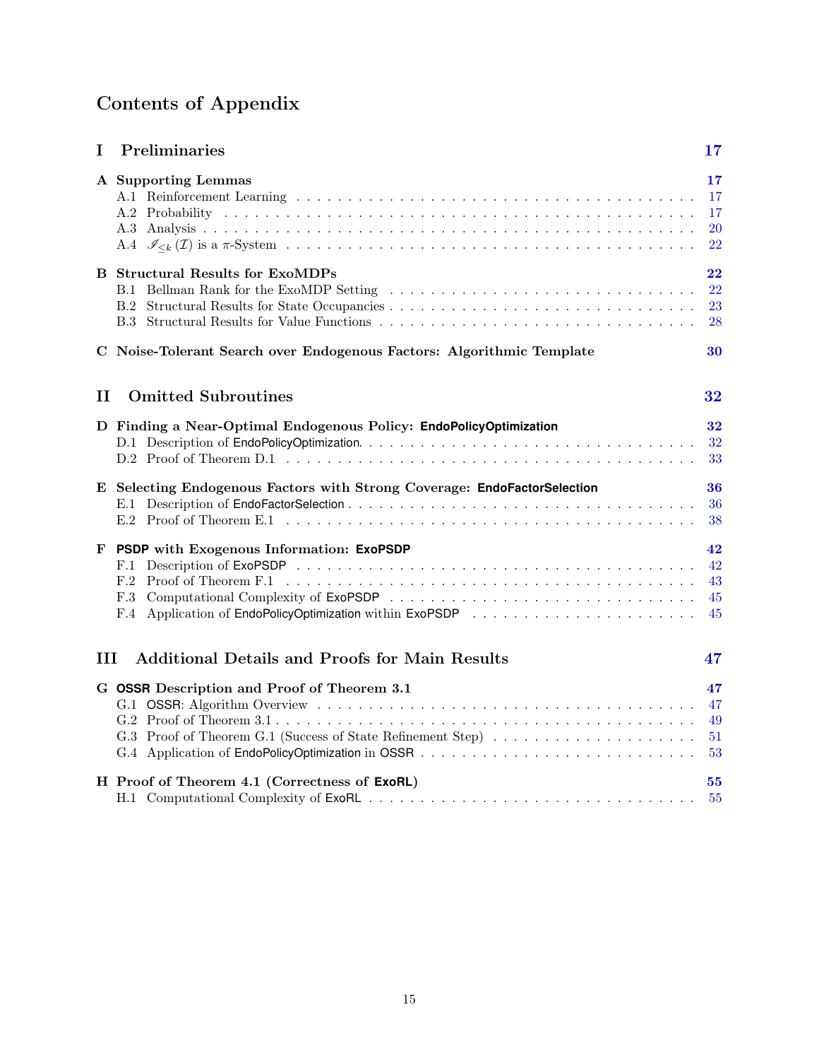# Contents of Appendix

## I Preliminaries — 17

**A Supporting Lemmas** — 17

- A.1 Reinforcement Learning — 17
- A.2 Probability — 17
- A.3 Analysis — 20
- A.4 $\mathscr{I}_{\leq k}(\mathcal{I})$ is a $\pi$-System — 22

**B Structural Results for ExoMDPs** — 22

- B.1 Bellman Rank for the ExoMDP Setting — 22
- B.2 Structural Results for State Occupancies — 23
- B.3 Structural Results for Value Functions — 28

**C Noise-Tolerant Search over Endogenous Factors: Algorithmic Template** — 30

## II Omitted Subroutines — 32

**D Finding a Near-Optimal Endogenous Policy: EndoPolicyOptimization** — 32

- D.1 Description of EndoPolicyOptimization. — 32
- D.2 Proof of Theorem D.1 — 33

**E Selecting Endogenous Factors with Strong Coverage: EndoFactorSelection** — 36

- E.1 Description of EndoFactorSelection — 36
- E.2 Proof of Theorem E.1 — 38

**F PSDP with Exogenous Information: ExoPSDP** — 42

- F.1 Description of ExoPSDP — 42
- F.2 Proof of Theorem F.1 — 43
- F.3 Computational Complexity of ExoPSDP — 45
- F.4 Application of EndoPolicyOptimization within ExoPSDP — 45

## III Additional Details and Proofs for Main Results — 47

**G OSSR Description and Proof of Theorem 3.1** — 47

- G.1 OSSR: Algorithm Overview — 47
- G.2 Proof of Theorem 3.1 — 49
- G.3 Proof of Theorem G.1 (Success of State Refinement Step) — 51
- G.4 Application of EndoPolicyOptimization in OSSR — 53

**H Proof of Theorem 4.1 (Correctness of ExoRL)** — 55

- H.1 Computational Complexity of ExoRL — 55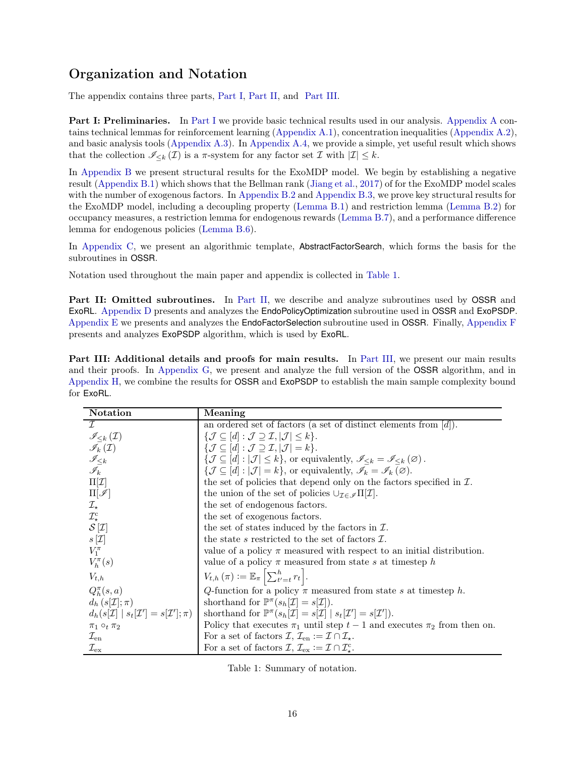# Organization and Notation

The appendix contains three parts, Part I, Part II, and Part III.

**Part I: Preliminaries.** In Part I we provide basic technical results used in our analysis. Appendix A contains technical lemmas for reinforcement learning (Appendix A.1), concentration inequalities (Appendix A.2), and basic analysis tools (Appendix A.3). In Appendix A.4, we provide a simple, yet useful result which shows that the collection $\mathscr{I}_{\leq k}(\mathcal{I})$ is a $\pi$-system for any factor set $\mathcal{I}$ with $|\mathcal{I}| \leq k$.

In Appendix B we present structural results for the ExoMDP model. We begin by establishing a negative result (Appendix B.1) which shows that the Bellman rank (Jiang et al., 2017) of for the ExoMDP model scales with the number of exogenous factors. In Appendix B.2 and Appendix B.3, we prove key structural results for the ExoMDP model, including a decoupling property (Lemma B.1) and restriction lemma (Lemma B.2) for occupancy measures, a restriction lemma for endogenous rewards (Lemma B.7), and a performance difference lemma for endogenous policies (Lemma B.6).

In Appendix C, we present an algorithmic template, AbstractFactorSearch, which forms the basis for the subroutines in OSSR.

Notation used throughout the main paper and appendix is collected in Table 1.

**Part II: Omitted subroutines.** In Part II, we describe and analyze subroutines used by OSSR and ExoRL. Appendix D presents and analyzes the EndoPolicyOptimization subroutine used in OSSR and ExoPSDP. Appendix E we presents and analyzes the EndoFactorSelection subroutine used in OSSR. Finally, Appendix F presents and analyzes ExoPSDP algorithm, which is used by ExoRL.

**Part III: Additional details and proofs for main results.** In Part III, we present our main results and their proofs. In Appendix G, we present and analyze the full version of the OSSR algorithm, and in Appendix H, we combine the results for OSSR and ExoPSDP to establish the main sample complexity bound for ExoRL.

| Notation | Meaning |
|---|---|
| $\mathcal{I}$ | an ordered set of factors (a set of distinct elements from $[d]$). |
| $\mathscr{I}_{\leq k}(\mathcal{I})$ | $\{\mathcal{J} \subseteq [d] : \mathcal{J} \supseteq \mathcal{I}, \lvert\mathcal{J}\rvert \leq k\}$. |
| $\mathscr{I}_{k}(\mathcal{I})$ | $\{\mathcal{J} \subseteq [d] : \mathcal{J} \supseteq \mathcal{I}, \lvert\mathcal{J}\rvert = k\}$. |
| $\mathscr{I}_{\leq k}$ | $\{\mathcal{J} \subseteq [d] : \lvert\mathcal{J}\rvert \leq k\}$, or equivalently, $\mathscr{I}_{\leq k} = \mathscr{I}_{\leq k}(\varnothing)$. |
| $\mathscr{I}_{k}$ | $\{\mathcal{J} \subseteq [d] : \lvert\mathcal{J}\rvert = k\}$, or equivalently, $\mathscr{I}_{k} = \mathscr{I}_{k}(\varnothing)$. |
| $\Pi[\mathcal{I}]$ | the set of policies that depend only on the factors specified in $\mathcal{I}$. |
| $\Pi[\mathscr{I}]$ | the union of the set of policies $\cup_{\mathcal{I} \in \mathscr{I}} \Pi[\mathcal{I}]$. |
| $\mathcal{I}_\star$ | the set of endogenous factors. |
| $\mathcal{I}_\star^{\mathrm{c}}$ | the set of exogenous factors. |
| $\mathcal{S}[\mathcal{I}]$ | the set of states induced by the factors in $\mathcal{I}$. |
| $s[\mathcal{I}]$ | the state $s$ restricted to the set of factors $\mathcal{I}$. |
| $V_1^\pi$ | value of a policy $\pi$ measured with respect to an initial distribution. |
| $V_h^\pi(s)$ | value of a policy $\pi$ measured from state $s$ at timestep $h$ |
| $V_{t,h}$ | $V_{t,h}(\pi) := \mathbb{E}_\pi\left[\sum_{t'=t}^{h} r_t\right]$. |
| $Q_h^\pi(s,a)$ | $Q$-function for a policy $\pi$ measured from state $s$ at timestep $h$. |
| $d_h(s[\mathcal{I}];\pi)$ | shorthand for $\mathbb{P}^\pi(s_h[\mathcal{I}] = s[\mathcal{I}])$. |
| $d_h(s[\mathcal{I}] \mid s_t[\mathcal{I}'] = s[\mathcal{I}'];\pi)$ | shorthand for $\mathbb{P}^\pi(s_h[\mathcal{I}] = s[\mathcal{I}] \mid s_t[\mathcal{I}'] = s[\mathcal{I}'])$. |
| $\pi_1 \circ_t \pi_2$ | Policy that executes $\pi_1$ until step $t-1$ and executes $\pi_2$ from then on. |
| $\mathcal{I}_{\mathrm{en}}$ | For a set of factors $\mathcal{I}$, $\mathcal{I}_{\mathrm{en}} := \mathcal{I} \cap \mathcal{I}_\star$. |
| $\mathcal{I}_{\mathrm{ex}}$ | For a set of factors $\mathcal{I}$, $\mathcal{I}_{\mathrm{ex}} := \mathcal{I} \cap \mathcal{I}_\star^{\mathrm{c}}$. |

Table 1: Summary of notation.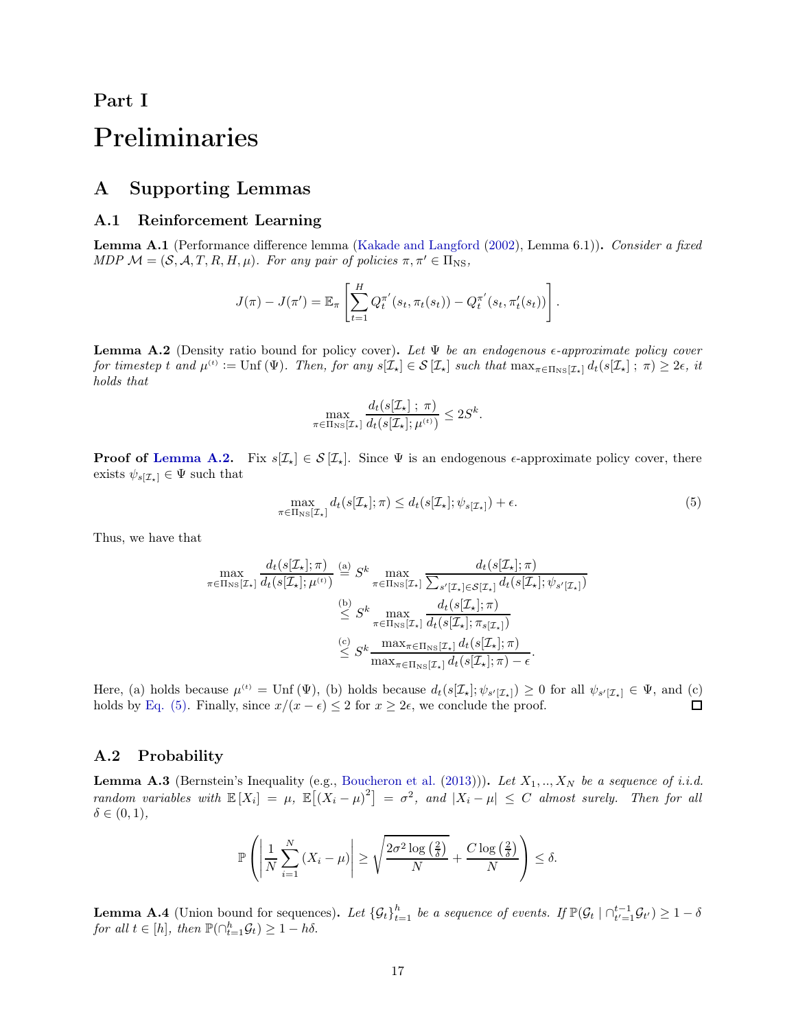# Part I

# Preliminaries

## A Supporting Lemmas

### A.1 Reinforcement Learning

**Lemma A.1** (Performance difference lemma (Kakade and Langford (2002), Lemma 6.1))**.** *Consider a fixed MDP $\mathcal{M} = (\mathcal{S}, \mathcal{A}, T, R, H, \mu)$. For any pair of policies $\pi, \pi' \in \Pi_{\mathrm{NS}}$,*

$$J(\pi) - J(\pi') = \mathbb{E}_\pi \left[ \sum_{t=1}^{H} Q_t^{\pi'}(s_t, \pi_t(s_t)) - Q_t^{\pi'}(s_t, \pi'_t(s_t)) \right].$$

**Lemma A.2** (Density ratio bound for policy cover)**.** *Let $\Psi$ be an endogenous $\epsilon$-approximate policy cover for timestep $t$ and $\mu^{(t)} := \mathrm{Unf}(\Psi)$. Then, for any $s[\mathcal{I}_\star] \in \mathcal{S}[\mathcal{I}_\star]$ such that $\max_{\pi \in \Pi_{\mathrm{NS}}[\mathcal{I}_\star]} d_t(s[\mathcal{I}_\star] \ ; \ \pi) \geq 2\epsilon$, it holds that*

$$\max_{\pi \in \Pi_{\mathrm{NS}}[\mathcal{I}_\star]} \frac{d_t(s[\mathcal{I}_\star] \ ; \ \pi)}{d_t(s[\mathcal{I}_\star]; \mu^{(t)})} \leq 2S^k.$$

**Proof of Lemma A.2.** Fix $s[\mathcal{I}_\star] \in \mathcal{S}[\mathcal{I}_\star]$. Since $\Psi$ is an endogenous $\epsilon$-approximate policy cover, there exists $\psi_{s[\mathcal{I}_\star]} \in \Psi$ such that

$$\max_{\pi \in \Pi_{\mathrm{NS}}[\mathcal{I}_\star]} d_t(s[\mathcal{I}_\star]; \pi) \leq d_t(s[\mathcal{I}_\star]; \psi_{s[\mathcal{I}_\star]}) + \epsilon. \tag{5}$$

Thus, we have that

$$\begin{aligned}
\max_{\pi \in \Pi_{\mathrm{NS}}[\mathcal{I}_\star]} \frac{d_t(s[\mathcal{I}_\star]; \pi)}{d_t(s[\mathcal{I}_\star]; \mu^{(t)})} &\overset{\text{(a)}}{=} S^k \max_{\pi \in \Pi_{\mathrm{NS}}[\mathcal{I}_\star]} \frac{d_t(s[\mathcal{I}_\star]; \pi)}{\sum_{s'[\mathcal{I}_\star] \in \mathcal{S}[\mathcal{I}_\star]} d_t(s[\mathcal{I}_\star]; \psi_{s'[\mathcal{I}_\star]})} \\
&\overset{\text{(b)}}{\leq} S^k \max_{\pi \in \Pi_{\mathrm{NS}}[\mathcal{I}_\star]} \frac{d_t(s[\mathcal{I}_\star]; \pi)}{d_t(s[\mathcal{I}_\star]; \pi_{s[\mathcal{I}_\star]})} \\
&\overset{\text{(c)}}{\leq} S^k \frac{\max_{\pi \in \Pi_{\mathrm{NS}}[\mathcal{I}_\star]} d_t(s[\mathcal{I}_\star]; \pi)}{\max_{\pi \in \Pi_{\mathrm{NS}}[\mathcal{I}_\star]} d_t(s[\mathcal{I}_\star]; \pi) - \epsilon}.
\end{aligned}$$

Here, (a) holds because $\mu^{(t)} = \mathrm{Unf}(\Psi)$, (b) holds because $d_t(s[\mathcal{I}_\star]; \psi_{s'[\mathcal{I}_\star]}) \geq 0$ for all $\psi_{s'[\mathcal{I}_\star]} \in \Psi$, and (c) holds by Eq. (5). Finally, since $x/(x - \epsilon) \leq 2$ for $x \geq 2\epsilon$, we conclude the proof. $\square$

### A.2 Probability

**Lemma A.3** (Bernstein's Inequality (e.g., Boucheron et al. (2013)))**.** *Let $X_1, .., X_N$ be a sequence of i.i.d. random variables with $\mathbb{E}[X_i] = \mu$, $\mathbb{E}\big[(X_i - \mu)^2\big] = \sigma^2$, and $|X_i - \mu| \leq C$ almost surely. Then for all $\delta \in (0, 1)$,*

$$\mathbb{P}\left( \left| \frac{1}{N} \sum_{i=1}^{N} (X_i - \mu) \right| \geq \sqrt{\frac{2\sigma^2 \log\left(\frac{2}{\delta}\right)}{N}} + \frac{C \log\left(\frac{2}{\delta}\right)}{N} \right) \leq \delta.$$

**Lemma A.4** (Union bound for sequences)**.** *Let $\{\mathcal{G}_t\}_{t=1}^{h}$ be a sequence of events. If $\mathbb{P}(\mathcal{G}_t \mid \cap_{t'=1}^{t-1} \mathcal{G}_{t'}) \geq 1 - \delta$ for all $t \in [h]$, then $\mathbb{P}(\cap_{t=1}^{h} \mathcal{G}_t) \geq 1 - h\delta$.*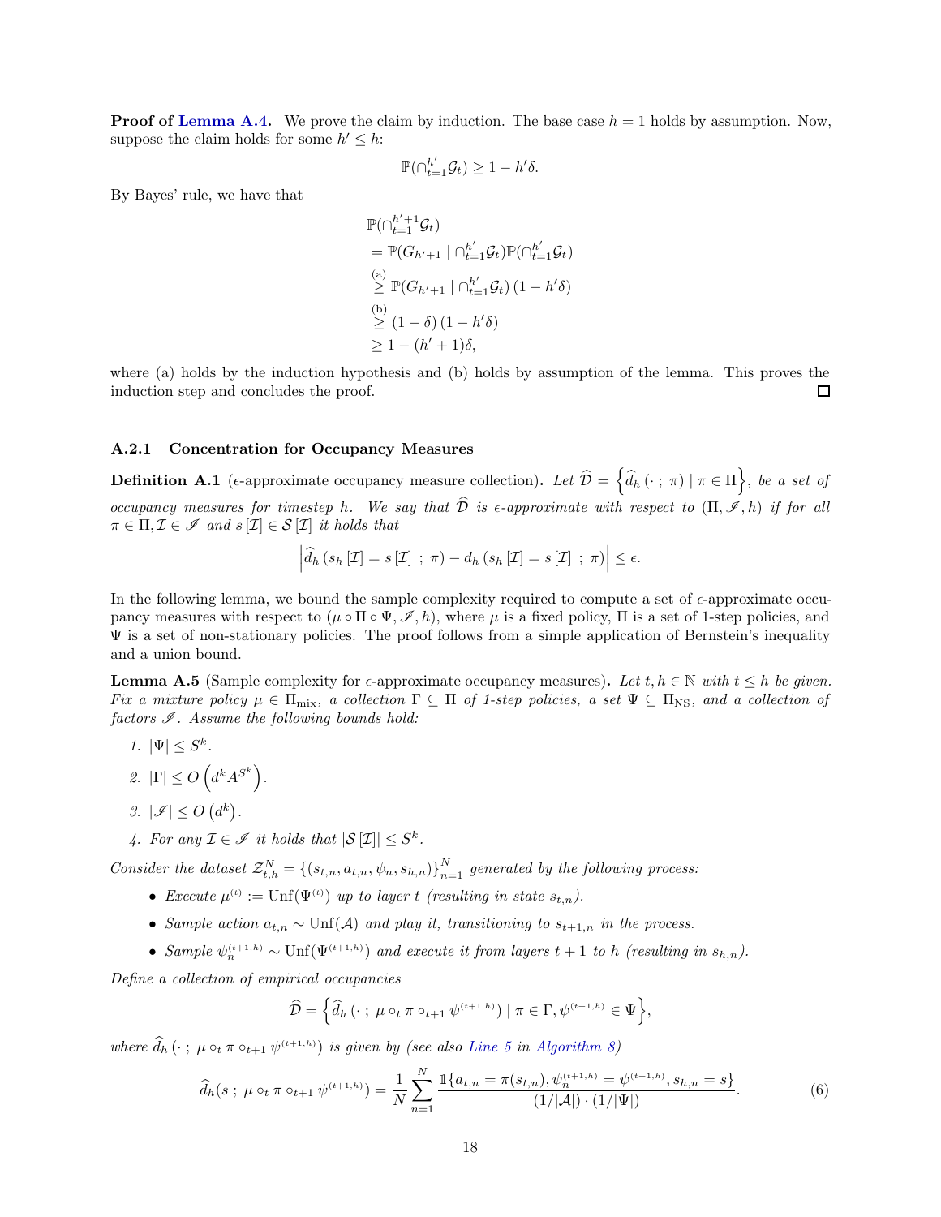**Proof of Lemma A.4.** We prove the claim by induction. The base case $h = 1$ holds by assumption. Now, suppose the claim holds for some $h' \leq h$:

$$\mathbb{P}(\cap_{t=1}^{h'} \mathcal{G}_t) \geq 1 - h'\delta.$$

By Bayes' rule, we have that

$$\begin{aligned}
&\mathbb{P}(\cap_{t=1}^{h'+1} \mathcal{G}_t) \\
&= \mathbb{P}(G_{h'+1} \mid \cap_{t=1}^{h'} \mathcal{G}_t)\mathbb{P}(\cap_{t=1}^{h'} \mathcal{G}_t) \\
&\overset{\text{(a)}}{\geq} \mathbb{P}(G_{h'+1} \mid \cap_{t=1}^{h'} \mathcal{G}_t)\,(1 - h'\delta) \\
&\overset{\text{(b)}}{\geq} (1-\delta)\,(1 - h'\delta) \\
&\geq 1 - (h'+1)\delta,
\end{aligned}$$

where (a) holds by the induction hypothesis and (b) holds by assumption of the lemma. This proves the induction step and concludes the proof. □

### A.2.1 Concentration for Occupancy Measures

**Definition A.1** ($\epsilon$-approximate occupancy measure collection)**.** *Let $\widehat{\mathcal{D}} = \left\{\widehat{d}_h\left(\cdot\,;\,\pi\right) \mid \pi \in \Pi\right\}$, be a set of occupancy measures for timestep $h$. We say that $\widehat{\mathcal{D}}$ is $\epsilon$-approximate with respect to $(\Pi, \mathscr{I}, h)$ if for all $\pi \in \Pi, \mathcal{I} \in \mathscr{I}$ and $s\left[\mathcal{I}\right] \in \mathcal{S}\left[\mathcal{I}\right]$ it holds that*

$$\left|\widehat{d}_h\left(s_h\left[\mathcal{I}\right] = s\left[\mathcal{I}\right]\,;\,\pi\right) - d_h\left(s_h\left[\mathcal{I}\right] = s\left[\mathcal{I}\right]\,;\,\pi\right)\right| \leq \epsilon.$$

In the following lemma, we bound the sample complexity required to compute a set of $\epsilon$-approximate occupancy measures with respect to $(\mu \circ \Pi \circ \Psi, \mathscr{I}, h)$, where $\mu$ is a fixed policy, $\Pi$ is a set of 1-step policies, and $\Psi$ is a set of non-stationary policies. The proof follows from a simple application of Bernstein's inequality and a union bound.

**Lemma A.5** (Sample complexity for $\epsilon$-approximate occupancy measures)**.** *Let $t, h \in \mathbb{N}$ with $t \leq h$ be given. Fix a mixture policy $\mu \in \Pi_{\text{mix}}$, a collection $\Gamma \subseteq \Pi$ of 1-step policies, a set $\Psi \subseteq \Pi_{\text{NS}}$, and a collection of factors $\mathscr{I}$. Assume the following bounds hold:*

1. *$|\Psi| \leq S^k$.*
2. *$|\Gamma| \leq O\left(d^k A^{S^k}\right)$.*
3. *$|\mathscr{I}| \leq O\left(d^k\right)$.*
4. *For any $\mathcal{I} \in \mathscr{I}$ it holds that $|\mathcal{S}\left[\mathcal{I}\right]| \leq S^k$.*

*Consider the dataset $\mathcal{Z}_{t,h}^N = \{(s_{t,n}, a_{t,n}, \psi_n, s_{h,n})\}_{n=1}^N$ generated by the following process:*

- *Execute $\mu^{(t)} := \text{Unf}(\Psi^{(t)})$ up to layer $t$ (resulting in state $s_{t,n}$).*
- *Sample action $a_{t,n} \sim \text{Unf}(\mathcal{A})$ and play it, transitioning to $s_{t+1,n}$ in the process.*
- *Sample $\psi_n^{(t+1,h)} \sim \text{Unf}(\Psi^{(t+1,h)})$ and execute it from layers $t+1$ to $h$ (resulting in $s_{h,n}$).*

*Define a collection of empirical occupancies*

$$\widehat{\mathcal{D}} = \left\{\widehat{d}_h\left(\cdot\,;\,\mu \circ_t \pi \circ_{t+1} \psi^{(t+1,h)}\right) \mid \pi \in \Gamma, \psi^{(t+1,h)} \in \Psi\right\},$$

*where $\widehat{d}_h\left(\cdot\,;\,\mu \circ_t \pi \circ_{t+1} \psi^{(t+1,h)}\right)$ is given by (see also Line 5 in Algorithm 8)*

$$\widehat{d}_h(s\,;\,\mu \circ_t \pi \circ_{t+1} \psi^{(t+1,h)}) = \frac{1}{N}\sum_{n=1}^N \frac{\mathbb{1}\{a_{t,n} = \pi(s_{t,n}), \psi_n^{(t+1,h)} = \psi^{(t+1,h)}, s_{h,n} = s\}}{(1/|\mathcal{A}|)\cdot(1/|\Psi|)}. \tag{6}$$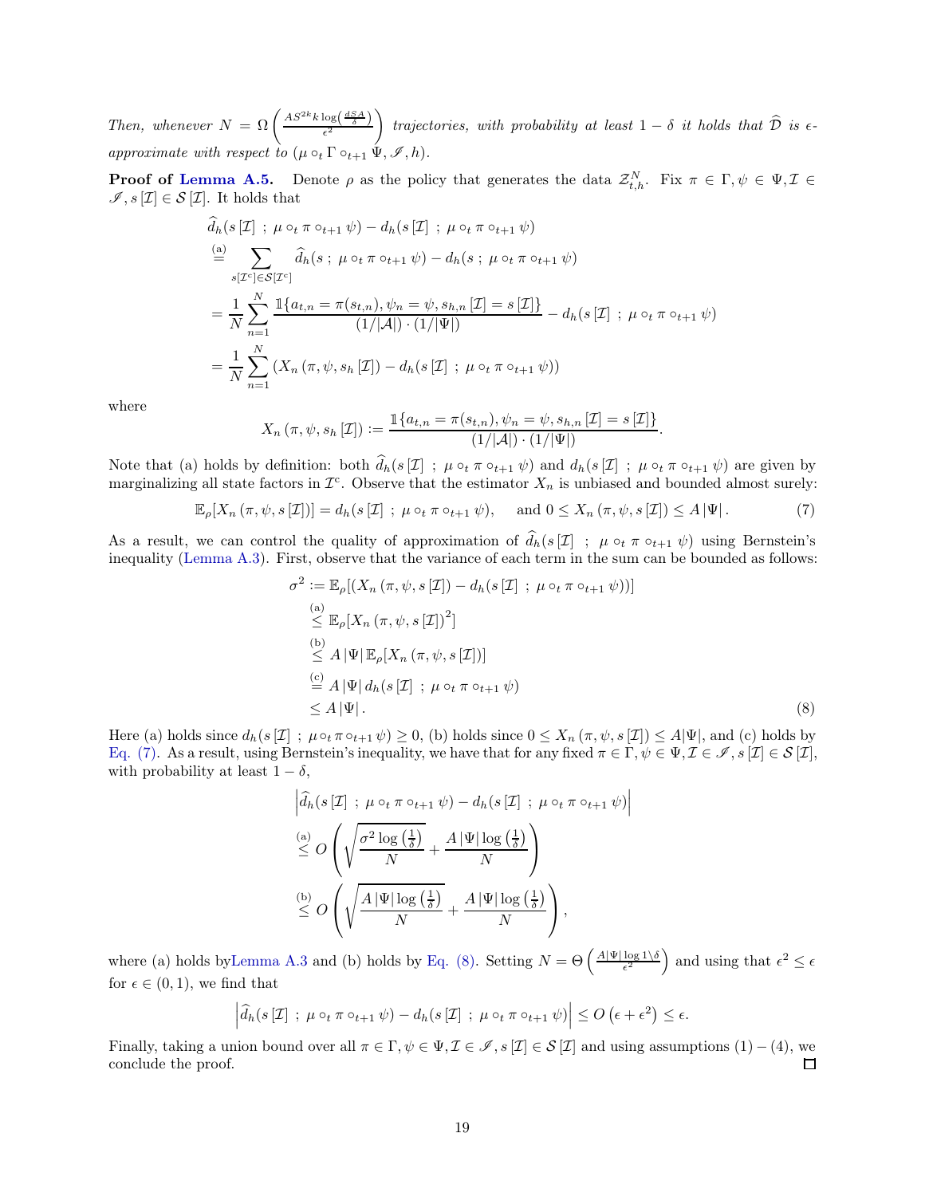*Then, whenever* $N = \Omega\left(\frac{AS^{2k}k\log\left(\frac{dSA}{\delta}\right)}{\epsilon^2}\right)$ *trajectories, with probability at least* $1-\delta$ *it holds that* $\widehat{\mathcal{D}}$ *is* $\epsilon$*-approximate with respect to* $(\mu \circ_t \Gamma \circ_{t+1} \Psi, \mathscr{I}, h)$.

**Proof of Lemma A.5.** Denote $\rho$ as the policy that generates the data $\mathcal{Z}_{t,h}^N$. Fix $\pi \in \Gamma, \psi \in \Psi, \mathcal{I} \in \mathscr{I}, s[\mathcal{I}] \in \mathcal{S}[\mathcal{I}]$. It holds that

$$
\begin{aligned}
&\widehat{d}_h(s[\mathcal{I}] \ ; \ \mu \circ_t \pi \circ_{t+1} \psi) - d_h(s[\mathcal{I}] \ ; \ \mu \circ_t \pi \circ_{t+1} \psi) \\
&\overset{\text{(a)}}{=} \sum_{s[\mathcal{I}^c] \in \mathcal{S}[\mathcal{I}^c]} \widehat{d}_h(s \ ; \ \mu \circ_t \pi \circ_{t+1} \psi) - d_h(s \ ; \ \mu \circ_t \pi \circ_{t+1} \psi) \\
&= \frac{1}{N}\sum_{n=1}^N \frac{\mathbb{1}\{a_{t,n} = \pi(s_{t,n}), \psi_n = \psi, s_{h,n}[\mathcal{I}] = s[\mathcal{I}]\}}{(1/|\mathcal{A}|)\cdot(1/|\Psi|)} - d_h(s[\mathcal{I}] \ ; \ \mu \circ_t \pi \circ_{t+1} \psi) \\
&= \frac{1}{N}\sum_{n=1}^N \left(X_n\left(\pi, \psi, s_h[\mathcal{I}]\right) - d_h(s[\mathcal{I}] \ ; \ \mu \circ_t \pi \circ_{t+1} \psi)\right)
\end{aligned}
$$

where

$$
X_n\left(\pi, \psi, s_h[\mathcal{I}]\right) := \frac{\mathbb{1}\{a_{t,n} = \pi(s_{t,n}), \psi_n = \psi, s_{h,n}[\mathcal{I}] = s[\mathcal{I}]\}}{(1/|\mathcal{A}|)\cdot(1/|\Psi|)}.
$$

Note that (a) holds by definition: both $\widehat{d}_h(s[\mathcal{I}] \ ; \ \mu \circ_t \pi \circ_{t+1} \psi)$ and $d_h(s[\mathcal{I}] \ ; \ \mu \circ_t \pi \circ_{t+1} \psi)$ are given by marginalizing all state factors in $\mathcal{I}^c$. Observe that the estimator $X_n$ is unbiased and bounded almost surely:

$$
\mathbb{E}_\rho[X_n\left(\pi, \psi, s[\mathcal{I}]\right)] = d_h(s[\mathcal{I}] \ ; \ \mu \circ_t \pi \circ_{t+1} \psi), \quad \text{and } 0 \leq X_n\left(\pi, \psi, s[\mathcal{I}]\right) \leq A\,|\Psi|\,. \tag{7}
$$

As a result, we can control the quality of approximation of $\widehat{d}_h(s[\mathcal{I}] \ ; \ \mu \circ_t \pi \circ_{t+1} \psi)$ using Bernstein's inequality (Lemma A.3). First, observe that the variance of each term in the sum can be bounded as follows:

$$
\begin{aligned}
\sigma^2 &:= \mathbb{E}_\rho[(X_n\left(\pi, \psi, s[\mathcal{I}]\right) - d_h(s[\mathcal{I}] \ ; \ \mu \circ_t \pi \circ_{t+1} \psi))] \\
&\overset{\text{(a)}}{\leq} \mathbb{E}_\rho[X_n\left(\pi, \psi, s[\mathcal{I}]\right)^2] \\
&\overset{\text{(b)}}{\leq} A\,|\Psi|\,\mathbb{E}_\rho[X_n\left(\pi, \psi, s[\mathcal{I}]\right)] \\
&\overset{\text{(c)}}{=} A\,|\Psi|\,d_h(s[\mathcal{I}] \ ; \ \mu \circ_t \pi \circ_{t+1} \psi) \\
&\leq A\,|\Psi|\,.
\end{aligned} \tag{8}
$$

Here (a) holds since $d_h(s[\mathcal{I}] \ ; \ \mu \circ_t \pi \circ_{t+1} \psi) \geq 0$, (b) holds since $0 \leq X_n\left(\pi, \psi, s[\mathcal{I}]\right) \leq A|\Psi|$, and (c) holds by Eq. (7). As a result, using Bernstein's inequality, we have that for any fixed $\pi \in \Gamma, \psi \in \Psi, \mathcal{I} \in \mathscr{I}, s[\mathcal{I}] \in \mathcal{S}[\mathcal{I}]$, with probability at least $1-\delta$,

$$
\begin{aligned}
&\left|\widehat{d}_h(s[\mathcal{I}] \ ; \ \mu \circ_t \pi \circ_{t+1} \psi) - d_h(s[\mathcal{I}] \ ; \ \mu \circ_t \pi \circ_{t+1} \psi)\right| \\
&\overset{\text{(a)}}{\leq} O\left(\sqrt{\frac{\sigma^2 \log\left(\frac{1}{\delta}\right)}{N}} + \frac{A\,|\Psi| \log\left(\frac{1}{\delta}\right)}{N}\right) \\
&\overset{\text{(b)}}{\leq} O\left(\sqrt{\frac{A\,|\Psi| \log\left(\frac{1}{\delta}\right)}{N}} + \frac{A\,|\Psi| \log\left(\frac{1}{\delta}\right)}{N}\right),
\end{aligned}
$$

where (a) holds byLemma A.3 and (b) holds by Eq. (8). Setting $N = \Theta\left(\frac{A|\Psi|\log 1\backslash\delta}{\epsilon^2}\right)$ and using that $\epsilon^2 \leq \epsilon$ for $\epsilon \in (0,1)$, we find that

$$
\left|\widehat{d}_h(s[\mathcal{I}] \ ; \ \mu \circ_t \pi \circ_{t+1} \psi) - d_h(s[\mathcal{I}] \ ; \ \mu \circ_t \pi \circ_{t+1} \psi)\right| \leq O\left(\epsilon + \epsilon^2\right) \leq \epsilon.
$$

Finally, taking a union bound over all $\pi \in \Gamma, \psi \in \Psi, \mathcal{I} \in \mathscr{I}, s[\mathcal{I}] \in \mathcal{S}[\mathcal{I}]$ and using assumptions $(1)-(4)$, we conclude the proof. ◻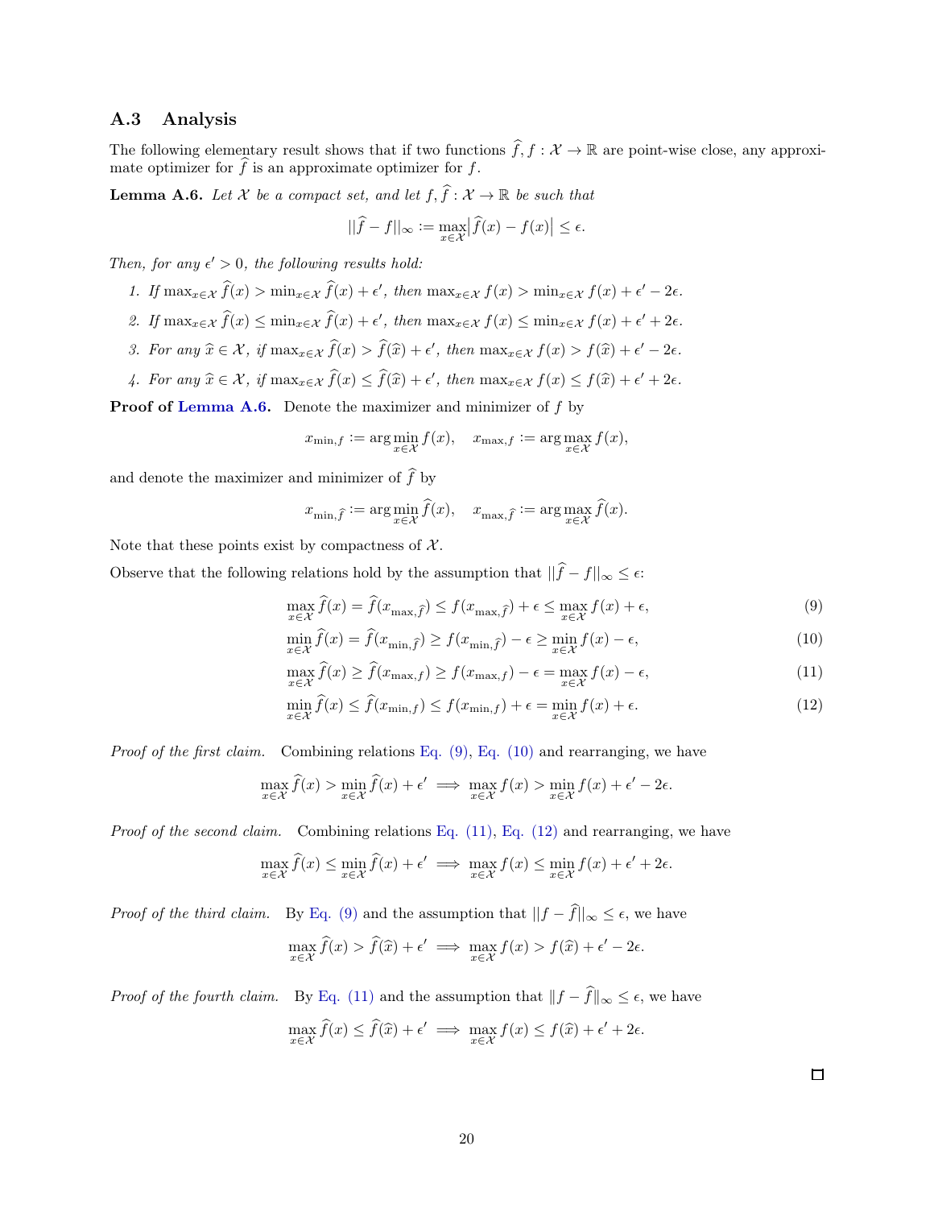### A.3 Analysis

The following elementary result shows that if two functions $\widehat{f}, f : \mathcal{X} \to \mathbb{R}$ are point-wise close, any approximate optimizer for $\widehat{f}$ is an approximate optimizer for $f$.

**Lemma A.6.** *Let $\mathcal{X}$ be a compact set, and let $f, \widehat{f} : \mathcal{X} \to \mathbb{R}$ be such that*

$$||\widehat{f} - f||_\infty := \max_{x \in \mathcal{X}} \left| \widehat{f}(x) - f(x) \right| \leq \epsilon.$$

*Then, for any $\epsilon' > 0$, the following results hold:*

1. *If $\max_{x \in \mathcal{X}} \widehat{f}(x) > \min_{x \in \mathcal{X}} \widehat{f}(x) + \epsilon'$, then $\max_{x \in \mathcal{X}} f(x) > \min_{x \in \mathcal{X}} f(x) + \epsilon' - 2\epsilon$.*
2. *If $\max_{x \in \mathcal{X}} \widehat{f}(x) \leq \min_{x \in \mathcal{X}} \widehat{f}(x) + \epsilon'$, then $\max_{x \in \mathcal{X}} f(x) \leq \min_{x \in \mathcal{X}} f(x) + \epsilon' + 2\epsilon$.*
3. *For any $\widehat{x} \in \mathcal{X}$, if $\max_{x \in \mathcal{X}} \widehat{f}(x) > \widehat{f}(\widehat{x}) + \epsilon'$, then $\max_{x \in \mathcal{X}} f(x) > f(\widehat{x}) + \epsilon' - 2\epsilon$.*
4. *For any $\widehat{x} \in \mathcal{X}$, if $\max_{x \in \mathcal{X}} \widehat{f}(x) \leq \widehat{f}(\widehat{x}) + \epsilon'$, then $\max_{x \in \mathcal{X}} f(x) \leq f(\widehat{x}) + \epsilon' + 2\epsilon$.*

**Proof of Lemma A.6.** Denote the maximizer and minimizer of $f$ by

$$x_{\min,f} := \arg\min_{x \in \mathcal{X}} f(x), \quad x_{\max,f} := \arg\max_{x \in \mathcal{X}} f(x),$$

and denote the maximizer and minimizer of $\widehat{f}$ by

$$x_{\min,\widehat{f}} := \arg\min_{x \in \mathcal{X}} \widehat{f}(x), \quad x_{\max,\widehat{f}} := \arg\max_{x \in \mathcal{X}} \widehat{f}(x).$$

Note that these points exist by compactness of $\mathcal{X}$.

Observe that the following relations hold by the assumption that $||\widehat{f} - f||_\infty \leq \epsilon$:

$$\max_{x \in \mathcal{X}} \widehat{f}(x) = \widehat{f}(x_{\max,\widehat{f}}) \leq f(x_{\max,\widehat{f}}) + \epsilon \leq \max_{x \in \mathcal{X}} f(x) + \epsilon, \tag{9}$$

$$\min_{x \in \mathcal{X}} \widehat{f}(x) = \widehat{f}(x_{\min,\widehat{f}}) \geq f(x_{\min,\widehat{f}}) - \epsilon \geq \min_{x \in \mathcal{X}} f(x) - \epsilon, \tag{10}$$

$$\max_{x \in \mathcal{X}} \widehat{f}(x) \geq \widehat{f}(x_{\max,f}) \geq f(x_{\max,f}) - \epsilon = \max_{x \in \mathcal{X}} f(x) - \epsilon, \tag{11}$$

$$\min_{x \in \mathcal{X}} \widehat{f}(x) \leq \widehat{f}(x_{\min,f}) \leq f(x_{\min,f}) + \epsilon = \min_{x \in \mathcal{X}} f(x) + \epsilon. \tag{12}$$

*Proof of the first claim.* Combining relations Eq. (9), Eq. (10) and rearranging, we have

$$\max_{x \in \mathcal{X}} \widehat{f}(x) > \min_{x \in \mathcal{X}} \widehat{f}(x) + \epsilon' \implies \max_{x \in \mathcal{X}} f(x) > \min_{x \in \mathcal{X}} f(x) + \epsilon' - 2\epsilon.$$

*Proof of the second claim.* Combining relations Eq. (11), Eq. (12) and rearranging, we have

$$\max_{x \in \mathcal{X}} \widehat{f}(x) \leq \min_{x \in \mathcal{X}} \widehat{f}(x) + \epsilon' \implies \max_{x \in \mathcal{X}} f(x) \leq \min_{x \in \mathcal{X}} f(x) + \epsilon' + 2\epsilon.$$

*Proof of the third claim.* By Eq. (9) and the assumption that $||f - \widehat{f}||_\infty \leq \epsilon$, we have

$$\max_{x \in \mathcal{X}} \widehat{f}(x) > \widehat{f}(\widehat{x}) + \epsilon' \implies \max_{x \in \mathcal{X}} f(x) > f(\widehat{x}) + \epsilon' - 2\epsilon.$$

*Proof of the fourth claim.* By Eq. (11) and the assumption that $\|f - \widehat{f}\|_\infty \leq \epsilon$, we have

$$\max_{x \in \mathcal{X}} \widehat{f}(x) \leq \widehat{f}(\widehat{x}) + \epsilon' \implies \max_{x \in \mathcal{X}} f(x) \leq f(\widehat{x}) + \epsilon' + 2\epsilon.$$

$\square$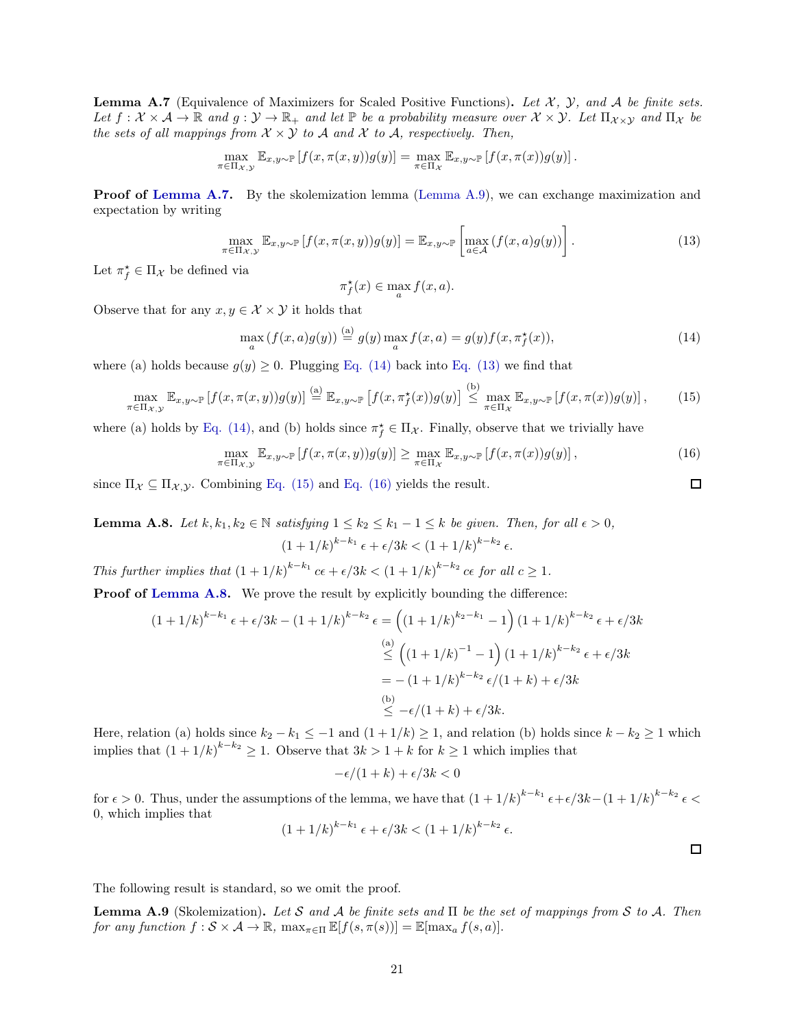**Lemma A.7** (Equivalence of Maximizers for Scaled Positive Functions). *Let $\mathcal{X}$, $\mathcal{Y}$, and $\mathcal{A}$ be finite sets. Let $f : \mathcal{X} \times \mathcal{A} \to \mathbb{R}$ and $g : \mathcal{Y} \to \mathbb{R}_+$ and let $\mathbb{P}$ be a probability measure over $\mathcal{X} \times \mathcal{Y}$. Let $\Pi_{\mathcal{X}\times\mathcal{Y}}$ and $\Pi_{\mathcal{X}}$ be the sets of all mappings from $\mathcal{X} \times \mathcal{Y}$ to $\mathcal{A}$ and $\mathcal{X}$ to $\mathcal{A}$, respectively. Then,*

$$\max_{\pi\in\Pi_{\mathcal{X},\mathcal{Y}}} \mathbb{E}_{x,y\sim\mathbb{P}}\left[f(x,\pi(x,y))g(y)\right] = \max_{\pi\in\Pi_{\mathcal{X}}} \mathbb{E}_{x,y\sim\mathbb{P}}\left[f(x,\pi(x))g(y)\right].$$

**Proof of Lemma A.7.** By the skolemization lemma (Lemma A.9), we can exchange maximization and expectation by writing

$$\max_{\pi\in\Pi_{\mathcal{X},\mathcal{Y}}} \mathbb{E}_{x,y\sim\mathbb{P}}\left[f(x,\pi(x,y))g(y)\right] = \mathbb{E}_{x,y\sim\mathbb{P}}\left[\max_{a\in\mathcal{A}}\left(f(x,a)g(y)\right)\right]. \tag{13}$$

Let $\pi_f^\star \in \Pi_{\mathcal{X}}$ be defined via

$$\pi_f^\star(x) \in \max_a f(x,a).$$

Observe that for any $x, y \in \mathcal{X}\times\mathcal{Y}$ it holds that

$$\max_a \left(f(x,a)g(y)\right) \overset{\text{(a)}}{=} g(y)\max_a f(x,a) = g(y)f(x,\pi_f^\star(x)), \tag{14}$$

where (a) holds because $g(y) \geq 0$. Plugging Eq. (14) back into Eq. (13) we find that

$$\max_{\pi\in\Pi_{\mathcal{X},\mathcal{Y}}} \mathbb{E}_{x,y\sim\mathbb{P}}\left[f(x,\pi(x,y))g(y)\right] \overset{\text{(a)}}{=} \mathbb{E}_{x,y\sim\mathbb{P}}\left[f(x,\pi_f^\star(x))g(y)\right] \overset{\text{(b)}}{\leq} \max_{\pi\in\Pi_{\mathcal{X}}} \mathbb{E}_{x,y\sim\mathbb{P}}\left[f(x,\pi(x))g(y)\right], \tag{15}$$

where (a) holds by Eq. (14), and (b) holds since $\pi_f^\star \in \Pi_{\mathcal{X}}$. Finally, observe that we trivially have

$$\max_{\pi\in\Pi_{\mathcal{X},\mathcal{Y}}} \mathbb{E}_{x,y\sim\mathbb{P}}\left[f(x,\pi(x,y))g(y)\right] \geq \max_{\pi\in\Pi_{\mathcal{X}}} \mathbb{E}_{x,y\sim\mathbb{P}}\left[f(x,\pi(x))g(y)\right], \tag{16}$$

since $\Pi_{\mathcal{X}} \subseteq \Pi_{\mathcal{X},\mathcal{Y}}$. Combining Eq. (15) and Eq. (16) yields the result. $\square$

**Lemma A.8.** *Let $k, k_1, k_2 \in \mathbb{N}$ satisfying $1 \leq k_2 \leq k_1 - 1 \leq k$ be given. Then, for all $\epsilon > 0$,*

$$(1+1/k)^{k-k_1}\,\epsilon + \epsilon/3k < (1+1/k)^{k-k_2}\,\epsilon.$$

*This further implies that $(1+1/k)^{k-k_1} c\epsilon + \epsilon/3k < (1+1/k)^{k-k_2} c\epsilon$ for all $c \geq 1$.*

**Proof of Lemma A.8.** We prove the result by explicitly bounding the difference:

$$\begin{aligned}
(1+1/k)^{k-k_1}\,\epsilon + \epsilon/3k - (1+1/k)^{k-k_2}\,\epsilon &= \left((1+1/k)^{k_2-k_1} - 1\right)(1+1/k)^{k-k_2}\,\epsilon + \epsilon/3k \\
&\overset{\text{(a)}}{\leq} \left((1+1/k)^{-1} - 1\right)(1+1/k)^{k-k_2}\,\epsilon + \epsilon/3k \\
&= -(1+1/k)^{k-k_2}\,\epsilon/(1+k) + \epsilon/3k \\
&\overset{\text{(b)}}{\leq} -\epsilon/(1+k) + \epsilon/3k.
\end{aligned}$$

Here, relation (a) holds since $k_2 - k_1 \leq -1$ and $(1+1/k) \geq 1$, and relation (b) holds since $k - k_2 \geq 1$ which implies that $(1+1/k)^{k-k_2} \geq 1$. Observe that $3k > 1+k$ for $k \geq 1$ which implies that

$$-\epsilon/(1+k) + \epsilon/3k < 0$$

for $\epsilon > 0$. Thus, under the assumptions of the lemma, we have that $(1+1/k)^{k-k_1}\,\epsilon + \epsilon/3k - (1+1/k)^{k-k_2}\,\epsilon < 0$, which implies that

$$(1+1/k)^{k-k_1}\,\epsilon + \epsilon/3k < (1+1/k)^{k-k_2}\,\epsilon.$$

$\square$

The following result is standard, so we omit the proof.

**Lemma A.9** (Skolemization). *Let $\mathcal{S}$ and $\mathcal{A}$ be finite sets and $\Pi$ be the set of mappings from $\mathcal{S}$ to $\mathcal{A}$. Then for any function $f : \mathcal{S}\times\mathcal{A} \to \mathbb{R}$, $\max_{\pi\in\Pi} \mathbb{E}[f(s,\pi(s))] = \mathbb{E}[\max_a f(s,a)]$.*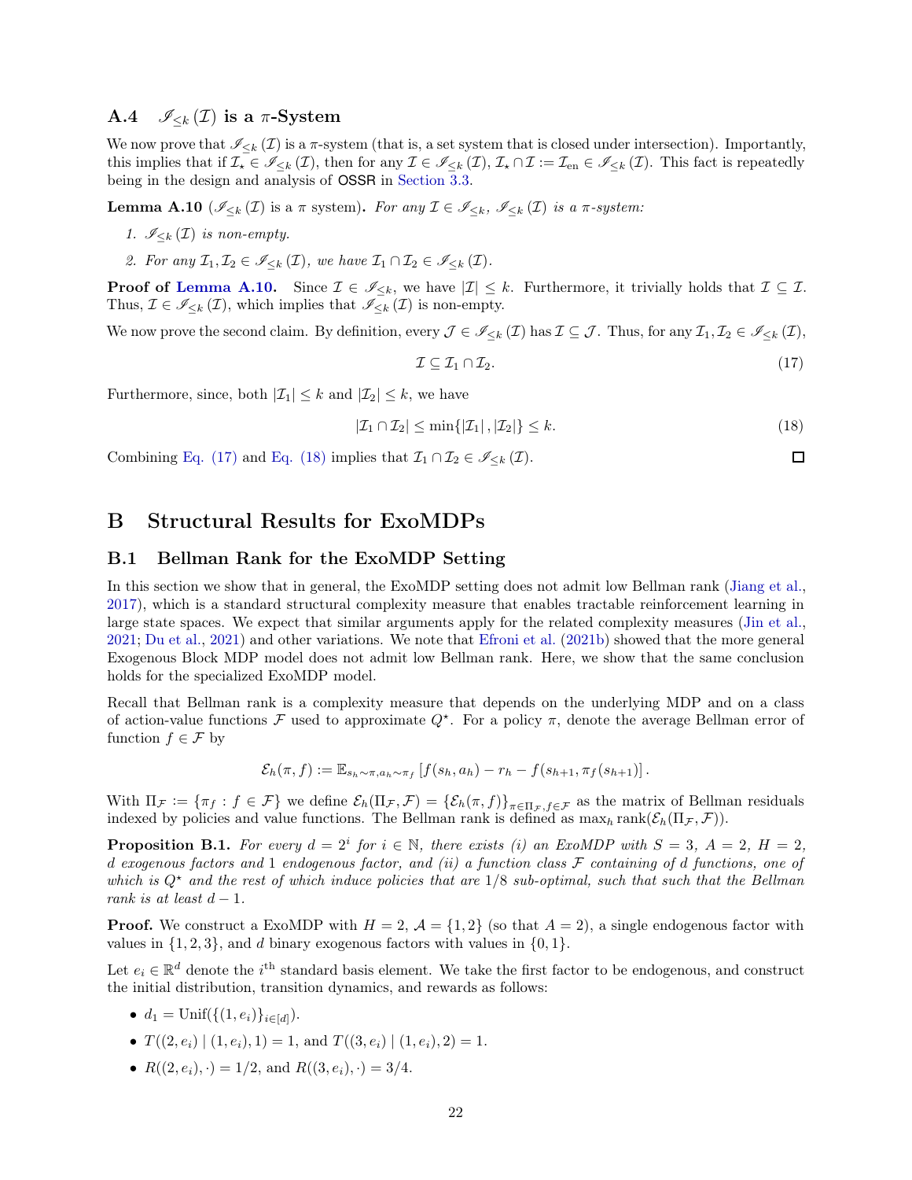### A.4 $\mathscr{I}_{\leq k}(\mathcal{I})$ is a $\pi$-System

We now prove that $\mathscr{I}_{\leq k}(\mathcal{I})$ is a $\pi$-system (that is, a set system that is closed under intersection). Importantly, this implies that if $\mathcal{I}_\star \in \mathscr{I}_{\leq k}(\mathcal{I})$, then for any $\mathcal{I} \in \mathscr{I}_{\leq k}(\mathcal{I})$, $\mathcal{I}_\star \cap \mathcal{I} := \mathcal{I}_{\text{en}} \in \mathscr{I}_{\leq k}(\mathcal{I})$. This fact is repeatedly being in the design and analysis of OSSR in Section 3.3.

**Lemma A.10** ($\mathscr{I}_{\leq k}(\mathcal{I})$ is a $\pi$ system)**.** *For any $\mathcal{I} \in \mathscr{I}_{\leq k}$, $\mathscr{I}_{\leq k}(\mathcal{I})$ is a $\pi$-system:*

1. *$\mathscr{I}_{\leq k}(\mathcal{I})$ is non-empty.*
2. *For any $\mathcal{I}_1, \mathcal{I}_2 \in \mathscr{I}_{\leq k}(\mathcal{I})$, we have $\mathcal{I}_1 \cap \mathcal{I}_2 \in \mathscr{I}_{\leq k}(\mathcal{I})$.*

**Proof of Lemma A.10.** Since $\mathcal{I} \in \mathscr{I}_{\leq k}$, we have $|\mathcal{I}| \leq k$. Furthermore, it trivially holds that $\mathcal{I} \subseteq \mathcal{I}$. Thus, $\mathcal{I} \in \mathscr{I}_{\leq k}(\mathcal{I})$, which implies that $\mathscr{I}_{\leq k}(\mathcal{I})$ is non-empty.

We now prove the second claim. By definition, every $\mathcal{J} \in \mathscr{I}_{\leq k}(\mathcal{I})$ has $\mathcal{I} \subseteq \mathcal{J}$. Thus, for any $\mathcal{I}_1, \mathcal{I}_2 \in \mathscr{I}_{\leq k}(\mathcal{I})$,

$$\mathcal{I} \subseteq \mathcal{I}_1 \cap \mathcal{I}_2. \tag{17}$$

Furthermore, since, both $|\mathcal{I}_1| \leq k$ and $|\mathcal{I}_2| \leq k$, we have

$$|\mathcal{I}_1 \cap \mathcal{I}_2| \leq \min\{|\mathcal{I}_1|, |\mathcal{I}_2|\} \leq k. \tag{18}$$

Combining Eq. (17) and Eq. (18) implies that $\mathcal{I}_1 \cap \mathcal{I}_2 \in \mathscr{I}_{\leq k}(\mathcal{I})$. $\square$

## B Structural Results for ExoMDPs

### B.1 Bellman Rank for the ExoMDP Setting

In this section we show that in general, the ExoMDP setting does not admit low Bellman rank (Jiang et al., 2017), which is a standard structural complexity measure that enables tractable reinforcement learning in large state spaces. We expect that similar arguments apply for the related complexity measures (Jin et al., 2021; Du et al., 2021) and other variations. We note that Efroni et al. (2021b) showed that the more general Exogenous Block MDP model does not admit low Bellman rank. Here, we show that the same conclusion holds for the specialized ExoMDP model.

Recall that Bellman rank is a complexity measure that depends on the underlying MDP and on a class of action-value functions $\mathcal{F}$ used to approximate $Q^\star$. For a policy $\pi$, denote the average Bellman error of function $f \in \mathcal{F}$ by

$$\mathcal{E}_h(\pi, f) := \mathbb{E}_{s_h \sim \pi, a_h \sim \pi_f}\left[f(s_h, a_h) - r_h - f(s_{h+1}, \pi_f(s_{h+1}))\right].$$

With $\Pi_\mathcal{F} := \{\pi_f : f \in \mathcal{F}\}$ we define $\mathcal{E}_h(\Pi_\mathcal{F}, \mathcal{F}) = \{\mathcal{E}_h(\pi, f)\}_{\pi \in \Pi_\mathcal{F}, f \in \mathcal{F}}$ as the matrix of Bellman residuals indexed by policies and value functions. The Bellman rank is defined as $\max_h \operatorname{rank}(\mathcal{E}_h(\Pi_\mathcal{F}, \mathcal{F}))$.

**Proposition B.1.** *For every $d = 2^i$ for $i \in \mathbb{N}$, there exists (i) an ExoMDP with $S = 3$, $A = 2$, $H = 2$, $d$ exogenous factors and 1 endogenous factor, and (ii) a function class $\mathcal{F}$ containing of $d$ functions, one of which is $Q^\star$ and the rest of which induce policies that are $1/8$ sub-optimal, such that such that the Bellman rank is at least $d - 1$.*

**Proof.** We construct a ExoMDP with $H = 2$, $\mathcal{A} = \{1, 2\}$ (so that $A = 2$), a single endogenous factor with values in $\{1, 2, 3\}$, and $d$ binary exogenous factors with values in $\{0, 1\}$.

Let $e_i \in \mathbb{R}^d$ denote the $i^{\text{th}}$ standard basis element. We take the first factor to be endogenous, and construct the initial distribution, transition dynamics, and rewards as follows:

- $d_1 = \text{Unif}(\{(1, e_i)\}_{i \in [d]})$.
- $T((2, e_i) \mid (1, e_i), 1) = 1$, and $T((3, e_i) \mid (1, e_i), 2) = 1$.
- $R((2, e_i), \cdot) = 1/2$, and $R((3, e_i), \cdot) = 3/4$.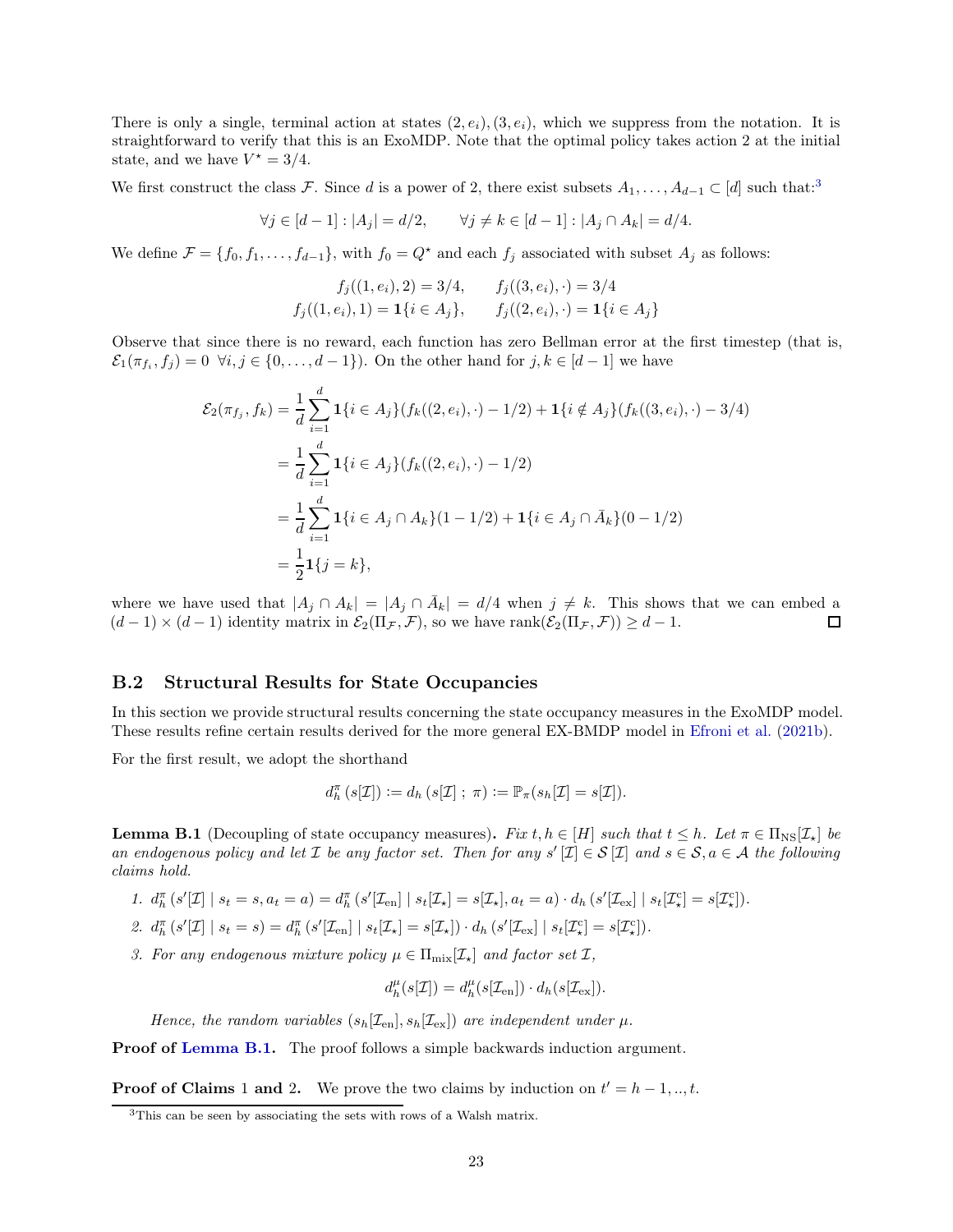There is only a single, terminal action at states $(2, e_i), (3, e_i)$, which we suppress from the notation. It is straightforward to verify that this is an ExoMDP. Note that the optimal policy takes action 2 at the initial state, and we have $V^\star = 3/4$.

We first construct the class $\mathcal{F}$. Since $d$ is a power of 2, there exist subsets $A_1, \ldots, A_{d-1} \subset [d]$ such that:[3]

$$\forall j \in [d-1] : |A_j| = d/2, \qquad \forall j \neq k \in [d-1] : |A_j \cap A_k| = d/4.$$

We define $\mathcal{F} = \{f_0, f_1, \ldots, f_{d-1}\}$, with $f_0 = Q^\star$ and each $f_j$ associated with subset $A_j$ as follows:

$$f_j((1, e_i), 2) = 3/4, \qquad f_j((3, e_i), \cdot) = 3/4$$
$$f_j((1, e_i), 1) = \mathbf{1}\{i \in A_j\}, \qquad f_j((2, e_i), \cdot) = \mathbf{1}\{i \in A_j\}$$

Observe that since there is no reward, each function has zero Bellman error at the first timestep (that is, $\mathcal{E}_1(\pi_{f_i}, f_j) = 0 \ \ \forall i, j \in \{0, \ldots, d-1\}$). On the other hand for $j, k \in [d-1]$ we have

$$\begin{aligned}
\mathcal{E}_2(\pi_{f_j}, f_k) &= \frac{1}{d}\sum_{i=1}^{d} \mathbf{1}\{i \in A_j\}(f_k((2, e_i), \cdot) - 1/2) + \mathbf{1}\{i \notin A_j\}(f_k((3, e_i), \cdot) - 3/4) \\
&= \frac{1}{d}\sum_{i=1}^{d} \mathbf{1}\{i \in A_j\}(f_k((2, e_i), \cdot) - 1/2) \\
&= \frac{1}{d}\sum_{i=1}^{d} \mathbf{1}\{i \in A_j \cap A_k\}(1 - 1/2) + \mathbf{1}\{i \in A_j \cap \bar{A}_k\}(0 - 1/2) \\
&= \frac{1}{2}\mathbf{1}\{j = k\},
\end{aligned}$$

where we have used that $|A_j \cap A_k| = |A_j \cap \bar{A}_k| = d/4$ when $j \neq k$. This shows that we can embed a $(d-1) \times (d-1)$ identity matrix in $\mathcal{E}_2(\Pi_\mathcal{F}, \mathcal{F})$, so we have $\mathrm{rank}(\mathcal{E}_2(\Pi_\mathcal{F}, \mathcal{F})) \geq d - 1$. $\square$

## B.2 Structural Results for State Occupancies

In this section we provide structural results concerning the state occupancy measures in the ExoMDP model. These results refine certain results derived for the more general EX-BMDP model in Efroni et al. (2021b).

For the first result, we adopt the shorthand

$$d_h^\pi\left(s[\mathcal{I}]\right) := d_h\left(s[\mathcal{I}]\ ;\ \pi\right) := \mathbb{P}_\pi(s_h[\mathcal{I}] = s[\mathcal{I}]).$$

**Lemma B.1** (Decoupling of state occupancy measures)**.** *Fix $t, h \in [H]$ such that $t \leq h$. Let $\pi \in \Pi_{\mathrm{NS}}[\mathcal{I}_\star]$ be an endogenous policy and let $\mathcal{I}$ be any factor set. Then for any $s'[\mathcal{I}] \in \mathcal{S}[\mathcal{I}]$ and $s \in \mathcal{S}, a \in \mathcal{A}$ the following claims hold.*

1. $d_h^\pi\left(s'[\mathcal{I}] \mid s_t = s, a_t = a\right) = d_h^\pi\left(s'[\mathcal{I}_{\mathrm{en}}] \mid s_t[\mathcal{I}_\star] = s[\mathcal{I}_\star], a_t = a\right) \cdot d_h\left(s'[\mathcal{I}_{\mathrm{ex}}] \mid s_t[\mathcal{I}_\star^{\mathrm{c}}] = s[\mathcal{I}_\star^{\mathrm{c}}]\right)$.
2. $d_h^\pi\left(s'[\mathcal{I}] \mid s_t = s\right) = d_h^\pi\left(s'[\mathcal{I}_{\mathrm{en}}] \mid s_t[\mathcal{I}_\star] = s[\mathcal{I}_\star]\right) \cdot d_h\left(s'[\mathcal{I}_{\mathrm{ex}}] \mid s_t[\mathcal{I}_\star^{\mathrm{c}}] = s[\mathcal{I}_\star^{\mathrm{c}}]\right)$.
3. *For any endogenous mixture policy $\mu \in \Pi_{\mathrm{mix}}[\mathcal{I}_\star]$ and factor set $\mathcal{I}$,*

$$d_h^\mu(s[\mathcal{I}]) = d_h^\mu(s[\mathcal{I}_{\mathrm{en}}]) \cdot d_h(s[\mathcal{I}_{\mathrm{ex}}]).$$

   *Hence, the random variables $(s_h[\mathcal{I}_{\mathrm{en}}], s_h[\mathcal{I}_{\mathrm{ex}}])$ are independent under $\mu$.*

**Proof of Lemma B.1.** The proof follows a simple backwards induction argument.

**Proof of Claims 1 and 2.** We prove the two claims by induction on $t' = h-1, .., t$.

[3] This can be seen by associating the sets with rows of a Walsh matrix.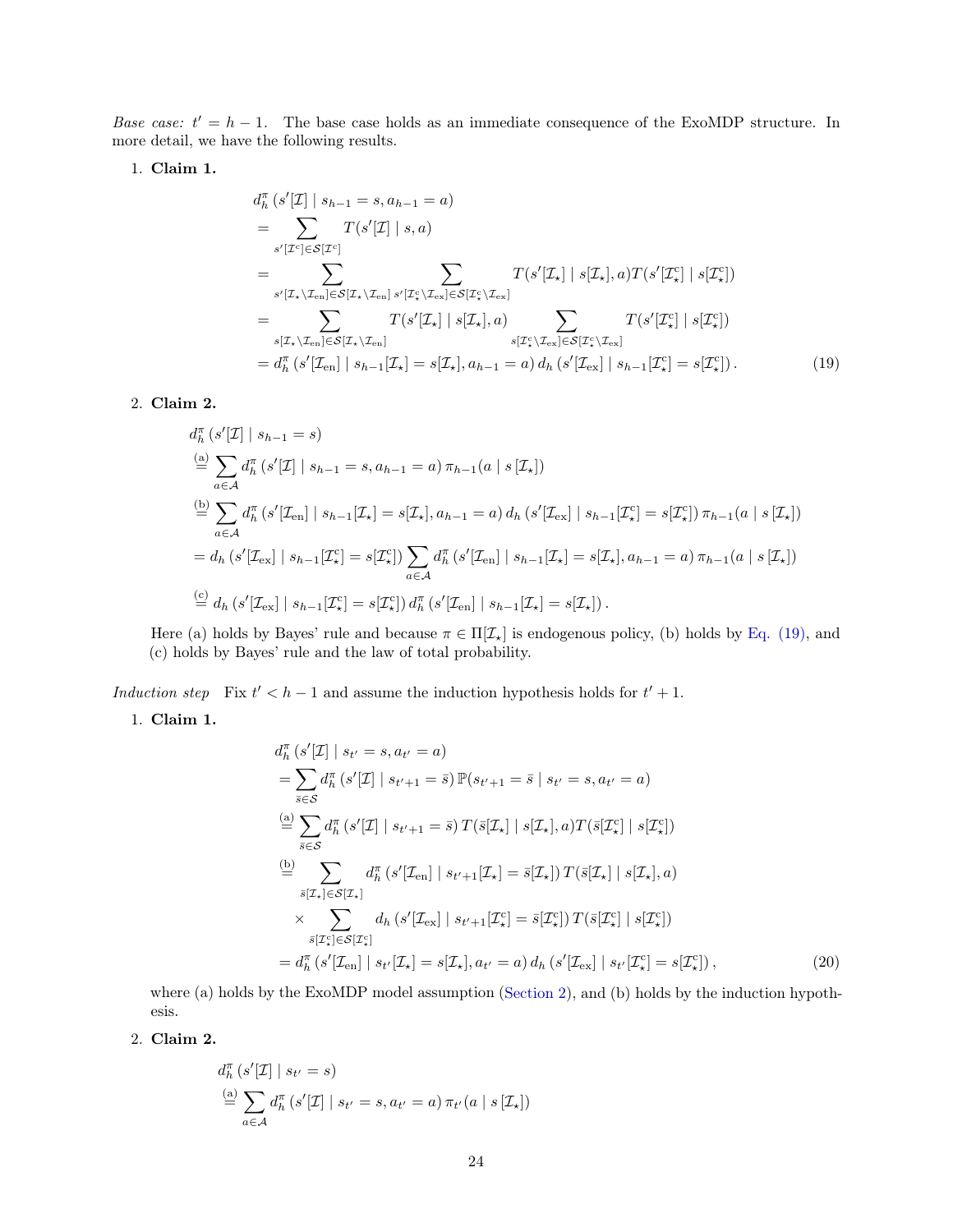*Base case:* $t' = h-1$. The base case holds as an immediate consequence of the ExoMDP structure. In more detail, we have the following results.

1. **Claim 1.**

$$
\begin{aligned}
& d_h^\pi\left(s'[\mathcal{I}] \mid s_{h-1}=s, a_{h-1}=a\right) \\
&= \sum_{s'[\mathcal{I}^c] \in \mathcal{S}[\mathcal{I}^c]} T(s'[\mathcal{I}] \mid s, a) \\
&= \sum_{s'[\mathcal{I}_\star \setminus \mathcal{I}_{\mathrm{en}}] \in \mathcal{S}[\mathcal{I}_\star \setminus \mathcal{I}_{\mathrm{en}}]} \sum_{s'[\mathcal{I}_\star^c \setminus \mathcal{I}_{\mathrm{ex}}] \in \mathcal{S}[\mathcal{I}_\star^c \setminus \mathcal{I}_{\mathrm{ex}}]} T(s'[\mathcal{I}_\star] \mid s[\mathcal{I}_\star], a) T(s'[\mathcal{I}_\star^c] \mid s[\mathcal{I}_\star^c]) \\
&= \sum_{s[\mathcal{I}_\star \setminus \mathcal{I}_{\mathrm{en}}] \in \mathcal{S}[\mathcal{I}_\star \setminus \mathcal{I}_{\mathrm{en}}]} T(s'[\mathcal{I}_\star] \mid s[\mathcal{I}_\star], a) \sum_{s[\mathcal{I}_\star^c \setminus \mathcal{I}_{\mathrm{ex}}] \in \mathcal{S}[\mathcal{I}_\star^c \setminus \mathcal{I}_{\mathrm{ex}}]} T(s'[\mathcal{I}_\star^c] \mid s[\mathcal{I}_\star^c]) \\
&= d_h^\pi\left(s'[\mathcal{I}_{\mathrm{en}}] \mid s_{h-1}[\mathcal{I}_\star] = s[\mathcal{I}_\star], a_{h-1}=a\right) d_h\left(s'[\mathcal{I}_{\mathrm{ex}}] \mid s_{h-1}[\mathcal{I}_\star^c] = s[\mathcal{I}_\star^c]\right).
\end{aligned} \tag{19}
$$

2. **Claim 2.**

$$
\begin{aligned}
& d_h^\pi\left(s'[\mathcal{I}] \mid s_{h-1}=s\right) \\
&\overset{(a)}{=} \sum_{a \in \mathcal{A}} d_h^\pi\left(s'[\mathcal{I}] \mid s_{h-1}=s, a_{h-1}=a\right) \pi_{h-1}(a \mid s[\mathcal{I}_\star]) \\
&\overset{(b)}{=} \sum_{a \in \mathcal{A}} d_h^\pi\left(s'[\mathcal{I}_{\mathrm{en}}] \mid s_{h-1}[\mathcal{I}_\star] = s[\mathcal{I}_\star], a_{h-1}=a\right) d_h\left(s'[\mathcal{I}_{\mathrm{ex}}] \mid s_{h-1}[\mathcal{I}_\star^c] = s[\mathcal{I}_\star^c]\right) \pi_{h-1}(a \mid s[\mathcal{I}_\star]) \\
&= d_h\left(s'[\mathcal{I}_{\mathrm{ex}}] \mid s_{h-1}[\mathcal{I}_\star^c] = s[\mathcal{I}_\star^c]\right) \sum_{a \in \mathcal{A}} d_h^\pi\left(s'[\mathcal{I}_{\mathrm{en}}] \mid s_{h-1}[\mathcal{I}_\star] = s[\mathcal{I}_\star], a_{h-1}=a\right) \pi_{h-1}(a \mid s[\mathcal{I}_\star]) \\
&\overset{(c)}{=} d_h\left(s'[\mathcal{I}_{\mathrm{ex}}] \mid s_{h-1}[\mathcal{I}_\star^c] = s[\mathcal{I}_\star^c]\right) d_h^\pi\left(s'[\mathcal{I}_{\mathrm{en}}] \mid s_{h-1}[\mathcal{I}_\star] = s[\mathcal{I}_\star]\right).
\end{aligned}
$$

   Here (a) holds by Bayes' rule and because $\pi \in \Pi[\mathcal{I}_\star]$ is endogenous policy, (b) holds by Eq. (19), and (c) holds by Bayes' rule and the law of total probability.

*Induction step* Fix $t' < h-1$ and assume the induction hypothesis holds for $t'+1$.

1. **Claim 1.**

$$
\begin{aligned}
& d_h^\pi\left(s'[\mathcal{I}] \mid s_{t'}=s, a_{t'}=a\right) \\
&= \sum_{\bar{s} \in \mathcal{S}} d_h^\pi\left(s'[\mathcal{I}] \mid s_{t'+1}=\bar{s}\right) \mathbb{P}(s_{t'+1}=\bar{s} \mid s_{t'}=s, a_{t'}=a) \\
&\overset{(a)}{=} \sum_{\bar{s} \in \mathcal{S}} d_h^\pi\left(s'[\mathcal{I}] \mid s_{t'+1}=\bar{s}\right) T(\bar{s}[\mathcal{I}_\star] \mid s[\mathcal{I}_\star], a) T(\bar{s}[\mathcal{I}_\star^c] \mid s[\mathcal{I}_\star^c]) \\
&\overset{(b)}{=} \sum_{\bar{s}[\mathcal{I}_\star] \in \mathcal{S}[\mathcal{I}_\star]} d_h^\pi\left(s'[\mathcal{I}_{\mathrm{en}}] \mid s_{t'+1}[\mathcal{I}_\star] = \bar{s}[\mathcal{I}_\star]\right) T(\bar{s}[\mathcal{I}_\star] \mid s[\mathcal{I}_\star], a) \\
&\quad \times \sum_{\bar{s}[\mathcal{I}_\star^c] \in \mathcal{S}[\mathcal{I}_\star^c]} d_h\left(s'[\mathcal{I}_{\mathrm{ex}}] \mid s_{t'+1}[\mathcal{I}_\star^c] = \bar{s}[\mathcal{I}_\star^c]\right) T(\bar{s}[\mathcal{I}_\star^c] \mid s[\mathcal{I}_\star^c]) \\
&= d_h^\pi\left(s'[\mathcal{I}_{\mathrm{en}}] \mid s_{t'}[\mathcal{I}_\star] = s[\mathcal{I}_\star], a_{t'}=a\right) d_h\left(s'[\mathcal{I}_{\mathrm{ex}}] \mid s_{t'}[\mathcal{I}_\star^c] = s[\mathcal{I}_\star^c]\right),
\end{aligned} \tag{20}
$$

   where (a) holds by the ExoMDP model assumption (Section 2), and (b) holds by the induction hypothesis.

2. **Claim 2.**

$$
\begin{aligned}
& d_h^\pi\left(s'[\mathcal{I}] \mid s_{t'}=s\right) \\
&\overset{(a)}{=} \sum_{a \in \mathcal{A}} d_h^\pi\left(s'[\mathcal{I}] \mid s_{t'}=s, a_{t'}=a\right) \pi_{t'}(a \mid s[\mathcal{I}_\star])
\end{aligned}
$$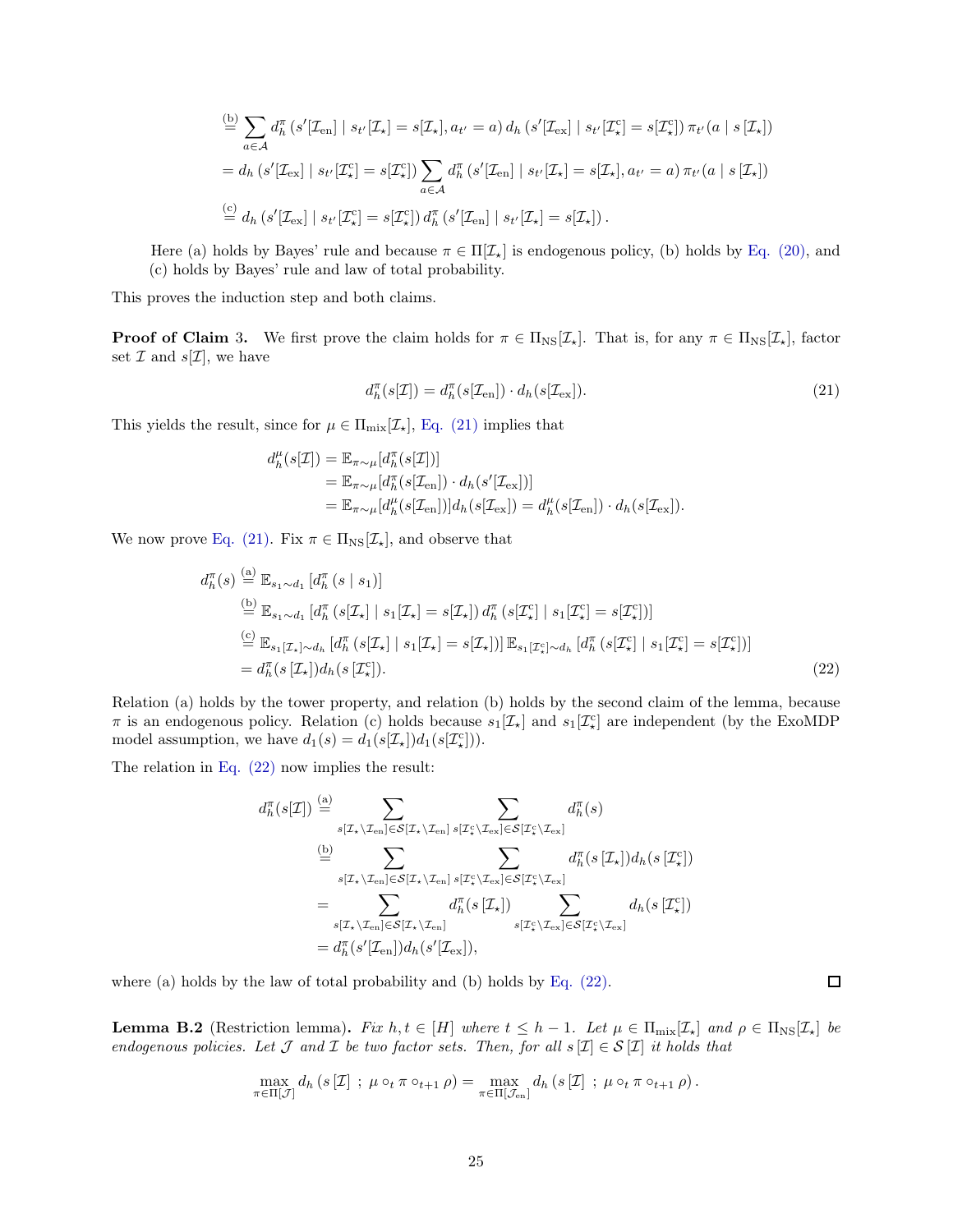$$
\begin{aligned}
&\stackrel{\text{(b)}}{=} \sum_{a \in \mathcal{A}} d_h^\pi\left(s'[\mathcal{I}_{\text{en}}] \mid s_{t'}[\mathcal{I}_\star] = s[\mathcal{I}_\star], a_{t'} = a\right) d_h\left(s'[\mathcal{I}_{\text{ex}}] \mid s_{t'}[\mathcal{I}_\star^{\text{c}}] = s[\mathcal{I}_\star^{\text{c}}]\right) \pi_{t'}(a \mid s\left[\mathcal{I}_\star\right]) \\
&= d_h\left(s'[\mathcal{I}_{\text{ex}}] \mid s_{t'}[\mathcal{I}_\star^{\text{c}}] = s[\mathcal{I}_\star^{\text{c}}]\right) \sum_{a \in \mathcal{A}} d_h^\pi\left(s'[\mathcal{I}_{\text{en}}] \mid s_{t'}[\mathcal{I}_\star] = s[\mathcal{I}_\star], a_{t'} = a\right) \pi_{t'}(a \mid s\left[\mathcal{I}_\star\right]) \\
&\stackrel{\text{(c)}}{=} d_h\left(s'[\mathcal{I}_{\text{ex}}] \mid s_{t'}[\mathcal{I}_\star^{\text{c}}] = s[\mathcal{I}_\star^{\text{c}}]\right) d_h^\pi\left(s'[\mathcal{I}_{\text{en}}] \mid s_{t'}[\mathcal{I}_\star] = s[\mathcal{I}_\star]\right).
\end{aligned}
$$

Here (a) holds by Bayes' rule and because $\pi \in \Pi[\mathcal{I}_\star]$ is endogenous policy, (b) holds by Eq. (20), and (c) holds by Bayes' rule and law of total probability.

This proves the induction step and both claims.

**Proof of Claim 3.** We first prove the claim holds for $\pi \in \Pi_{\text{NS}}[\mathcal{I}_\star]$. That is, for any $\pi \in \Pi_{\text{NS}}[\mathcal{I}_\star]$, factor set $\mathcal{I}$ and $s[\mathcal{I}]$, we have

$$
d_h^\pi(s[\mathcal{I}]) = d_h^\pi(s[\mathcal{I}_{\text{en}}]) \cdot d_h(s[\mathcal{I}_{\text{ex}}]). \tag{21}
$$

This yields the result, since for $\mu \in \Pi_{\text{mix}}[\mathcal{I}_\star]$, Eq. (21) implies that

$$
\begin{aligned}
d_h^\mu(s[\mathcal{I}]) &= \mathbb{E}_{\pi \sim \mu}[d_h^\pi(s[\mathcal{I}])] \\
&= \mathbb{E}_{\pi \sim \mu}[d_h^\pi(s[\mathcal{I}_{\text{en}}]) \cdot d_h(s'[\mathcal{I}_{\text{ex}}])] \\
&= \mathbb{E}_{\pi \sim \mu}[d_h^\mu(s[\mathcal{I}_{\text{en}}])] d_h(s[\mathcal{I}_{\text{ex}}]) = d_h^\mu(s[\mathcal{I}_{\text{en}}]) \cdot d_h(s[\mathcal{I}_{\text{ex}}]).
\end{aligned}
$$

We now prove Eq. (21). Fix $\pi \in \Pi_{\text{NS}}[\mathcal{I}_\star]$, and observe that

$$
\begin{aligned}
d_h^\pi(s) &\stackrel{\text{(a)}}{=} \mathbb{E}_{s_1 \sim d_1}\left[d_h^\pi\left(s \mid s_1\right)\right] \\
&\stackrel{\text{(b)}}{=} \mathbb{E}_{s_1 \sim d_1}\left[d_h^\pi\left(s[\mathcal{I}_\star] \mid s_1[\mathcal{I}_\star] = s[\mathcal{I}_\star]\right) d_h^\pi\left(s[\mathcal{I}_\star^{\text{c}}] \mid s_1[\mathcal{I}_\star^{\text{c}}] = s[\mathcal{I}_\star^{\text{c}}]\right)\right] \\
&\stackrel{\text{(c)}}{=} \mathbb{E}_{s_1[\mathcal{I}_\star] \sim d_h}\left[d_h^\pi\left(s[\mathcal{I}_\star] \mid s_1[\mathcal{I}_\star] = s[\mathcal{I}_\star]\right)\right] \mathbb{E}_{s_1[\mathcal{I}_\star^{\text{c}}] \sim d_h}\left[d_h^\pi\left(s[\mathcal{I}_\star^{\text{c}}] \mid s_1[\mathcal{I}_\star^{\text{c}}] = s[\mathcal{I}_\star^{\text{c}}]\right)\right] \\
&= d_h^\pi(s\left[\mathcal{I}_\star\right]) d_h(s\left[\mathcal{I}_\star^{\text{c}}\right]).
\end{aligned} \tag{22}
$$

Relation (a) holds by the tower property, and relation (b) holds by the second claim of the lemma, because $\pi$ is an endogenous policy. Relation (c) holds because $s_1[\mathcal{I}_\star]$ and $s_1[\mathcal{I}_\star^{\text{c}}]$ are independent (by the ExoMDP model assumption, we have $d_1(s) = d_1(s[\mathcal{I}_\star]) d_1(s[\mathcal{I}_\star^{\text{c}}])$).

The relation in Eq. (22) now implies the result:

$$
\begin{aligned}
d_h^\pi(s[\mathcal{I}]) &\stackrel{\text{(a)}}{=} \sum_{s[\mathcal{I}_\star \setminus \mathcal{I}_{\text{en}}] \in \mathcal{S}[\mathcal{I}_\star \setminus \mathcal{I}_{\text{en}}]} \sum_{s[\mathcal{I}_\star^{\text{c}} \setminus \mathcal{I}_{\text{ex}}] \in \mathcal{S}[\mathcal{I}_\star^{\text{c}} \setminus \mathcal{I}_{\text{ex}}]} d_h^\pi(s) \\
&\stackrel{\text{(b)}}{=} \sum_{s[\mathcal{I}_\star \setminus \mathcal{I}_{\text{en}}] \in \mathcal{S}[\mathcal{I}_\star \setminus \mathcal{I}_{\text{en}}]} \sum_{s[\mathcal{I}_\star^{\text{c}} \setminus \mathcal{I}_{\text{ex}}] \in \mathcal{S}[\mathcal{I}_\star^{\text{c}} \setminus \mathcal{I}_{\text{ex}}]} d_h^\pi(s\left[\mathcal{I}_\star\right]) d_h(s\left[\mathcal{I}_\star^{\text{c}}\right]) \\
&= \sum_{s[\mathcal{I}_\star \setminus \mathcal{I}_{\text{en}}] \in \mathcal{S}[\mathcal{I}_\star \setminus \mathcal{I}_{\text{en}}]} d_h^\pi(s\left[\mathcal{I}_\star\right]) \sum_{s[\mathcal{I}_\star^{\text{c}} \setminus \mathcal{I}_{\text{ex}}] \in \mathcal{S}[\mathcal{I}_\star^{\text{c}} \setminus \mathcal{I}_{\text{ex}}]} d_h(s\left[\mathcal{I}_\star^{\text{c}}\right]) \\
&= d_h^\pi(s'[\mathcal{I}_{\text{en}}]) d_h(s'[\mathcal{I}_{\text{ex}}]),
\end{aligned}
$$

where (a) holds by the law of total probability and (b) holds by Eq. (22). $\square$

**Lemma B.2** (Restriction lemma)**.** *Fix $h, t \in [H]$ where $t \leq h - 1$. Let $\mu \in \Pi_{\text{mix}}[\mathcal{I}_\star]$ and $\rho \in \Pi_{\text{NS}}[\mathcal{I}_\star]$ be endogenous policies. Let $\mathcal{J}$ and $\mathcal{I}$ be two factor sets. Then, for all $s\left[\mathcal{I}\right] \in \mathcal{S}\left[\mathcal{I}\right]$ it holds that*

$$
\max_{\pi \in \Pi[\mathcal{J}]} d_h\left(s\left[\mathcal{I}\right] \; ; \; \mu \circ_t \pi \circ_{t+1} \rho\right) = \max_{\pi \in \Pi[\mathcal{J}_{\text{en}}]} d_h\left(s\left[\mathcal{I}\right] \; ; \; \mu \circ_t \pi \circ_{t+1} \rho\right).
$$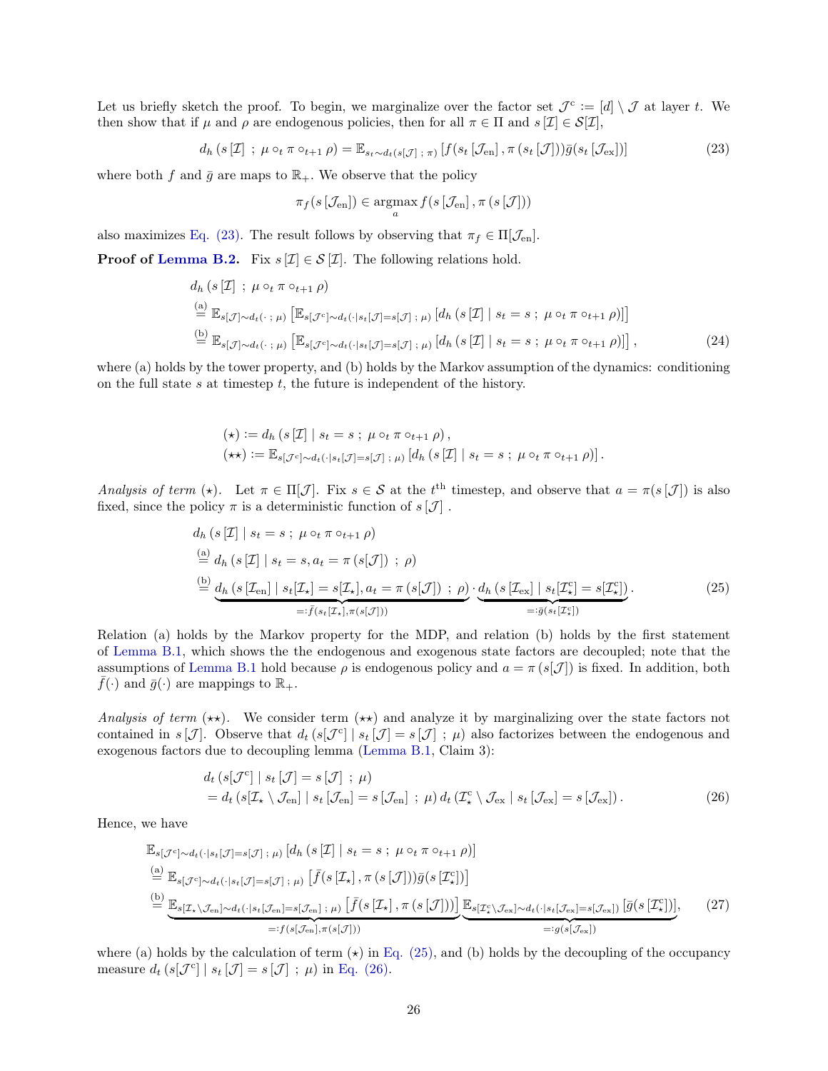Let us briefly sketch the proof. To begin, we marginalize over the factor set $\mathcal{J}^{\mathrm{c}} := [d] \setminus \mathcal{J}$ at layer $t$. We then show that if $\mu$ and $\rho$ are endogenous policies, then for all $\pi \in \Pi$ and $s[\mathcal{I}] \in \mathcal{S}[\mathcal{I}]$,

$$d_h\left(s\left[\mathcal{I}\right] \;;\; \mu \circ_t \pi \circ_{t+1} \rho\right) = \mathbb{E}_{s_t \sim d_t(s[\mathcal{J}] \;;\; \pi)}\left[f(s_t\left[\mathcal{J}_{\mathrm{en}}\right], \pi\left(s_t\left[\mathcal{J}\right]\right))\bar{g}(s_t\left[\mathcal{J}_{\mathrm{ex}}\right])\right] \tag{23}$$

where both $f$ and $\bar{g}$ are maps to $\mathbb{R}_+$. We observe that the policy

$$\pi_f(s\left[\mathcal{J}_{\mathrm{en}}\right]) \in \operatorname*{argmax}_a f(s\left[\mathcal{J}_{\mathrm{en}}\right], \pi\left(s\left[\mathcal{J}\right]\right))$$

also maximizes Eq. (23). The result follows by observing that $\pi_f \in \Pi[\mathcal{J}_{\mathrm{en}}]$.

**Proof of Lemma B.2.** Fix $s\left[\mathcal{I}\right] \in \mathcal{S}\left[\mathcal{I}\right]$. The following relations hold.

$$\begin{aligned}
&d_h\left(s\left[\mathcal{I}\right] \;;\; \mu \circ_t \pi \circ_{t+1} \rho\right) \\
&\overset{(a)}{=} \mathbb{E}_{s[\mathcal{J}] \sim d_t(\cdot\;;\;\mu)}\left[\mathbb{E}_{s[\mathcal{J}^{\mathrm{c}}] \sim d_t(\cdot | s_t[\mathcal{J}] = s[\mathcal{J}]\;;\;\mu)}\left[d_h\left(s\left[\mathcal{I}\right] \mid s_t = s\;;\; \mu \circ_t \pi \circ_{t+1} \rho\right)\right]\right] \\
&\overset{(b)}{=} \mathbb{E}_{s[\mathcal{J}] \sim d_t(\cdot\;;\;\mu)}\left[\mathbb{E}_{s[\mathcal{J}^{\mathrm{c}}] \sim d_t(\cdot | s_t[\mathcal{J}] = s[\mathcal{J}]\;;\;\mu)}\left[d_h\left(s\left[\mathcal{I}\right] \mid s_t = s\;;\; \mu \circ_t \pi \circ_{t+1} \rho\right)\right]\right],
\end{aligned} \tag{24}$$

where (a) holds by the tower property, and (b) holds by the Markov assumption of the dynamics: conditioning on the full state $s$ at timestep $t$, the future is independent of the history.

$$\begin{aligned}
(\star) &:= d_h\left(s\left[\mathcal{I}\right] \mid s_t = s\;;\; \mu \circ_t \pi \circ_{t+1} \rho\right), \\
(\star\star) &:= \mathbb{E}_{s[\mathcal{J}^{\mathrm{c}}] \sim d_t(\cdot | s_t[\mathcal{J}] = s[\mathcal{J}]\;;\;\mu)}\left[d_h\left(s\left[\mathcal{I}\right] \mid s_t = s\;;\; \mu \circ_t \pi \circ_{t+1} \rho\right)\right].
\end{aligned}$$

*Analysis of term* $(\star)$. Let $\pi \in \Pi[\mathcal{J}]$. Fix $s \in \mathcal{S}$ at the $t^{\text{th}}$ timestep, and observe that $a = \pi(s\left[\mathcal{J}\right])$ is also fixed, since the policy $\pi$ is a deterministic function of $s\left[\mathcal{J}\right]$.

$$\begin{aligned}
&d_h\left(s\left[\mathcal{I}\right] \mid s_t = s\;;\; \mu \circ_t \pi \circ_{t+1} \rho\right) \\
&\overset{(a)}{=} d_h\left(s\left[\mathcal{I}\right] \mid s_t = s, a_t = \pi\left(s[\mathcal{J}]\right)\;;\;\rho\right) \\
&\overset{(b)}{=} \underbrace{d_h\left(s\left[\mathcal{I}_{\mathrm{en}}\right] \mid s_t[\mathcal{I}_\star] = s[\mathcal{I}_\star], a_t = \pi\left(s[\mathcal{J}]\right)\;;\;\rho\right)}_{=:\bar{f}(s_t[\mathcal{I}_\star], \pi(s[\mathcal{J}]))} \cdot \underbrace{d_h\left(s\left[\mathcal{I}_{\mathrm{ex}}\right] \mid s_t[\mathcal{I}_\star^{\mathrm{c}}] = s[\mathcal{I}_\star^{\mathrm{c}}]\right)}_{=:\bar{g}(s_t[\mathcal{I}_\star^{\mathrm{c}}])}.
\end{aligned} \tag{25}$$

Relation (a) holds by the Markov property for the MDP, and relation (b) holds by the first statement of Lemma B.1, which shows the the endogenous and exogenous state factors are decoupled; note that the assumptions of Lemma B.1 hold because $\rho$ is endogenous policy and $a = \pi\left(s[\mathcal{J}]\right)$ is fixed. In addition, both $\bar{f}(\cdot)$ and $\bar{g}(\cdot)$ are mappings to $\mathbb{R}_+$.

*Analysis of term* $(\star\star)$. We consider term $(\star\star)$ and analyze it by marginalizing over the state factors not contained in $s\left[\mathcal{J}\right]$. Observe that $d_t\left(s[\mathcal{J}^{\mathrm{c}}] \mid s_t\left[\mathcal{J}\right] = s\left[\mathcal{J}\right]\;;\;\mu\right)$ also factorizes between the endogenous and exogenous factors due to decoupling lemma (Lemma B.1, Claim 3):

$$\begin{aligned}
&d_t\left(s[\mathcal{J}^{\mathrm{c}}] \mid s_t\left[\mathcal{J}\right] = s\left[\mathcal{J}\right]\;;\;\mu\right) \\
&= d_t\left(s[\mathcal{I}_\star \setminus \mathcal{J}_{\mathrm{en}}] \mid s_t\left[\mathcal{J}_{\mathrm{en}}\right] = s\left[\mathcal{J}_{\mathrm{en}}\right]\;;\;\mu\right) d_t\left(\mathcal{I}_\star^{\mathrm{c}} \setminus \mathcal{J}_{\mathrm{ex}} \mid s_t\left[\mathcal{J}_{\mathrm{ex}}\right] = s\left[\mathcal{J}_{\mathrm{ex}}\right]\right).
\end{aligned} \tag{26}$$

Hence, we have

$$\begin{aligned}
&\mathbb{E}_{s[\mathcal{J}^{\mathrm{c}}] \sim d_t(\cdot | s_t[\mathcal{J}] = s[\mathcal{J}]\;;\;\mu)}\left[d_h\left(s\left[\mathcal{I}\right] \mid s_t = s\;;\; \mu \circ_t \pi \circ_{t+1} \rho\right)\right] \\
&\overset{(a)}{=} \mathbb{E}_{s[\mathcal{J}^{\mathrm{c}}] \sim d_t(\cdot | s_t[\mathcal{J}] = s[\mathcal{J}]\;;\;\mu)}\left[\bar{f}(s\left[\mathcal{I}_\star\right], \pi\left(s\left[\mathcal{J}\right]\right))\bar{g}(s\left[\mathcal{I}_\star^{\mathrm{c}}\right])\right] \\
&\overset{(b)}{=} \underbrace{\mathbb{E}_{s[\mathcal{I}_\star \setminus \mathcal{J}_{\mathrm{en}}] \sim d_t(\cdot | s_t[\mathcal{J}_{\mathrm{en}}] = s[\mathcal{J}_{\mathrm{en}}]\;;\;\mu)}\left[\bar{f}(s\left[\mathcal{I}_\star\right], \pi\left(s\left[\mathcal{J}\right]\right))\right]}_{=:f(s[\mathcal{J}_{\mathrm{en}}], \pi(s[\mathcal{J}]))} \underbrace{\mathbb{E}_{s[\mathcal{I}_\star^{\mathrm{c}} \setminus \mathcal{J}_{\mathrm{ex}}] \sim d_t(\cdot | s_t[\mathcal{J}_{\mathrm{ex}}] = s[\mathcal{J}_{\mathrm{ex}}])}\left[\bar{g}(s\left[\mathcal{I}_\star^{\mathrm{c}}\right])\right]}_{=:g(s[\mathcal{J}_{\mathrm{ex}}])},
\end{aligned} \tag{27}$$

where (a) holds by the calculation of term $(\star)$ in Eq. (25), and (b) holds by the decoupling of the occupancy measure $d_t\left(s[\mathcal{J}^{\mathrm{c}}] \mid s_t\left[\mathcal{J}\right] = s\left[\mathcal{J}\right]\;;\;\mu\right)$ in Eq. (26).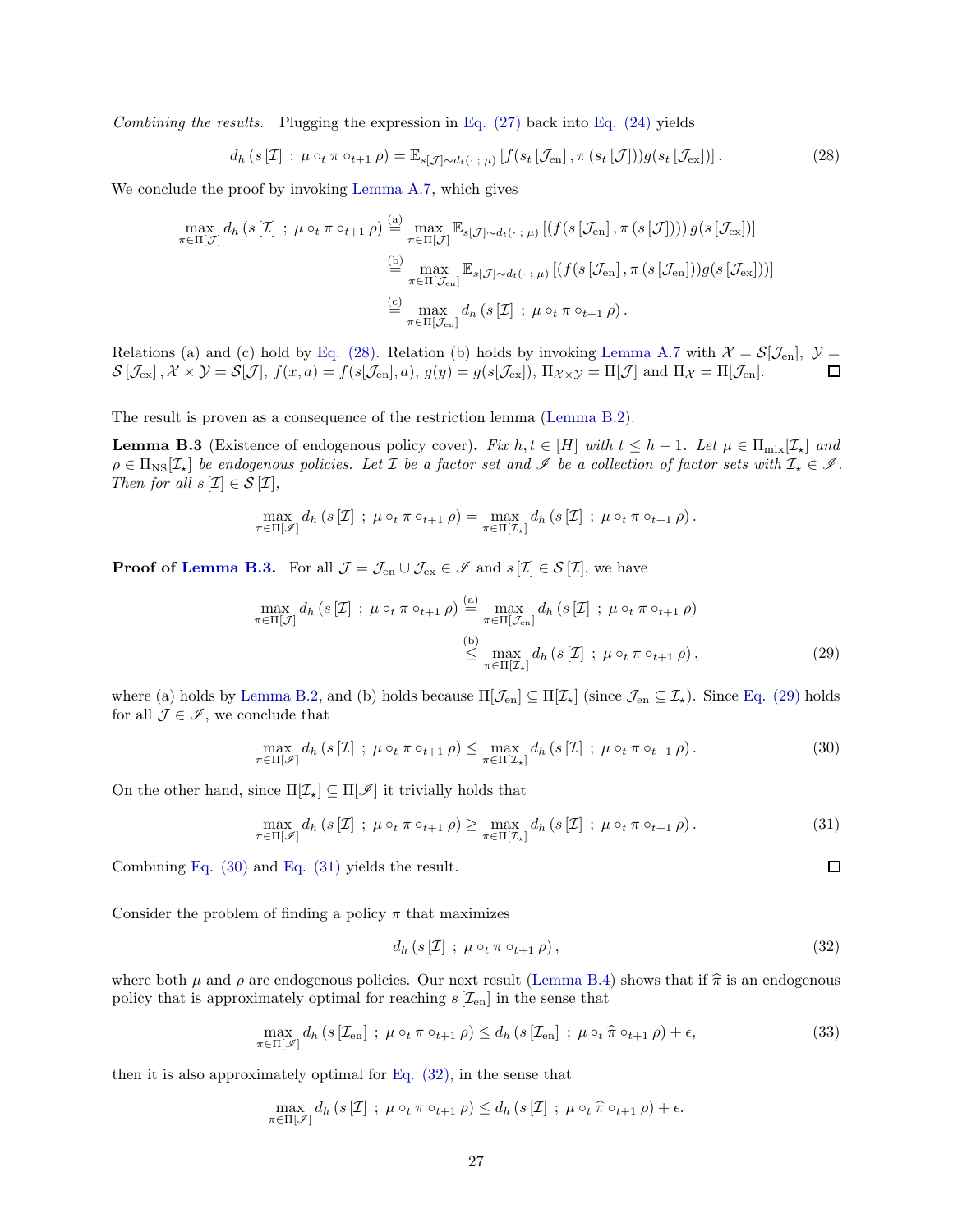*Combining the results.* Plugging the expression in Eq. (27) back into Eq. (24) yields

$$d_h\left(s\left[\mathcal{I}\right]\ ;\ \mu \circ_t \pi \circ_{t+1} \rho\right) = \mathbb{E}_{s[\mathcal{J}]\sim d_t(\cdot\ ;\ \mu)}\left[f(s_t\left[\mathcal{J}_{\text{en}}\right], \pi\left(s_t\left[\mathcal{J}\right]\right))g(s_t\left[\mathcal{J}_{\text{ex}}\right])\right]. \tag{28}$$

We conclude the proof by invoking Lemma A.7, which gives

$$\begin{aligned}
\max_{\pi\in\Pi[\mathcal{J}]} d_h\left(s\left[\mathcal{I}\right]\ ;\ \mu \circ_t \pi \circ_{t+1} \rho\right) &\overset{\text{(a)}}{=} \max_{\pi\in\Pi[\mathcal{J}]} \mathbb{E}_{s[\mathcal{J}]\sim d_t(\cdot\ ;\ \mu)}\left[\left(f(s\left[\mathcal{J}_{\text{en}}\right], \pi\left(s\left[\mathcal{J}\right]\right)\right)) g(s\left[\mathcal{J}_{\text{ex}}\right])\right] \\
&\overset{\text{(b)}}{=} \max_{\pi\in\Pi[\mathcal{J}_{\text{en}}]} \mathbb{E}_{s[\mathcal{J}]\sim d_t(\cdot\ ;\ \mu)}\left[\left(f(s\left[\mathcal{J}_{\text{en}}\right], \pi\left(s\left[\mathcal{J}_{\text{en}}\right]\right)\right)g(s\left[\mathcal{J}_{\text{ex}}\right]))\right] \\
&\overset{\text{(c)}}{=} \max_{\pi\in\Pi[\mathcal{J}_{\text{en}}]} d_h\left(s\left[\mathcal{I}\right]\ ;\ \mu \circ_t \pi \circ_{t+1} \rho\right).
\end{aligned}$$

Relations (a) and (c) hold by Eq. (28). Relation (b) holds by invoking Lemma A.7 with $\mathcal{X} = \mathcal{S}[\mathcal{J}_{\text{en}}]$, $\mathcal{Y} = \mathcal{S}\left[\mathcal{J}_{\text{ex}}\right], \mathcal{X}\times\mathcal{Y} = \mathcal{S}[\mathcal{J}]$, $f(x,a) = f(s[\mathcal{J}_{\text{en}}], a)$, $g(y) = g(s[\mathcal{J}_{\text{ex}}])$, $\Pi_{\mathcal{X}\times\mathcal{Y}} = \Pi[\mathcal{J}]$ and $\Pi_{\mathcal{X}} = \Pi[\mathcal{J}_{\text{en}}]$. □

The result is proven as a consequence of the restriction lemma (Lemma B.2).

**Lemma B.3** (Existence of endogenous policy cover)**.** *Fix $h, t \in [H]$ with $t \leq h-1$. Let $\mu \in \Pi_{\text{mix}}[\mathcal{I}_\star]$ and $\rho \in \Pi_{\text{NS}}[\mathcal{I}_\star]$ be endogenous policies. Let $\mathcal{I}$ be a factor set and $\mathscr{I}$ be a collection of factor sets with $\mathcal{I}_\star \in \mathscr{I}$. Then for all $s\left[\mathcal{I}\right] \in \mathcal{S}\left[\mathcal{I}\right]$,*

$$\max_{\pi\in\Pi[\mathscr{I}]} d_h\left(s\left[\mathcal{I}\right]\ ;\ \mu \circ_t \pi \circ_{t+1} \rho\right) = \max_{\pi\in\Pi[\mathcal{I}_\star]} d_h\left(s\left[\mathcal{I}\right]\ ;\ \mu \circ_t \pi \circ_{t+1} \rho\right).$$

**Proof of Lemma B.3.** For all $\mathcal{J} = \mathcal{J}_{\text{en}} \cup \mathcal{J}_{\text{ex}} \in \mathscr{I}$ and $s\left[\mathcal{I}\right] \in \mathcal{S}\left[\mathcal{I}\right]$, we have

$$\begin{aligned}
\max_{\pi\in\Pi[\mathcal{J}]} d_h\left(s\left[\mathcal{I}\right]\ ;\ \mu \circ_t \pi \circ_{t+1} \rho\right) &\overset{\text{(a)}}{=} \max_{\pi\in\Pi[\mathcal{J}_{\text{en}}]} d_h\left(s\left[\mathcal{I}\right]\ ;\ \mu \circ_t \pi \circ_{t+1} \rho\right) \\
&\overset{\text{(b)}}{\leq} \max_{\pi\in\Pi[\mathcal{I}_\star]} d_h\left(s\left[\mathcal{I}\right]\ ;\ \mu \circ_t \pi \circ_{t+1} \rho\right),
\end{aligned} \tag{29}$$

where (a) holds by Lemma B.2, and (b) holds because $\Pi[\mathcal{J}_{\text{en}}] \subseteq \Pi[\mathcal{I}_\star]$ (since $\mathcal{J}_{\text{en}} \subseteq \mathcal{I}_\star$). Since Eq. (29) holds for all $\mathcal{J} \in \mathscr{I}$, we conclude that

$$\max_{\pi\in\Pi[\mathscr{I}]} d_h\left(s\left[\mathcal{I}\right]\ ;\ \mu \circ_t \pi \circ_{t+1} \rho\right) \leq \max_{\pi\in\Pi[\mathcal{I}_\star]} d_h\left(s\left[\mathcal{I}\right]\ ;\ \mu \circ_t \pi \circ_{t+1} \rho\right). \tag{30}$$

On the other hand, since $\Pi[\mathcal{I}_\star] \subseteq \Pi[\mathscr{I}]$ it trivially holds that

$$\max_{\pi\in\Pi[\mathscr{I}]} d_h\left(s\left[\mathcal{I}\right]\ ;\ \mu \circ_t \pi \circ_{t+1} \rho\right) \geq \max_{\pi\in\Pi[\mathcal{I}_\star]} d_h\left(s\left[\mathcal{I}\right]\ ;\ \mu \circ_t \pi \circ_{t+1} \rho\right). \tag{31}$$

Combining Eq. (30) and Eq. (31) yields the result. □

Consider the problem of finding a policy $\pi$ that maximizes

$$d_h\left(s\left[\mathcal{I}\right]\ ;\ \mu \circ_t \pi \circ_{t+1} \rho\right), \tag{32}$$

where both $\mu$ and $\rho$ are endogenous policies. Our next result (Lemma B.4) shows that if $\widehat{\pi}$ is an endogenous policy that is approximately optimal for reaching $s\left[\mathcal{I}_{\text{en}}\right]$ in the sense that

$$\max_{\pi\in\Pi[\mathscr{I}]} d_h\left(s\left[\mathcal{I}_{\text{en}}\right]\ ;\ \mu \circ_t \pi \circ_{t+1} \rho\right) \leq d_h\left(s\left[\mathcal{I}_{\text{en}}\right]\ ;\ \mu \circ_t \widehat{\pi} \circ_{t+1} \rho\right) + \epsilon, \tag{33}$$

then it is also approximately optimal for Eq. (32), in the sense that

$$\max_{\pi\in\Pi[\mathscr{I}]} d_h\left(s\left[\mathcal{I}\right]\ ;\ \mu \circ_t \pi \circ_{t+1} \rho\right) \leq d_h\left(s\left[\mathcal{I}\right]\ ;\ \mu \circ_t \widehat{\pi} \circ_{t+1} \rho\right) + \epsilon.$$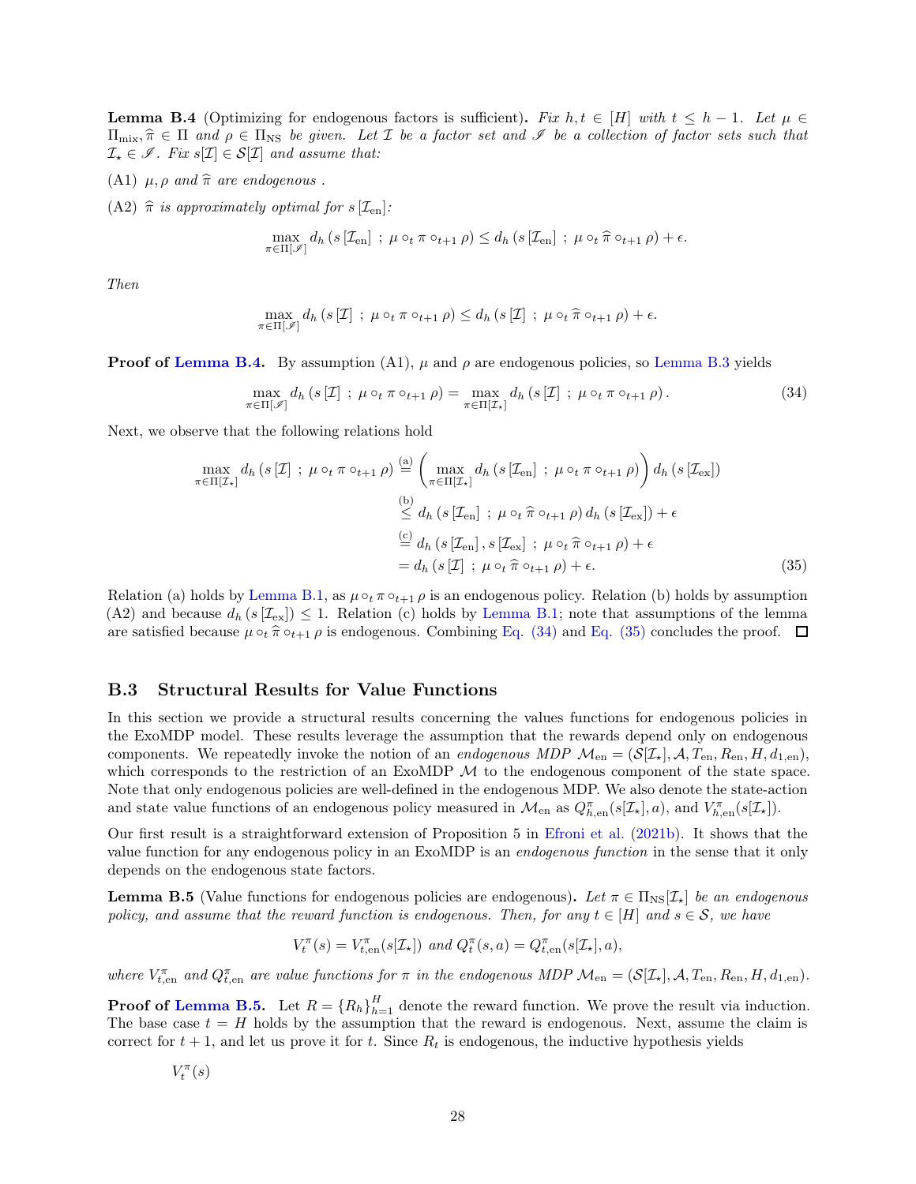**Lemma B.4** (Optimizing for endogenous factors is sufficient)**.** *Fix $h, t \in [H]$ with $t \leq h-1$. Let $\mu \in \Pi_{\mathrm{mix}}, \widehat{\pi} \in \Pi$ and $\rho \in \Pi_{\mathrm{NS}}$ be given. Let $\mathcal{I}$ be a factor set and $\mathscr{I}$ be a collection of factor sets such that $\mathcal{I}_\star \in \mathscr{I}$. Fix $s[\mathcal{I}] \in \mathcal{S}[\mathcal{I}]$ and assume that:*

(A1) *$\mu, \rho$ and $\widehat{\pi}$ are endogenous .*

(A2) *$\widehat{\pi}$ is approximately optimal for $s[\mathcal{I}_{\mathrm{en}}]$:*

$$\max_{\pi \in \Pi[\mathscr{I}]} d_h\left(s\left[\mathcal{I}_{\mathrm{en}}\right] \,;\, \mu \circ_t \pi \circ_{t+1} \rho\right) \leq d_h\left(s\left[\mathcal{I}_{\mathrm{en}}\right] \,;\, \mu \circ_t \widehat{\pi} \circ_{t+1} \rho\right) + \epsilon.$$

*Then*

$$\max_{\pi \in \Pi[\mathscr{I}]} d_h\left(s\left[\mathcal{I}\right] \,;\, \mu \circ_t \pi \circ_{t+1} \rho\right) \leq d_h\left(s\left[\mathcal{I}\right] \,;\, \mu \circ_t \widehat{\pi} \circ_{t+1} \rho\right) + \epsilon.$$

**Proof of Lemma B.4.** By assumption (A1), $\mu$ and $\rho$ are endogenous policies, so Lemma B.3 yields

$$\max_{\pi \in \Pi[\mathscr{I}]} d_h\left(s\left[\mathcal{I}\right] \,;\, \mu \circ_t \pi \circ_{t+1} \rho\right) = \max_{\pi \in \Pi[\mathcal{I}_\star]} d_h\left(s\left[\mathcal{I}\right] \,;\, \mu \circ_t \pi \circ_{t+1} \rho\right). \tag{34}$$

Next, we observe that the following relations hold

$$\begin{aligned}
\max_{\pi \in \Pi[\mathcal{I}_\star]} d_h\left(s\left[\mathcal{I}\right] \,;\, \mu \circ_t \pi \circ_{t+1} \rho\right) &\overset{\text{(a)}}{=} \left(\max_{\pi \in \Pi[\mathcal{I}_\star]} d_h\left(s\left[\mathcal{I}_{\mathrm{en}}\right] \,;\, \mu \circ_t \pi \circ_{t+1} \rho\right)\right) d_h\left(s\left[\mathcal{I}_{\mathrm{ex}}\right]\right) \\
&\overset{\text{(b)}}{\leq} d_h\left(s\left[\mathcal{I}_{\mathrm{en}}\right] \,;\, \mu \circ_t \widehat{\pi} \circ_{t+1} \rho\right) d_h\left(s\left[\mathcal{I}_{\mathrm{ex}}\right]\right) + \epsilon \\
&\overset{\text{(c)}}{=} d_h\left(s\left[\mathcal{I}_{\mathrm{en}}\right], s\left[\mathcal{I}_{\mathrm{ex}}\right] \,;\, \mu \circ_t \widehat{\pi} \circ_{t+1} \rho\right) + \epsilon \\
&= d_h\left(s\left[\mathcal{I}\right] \,;\, \mu \circ_t \widehat{\pi} \circ_{t+1} \rho\right) + \epsilon.
\end{aligned} \tag{35}$$

Relation (a) holds by Lemma B.1, as $\mu \circ_t \pi \circ_{t+1} \rho$ is an endogenous policy. Relation (b) holds by assumption (A2) and because $d_h\left(s\left[\mathcal{I}_{\mathrm{ex}}\right]\right) \leq 1$. Relation (c) holds by Lemma B.1; note that assumptions of the lemma are satisfied because $\mu \circ_t \widehat{\pi} \circ_{t+1} \rho$ is endogenous. Combining Eq. (34) and Eq. (35) concludes the proof. $\square$

## B.3 Structural Results for Value Functions

In this section we provide a structural results concerning the values functions for endogenous policies in the ExoMDP model. These results leverage the assumption that the rewards depend only on endogenous components. We repeatedly invoke the notion of an *endogenous MDP* $\mathcal{M}_{\mathrm{en}} = (\mathcal{S}[\mathcal{I}_\star], \mathcal{A}, T_{\mathrm{en}}, R_{\mathrm{en}}, H, d_{1,\mathrm{en}})$, which corresponds to the restriction of an ExoMDP $\mathcal{M}$ to the endogenous component of the state space. Note that only endogenous policies are well-defined in the endogenous MDP. We also denote the state-action and state value functions of an endogenous policy measured in $\mathcal{M}_{\mathrm{en}}$ as $Q^\pi_{h,\mathrm{en}}(s[\mathcal{I}_\star], a)$, and $V^\pi_{h,\mathrm{en}}(s[\mathcal{I}_\star])$.

Our first result is a straightforward extension of Proposition 5 in Efroni et al. (2021b). It shows that the value function for any endogenous policy in an ExoMDP is an *endogenous function* in the sense that it only depends on the endogenous state factors.

**Lemma B.5** (Value functions for endogenous policies are endogenous)**.** *Let $\pi \in \Pi_{\mathrm{NS}}[\mathcal{I}_\star]$ be an endogenous policy, and assume that the reward function is endogenous. Then, for any $t \in [H]$ and $s \in \mathcal{S}$, we have*

$$V^\pi_t(s) = V^\pi_{t,\mathrm{en}}(s[\mathcal{I}_\star]) \text{ and } Q^\pi_t(s, a) = Q^\pi_{t,\mathrm{en}}(s[\mathcal{I}_\star], a),$$

*where $V^\pi_{t,\mathrm{en}}$ and $Q^\pi_{t,\mathrm{en}}$ are value functions for $\pi$ in the endogenous MDP $\mathcal{M}_{\mathrm{en}} = (\mathcal{S}[\mathcal{I}_\star], \mathcal{A}, T_{\mathrm{en}}, R_{\mathrm{en}}, H, d_{1,\mathrm{en}})$.*

**Proof of Lemma B.5.** Let $R = \{R_h\}_{h=1}^H$ denote the reward function. We prove the result via induction. The base case $t = H$ holds by the assumption that the reward is endogenous. Next, assume the claim is correct for $t+1$, and let us prove it for $t$. Since $R_t$ is endogenous, the inductive hypothesis yields

$$V^\pi_t(s)$$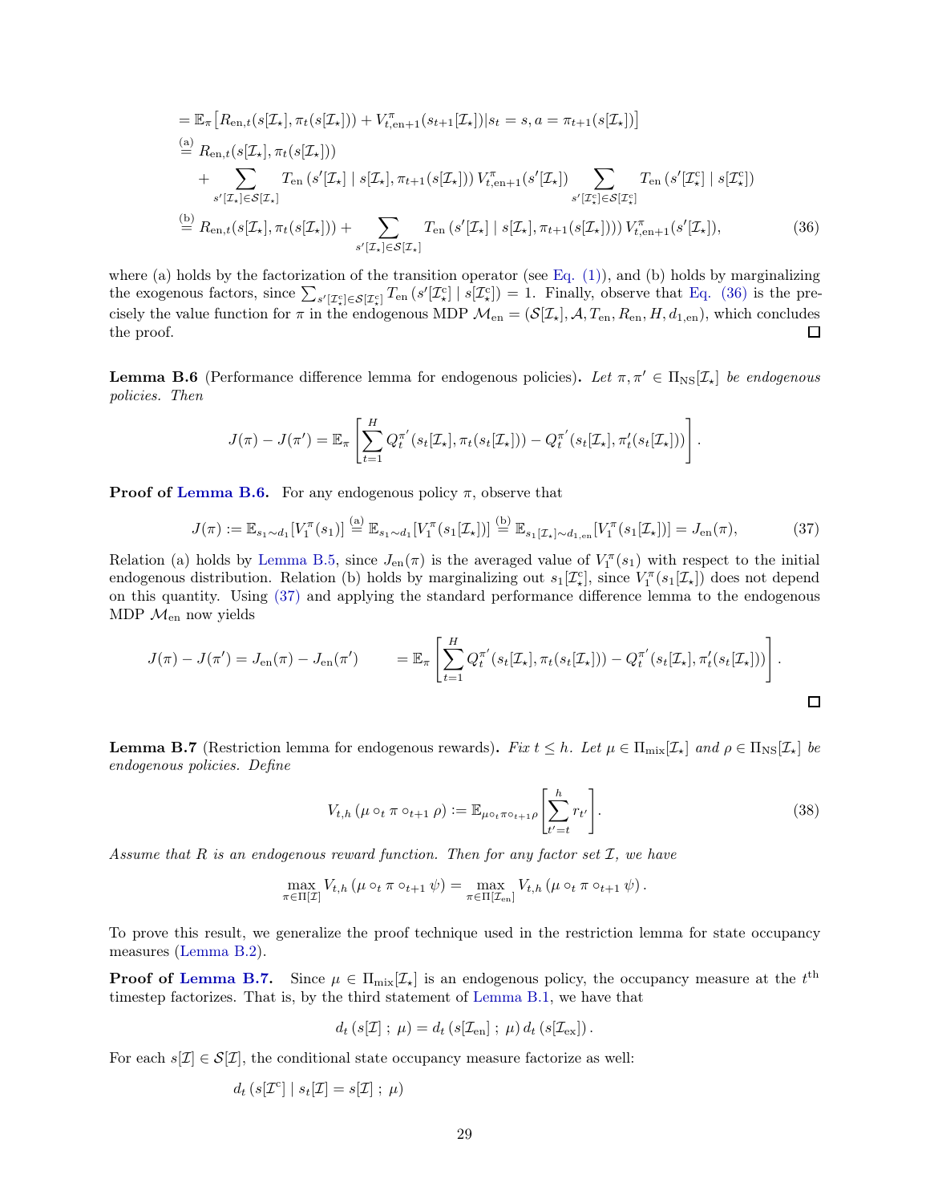$$
\begin{aligned}
&= \mathbb{E}_\pi\big[R_{\mathrm{en},t}(s[\mathcal{I}_\star], \pi_t(s[\mathcal{I}_\star])) + V^\pi_{t,\mathrm{en}+1}(s_{t+1}[\mathcal{I}_\star]) | s_t = s, a = \pi_{t+1}(s[\mathcal{I}_\star])\big] \\
&\overset{(a)}{=} R_{\mathrm{en},t}(s[\mathcal{I}_\star], \pi_t(s[\mathcal{I}_\star])) \\
&\quad + \sum_{s'[\mathcal{I}_\star]\in\mathcal{S}[\mathcal{I}_\star]} T_{\mathrm{en}}\left(s'[\mathcal{I}_\star] \mid s[\mathcal{I}_\star], \pi_{t+1}(s[\mathcal{I}_\star])\right) V^\pi_{t,\mathrm{en}+1}(s'[\mathcal{I}_\star]) \sum_{s'[\mathcal{I}^c_\star]\in\mathcal{S}[\mathcal{I}^c_\star]} T_{\mathrm{en}}\left(s'[\mathcal{I}^c_\star] \mid s[\mathcal{I}^c_\star]\right) \\
&\overset{(b)}{=} R_{\mathrm{en},t}(s[\mathcal{I}_\star], \pi_t(s[\mathcal{I}_\star])) + \sum_{s'[\mathcal{I}_\star]\in\mathcal{S}[\mathcal{I}_\star]} T_{\mathrm{en}}\left(s'[\mathcal{I}_\star] \mid s[\mathcal{I}_\star], \pi_{t+1}(s[\mathcal{I}_\star]))\right) V^\pi_{t,\mathrm{en}+1}(s'[\mathcal{I}_\star]),
\end{aligned}
\tag{36}
$$

where (a) holds by the factorization of the transition operator (see Eq. (1)), and (b) holds by marginalizing the exogenous factors, since $\sum_{s'[\mathcal{I}^c_\star]\in\mathcal{S}[\mathcal{I}^c_\star]} T_{\mathrm{en}}\left(s'[\mathcal{I}^c_\star] \mid s[\mathcal{I}^c_\star]\right) = 1$. Finally, observe that Eq. (36) is the precisely the value function for $\pi$ in the endogenous MDP $\mathcal{M}_{\mathrm{en}} = (\mathcal{S}[\mathcal{I}_\star], \mathcal{A}, T_{\mathrm{en}}, R_{\mathrm{en}}, H, d_{1,\mathrm{en}})$, which concludes the proof. □

**Lemma B.6** (Performance difference lemma for endogenous policies)**.** *Let $\pi, \pi' \in \Pi_{\mathrm{NS}}[\mathcal{I}_\star]$ be endogenous policies. Then*

$$
J(\pi) - J(\pi') = \mathbb{E}_\pi\left[\sum_{t=1}^H Q^{\pi'}_t(s_t[\mathcal{I}_\star], \pi_t(s_t[\mathcal{I}_\star])) - Q^{\pi'}_t(s_t[\mathcal{I}_\star], \pi'_t(s_t[\mathcal{I}_\star]))\right].
$$

**Proof of Lemma B.6.** For any endogenous policy $\pi$, observe that

$$
J(\pi) := \mathbb{E}_{s_1\sim d_1}[V^\pi_1(s_1)] \overset{(a)}{=} \mathbb{E}_{s_1\sim d_1}[V^\pi_1(s_1[\mathcal{I}_\star])] \overset{(b)}{=} \mathbb{E}_{s_1[\mathcal{I}_\star]\sim d_{1,\mathrm{en}}}[V^\pi_1(s_1[\mathcal{I}_\star])] = J_{\mathrm{en}}(\pi), \tag{37}
$$

Relation (a) holds by Lemma B.5, since $J_{\mathrm{en}}(\pi)$ is the averaged value of $V^\pi_1(s_1)$ with respect to the initial endogenous distribution. Relation (b) holds by marginalizing out $s_1[\mathcal{I}^c_\star]$, since $V^\pi_1(s_1[\mathcal{I}_\star])$ does not depend on this quantity. Using (37) and applying the standard performance difference lemma to the endogenous MDP $\mathcal{M}_{\mathrm{en}}$ now yields

$$
J(\pi) - J(\pi') = J_{\mathrm{en}}(\pi) - J_{\mathrm{en}}(\pi') \qquad = \mathbb{E}_\pi\left[\sum_{t=1}^H Q^{\pi'}_t(s_t[\mathcal{I}_\star], \pi_t(s_t[\mathcal{I}_\star])) - Q^{\pi'}_t(s_t[\mathcal{I}_\star], \pi'_t(s_t[\mathcal{I}_\star]))\right].
$$

□

**Lemma B.7** (Restriction lemma for endogenous rewards)**.** *Fix $t \le h$. Let $\mu \in \Pi_{\mathrm{mix}}[\mathcal{I}_\star]$ and $\rho \in \Pi_{\mathrm{NS}}[\mathcal{I}_\star]$ be endogenous policies. Define*

$$
V_{t,h}\left(\mu \circ_t \pi \circ_{t+1} \rho\right) := \mathbb{E}_{\mu\circ_t\pi\circ_{t+1}\rho}\left[\sum_{t'=t}^h r_{t'}\right]. \tag{38}
$$

*Assume that $R$ is an endogenous reward function. Then for any factor set $\mathcal{I}$, we have*

$$
\max_{\pi\in\Pi[\mathcal{I}]} V_{t,h}\left(\mu \circ_t \pi \circ_{t+1} \psi\right) = \max_{\pi\in\Pi[\mathcal{I}_{\mathrm{en}}]} V_{t,h}\left(\mu \circ_t \pi \circ_{t+1} \psi\right).
$$

To prove this result, we generalize the proof technique used in the restriction lemma for state occupancy measures (Lemma B.2).

**Proof of Lemma B.7.** Since $\mu \in \Pi_{\mathrm{mix}}[\mathcal{I}_\star]$ is an endogenous policy, the occupancy measure at the $t^{\text{th}}$ timestep factorizes. That is, by the third statement of Lemma B.1, we have that

$$
d_t\left(s[\mathcal{I}]\,;\,\mu\right) = d_t\left(s[\mathcal{I}_{\mathrm{en}}]\,;\,\mu\right) d_t\left(s[\mathcal{I}_{\mathrm{ex}}]\right).
$$

For each $s[\mathcal{I}] \in \mathcal{S}[\mathcal{I}]$, the conditional state occupancy measure factorize as well:

$$
d_t\left(s[\mathcal{I}^c] \mid s_t[\mathcal{I}] = s[\mathcal{I}]\,;\,\mu\right)
$$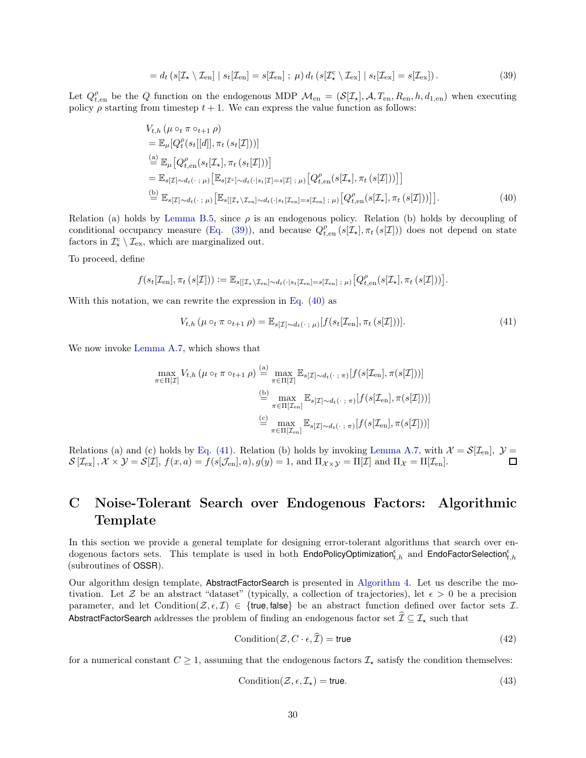$$= d_t\left(s[\mathcal{I}_\star \setminus \mathcal{I}_{\text{en}}] \mid s_t[\mathcal{I}_{\text{en}}] = s[\mathcal{I}_{\text{en}}] \,;\, \mu\right) d_t\left(s[\mathcal{I}_\star^{\text{c}} \setminus \mathcal{I}_{\text{ex}}] \mid s_t[\mathcal{I}_{\text{ex}}] = s[\mathcal{I}_{\text{ex}}]\right). \tag{39}$$

Let $Q^\rho_{t,\text{en}}$ be the $Q$ function on the endogenous MDP $\mathcal{M}_{\text{en}} = (\mathcal{S}[\mathcal{I}_\star], \mathcal{A}, T_{\text{en}}, R_{\text{en}}, h, d_{1,\text{en}})$ when executing policy $\rho$ starting from timestep $t+1$. We can express the value function as follows:

$$\begin{aligned}
&V_{t,h}\left(\mu \circ_t \pi \circ_{t+1} \rho\right) \\
&= \mathbb{E}_\mu[Q^\rho_t(s_t[[d]], \pi_t\left(s_t[\mathcal{I}]\right))] \\
&\overset{\text{(a)}}{=} \mathbb{E}_\mu\left[Q^\rho_{t,\text{en}}(s_t[\mathcal{I}_\star], \pi_t\left(s_t[\mathcal{I}]\right))\right] \\
&= \mathbb{E}_{s[\mathcal{I}]\sim d_t(\cdot\,;\,\mu)}\left[\mathbb{E}_{s[\mathcal{I}^c]\sim d_t(\cdot|s_t[\mathcal{I}]=s[\mathcal{I}]\,;\,\mu)}\left[Q^\rho_{t,\text{en}}(s[\mathcal{I}_\star], \pi_t\left(s[\mathcal{I}]\right))\right]\right] \\
&\overset{\text{(b)}}{=} \mathbb{E}_{s[\mathcal{I}]\sim d_t(\cdot\,;\,\mu)}\left[\mathbb{E}_{s[[\mathcal{I}_\star\setminus\mathcal{I}_{\text{en}}]\sim d_t(\cdot|s_t[\mathcal{I}_{\text{en}}]=s[\mathcal{I}_{\text{en}}]\,;\,\mu)}\left[Q^\rho_{t,\text{en}}(s[\mathcal{I}_\star], \pi_t\left(s[\mathcal{I}]\right))\right]\right].
\end{aligned} \tag{40}$$

Relation (a) holds by Lemma B.5, since $\rho$ is an endogenous policy. Relation (b) holds by decoupling of conditional occupancy measure (Eq. (39)), and because $Q^\rho_{t,\text{en}}\left(s[\mathcal{I}_\star], \pi_t\left(s[\mathcal{I}]\right)\right)$ does not depend on state factors in $\mathcal{I}_\star^{\text{c}} \setminus \mathcal{I}_{\text{ex}}$, which are marginalized out.

To proceed, define

$$f(s_t[\mathcal{I}_{\text{en}}], \pi_t\left(s[\mathcal{I}]\right)) := \mathbb{E}_{s[[\mathcal{I}_\star\setminus\mathcal{I}_{\text{en}}]\sim d_t(\cdot|s_t[\mathcal{I}_{\text{en}}]=s[\mathcal{I}_{\text{en}}]\,;\,\mu)}\left[Q^\rho_{t,\text{en}}(s[\mathcal{I}_\star], \pi_t\left(s[\mathcal{I}]\right))\right].$$

With this notation, we can rewrite the expression in Eq. (40) as

$$V_{t,h}\left(\mu \circ_t \pi \circ_{t+1} \rho\right) = \mathbb{E}_{s[\mathcal{I}]\sim d_t(\cdot\,;\,\mu)}[f(s_t[\mathcal{I}_{\text{en}}], \pi_t\left(s[\mathcal{I}]\right))]. \tag{41}$$

We now invoke Lemma A.7, which shows that

$$\begin{aligned}
\max_{\pi\in\Pi[\mathcal{I}]} V_{t,h}\left(\mu \circ_t \pi \circ_{t+1} \rho\right) &\overset{\text{(a)}}{=} \max_{\pi\in\Pi[\mathcal{I}]} \mathbb{E}_{s[\mathcal{I}]\sim d_t(\cdot\,;\,\pi)}[f(s[\mathcal{I}_{\text{en}}], \pi(s[\mathcal{I}]))] \\
&\overset{\text{(b)}}{=} \max_{\pi\in\Pi[\mathcal{I}_{\text{en}}]} \mathbb{E}_{s[\mathcal{I}]\sim d_t(\cdot\,;\,\pi)}[f(s[\mathcal{I}_{\text{en}}], \pi(s[\mathcal{I}]))] \\
&\overset{\text{(c)}}{=} \max_{\pi\in\Pi[\mathcal{I}_{\text{en}}]} \mathbb{E}_{s[\mathcal{I}]\sim d_t(\cdot\,;\,\pi)}[f(s[\mathcal{I}_{\text{en}}], \pi(s[\mathcal{I}]))]
\end{aligned}$$

Relations (a) and (c) holds by Eq. (41). Relation (b) holds by invoking Lemma A.7, with $\mathcal{X} = \mathcal{S}[\mathcal{I}_{\text{en}}]$, $\mathcal{Y} = \mathcal{S}\left[\mathcal{I}_{\text{ex}}\right]$, $\mathcal{X}\times\mathcal{Y} = \mathcal{S}[\mathcal{I}]$, $f(x,a) = f(s[\mathcal{J}_{\text{en}}], a)$, $g(y) = 1$, and $\Pi_{\mathcal{X}\times\mathcal{Y}} = \Pi[\mathcal{I}]$ and $\Pi_{\mathcal{X}} = \Pi[\mathcal{I}_{\text{en}}]$. ◻

# C Noise-Tolerant Search over Endogenous Factors: Algorithmic Template

In this section we provide a general template for designing error-tolerant algorithms that search over endogenous factors sets. This template is used in both $\mathsf{EndoPolicyOptimization}^\epsilon_{t,h}$ and $\mathsf{EndoFactorSelection}^\epsilon_{t,h}$ (subroutines of OSSR).

Our algorithm design template, AbstractFactorSearch is presented in Algorithm 4. Let us describe the motivation. Let $\mathcal{Z}$ be an abstract "dataset" (typically, a collection of trajectories), let $\epsilon > 0$ be a precision parameter, and let $\text{Condition}(\mathcal{Z}, \epsilon, \mathcal{I}) \in \{\text{true}, \text{false}\}$ be an abstract function defined over factor sets $\mathcal{I}$. AbstractFactorSearch addresses the problem of finding an endogenous factor set $\widehat{\mathcal{I}} \subseteq \mathcal{I}_\star$ such that

$$\text{Condition}(\mathcal{Z}, C\cdot\epsilon, \widehat{\mathcal{I}}) = \text{true} \tag{42}$$

for a numerical constant $C \geq 1$, assuming that the endogenous factors $\mathcal{I}_\star$ satisfy the condition themselves:

$$\text{Condition}(\mathcal{Z}, \epsilon, \mathcal{I}_\star) = \text{true}. \tag{43}$$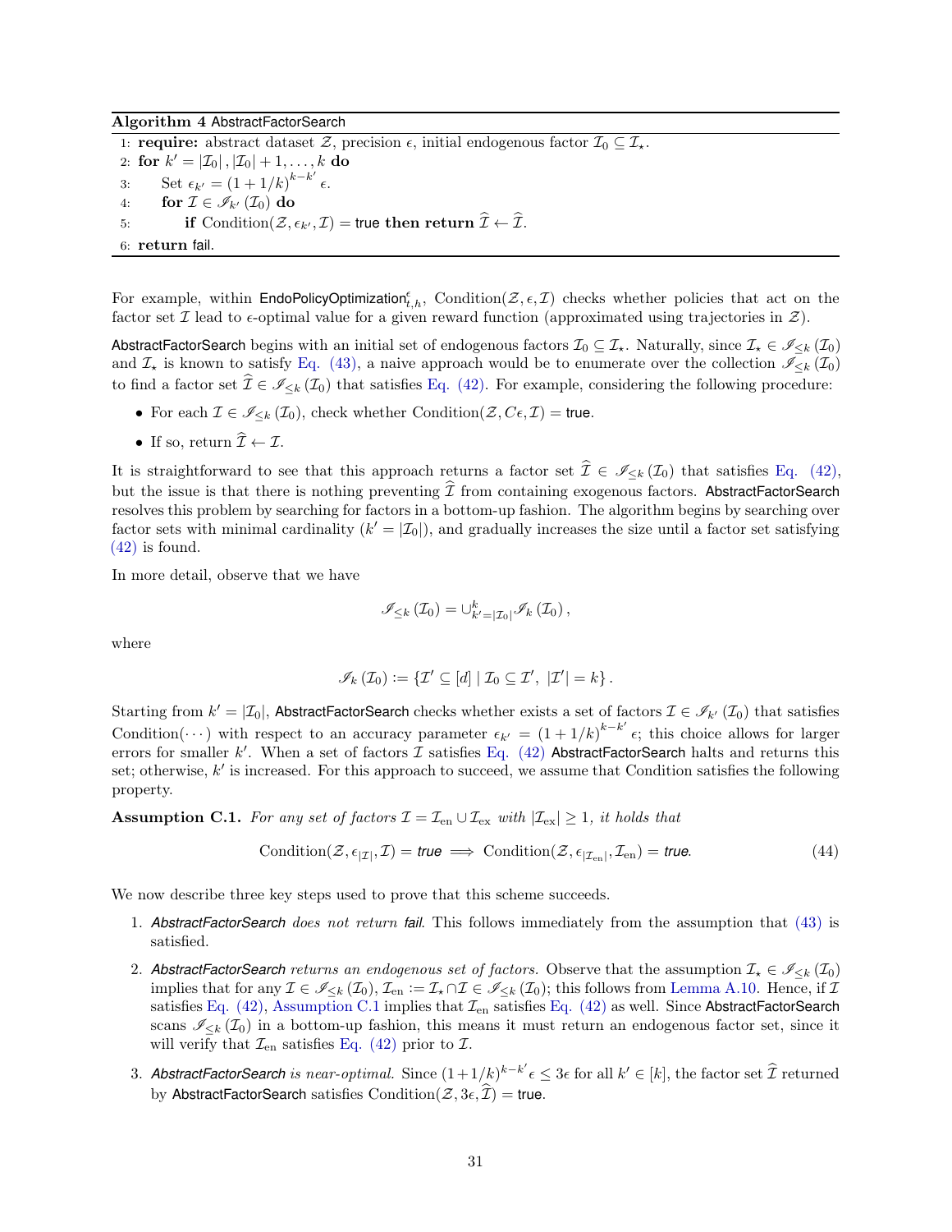**Algorithm 4** AbstractFactorSearch

```
1: require: abstract dataset 𝒵, precision ε, initial endogenous factor ℐ₀ ⊆ ℐ⋆.
2: for k' = |ℐ₀|, |ℐ₀| + 1, ..., k do
3:     Set ε_{k'} = (1 + 1/k)^{k−k'} ε.
4:     for ℐ ∈ 𝒥_{k'}(ℐ₀) do
5:         if Condition(𝒵, ε_{k'}, ℐ) = true then return Î ← ℐ.
6: return fail.
```

For example, within $\text{EndoPolicyOptimization}^{\epsilon}_{t,h}$, $\text{Condition}(\mathcal{Z}, \epsilon, \mathcal{I})$ checks whether policies that act on the factor set $\mathcal{I}$ lead to $\epsilon$-optimal value for a given reward function (approximated using trajectories in $\mathcal{Z}$).

AbstractFactorSearch begins with an initial set of endogenous factors $\mathcal{I}_0 \subseteq \mathcal{I}_\star$. Naturally, since $\mathcal{I}_\star \in \mathscr{I}_{\leq k}(\mathcal{I}_0)$ and $\mathcal{I}_\star$ is known to satisfy Eq. (43), a naive approach would be to enumerate over the collection $\mathscr{I}_{\leq k}(\mathcal{I}_0)$ to find a factor set $\widehat{\mathcal{I}} \in \mathscr{I}_{\leq k}(\mathcal{I}_0)$ that satisfies Eq. (42). For example, considering the following procedure:

- For each $\mathcal{I} \in \mathscr{I}_{\leq k}(\mathcal{I}_0)$, check whether $\text{Condition}(\mathcal{Z}, C\epsilon, \mathcal{I}) = \text{true}$.
- If so, return $\widehat{\mathcal{I}} \leftarrow \mathcal{I}$.

It is straightforward to see that this approach returns a factor set $\widehat{\mathcal{I}} \in \mathscr{I}_{\leq k}(\mathcal{I}_0)$ that satisfies Eq. (42), but the issue is that there is nothing preventing $\widehat{\mathcal{I}}$ from containing exogenous factors. AbstractFactorSearch resolves this problem by searching for factors in a bottom-up fashion. The algorithm begins by searching over factor sets with minimal cardinality ($k' = |\mathcal{I}_0|$), and gradually increases the size until a factor set satisfying (42) is found.

In more detail, observe that we have

$$\mathscr{I}_{\leq k}(\mathcal{I}_0) = \cup_{k'=|\mathcal{I}_0|}^{k} \mathscr{I}_k(\mathcal{I}_0),$$

where

$$\mathscr{I}_k(\mathcal{I}_0) := \{\mathcal{I}' \subseteq [d] \mid \mathcal{I}_0 \subseteq \mathcal{I}', \ |\mathcal{I}'| = k\}.$$

Starting from $k' = |\mathcal{I}_0|$, AbstractFactorSearch checks whether exists a set of factors $\mathcal{I} \in \mathscr{I}_{k'}(\mathcal{I}_0)$ that satisfies $\text{Condition}(\cdots)$ with respect to an accuracy parameter $\epsilon_{k'} = (1 + 1/k)^{k-k'}\epsilon$; this choice allows for larger errors for smaller $k'$. When a set of factors $\mathcal{I}$ satisfies Eq. (42) AbstractFactorSearch halts and returns this set; otherwise, $k'$ is increased. For this approach to succeed, we assume that Condition satisfies the following property.

**Assumption C.1.** *For any set of factors $\mathcal{I} = \mathcal{I}_{\text{en}} \cup \mathcal{I}_{\text{ex}}$ with $|\mathcal{I}_{\text{ex}}| \geq 1$, it holds that*

$$\text{Condition}(\mathcal{Z}, \epsilon_{|\mathcal{I}|}, \mathcal{I}) = \textit{true} \implies \text{Condition}(\mathcal{Z}, \epsilon_{|\mathcal{I}_{\text{en}}|}, \mathcal{I}_{\text{en}}) = \textit{true}. \tag{44}$$

We now describe three key steps used to prove that this scheme succeeds.

1. *AbstractFactorSearch does not return fail.* This follows immediately from the assumption that (43) is satisfied.
2. *AbstractFactorSearch returns an endogenous set of factors.* Observe that the assumption $\mathcal{I}_\star \in \mathscr{I}_{\leq k}(\mathcal{I}_0)$ implies that for any $\mathcal{I} \in \mathscr{I}_{\leq k}(\mathcal{I}_0)$, $\mathcal{I}_{\text{en}} := \mathcal{I}_\star \cap \mathcal{I} \in \mathscr{I}_{\leq k}(\mathcal{I}_0)$; this follows from Lemma A.10. Hence, if $\mathcal{I}$ satisfies Eq. (42), Assumption C.1 implies that $\mathcal{I}_{\text{en}}$ satisfies Eq. (42) as well. Since AbstractFactorSearch scans $\mathscr{I}_{\leq k}(\mathcal{I}_0)$ in a bottom-up fashion, this means it must return an endogenous factor set, since it will verify that $\mathcal{I}_{\text{en}}$ satisfies Eq. (42) prior to $\mathcal{I}$.
3. *AbstractFactorSearch is near-optimal.* Since $(1+1/k)^{k-k'}\epsilon \leq 3\epsilon$ for all $k' \in [k]$, the factor set $\widehat{\mathcal{I}}$ returned by AbstractFactorSearch satisfies $\text{Condition}(\mathcal{Z}, 3\epsilon, \widehat{\mathcal{I}}) = \text{true}$.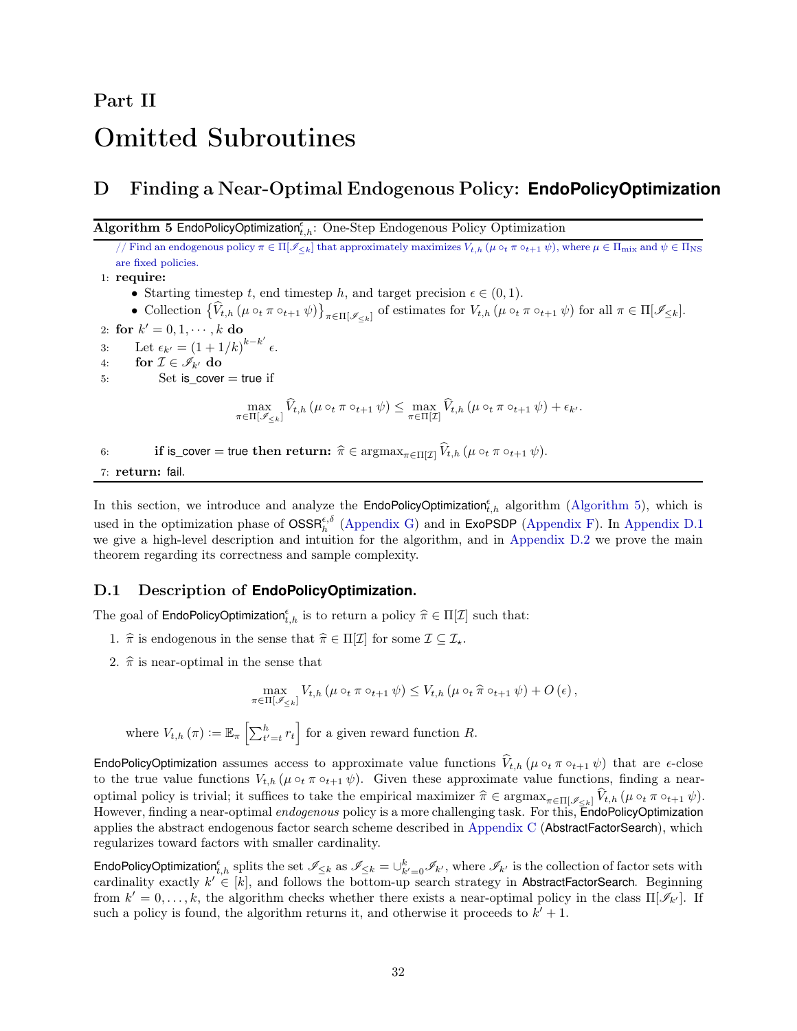# Part II

# Omitted Subroutines

## D Finding a Near-Optimal Endogenous Policy: EndoPolicyOptimization

**Algorithm 5** $\mathsf{EndoPolicyOptimization}^{\epsilon}_{t,h}$: One-Step Endogenous Policy Optimization

// Find an endogenous policy $\pi \in \Pi[\mathscr{I}_{\leq k}]$ that approximately maximizes $V_{t,h}(\mu \circ_t \pi \circ_{t+1} \psi)$, where $\mu \in \Pi_{\text{mix}}$ and $\psi \in \Pi_{\text{NS}}$ are fixed policies.

1: **require:**
- Starting timestep $t$, end timestep $h$, and target precision $\epsilon \in (0, 1)$.
- Collection $\left\{\widehat{V}_{t,h}(\mu \circ_t \pi \circ_{t+1} \psi)\right\}_{\pi \in \Pi[\mathscr{I}_{\leq k}]}$ of estimates for $V_{t,h}(\mu \circ_t \pi \circ_{t+1} \psi)$ for all $\pi \in \Pi[\mathscr{I}_{\leq k}]$.

2: **for** $k' = 0, 1, \cdots, k$ **do**

3: Let $\epsilon_{k'} = (1 + 1/k)^{k-k'} \epsilon$.

4: **for** $\mathcal{I} \in \mathscr{I}_{k'}$ **do**

5: Set $\mathsf{is\_cover} = \mathsf{true}$ if

$$\max_{\pi \in \Pi[\mathscr{I}_{\leq k}]} \widehat{V}_{t,h}(\mu \circ_t \pi \circ_{t+1} \psi) \leq \max_{\pi \in \Pi[\mathcal{I}]} \widehat{V}_{t,h}(\mu \circ_t \pi \circ_{t+1} \psi) + \epsilon_{k'}.$$

6: **if** $\mathsf{is\_cover} = \mathsf{true}$ **then return:** $\widehat{\pi} \in \operatorname{argmax}_{\pi \in \Pi[\mathcal{I}]} \widehat{V}_{t,h}(\mu \circ_t \pi \circ_{t+1} \psi)$.

7: **return:** fail.

In this section, we introduce and analyze the $\mathsf{EndoPolicyOptimization}^{\epsilon}_{t,h}$ algorithm (Algorithm 5), which is used in the optimization phase of $\mathsf{OSSR}^{\epsilon,\delta}_h$ (Appendix G) and in ExoPSDP (Appendix F). In Appendix D.1 we give a high-level description and intuition for the algorithm, and in Appendix D.2 we prove the main theorem regarding its correctness and sample complexity.

### D.1 Description of EndoPolicyOptimization.

The goal of $\mathsf{EndoPolicyOptimization}^{\epsilon}_{t,h}$ is to return a policy $\widehat{\pi} \in \Pi[\mathcal{I}]$ such that:

1. $\widehat{\pi}$ is endogenous in the sense that $\widehat{\pi} \in \Pi[\mathcal{I}]$ for some $\mathcal{I} \subseteq \mathcal{I}_\star$.
2. $\widehat{\pi}$ is near-optimal in the sense that

$$\max_{\pi \in \Pi[\mathscr{I}_{\leq k}]} V_{t,h}(\mu \circ_t \pi \circ_{t+1} \psi) \leq V_{t,h}(\mu \circ_t \widehat{\pi} \circ_{t+1} \psi) + O(\epsilon),$$

where $V_{t,h}(\pi) := \mathbb{E}_\pi\left[\sum_{t'=t}^h r_t\right]$ for a given reward function $R$.

EndoPolicyOptimization assumes access to approximate value functions $\widehat{V}_{t,h}(\mu \circ_t \pi \circ_{t+1} \psi)$ that are $\epsilon$-close to the true value functions $V_{t,h}(\mu \circ_t \pi \circ_{t+1} \psi)$. Given these approximate value functions, finding a near-optimal policy is trivial; it suffices to take the empirical maximizer $\widehat{\pi} \in \operatorname{argmax}_{\pi \in \Pi[\mathscr{I}_{\leq k}]} \widehat{V}_{t,h}(\mu \circ_t \pi \circ_{t+1} \psi)$. However, finding a near-optimal *endogenous* policy is a more challenging task. For this, EndoPolicyOptimization applies the abstract endogenous factor search scheme described in Appendix C (AbstractFactorSearch), which regularizes toward factors with smaller cardinality.

$\mathsf{EndoPolicyOptimization}^{\epsilon}_{t,h}$ splits the set $\mathscr{I}_{\leq k}$ as $\mathscr{I}_{\leq k} = \cup_{k'=0}^{k} \mathscr{I}_{k'}$, where $\mathscr{I}_{k'}$ is the collection of factor sets with cardinality exactly $k' \in [k]$, and follows the bottom-up search strategy in AbstractFactorSearch. Beginning from $k' = 0, \ldots, k$, the algorithm checks whether there exists a near-optimal policy in the class $\Pi[\mathscr{I}_{k'}]$. If such a policy is found, the algorithm returns it, and otherwise it proceeds to $k' + 1$.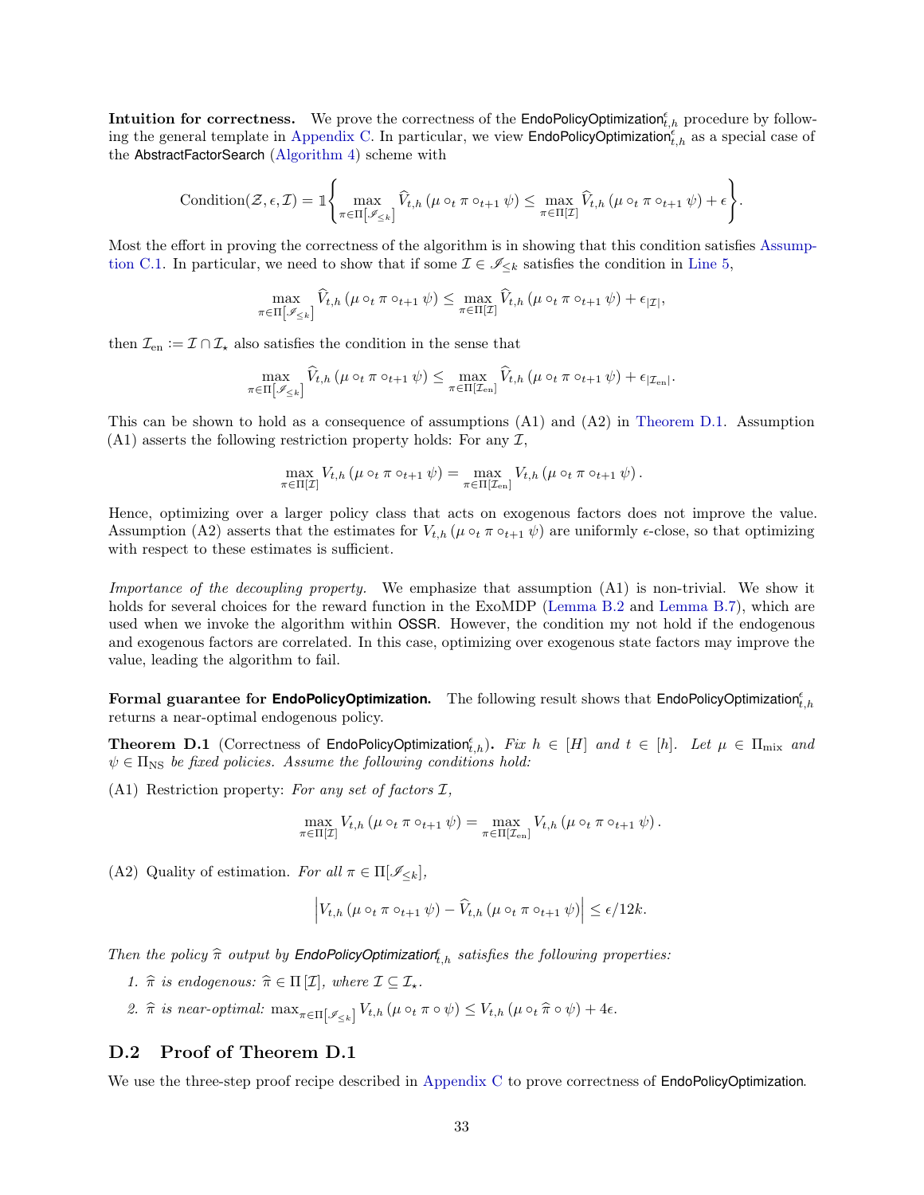**Intuition for correctness.** We prove the correctness of the $\mathsf{EndoPolicyOptimization}^{\epsilon}_{t,h}$ procedure by following the general template in Appendix C. In particular, we view $\mathsf{EndoPolicyOptimization}^{\epsilon}_{t,h}$ as a special case of the $\mathsf{AbstractFactorSearch}$ (Algorithm 4) scheme with

$$\text{Condition}(\mathcal{Z}, \epsilon, \mathcal{I}) = \mathbb{1}\left\{ \max_{\pi \in \Pi\left[\mathscr{I}_{\le k}\right]} \widehat{V}_{t,h}\left(\mu \circ_t \pi \circ_{t+1} \psi\right) \le \max_{\pi \in \Pi[\mathcal{I}]} \widehat{V}_{t,h}\left(\mu \circ_t \pi \circ_{t+1} \psi\right) + \epsilon \right\}.$$

Most the effort in proving the correctness of the algorithm is in showing that this condition satisfies Assumption C.1. In particular, we need to show that if some $\mathcal{I} \in \mathscr{I}_{\le k}$ satisfies the condition in Line 5,

$$\max_{\pi \in \Pi\left[\mathscr{I}_{\le k}\right]} \widehat{V}_{t,h}\left(\mu \circ_t \pi \circ_{t+1} \psi\right) \le \max_{\pi \in \Pi[\mathcal{I}]} \widehat{V}_{t,h}\left(\mu \circ_t \pi \circ_{t+1} \psi\right) + \epsilon_{|\mathcal{I}|},$$

then $\mathcal{I}_{\text{en}} := \mathcal{I} \cap \mathcal{I}_\star$ also satisfies the condition in the sense that

$$\max_{\pi \in \Pi\left[\mathscr{I}_{\le k}\right]} \widehat{V}_{t,h}\left(\mu \circ_t \pi \circ_{t+1} \psi\right) \le \max_{\pi \in \Pi[\mathcal{I}_{\text{en}}]} \widehat{V}_{t,h}\left(\mu \circ_t \pi \circ_{t+1} \psi\right) + \epsilon_{|\mathcal{I}_{\text{en}}|}.$$

This can be shown to hold as a consequence of assumptions (A1) and (A2) in Theorem D.1. Assumption (A1) asserts the following restriction property holds: For any $\mathcal{I}$,

$$\max_{\pi \in \Pi[\mathcal{I}]} V_{t,h}\left(\mu \circ_t \pi \circ_{t+1} \psi\right) = \max_{\pi \in \Pi[\mathcal{I}_{\text{en}}]} V_{t,h}\left(\mu \circ_t \pi \circ_{t+1} \psi\right).$$

Hence, optimizing over a larger policy class that acts on exogenous factors does not improve the value. Assumption (A2) asserts that the estimates for $V_{t,h}\left(\mu \circ_t \pi \circ_{t+1} \psi\right)$ are uniformly $\epsilon$-close, so that optimizing with respect to these estimates is sufficient.

*Importance of the decoupling property.* We emphasize that assumption (A1) is non-trivial. We show it holds for several choices for the reward function in the ExoMDP (Lemma B.2 and Lemma B.7), which are used when we invoke the algorithm within $\mathsf{OSSR}$. However, the condition my not hold if the endogenous and exogenous factors are correlated. In this case, optimizing over exogenous state factors may improve the value, leading the algorithm to fail.

**Formal guarantee for $\mathsf{EndoPolicyOptimization}$.** The following result shows that $\mathsf{EndoPolicyOptimization}^{\epsilon}_{t,h}$ returns a near-optimal endogenous policy.

**Theorem D.1** (Correctness of $\mathsf{EndoPolicyOptimization}^{\epsilon}_{t,h}$)**.** *Fix $h \in [H]$ and $t \in [h]$. Let $\mu \in \Pi_{\text{mix}}$ and $\psi \in \Pi_{\text{NS}}$ be fixed policies. Assume the following conditions hold:*

(A1) Restriction property: *For any set of factors $\mathcal{I}$,*

$$\max_{\pi \in \Pi[\mathcal{I}]} V_{t,h}\left(\mu \circ_t \pi \circ_{t+1} \psi\right) = \max_{\pi \in \Pi[\mathcal{I}_{\text{en}}]} V_{t,h}\left(\mu \circ_t \pi \circ_{t+1} \psi\right).$$

(A2) Quality of estimation. *For all $\pi \in \Pi[\mathscr{I}_{\le k}]$,*

$$\left| V_{t,h}\left(\mu \circ_t \pi \circ_{t+1} \psi\right) - \widehat{V}_{t,h}\left(\mu \circ_t \pi \circ_{t+1} \psi\right) \right| \le \epsilon/12k.$$

*Then the policy $\widehat{\pi}$ output by $\mathsf{EndoPolicyOptimization}^{\epsilon}_{t,h}$ satisfies the following properties:*

1. *$\widehat{\pi}$ is endogenous: $\widehat{\pi} \in \Pi\left[\mathcal{I}\right]$, where $\mathcal{I} \subseteq \mathcal{I}_\star$.*
2. *$\widehat{\pi}$ is near-optimal: $\max_{\pi \in \Pi\left[\mathscr{I}_{\le k}\right]} V_{t,h}\left(\mu \circ_t \pi \circ \psi\right) \le V_{t,h}\left(\mu \circ_t \widehat{\pi} \circ \psi\right) + 4\epsilon$.*

## D.2 Proof of Theorem D.1

We use the three-step proof recipe described in Appendix C to prove correctness of $\mathsf{EndoPolicyOptimization}$.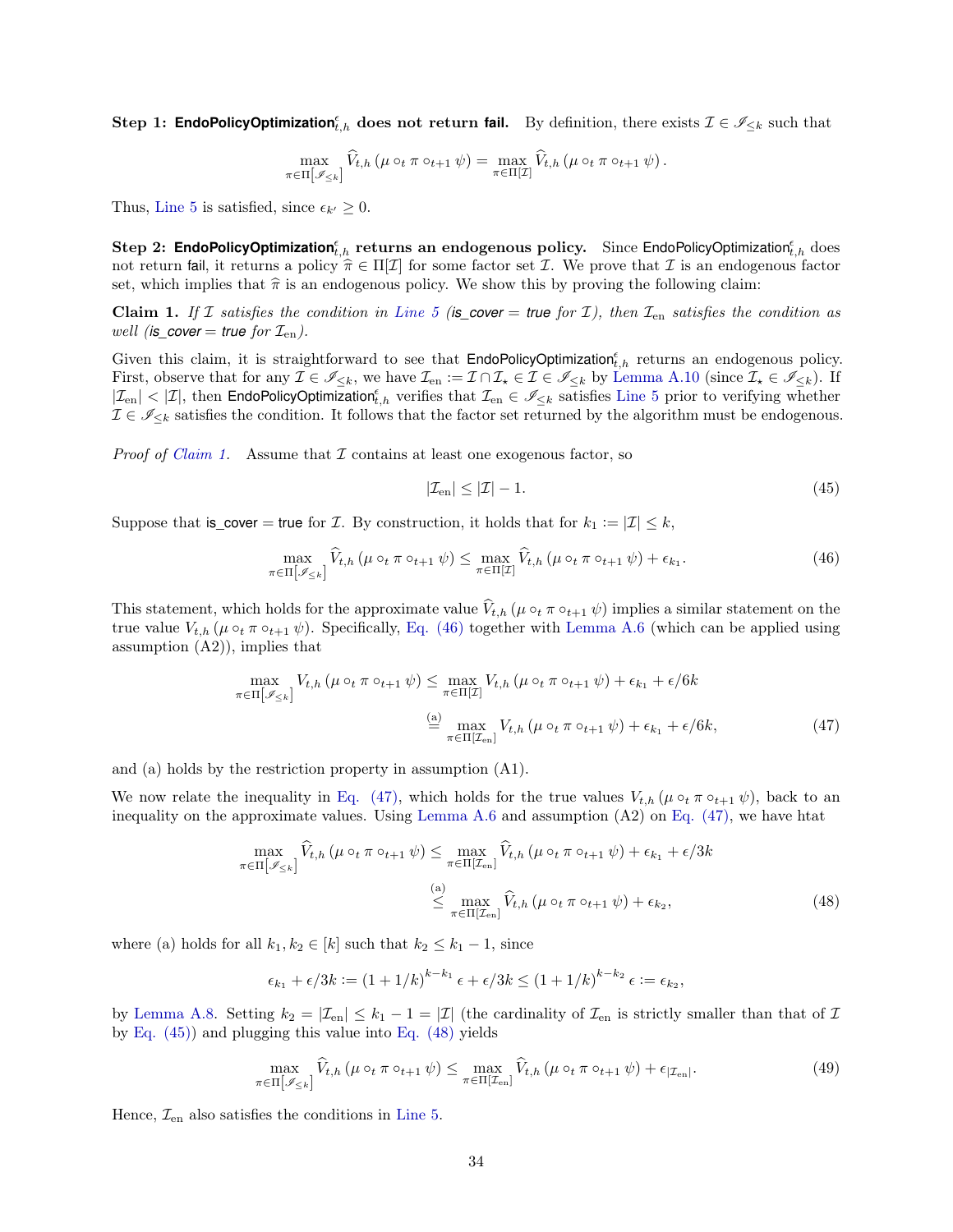**Step 1: $\mathsf{EndoPolicyOptimization}^{\epsilon}_{t,h}$ does not return fail.** By definition, there exists $\mathcal{I} \in \mathscr{I}_{\leq k}$ such that

$$\max_{\pi \in \Pi[\mathscr{I}_{\leq k}]} \widehat{V}_{t,h}\left(\mu \circ_t \pi \circ_{t+1} \psi\right) = \max_{\pi \in \Pi[\mathcal{I}]} \widehat{V}_{t,h}\left(\mu \circ_t \pi \circ_{t+1} \psi\right).$$

Thus, Line 5 is satisfied, since $\epsilon_{k'} \geq 0$.

**Step 2: $\mathsf{EndoPolicyOptimization}^{\epsilon}_{t,h}$ returns an endogenous policy.** Since $\mathsf{EndoPolicyOptimization}^{\epsilon}_{t,h}$ does not return fail, it returns a policy $\widehat{\pi} \in \Pi[\mathcal{I}]$ for some factor set $\mathcal{I}$. We prove that $\mathcal{I}$ is an endogenous factor set, which implies that $\widehat{\pi}$ is an endogenous policy. We show this by proving the following claim:

**Claim 1.** *If $\mathcal{I}$ satisfies the condition in Line 5 (is_cover = true for $\mathcal{I}$), then $\mathcal{I}_{\text{en}}$ satisfies the condition as well (is_cover = true for $\mathcal{I}_{\text{en}}$).*

Given this claim, it is straightforward to see that $\mathsf{EndoPolicyOptimization}^{\epsilon}_{t,h}$ returns an endogenous policy. First, observe that for any $\mathcal{I} \in \mathscr{I}_{\leq k}$, we have $\mathcal{I}_{\text{en}} := \mathcal{I} \cap \mathcal{I}_\star \in \mathcal{I} \in \mathscr{I}_{\leq k}$ by Lemma A.10 (since $\mathcal{I}_\star \in \mathscr{I}_{\leq k}$). If $|\mathcal{I}_{\text{en}}| < |\mathcal{I}|$, then $\mathsf{EndoPolicyOptimization}^{\epsilon}_{t,h}$ verifies that $\mathcal{I}_{\text{en}} \in \mathscr{I}_{\leq k}$ satisfies Line 5 prior to verifying whether $\mathcal{I} \in \mathscr{I}_{\leq k}$ satisfies the condition. It follows that the factor set returned by the algorithm must be endogenous.

*Proof of Claim 1.* Assume that $\mathcal{I}$ contains at least one exogenous factor, so

$$|\mathcal{I}_{\text{en}}| \leq |\mathcal{I}| - 1. \tag{45}$$

Suppose that is_cover = true for $\mathcal{I}$. By construction, it holds that for $k_1 := |\mathcal{I}| \leq k$,

$$\max_{\pi \in \Pi[\mathscr{I}_{\leq k}]} \widehat{V}_{t,h}\left(\mu \circ_t \pi \circ_{t+1} \psi\right) \leq \max_{\pi \in \Pi[\mathcal{I}]} \widehat{V}_{t,h}\left(\mu \circ_t \pi \circ_{t+1} \psi\right) + \epsilon_{k_1}. \tag{46}$$

This statement, which holds for the approximate value $\widehat{V}_{t,h}\left(\mu \circ_t \pi \circ_{t+1} \psi\right)$ implies a similar statement on the true value $V_{t,h}\left(\mu \circ_t \pi \circ_{t+1} \psi\right)$. Specifically, Eq. (46) together with Lemma A.6 (which can be applied using assumption (A2)), implies that

$$\begin{aligned}
\max_{\pi \in \Pi[\mathscr{I}_{\leq k}]} V_{t,h}\left(\mu \circ_t \pi \circ_{t+1} \psi\right) &\leq \max_{\pi \in \Pi[\mathcal{I}]} V_{t,h}\left(\mu \circ_t \pi \circ_{t+1} \psi\right) + \epsilon_{k_1} + \epsilon/6k \\
&\overset{\text{(a)}}{=} \max_{\pi \in \Pi[\mathcal{I}_{\text{en}}]} V_{t,h}\left(\mu \circ_t \pi \circ_{t+1} \psi\right) + \epsilon_{k_1} + \epsilon/6k,
\end{aligned} \tag{47}$$

and (a) holds by the restriction property in assumption (A1).

We now relate the inequality in Eq. (47), which holds for the true values $V_{t,h}\left(\mu \circ_t \pi \circ_{t+1} \psi\right)$, back to an inequality on the approximate values. Using Lemma A.6 and assumption (A2) on Eq. (47), we have htat

$$\begin{aligned}
\max_{\pi \in \Pi[\mathscr{I}_{\leq k}]} \widehat{V}_{t,h}\left(\mu \circ_t \pi \circ_{t+1} \psi\right) &\leq \max_{\pi \in \Pi[\mathcal{I}_{\text{en}}]} \widehat{V}_{t,h}\left(\mu \circ_t \pi \circ_{t+1} \psi\right) + \epsilon_{k_1} + \epsilon/3k \\
&\overset{\text{(a)}}{\leq} \max_{\pi \in \Pi[\mathcal{I}_{\text{en}}]} \widehat{V}_{t,h}\left(\mu \circ_t \pi \circ_{t+1} \psi\right) + \epsilon_{k_2},
\end{aligned} \tag{48}$$

where (a) holds for all $k_1, k_2 \in [k]$ such that $k_2 \leq k_1 - 1$, since

$$\epsilon_{k_1} + \epsilon/3k := (1 + 1/k)^{k - k_1} \epsilon + \epsilon/3k \leq (1 + 1/k)^{k - k_2} \epsilon := \epsilon_{k_2},$$

by Lemma A.8. Setting $k_2 = |\mathcal{I}_{\text{en}}| \leq k_1 - 1 = |\mathcal{I}|$ (the cardinality of $\mathcal{I}_{\text{en}}$ is strictly smaller than that of $\mathcal{I}$ by Eq. (45)) and plugging this value into Eq. (48) yields

$$\max_{\pi \in \Pi[\mathscr{I}_{\leq k}]} \widehat{V}_{t,h}\left(\mu \circ_t \pi \circ_{t+1} \psi\right) \leq \max_{\pi \in \Pi[\mathcal{I}_{\text{en}}]} \widehat{V}_{t,h}\left(\mu \circ_t \pi \circ_{t+1} \psi\right) + \epsilon_{|\mathcal{I}_{\text{en}}|}. \tag{49}$$

Hence, $\mathcal{I}_{\text{en}}$ also satisfies the conditions in Line 5.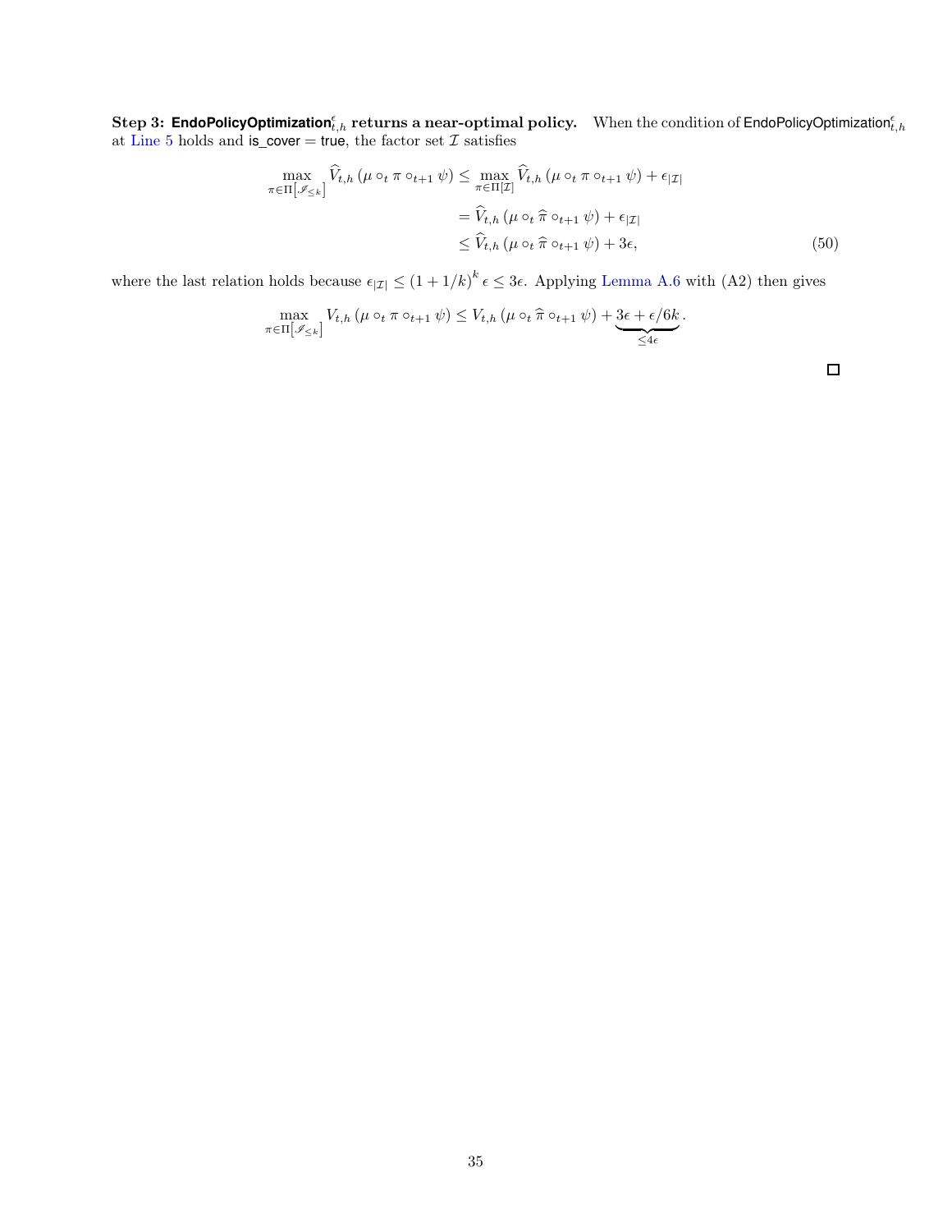**Step 3: $\textsf{EndoPolicyOptimization}^{\epsilon}_{t,h}$ returns a near-optimal policy.** When the condition of $\textsf{EndoPolicyOptimization}^{\epsilon}_{t,h}$ at Line 5 holds and is_cover = true, the factor set $\mathcal{I}$ satisfies

$$
\begin{aligned}
\max_{\pi \in \Pi\left[\mathscr{I}_{\leq k}\right]} \widehat{V}_{t,h}\left(\mu \circ_t \pi \circ_{t+1} \psi\right) &\leq \max_{\pi \in \Pi[\mathcal{I}]} \widehat{V}_{t,h}\left(\mu \circ_t \pi \circ_{t+1} \psi\right) + \epsilon_{|\mathcal{I}|} \\
&= \widehat{V}_{t,h}\left(\mu \circ_t \widehat{\pi} \circ_{t+1} \psi\right) + \epsilon_{|\mathcal{I}|} \\
&\leq \widehat{V}_{t,h}\left(\mu \circ_t \widehat{\pi} \circ_{t+1} \psi\right) + 3\epsilon,
\end{aligned}
\tag{50}
$$

where the last relation holds because $\epsilon_{|\mathcal{I}|} \leq (1+1/k)^k \epsilon \leq 3\epsilon$. Applying Lemma A.6 with (A2) then gives

$$
\max_{\pi \in \Pi\left[\mathscr{I}_{\leq k}\right]} V_{t,h}\left(\mu \circ_t \pi \circ_{t+1} \psi\right) \leq V_{t,h}\left(\mu \circ_t \widehat{\pi} \circ_{t+1} \psi\right) + \underbrace{3\epsilon + \epsilon/6k}_{\leq 4\epsilon}.
$$

□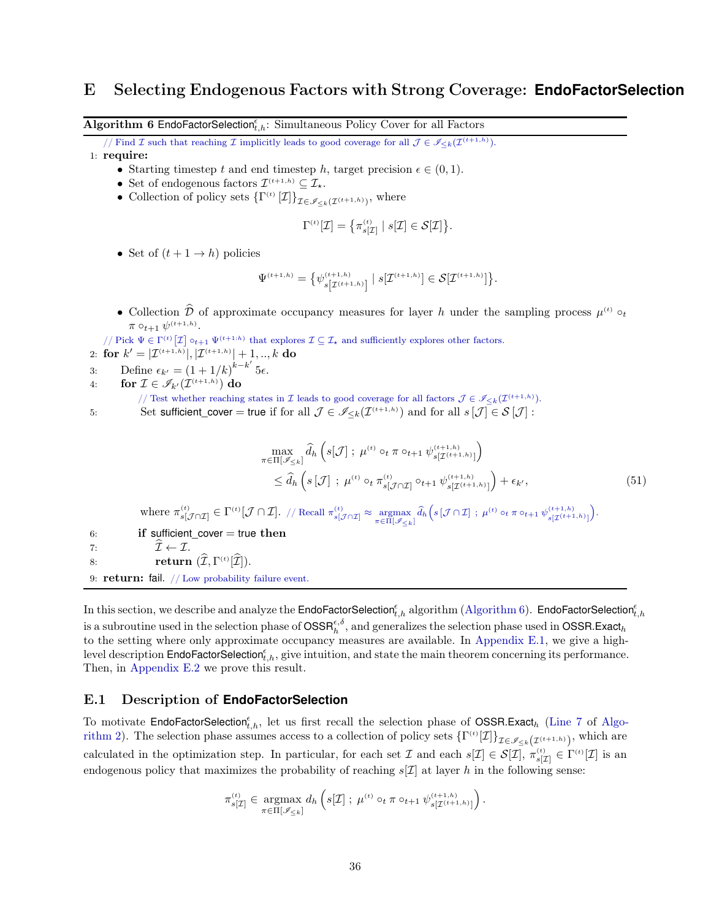# E Selecting Endogenous Factors with Strong Coverage: EndoFactorSelection

**Algorithm 6** $\mathsf{EndoFactorSelection}^{\epsilon}_{t,h}$: Simultaneous Policy Cover for all Factors

// Find $\mathcal{I}$ such that reaching $\mathcal{I}$ implicitly leads to good coverage for all $\mathcal{J} \in \mathscr{I}_{\leq k}(\mathcal{I}^{(t+1,h)})$.

1: **require:**
- Starting timestep $t$ and end timestep $h$, target precision $\epsilon \in (0,1)$.
- Set of endogenous factors $\mathcal{I}^{(t+1,h)} \subseteq \mathcal{I}_\star$.
- Collection of policy sets $\{\Gamma^{(t)}[\mathcal{I}]\}_{\mathcal{I} \in \mathscr{I}_{\leq k}(\mathcal{I}^{(t+1,h)})}$, where

$$\Gamma^{(t)}[\mathcal{I}] = \{\pi^{(t)}_{s[\mathcal{I}]} \mid s[\mathcal{I}] \in \mathcal{S}[\mathcal{I}]\}.$$

- Set of $(t+1 \to h)$ policies

$$\Psi^{(t+1,h)} = \{\psi^{(t+1,h)}_{s[\mathcal{I}^{(t+1,h)}]} \mid s[\mathcal{I}^{(t+1,h)}] \in \mathcal{S}[\mathcal{I}^{(t+1,h)}]\}.$$

- Collection $\widehat{\mathcal{D}}$ of approximate occupancy measures for layer $h$ under the sampling process $\mu^{(t)} \circ_t \pi \circ_{t+1} \psi^{(t+1,h)}$.

// Pick $\Psi \in \Gamma^{(t)}[\mathcal{I}] \circ_{t+1} \Psi^{(t+1:h)}$ that explores $\mathcal{I} \subseteq \mathcal{I}_\star$ and sufficiently explores other factors.

2: **for** $k' = |\mathcal{I}^{(t+1,h)}|, |\mathcal{I}^{(t+1,h)}|+1, .., k$ **do**

3: Define $\epsilon_{k'} = (1+1/k)^{k-k'} 5\epsilon$.

4: **for** $\mathcal{I} \in \mathscr{I}_{k'}(\mathcal{I}^{(t+1,h)})$ **do**

// Test whether reaching states in $\mathcal{I}$ leads to good coverage for all factors $\mathcal{J} \in \mathscr{I}_{\leq k}(\mathcal{I}^{(t+1,h)})$.

5: Set $\mathsf{sufficient\_cover} = \mathsf{true}$ if for all $\mathcal{J} \in \mathscr{I}_{\leq k}(\mathcal{I}^{(t+1,h)})$ and for all $s[\mathcal{J}] \in \mathcal{S}[\mathcal{J}]$ :

$$\begin{aligned}
&\max_{\pi \in \Pi[\mathscr{I}_{\leq k}]} \widehat{d}_h\left(s[\mathcal{J}]\;;\; \mu^{(t)} \circ_t \pi \circ_{t+1} \psi^{(t+1,h)}_{s[\mathcal{I}^{(t+1,h)}]}\right) \\
&\qquad \leq \widehat{d}_h\left(s[\mathcal{J}]\;;\; \mu^{(t)} \circ_t \pi^{(t)}_{s[\mathcal{J}\cap\mathcal{I}]} \circ_{t+1} \psi^{(t+1,h)}_{s[\mathcal{I}^{(t+1,h)}]}\right) + \epsilon_{k'},
\end{aligned} \tag{51}$$

where $\pi^{(t)}_{s[\mathcal{J}\cap\mathcal{I}]} \in \Gamma^{(t)}[\mathcal{J}\cap\mathcal{I}]$. // Recall $\pi^{(t)}_{s[\mathcal{J}\cap\mathcal{I}]} \approx \operatorname*{argmax}_{\pi \in \Pi[\mathscr{I}_{\leq k}]} \widehat{d}_h\left(s[\mathcal{J}\cap\mathcal{I}]\;;\;\mu^{(t)} \circ_t \pi \circ_{t+1} \psi^{(t+1,h)}_{s[\mathcal{I}^{(t+1,h)}]}\right)$.

6: **if** $\mathsf{sufficient\_cover} = \mathsf{true}$ **then**

7: $\widehat{\mathcal{I}} \leftarrow \mathcal{I}$.

8: **return** $(\widehat{\mathcal{I}}, \Gamma^{(t)}[\widehat{\mathcal{I}}])$.

9: **return:** fail. // Low probability failure event.

In this section, we describe and analyze the $\mathsf{EndoFactorSelection}^{\epsilon}_{t,h}$ algorithm (Algorithm 6). $\mathsf{EndoFactorSelection}^{\epsilon}_{t,h}$ is a subroutine used in the selection phase of $\mathsf{OSSR}^{\epsilon,\delta}_h$, and generalizes the selection phase used in $\mathsf{OSSR.Exact}_h$ to the setting where only approximate occupancy measures are available. In Appendix E.1, we give a high-level description $\mathsf{EndoFactorSelection}^{\epsilon}_{t,h}$, give intuition, and state the main theorem concerning its performance. Then, in Appendix E.2 we prove this result.

## E.1 Description of EndoFactorSelection

To motivate $\mathsf{EndoFactorSelection}^{\epsilon}_{t,h}$, let us first recall the selection phase of $\mathsf{OSSR.Exact}_h$ (Line 7 of Algorithm 2). The selection phase assumes access to a collection of policy sets $\{\Gamma^{(t)}[\mathcal{I}]\}_{\mathcal{I} \in \mathscr{I}_{\leq k}(\mathcal{I}^{(t+1,h)})}$, which are calculated in the optimization step. In particular, for each set $\mathcal{I}$ and each $s[\mathcal{I}] \in \mathcal{S}[\mathcal{I}]$, $\pi^{(t)}_{s[\mathcal{I}]} \in \Gamma^{(t)}[\mathcal{I}]$ is an endogenous policy that maximizes the probability of reaching $s[\mathcal{I}]$ at layer $h$ in the following sense:

$$\pi^{(t)}_{s[\mathcal{I}]} \in \operatorname*{argmax}_{\pi \in \Pi[\mathscr{I}_{\leq k}]} d_h\left(s[\mathcal{I}]\;;\; \mu^{(t)} \circ_t \pi \circ_{t+1} \psi^{(t+1,h)}_{s[\mathcal{I}^{(t+1,h)}]}\right).$$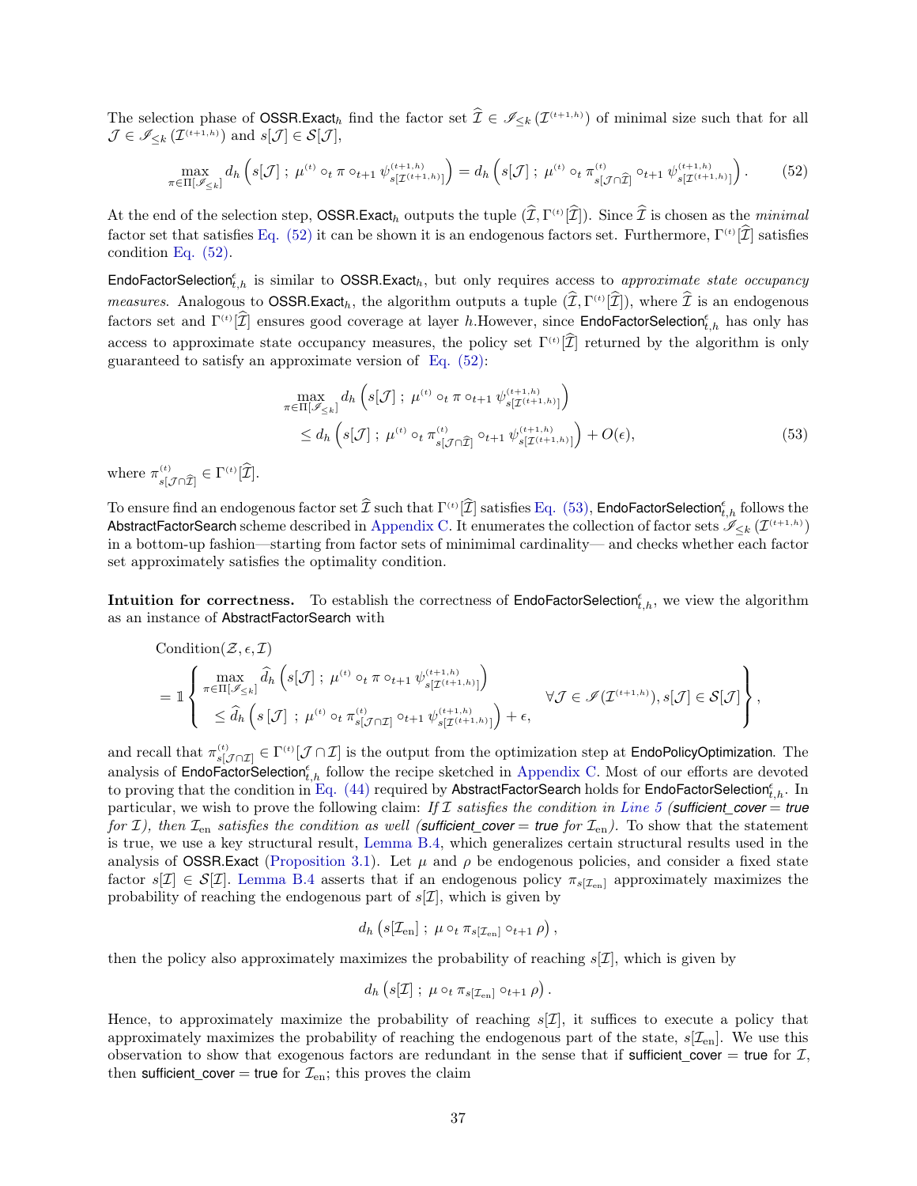The selection phase of $\mathsf{OSSR.Exact}_h$ find the factor set $\widehat{\mathcal{I}} \in \mathscr{I}_{\leq k}(\mathcal{I}^{(t+1,h)})$ of minimal size such that for all $\mathcal{J} \in \mathscr{I}_{\leq k}(\mathcal{I}^{(t+1,h)})$ and $s[\mathcal{J}] \in \mathcal{S}[\mathcal{J}]$,

$$\max_{\pi \in \Pi[\mathscr{I}_{\leq k}]} d_h\left(s[\mathcal{J}]\;;\;\mu^{(t)} \circ_t \pi \circ_{t+1} \psi^{(t+1,h)}_{s[\mathcal{I}^{(t+1,h)}]}\right) = d_h\left(s[\mathcal{J}]\;;\;\mu^{(t)} \circ_t \pi^{(t)}_{s[\mathcal{J}\cap\widehat{\mathcal{I}}]} \circ_{t+1} \psi^{(t+1,h)}_{s[\mathcal{I}^{(t+1,h)}]}\right). \tag{52}$$

At the end of the selection step, $\mathsf{OSSR.Exact}_h$ outputs the tuple $(\widehat{\mathcal{I}}, \Gamma^{(t)}[\widehat{\mathcal{I}}])$. Since $\widehat{\mathcal{I}}$ is chosen as the *minimal* factor set that satisfies Eq. (52) it can be shown it is an endogenous factors set. Furthermore, $\Gamma^{(t)}[\widehat{\mathcal{I}}]$ satisfies condition Eq. (52).

$\mathsf{EndoFactorSelection}^{\epsilon}_{t,h}$ is similar to $\mathsf{OSSR.Exact}_h$, but only requires access to *approximate state occupancy measures.* Analogous to $\mathsf{OSSR.Exact}_h$, the algorithm outputs a tuple $(\widehat{\mathcal{I}}, \Gamma^{(t)}[\widehat{\mathcal{I}}])$, where $\widehat{\mathcal{I}}$ is an endogenous factors set and $\Gamma^{(t)}[\widehat{\mathcal{I}}]$ ensures good coverage at layer $h$.However, since $\mathsf{EndoFactorSelection}^{\epsilon}_{t,h}$ has only has access to approximate state occupancy measures, the policy set $\Gamma^{(t)}[\widehat{\mathcal{I}}]$ returned by the algorithm is only guaranteed to satisfy an approximate version of Eq. (52):

$$\begin{aligned}
&\max_{\pi \in \Pi[\mathscr{I}_{\leq k}]} d_h\left(s[\mathcal{J}]\;;\;\mu^{(t)} \circ_t \pi \circ_{t+1} \psi^{(t+1,h)}_{s[\mathcal{I}^{(t+1,h)}]}\right)\\
&\quad\leq d_h\left(s[\mathcal{J}]\;;\;\mu^{(t)} \circ_t \pi^{(t)}_{s[\mathcal{J}\cap\widehat{\mathcal{I}}]} \circ_{t+1} \psi^{(t+1,h)}_{s[\mathcal{I}^{(t+1,h)}]}\right) + O(\epsilon),
\end{aligned} \tag{53}$$

where $\pi^{(t)}_{s[\mathcal{J}\cap\widehat{\mathcal{I}}]} \in \Gamma^{(t)}[\widehat{\mathcal{I}}]$.

To ensure find an endogenous factor set $\widehat{\mathcal{I}}$ such that $\Gamma^{(t)}[\widehat{\mathcal{I}}]$ satisfies Eq. (53), $\mathsf{EndoFactorSelection}^{\epsilon}_{t,h}$ follows the $\mathsf{AbstractFactorSearch}$ scheme described in Appendix C. It enumerates the collection of factor sets $\mathscr{I}_{\leq k}(\mathcal{I}^{(t+1,h)})$ in a bottom-up fashion—starting from factor sets of minimimal cardinality— and checks whether each factor set approximately satisfies the optimality condition.

**Intuition for correctness.** To establish the correctness of $\mathsf{EndoFactorSelection}^{\epsilon}_{t,h}$, we view the algorithm as an instance of $\mathsf{AbstractFactorSearch}$ with

$$\begin{aligned}
&\mathrm{Condition}(\mathcal{Z}, \epsilon, \mathcal{I})\\
&= \mathbb{1}\left\{\begin{array}{l}\displaystyle\max_{\pi \in \Pi[\mathscr{I}_{\leq k}]} \widehat{d}_h\left(s[\mathcal{J}]\;;\;\mu^{(t)} \circ_t \pi \circ_{t+1} \psi^{(t+1,h)}_{s[\mathcal{I}^{(t+1,h)}]}\right)\\ \quad\leq \widehat{d}_h\left(s[\mathcal{J}]\;;\;\mu^{(t)} \circ_t \pi^{(t)}_{s[\mathcal{J}\cap\mathcal{I}]} \circ_{t+1} \psi^{(t+1,h)}_{s[\mathcal{I}^{(t+1,h)}]}\right) + \epsilon,\end{array} \quad \forall \mathcal{J} \in \mathscr{I}(\mathcal{I}^{(t+1,h)}), s[\mathcal{J}] \in \mathcal{S}[\mathcal{J}]\right\},
\end{aligned}$$

and recall that $\pi^{(t)}_{s[\mathcal{J}\cap\mathcal{I}]} \in \Gamma^{(t)}[\mathcal{J}\cap\mathcal{I}]$ is the output from the optimization step at $\mathsf{EndoPolicyOptimization}$. The analysis of $\mathsf{EndoFactorSelection}^{\epsilon}_{t,h}$ follow the recipe sketched in Appendix C. Most of our efforts are devoted to proving that the condition in Eq. (44) required by $\mathsf{AbstractFactorSearch}$ holds for $\mathsf{EndoFactorSelection}^{\epsilon}_{t,h}$. In particular, we wish to prove the following claim: *If $\mathcal{I}$ satisfies the condition in Line 5 (*$\textsf{sufficient\_cover} = \textsf{true}$ *for $\mathcal{I}$), then $\mathcal{I}_{\mathrm{en}}$ satisfies the condition as well (*$\textsf{sufficient\_cover} = \textsf{true}$ *for $\mathcal{I}_{\mathrm{en}}$).* To show that the statement is true, we use a key structural result, Lemma B.4, which generalizes certain structural results used in the analysis of $\mathsf{OSSR.Exact}$ (Proposition 3.1). Let $\mu$ and $\rho$ be endogenous policies, and consider a fixed state factor $s[\mathcal{I}] \in \mathcal{S}[\mathcal{I}]$. Lemma B.4 asserts that if an endogenous policy $\pi_{s[\mathcal{I}_{\mathrm{en}}]}$ approximately maximizes the probability of reaching the endogenous part of $s[\mathcal{I}]$, which is given by

$$d_h\left(s[\mathcal{I}_{\mathrm{en}}]\;;\;\mu \circ_t \pi_{s[\mathcal{I}_{\mathrm{en}}]} \circ_{t+1} \rho\right),$$

then the policy also approximately maximizes the probability of reaching $s[\mathcal{I}]$, which is given by

$$d_h\left(s[\mathcal{I}]\;;\;\mu \circ_t \pi_{s[\mathcal{I}_{\mathrm{en}}]} \circ_{t+1} \rho\right).$$

Hence, to approximately maximize the probability of reaching $s[\mathcal{I}]$, it suffices to execute a policy that approximately maximizes the probability of reaching the endogenous part of the state, $s[\mathcal{I}_{\mathrm{en}}]$. We use this observation to show that exogenous factors are redundant in the sense that if $\textsf{sufficient\_cover} = \textsf{true}$ for $\mathcal{I}$, then $\textsf{sufficient\_cover} = \textsf{true}$ for $\mathcal{I}_{\mathrm{en}}$; this proves the claim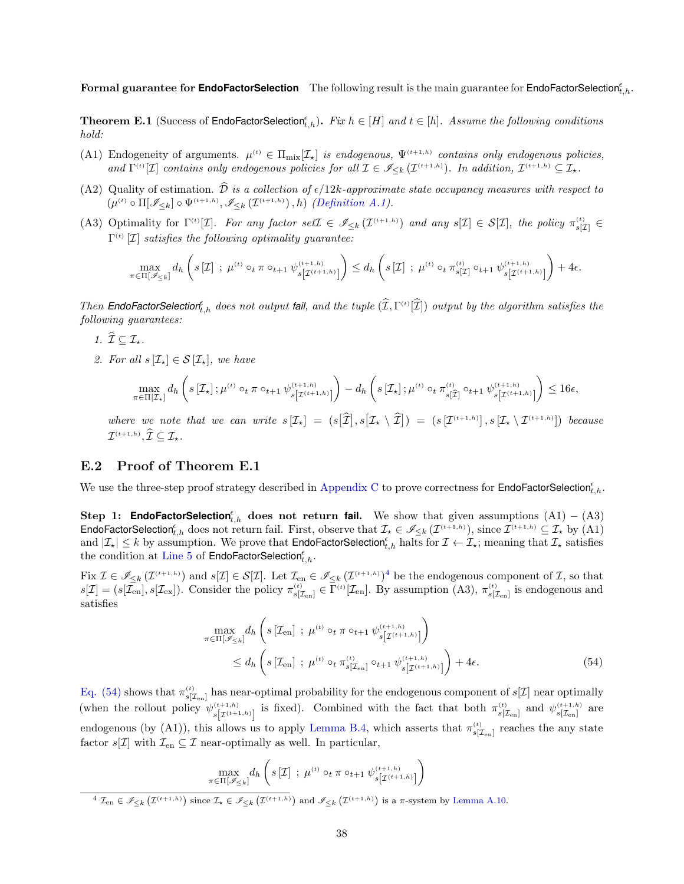**Formal guarantee for EndoFactorSelection** The following result is the main guarantee for $\mathsf{EndoFactorSelection}^{\epsilon}_{t,h}$.

**Theorem E.1** (Success of $\mathsf{EndoFactorSelection}^{\epsilon}_{t,h}$). *Fix $h \in [H]$ and $t \in [h]$. Assume the following conditions hold:*

(A1) Endogeneity of arguments. $\mu^{(t)} \in \Pi_{\mathrm{mix}}[\mathcal{I}_\star]$ *is endogenous,* $\Psi^{(t+1,h)}$ *contains only endogenous policies, and* $\Gamma^{(t)}[\mathcal{I}]$ *contains only endogenous policies for all* $\mathcal{I} \in \mathscr{I}_{\leq k}(\mathcal{I}^{(t+1,h)})$*. In addition,* $\mathcal{I}^{(t+1,h)} \subseteq \mathcal{I}_\star$.

(A2) Quality of estimation. $\widehat{\mathcal{D}}$ *is a collection of* $\epsilon/12k$*-approximate state occupancy measures with respect to* $(\mu^{(t)} \circ \Pi[\mathscr{I}_{\leq k}] \circ \Psi^{(t+1,h)}, \mathscr{I}_{\leq k}(\mathcal{I}^{(t+1,h)}), h)$ *(Definition A.1).*

(A3) Optimality for $\Gamma^{(t)}[\mathcal{I}]$. *For any factor set* $\mathcal{I} \in \mathscr{I}_{\leq k}(\mathcal{I}^{(t+1,h)})$ *and any* $s[\mathcal{I}] \in \mathcal{S}[\mathcal{I}]$*, the policy* $\pi^{(t)}_{s[\mathcal{I}]} \in \Gamma^{(t)}[\mathcal{I}]$ *satisfies the following optimality guarantee:*

$$\max_{\pi \in \Pi[\mathscr{I}_{\leq k}]} d_h\left(s[\mathcal{I}] \;;\; \mu^{(t)} \circ_t \pi \circ_{t+1} \psi^{(t+1,h)}_{s[\mathcal{I}^{(t+1,h)}]}\right) \leq d_h\left(s[\mathcal{I}] \;;\; \mu^{(t)} \circ_t \pi^{(t)}_{s[\mathcal{I}]} \circ_{t+1} \psi^{(t+1,h)}_{s[\mathcal{I}^{(t+1,h)}]}\right) + 4\epsilon.$$

*Then $\mathsf{EndoFactorSelection}^{\epsilon}_{t,h}$ does not output* fail*, and the tuple $(\widehat{\mathcal{I}}, \Gamma^{(t)}[\widehat{\mathcal{I}}])$ output by the algorithm satisfies the following guarantees:*

1. $\widehat{\mathcal{I}} \subseteq \mathcal{I}_\star$.
2. *For all $s[\mathcal{I}_\star] \in \mathcal{S}[\mathcal{I}_\star]$, we have*

$$\max_{\pi \in \Pi[\mathcal{I}_\star]} d_h\left(s[\mathcal{I}_\star]; \mu^{(t)} \circ_t \pi \circ_{t+1} \psi^{(t+1,h)}_{s[\mathcal{I}^{(t+1,h)}]}\right) - d_h\left(s[\mathcal{I}_\star]; \mu^{(t)} \circ_t \pi^{(t)}_{s[\widehat{\mathcal{I}}]} \circ_{t+1} \psi^{(t+1,h)}_{s[\mathcal{I}^{(t+1,h)}]}\right) \leq 16\epsilon,$$

*where we note that we can write $s[\mathcal{I}_\star] = (s[\widehat{\mathcal{I}}], s[\mathcal{I}_\star \setminus \widehat{\mathcal{I}}]) = (s[\mathcal{I}^{(t+1,h)}], s[\mathcal{I}_\star \setminus \mathcal{I}^{(t+1,h)}])$ because $\mathcal{I}^{(t+1,h)}, \widehat{\mathcal{I}} \subseteq \mathcal{I}_\star$.*

## E.2 Proof of Theorem E.1

We use the three-step proof strategy described in Appendix C to prove correctness for $\mathsf{EndoFactorSelection}^{\epsilon}_{t,h}$.

**Step 1: $\mathsf{EndoFactorSelection}^{\epsilon}_{t,h}$ does not return fail.** We show that given assumptions (A1) – (A3) $\mathsf{EndoFactorSelection}^{\epsilon}_{t,h}$ does not return fail. First, observe that $\mathcal{I}_\star \in \mathscr{I}_{\leq k}(\mathcal{I}^{(t+1,h)})$, since $\mathcal{I}^{(t+1,h)} \subseteq \mathcal{I}_\star$ by (A1) and $|\mathcal{I}_\star| \leq k$ by assumption. We prove that $\mathsf{EndoFactorSelection}^{\epsilon}_{t,h}$ halts for $\mathcal{I} \leftarrow \mathcal{I}_\star$; meaning that $\mathcal{I}_\star$ satisfies the condition at Line 5 of $\mathsf{EndoFactorSelection}^{\epsilon}_{t,h}$.

Fix $\mathcal{I} \in \mathscr{I}_{\leq k}(\mathcal{I}^{(t+1,h)})$ and $s[\mathcal{I}] \in \mathcal{S}[\mathcal{I}]$. Let $\mathcal{I}_{\mathrm{en}} \in \mathscr{I}_{\leq k}(\mathcal{I}^{(t+1,h)})$[4] be the endogenous component of $\mathcal{I}$, so that $s[\mathcal{I}] = (s[\mathcal{I}_{\mathrm{en}}], s[\mathcal{I}_{\mathrm{ex}}])$. Consider the policy $\pi^{(t)}_{s[\mathcal{I}_{\mathrm{en}}]} \in \Gamma^{(t)}[\mathcal{I}_{\mathrm{en}}]$. By assumption (A3), $\pi^{(t)}_{s[\mathcal{I}_{\mathrm{en}}]}$ is endogenous and satisfies

$$\begin{aligned}
&\max_{\pi \in \Pi[\mathscr{I}_{\leq k}]} d_h\left(s[\mathcal{I}_{\mathrm{en}}] \;;\; \mu^{(t)} \circ_t \pi \circ_{t+1} \psi^{(t+1,h)}_{s[\mathcal{I}^{(t+1,h)}]}\right) \\
&\qquad \leq d_h\left(s[\mathcal{I}_{\mathrm{en}}] \;;\; \mu^{(t)} \circ_t \pi^{(t)}_{s[\mathcal{I}_{\mathrm{en}}]} \circ_{t+1} \psi^{(t+1,h)}_{s[\mathcal{I}^{(t+1,h)}]}\right) + 4\epsilon. \qquad (54)
\end{aligned}$$

Eq. (54) shows that $\pi^{(t)}_{s[\mathcal{I}_{\mathrm{en}}]}$ has near-optimal probability for the endogenous component of $s[\mathcal{I}]$ near optimally (when the rollout policy $\psi^{(t+1,h)}_{s[\mathcal{I}^{(t+1,h)}]}$ is fixed). Combined with the fact that both $\pi^{(t)}_{s[\mathcal{I}_{\mathrm{en}}]}$ and $\psi^{(t+1,h)}_{s[\mathcal{I}_{\mathrm{en}}]}$ are endogenous (by (A1)), this allows us to apply Lemma B.4, which asserts that $\pi^{(t)}_{s[\mathcal{I}_{\mathrm{en}}]}$ reaches the any state factor $s[\mathcal{I}]$ with $\mathcal{I}_{\mathrm{en}} \subseteq \mathcal{I}$ near-optimally as well. In particular,

$$\max_{\pi \in \Pi[\mathscr{I}_{\leq k}]} d_h\left(s[\mathcal{I}] \;;\; \mu^{(t)} \circ_t \pi \circ_{t+1} \psi^{(t+1,h)}_{s[\mathcal{I}^{(t+1,h)}]}\right)$$

[4] $\mathcal{I}_{\mathrm{en}} \in \mathscr{I}_{\leq k}(\mathcal{I}^{(t+1,h)})$ since $\mathcal{I}_\star \in \mathscr{I}_{\leq k}(\mathcal{I}^{(t+1,h)})$ and $\mathscr{I}_{\leq k}(\mathcal{I}^{(t+1,h)})$ is a $\pi$-system by Lemma A.10.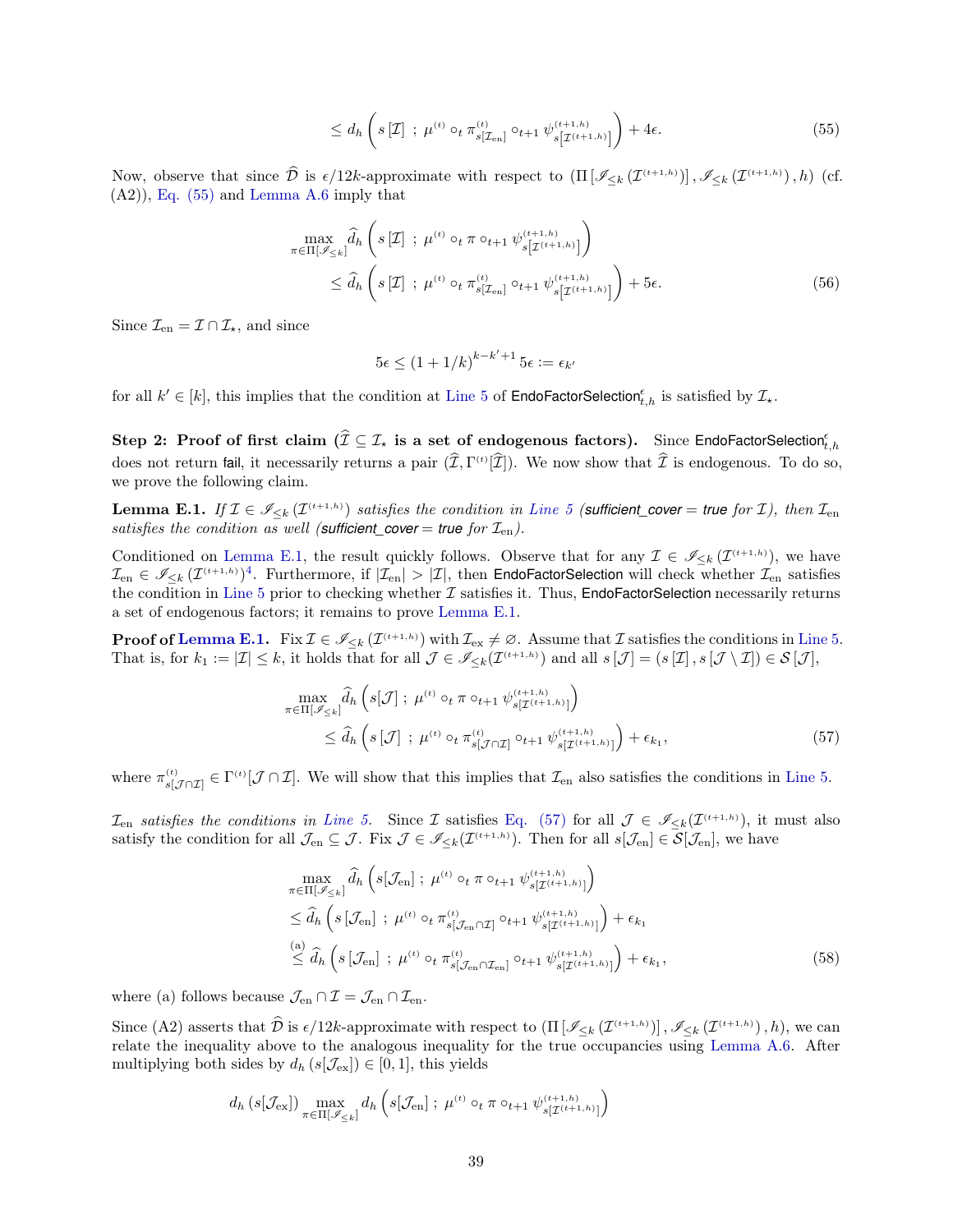$$\leq d_h\left(s\left[\mathcal{I}\right]\ ;\ \mu^{(t)} \circ_t \pi^{(t)}_{s[\mathcal{I}_{\mathrm{en}}]} \circ_{t+1} \psi^{(t+1,h)}_{s\left[\mathcal{I}^{(t+1,h)}\right]}\right) + 4\epsilon. \tag{55}$$

Now, observe that since $\widehat{\mathcal{D}}$ is $\epsilon/12k$-approximate with respect to $(\Pi\left[\mathscr{I}_{\leq k}\left(\mathcal{I}^{(t+1,h)}\right)\right], \mathscr{I}_{\leq k}\left(\mathcal{I}^{(t+1,h)}\right), h)$ (cf. (A2)), Eq. (55) and Lemma A.6 imply that

$$\begin{aligned}
&\max_{\pi \in \Pi[\mathscr{I}_{\leq k}]} \widehat{d}_h\left(s\left[\mathcal{I}\right]\ ;\ \mu^{(t)} \circ_t \pi \circ_{t+1} \psi^{(t+1,h)}_{s\left[\mathcal{I}^{(t+1,h)}\right]}\right) \\
&\qquad \leq \widehat{d}_h\left(s\left[\mathcal{I}\right]\ ;\ \mu^{(t)} \circ_t \pi^{(t)}_{s[\mathcal{I}_{\mathrm{en}}]} \circ_{t+1} \psi^{(t+1,h)}_{s\left[\mathcal{I}^{(t+1,h)}\right]}\right) + 5\epsilon.
\end{aligned} \tag{56}$$

Since $\mathcal{I}_{\mathrm{en}} = \mathcal{I} \cap \mathcal{I}_\star$, and since

$$5\epsilon \leq (1 + 1/k)^{k-k'+1} 5\epsilon := \epsilon_{k'}$$

for all $k' \in [k]$, this implies that the condition at Line 5 of $\mathsf{EndoFactorSelection}^{\epsilon}_{t,h}$ is satisfied by $\mathcal{I}_\star$.

**Step 2: Proof of first claim ($\widehat{\mathcal{I}} \subseteq \mathcal{I}_\star$ is a set of endogenous factors).** Since $\mathsf{EndoFactorSelection}^{\epsilon}_{t,h}$ does not return $\mathsf{fail}$, it necessarily returns a pair $(\widehat{\mathcal{I}}, \Gamma^{(t)}[\widehat{\mathcal{I}}])$. We now show that $\widehat{\mathcal{I}}$ is endogenous. To do so, we prove the following claim.

**Lemma E.1.** *If $\mathcal{I} \in \mathscr{I}_{\leq k}\left(\mathcal{I}^{(t+1,h)}\right)$ satisfies the condition in Line 5 (**sufficient_cover = true** for $\mathcal{I}$), then $\mathcal{I}_{\mathrm{en}}$ satisfies the condition as well (**sufficient_cover = true** for $\mathcal{I}_{\mathrm{en}}$).*

Conditioned on Lemma E.1, the result quickly follows. Observe that for any $\mathcal{I} \in \mathscr{I}_{\leq k}\left(\mathcal{I}^{(t+1,h)}\right)$, we have $\mathcal{I}_{\mathrm{en}} \in \mathscr{I}_{\leq k}\left(\mathcal{I}^{(t+1,h)}\right)$[4]. Furthermore, if $|\mathcal{I}_{\mathrm{en}}| > |\mathcal{I}|$, then $\mathsf{EndoFactorSelection}$ will check whether $\mathcal{I}_{\mathrm{en}}$ satisfies the condition in Line 5 prior to checking whether $\mathcal{I}$ satisfies it. Thus, $\mathsf{EndoFactorSelection}$ necessarily returns a set of endogenous factors; it remains to prove Lemma E.1.

**Proof of Lemma E.1.** Fix $\mathcal{I} \in \mathscr{I}_{\leq k}\left(\mathcal{I}^{(t+1,h)}\right)$ with $\mathcal{I}_{\mathrm{ex}} \neq \varnothing$. Assume that $\mathcal{I}$ satisfies the conditions in Line 5. That is, for $k_1 := |\mathcal{I}| \leq k$, it holds that for all $\mathcal{J} \in \mathscr{I}_{\leq k}(\mathcal{I}^{(t+1,h)})$ and all $s\left[\mathcal{J}\right] = (s\left[\mathcal{I}\right], s\left[\mathcal{J} \setminus \mathcal{I}\right]) \in \mathcal{S}\left[\mathcal{J}\right]$,

$$\begin{aligned}
&\max_{\pi \in \Pi[\mathscr{I}_{\leq k}]} \widehat{d}_h\left(s[\mathcal{J}]\ ;\ \mu^{(t)} \circ_t \pi \circ_{t+1} \psi^{(t+1,h)}_{s[\mathcal{I}^{(t+1,h)}]}\right) \\
&\qquad \leq \widehat{d}_h\left(s\left[\mathcal{J}\right]\ ;\ \mu^{(t)} \circ_t \pi^{(t)}_{s[\mathcal{J} \cap \mathcal{I}]} \circ_{t+1} \psi^{(t+1,h)}_{s[\mathcal{I}^{(t+1,h)}]}\right) + \epsilon_{k_1},
\end{aligned} \tag{57}$$

where $\pi^{(t)}_{s[\mathcal{J} \cap \mathcal{I}]} \in \Gamma^{(t)}[\mathcal{J} \cap \mathcal{I}]$. We will show that this implies that $\mathcal{I}_{\mathrm{en}}$ also satisfies the conditions in Line 5.

*$\mathcal{I}_{\mathrm{en}}$ satisfies the conditions in Line 5.* Since $\mathcal{I}$ satisfies Eq. (57) for all $\mathcal{J} \in \mathscr{I}_{\leq k}(\mathcal{I}^{(t+1,h)})$, it must also satisfy the condition for all $\mathcal{J}_{\mathrm{en}} \subseteq \mathcal{J}$. Fix $\mathcal{J} \in \mathscr{I}_{\leq k}(\mathcal{I}^{(t+1,h)})$. Then for all $s[\mathcal{J}_{\mathrm{en}}] \in \mathcal{S}[\mathcal{J}_{\mathrm{en}}]$, we have

$$\begin{aligned}
&\max_{\pi \in \Pi[\mathscr{I}_{\leq k}]} \widehat{d}_h\left(s[\mathcal{J}_{\mathrm{en}}]\ ;\ \mu^{(t)} \circ_t \pi \circ_{t+1} \psi^{(t+1,h)}_{s[\mathcal{I}^{(t+1,h)}]}\right) \\
&\leq \widehat{d}_h\left(s\left[\mathcal{J}_{\mathrm{en}}\right]\ ;\ \mu^{(t)} \circ_t \pi^{(t)}_{s[\mathcal{J}_{\mathrm{en}} \cap \mathcal{I}]} \circ_{t+1} \psi^{(t+1,h)}_{s[\mathcal{I}^{(t+1,h)}]}\right) + \epsilon_{k_1} \\
&\overset{\text{(a)}}{\leq} \widehat{d}_h\left(s\left[\mathcal{J}_{\mathrm{en}}\right]\ ;\ \mu^{(t)} \circ_t \pi^{(t)}_{s[\mathcal{J}_{\mathrm{en}} \cap \mathcal{I}_{\mathrm{en}}]} \circ_{t+1} \psi^{(t+1,h)}_{s[\mathcal{I}^{(t+1,h)}]}\right) + \epsilon_{k_1},
\end{aligned} \tag{58}$$

where (a) follows because $\mathcal{J}_{\mathrm{en}} \cap \mathcal{I} = \mathcal{J}_{\mathrm{en}} \cap \mathcal{I}_{\mathrm{en}}$.

Since (A2) asserts that $\widehat{\mathcal{D}}$ is $\epsilon/12k$-approximate with respect to $(\Pi\left[\mathscr{I}_{\leq k}\left(\mathcal{I}^{(t+1,h)}\right)\right], \mathscr{I}_{\leq k}\left(\mathcal{I}^{(t+1,h)}\right), h)$, we can relate the inequality above to the analogous inequality for the true occupancies using Lemma A.6. After multiplying both sides by $d_h\left(s[\mathcal{J}_{\mathrm{ex}}]\right) \in [0, 1]$, this yields

$$d_h\left(s[\mathcal{J}_{\mathrm{ex}}]\right) \max_{\pi \in \Pi[\mathscr{I}_{\leq k}]} d_h\left(s[\mathcal{J}_{\mathrm{en}}]\ ;\ \mu^{(t)} \circ_t \pi \circ_{t+1} \psi^{(t+1,h)}_{s[\mathcal{I}^{(t+1,h)}]}\right)$$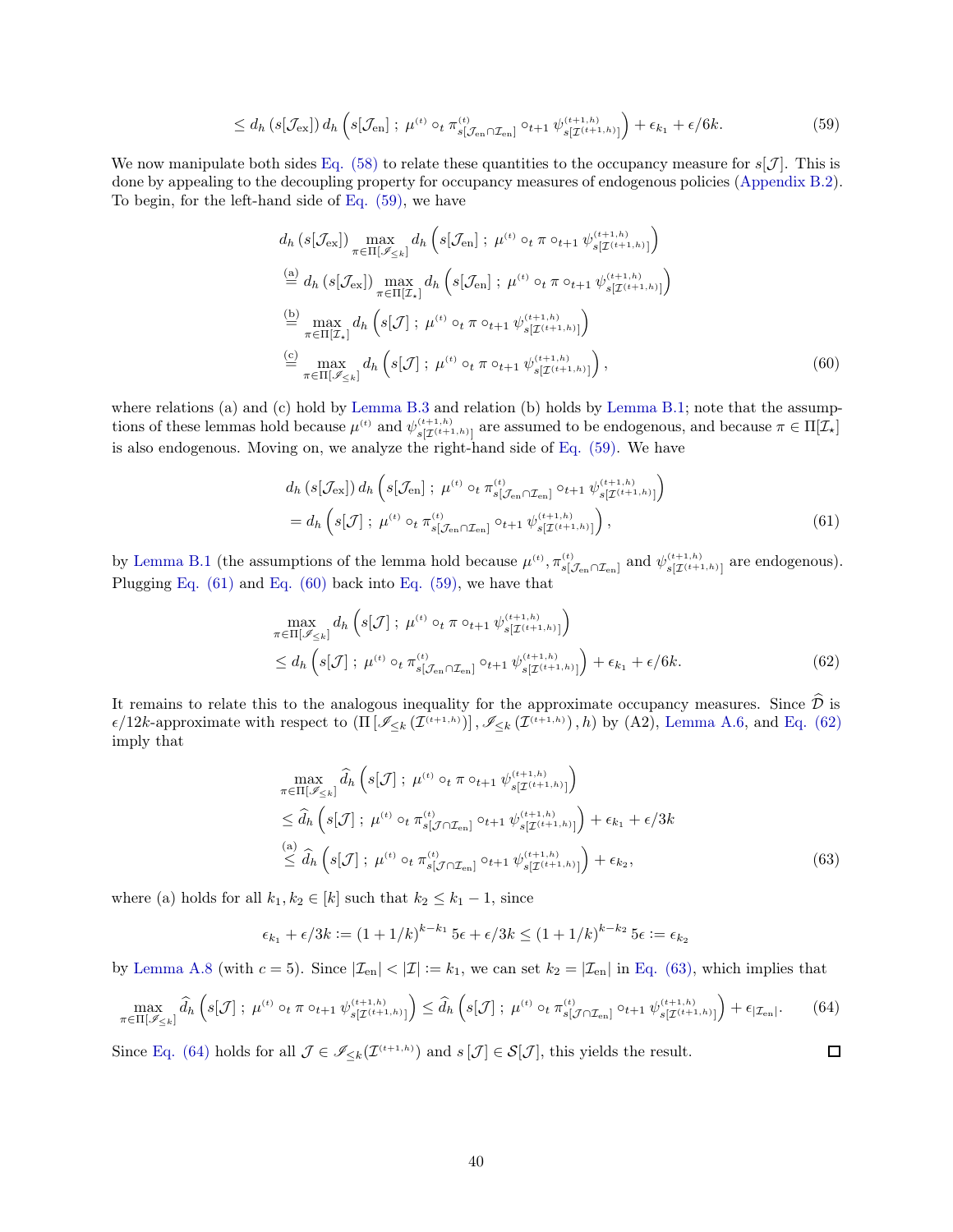$$\leq d_h\left(s[\mathcal{J}_{\text{ex}}]\right) d_h\left(s[\mathcal{J}_{\text{en}}]\,;\,\mu^{(t)} \circ_t \pi^{(t)}_{s[\mathcal{J}_{\text{en}}\cap\mathcal{I}_{\text{en}}]} \circ_{t+1} \psi^{(t+1,h)}_{s[\mathcal{I}^{(t+1,h)}]}\right) + \epsilon_{k_1} + \epsilon/6k. \tag{59}$$

We now manipulate both sides Eq. (58) to relate these quantities to the occupancy measure for $s[\mathcal{J}]$. This is done by appealing to the decoupling property for occupancy measures of endogenous policies (Appendix B.2). To begin, for the left-hand side of Eq. (59), we have

$$\begin{aligned}
&d_h\left(s[\mathcal{J}_{\text{ex}}]\right) \max_{\pi\in\Pi[\mathscr{I}_{\leq k}]} d_h\left(s[\mathcal{J}_{\text{en}}]\,;\,\mu^{(t)} \circ_t \pi \circ_{t+1} \psi^{(t+1,h)}_{s[\mathcal{I}^{(t+1,h)}]}\right)\\
&\overset{\text{(a)}}{=} d_h\left(s[\mathcal{J}_{\text{ex}}]\right) \max_{\pi\in\Pi[\mathcal{I}_\star]} d_h\left(s[\mathcal{J}_{\text{en}}]\,;\,\mu^{(t)} \circ_t \pi \circ_{t+1} \psi^{(t+1,h)}_{s[\mathcal{I}^{(t+1,h)}]}\right)\\
&\overset{\text{(b)}}{=} \max_{\pi\in\Pi[\mathcal{I}_\star]} d_h\left(s[\mathcal{J}]\,;\,\mu^{(t)} \circ_t \pi \circ_{t+1} \psi^{(t+1,h)}_{s[\mathcal{I}^{(t+1,h)}]}\right)\\
&\overset{\text{(c)}}{=} \max_{\pi\in\Pi[\mathscr{I}_{\leq k}]} d_h\left(s[\mathcal{J}]\,;\,\mu^{(t)} \circ_t \pi \circ_{t+1} \psi^{(t+1,h)}_{s[\mathcal{I}^{(t+1,h)}]}\right),
\end{aligned} \tag{60}$$

where relations (a) and (c) hold by Lemma B.3 and relation (b) holds by Lemma B.1; note that the assumptions of these lemmas hold because $\mu^{(t)}$ and $\psi^{(t+1,h)}_{s[\mathcal{I}^{(t+1,h)}]}$ are assumed to be endogenous, and because $\pi\in\Pi[\mathcal{I}_\star]$ is also endogenous. Moving on, we analyze the right-hand side of Eq. (59). We have

$$\begin{aligned}
&d_h\left(s[\mathcal{J}_{\text{ex}}]\right) d_h\left(s[\mathcal{J}_{\text{en}}]\,;\,\mu^{(t)} \circ_t \pi^{(t)}_{s[\mathcal{J}_{\text{en}}\cap\mathcal{I}_{\text{en}}]} \circ_{t+1} \psi^{(t+1,h)}_{s[\mathcal{I}^{(t+1,h)}]}\right)\\
&= d_h\left(s[\mathcal{J}]\,;\,\mu^{(t)} \circ_t \pi^{(t)}_{s[\mathcal{J}_{\text{en}}\cap\mathcal{I}_{\text{en}}]} \circ_{t+1} \psi^{(t+1,h)}_{s[\mathcal{I}^{(t+1,h)}]}\right),
\end{aligned} \tag{61}$$

by Lemma B.1 (the assumptions of the lemma hold because $\mu^{(t)}, \pi^{(t)}_{s[\mathcal{J}_{\text{en}}\cap\mathcal{I}_{\text{en}}]}$ and $\psi^{(t+1,h)}_{s[\mathcal{I}^{(t+1,h)}]}$ are endogenous). Plugging Eq. (61) and Eq. (60) back into Eq. (59), we have that

$$\begin{aligned}
&\max_{\pi\in\Pi[\mathscr{I}_{\leq k}]} d_h\left(s[\mathcal{J}]\,;\,\mu^{(t)} \circ_t \pi \circ_{t+1} \psi^{(t+1,h)}_{s[\mathcal{I}^{(t+1,h)}]}\right)\\
&\leq d_h\left(s[\mathcal{J}]\,;\,\mu^{(t)} \circ_t \pi^{(t)}_{s[\mathcal{J}_{\text{en}}\cap\mathcal{I}_{\text{en}}]} \circ_{t+1} \psi^{(t+1,h)}_{s[\mathcal{I}^{(t+1,h)}]}\right) + \epsilon_{k_1} + \epsilon/6k.
\end{aligned} \tag{62}$$

It remains to relate this to the analogous inequality for the approximate occupancy measures. Since $\widehat{\mathcal{D}}$ is $\epsilon/12k$-approximate with respect to $\left(\Pi\left[\mathscr{I}_{\leq k}\left(\mathcal{I}^{(t+1,h)}\right)\right], \mathscr{I}_{\leq k}\left(\mathcal{I}^{(t+1,h)}\right), h\right)$ by (A2), Lemma A.6, and Eq. (62) imply that

$$\begin{aligned}
&\max_{\pi\in\Pi[\mathscr{I}_{\leq k}]} \widehat{d}_h\left(s[\mathcal{J}]\,;\,\mu^{(t)} \circ_t \pi \circ_{t+1} \psi^{(t+1,h)}_{s[\mathcal{I}^{(t+1,h)}]}\right)\\
&\leq \widehat{d}_h\left(s[\mathcal{J}]\,;\,\mu^{(t)} \circ_t \pi^{(t)}_{s[\mathcal{J}\cap\mathcal{I}_{\text{en}}]} \circ_{t+1} \psi^{(t+1,h)}_{s[\mathcal{I}^{(t+1,h)}]}\right) + \epsilon_{k_1} + \epsilon/3k\\
&\overset{\text{(a)}}{\leq} \widehat{d}_h\left(s[\mathcal{J}]\,;\,\mu^{(t)} \circ_t \pi^{(t)}_{s[\mathcal{J}\cap\mathcal{I}_{\text{en}}]} \circ_{t+1} \psi^{(t+1,h)}_{s[\mathcal{I}^{(t+1,h)}]}\right) + \epsilon_{k_2},
\end{aligned} \tag{63}$$

where (a) holds for all $k_1, k_2 \in [k]$ such that $k_2 \leq k_1 - 1$, since

$$\epsilon_{k_1} + \epsilon/3k := (1+1/k)^{k-k_1}\, 5\epsilon + \epsilon/3k \leq (1+1/k)^{k-k_2}\, 5\epsilon := \epsilon_{k_2}$$

by Lemma A.8 (with $c = 5$). Since $|\mathcal{I}_{\text{en}}| < |\mathcal{I}| := k_1$, we can set $k_2 = |\mathcal{I}_{\text{en}}|$ in Eq. (63), which implies that

$$\max_{\pi\in\Pi[\mathscr{I}_{\leq k}]} \widehat{d}_h\left(s[\mathcal{J}]\,;\,\mu^{(t)} \circ_t \pi \circ_{t+1} \psi^{(t+1,h)}_{s[\mathcal{I}^{(t+1,h)}]}\right) \leq \widehat{d}_h\left(s[\mathcal{J}]\,;\,\mu^{(t)} \circ_t \pi^{(t)}_{s[\mathcal{J}\cap\mathcal{I}_{\text{en}}]} \circ_{t+1} \psi^{(t+1,h)}_{s[\mathcal{I}^{(t+1,h)}]}\right) + \epsilon_{|\mathcal{I}_{\text{en}}|}. \tag{64}$$

Since Eq. (64) holds for all $\mathcal{J} \in \mathscr{I}_{\leq k}(\mathcal{I}^{(t+1,h)})$ and $s[\mathcal{J}] \in \mathcal{S}[\mathcal{J}]$, this yields the result. □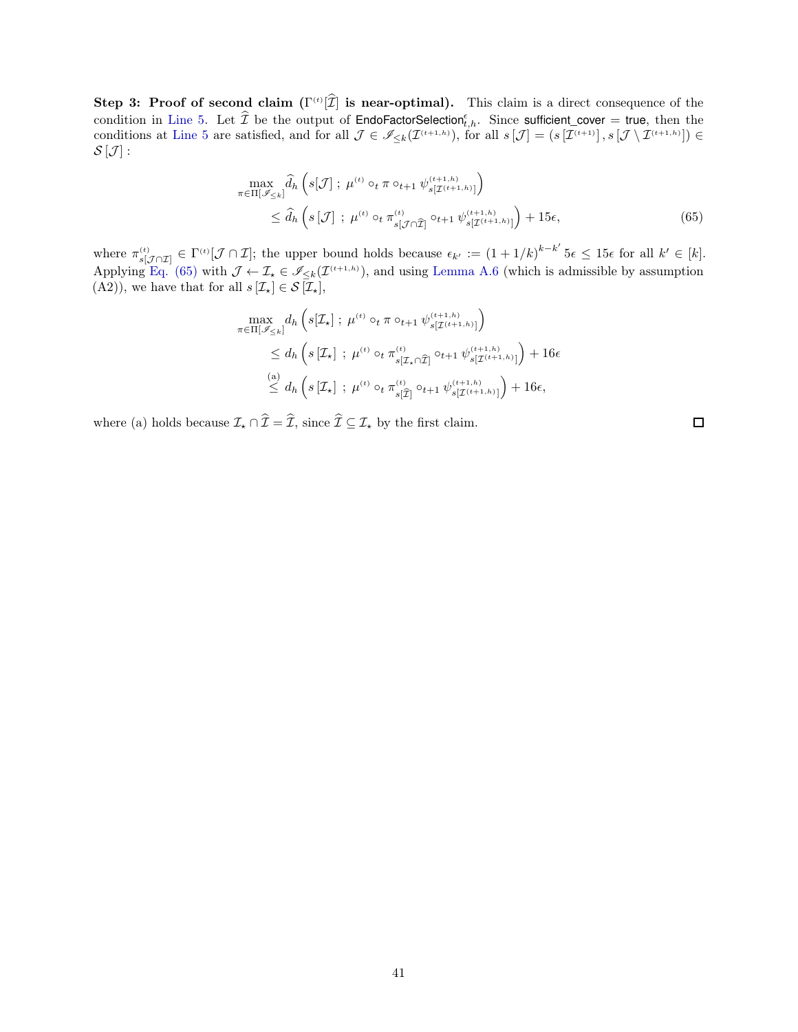**Step 3: Proof of second claim ($\Gamma^{(t)}[\widehat{\mathcal{I}}]$ is near-optimal).** This claim is a direct consequence of the condition in Line 5. Let $\widehat{\mathcal{I}}$ be the output of $\mathsf{EndoFactorSelection}^{\epsilon}_{t,h}$. Since $\mathsf{sufficient\_cover} = \mathsf{true}$, then the conditions at Line 5 are satisfied, and for all $\mathcal{J} \in \mathscr{I}_{\leq k}(\mathcal{I}^{(t+1,h)})$, for all $s[\mathcal{J}] = (s[\mathcal{I}^{(t+1)}], s[\mathcal{J} \setminus \mathcal{I}^{(t+1,h)}]) \in \mathcal{S}[\mathcal{J}]$ :

$$
\begin{aligned}
\max_{\pi \in \Pi[\mathscr{I}_{\leq k}]} \widehat{d}_h \left( s[\mathcal{J}] \; ; \; \mu^{(t)} \circ_t \pi \circ_{t+1} \psi^{(t+1,h)}_{s[\mathcal{I}^{(t+1,h)}]} \right) \\
\leq \widehat{d}_h \left( s[\mathcal{J}] \; ; \; \mu^{(t)} \circ_t \pi^{(t)}_{s[\mathcal{J} \cap \widehat{\mathcal{I}}]} \circ_{t+1} \psi^{(t+1,h)}_{s[\mathcal{I}^{(t+1,h)}]} \right) + 15\epsilon,
\end{aligned}
\tag{65}
$$

where $\pi^{(t)}_{s[\mathcal{J} \cap \mathcal{I}]} \in \Gamma^{(t)}[\mathcal{J} \cap \mathcal{I}]$; the upper bound holds because $\epsilon_{k'} := (1 + 1/k)^{k-k'} 5\epsilon \leq 15\epsilon$ for all $k' \in [k]$. Applying Eq. (65) with $\mathcal{J} \leftarrow \mathcal{I}_\star \in \mathscr{I}_{\leq k}(\mathcal{I}^{(t+1,h)})$, and using Lemma A.6 (which is admissible by assumption (A2)), we have that for all $s[\mathcal{I}_\star] \in \mathcal{S}[\mathcal{I}_\star]$,

$$
\begin{aligned}
\max_{\pi \in \Pi[\mathscr{I}_{\leq k}]} d_h \left( s[\mathcal{I}_\star] \; ; \; \mu^{(t)} \circ_t \pi \circ_{t+1} \psi^{(t+1,h)}_{s[\mathcal{I}^{(t+1,h)}]} \right) \\
\leq d_h \left( s[\mathcal{I}_\star] \; ; \; \mu^{(t)} \circ_t \pi^{(t)}_{s[\mathcal{I}_\star \cap \widehat{\mathcal{I}}]} \circ_{t+1} \psi^{(t+1,h)}_{s[\mathcal{I}^{(t+1,h)}]} \right) + 16\epsilon \\
\overset{\text{(a)}}{\leq} d_h \left( s[\mathcal{I}_\star] \; ; \; \mu^{(t)} \circ_t \pi^{(t)}_{s[\widehat{\mathcal{I}}]} \circ_{t+1} \psi^{(t+1,h)}_{s[\mathcal{I}^{(t+1,h)}]} \right) + 16\epsilon,
\end{aligned}
$$

where (a) holds because $\mathcal{I}_\star \cap \widehat{\mathcal{I}} = \widehat{\mathcal{I}}$, since $\widehat{\mathcal{I}} \subseteq \mathcal{I}_\star$ by the first claim. □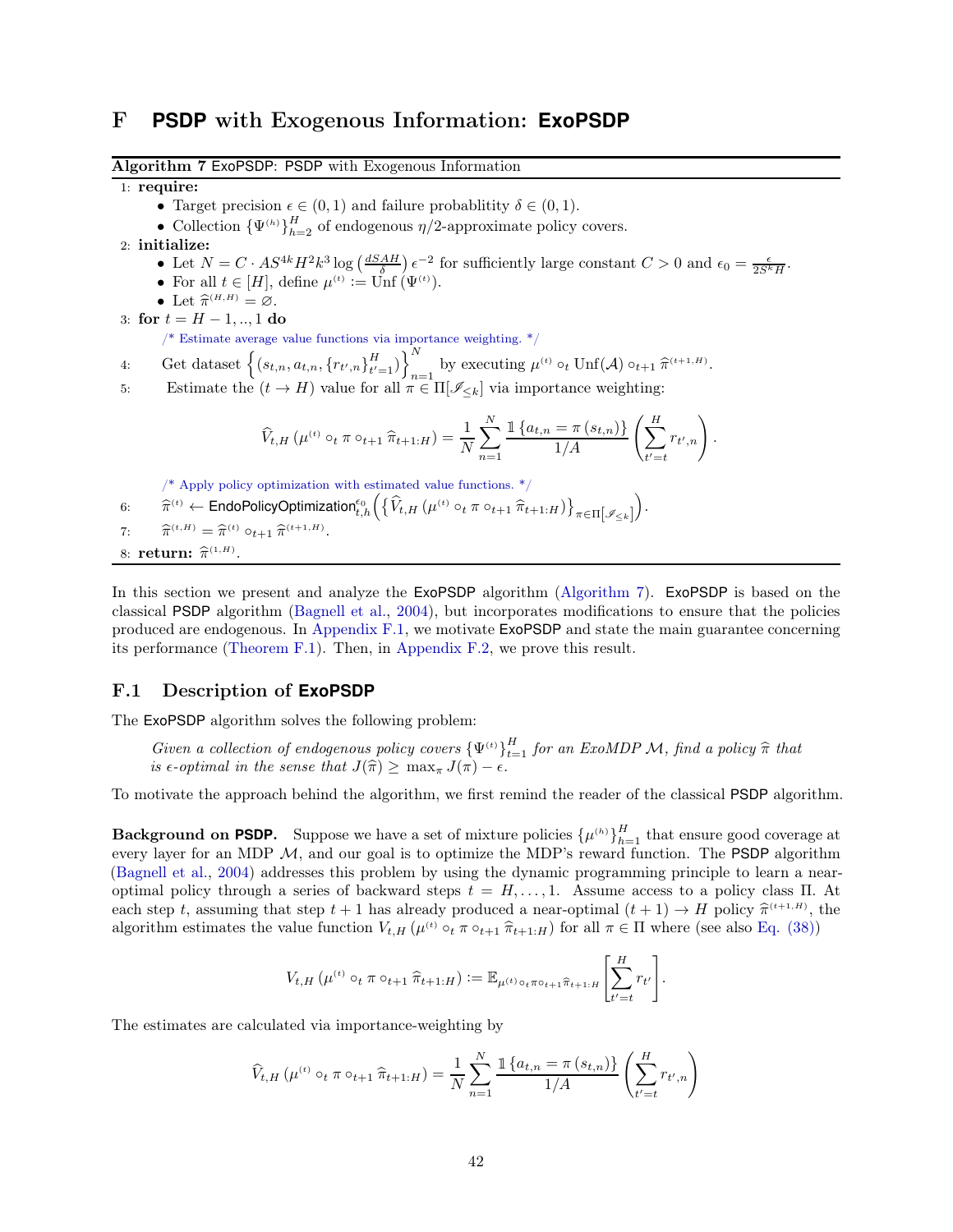# F PSDP with Exogenous Information: ExoPSDP

**Algorithm 7** ExoPSDP: PSDP with Exogenous Information

1: **require:**
- Target precision $\epsilon \in (0,1)$ and failure probablity $\delta \in (0,1)$.
- Collection $\{\Psi^{(h)}\}_{h=2}^{H}$ of endogenous $\eta/2$-approximate policy covers.

2: **initialize:**
- Let $N = C \cdot AS^{4k}H^2k^3 \log\left(\frac{dSAH}{\delta}\right)\epsilon^{-2}$ for sufficiently large constant $C > 0$ and $\epsilon_0 = \frac{\epsilon}{2S^kH}$.
- For all $t \in [H]$, define $\mu^{(t)} := \mathrm{Unf}\left(\Psi^{(t)}\right)$.
- Let $\widehat{\pi}^{(H,H)} = \varnothing$.

3: **for** $t = H-1, .., 1$ **do**

/* Estimate average value functions via importance weighting. */

4: Get dataset $\left\{\left(s_{t,n}, a_{t,n}, \{r_{t',n}\}_{t'=1}^{H}\right)\right\}_{n=1}^{N}$ by executing $\mu^{(t)} \circ_t \mathrm{Unf}(\mathcal{A}) \circ_{t+1} \widehat{\pi}^{(t+1,H)}$.

5: Estimate the $(t \to H)$ value for all $\pi \in \Pi[\mathscr{I}_{\leq k}]$ via importance weighting:

$$\widehat{V}_{t,H}\left(\mu^{(t)} \circ_t \pi \circ_{t+1} \widehat{\pi}_{t+1:H}\right) = \frac{1}{N}\sum_{n=1}^{N} \frac{\mathbb{1}\left\{a_{t,n} = \pi\left(s_{t,n}\right)\right\}}{1/A}\left(\sum_{t'=t}^{H} r_{t',n}\right).$$

/* Apply policy optimization with estimated value functions. */

6: $\widehat{\pi}^{(t)} \leftarrow \mathsf{EndoPolicyOptimization}_{t,h}^{\epsilon_0}\left(\left\{\widehat{V}_{t,H}\left(\mu^{(t)} \circ_t \pi \circ_{t+1} \widehat{\pi}_{t+1:H}\right)\right\}_{\pi \in \Pi[\mathscr{I}_{\leq k}]}\right)$.

7: $\widehat{\pi}^{(t,H)} = \widehat{\pi}^{(t)} \circ_{t+1} \widehat{\pi}^{(t+1,H)}$.

8: **return:** $\widehat{\pi}^{(1,H)}$.

In this section we present and analyze the ExoPSDP algorithm (Algorithm 7). ExoPSDP is based on the classical PSDP algorithm (Bagnell et al., 2004), but incorporates modifications to ensure that the policies produced are endogenous. In Appendix F.1, we motivate ExoPSDP and state the main guarantee concerning its performance (Theorem F.1). Then, in Appendix F.2, we prove this result.

## F.1 Description of ExoPSDP

The ExoPSDP algorithm solves the following problem:

> *Given a collection of endogenous policy covers $\{\Psi^{(t)}\}_{t=1}^{H}$ for an ExoMDP $\mathcal{M}$, find a policy $\widehat{\pi}$ that is $\epsilon$-optimal in the sense that $J(\widehat{\pi}) \geq \max_\pi J(\pi) - \epsilon$.*

To motivate the approach behind the algorithm, we first remind the reader of the classical PSDP algorithm.

**Background on PSDP.** Suppose we have a set of mixture policies $\{\mu^{(h)}\}_{h=1}^{H}$ that ensure good coverage at every layer for an MDP $\mathcal{M}$, and our goal is to optimize the MDP's reward function. The PSDP algorithm (Bagnell et al., 2004) addresses this problem by using the dynamic programming principle to learn a near-optimal policy through a series of backward steps $t = H, \ldots, 1$. Assume access to a policy class $\Pi$. At each step $t$, assuming that step $t+1$ has already produced a near-optimal $(t+1) \to H$ policy $\widehat{\pi}^{(t+1,H)}$, the algorithm estimates the value function $V_{t,H}\left(\mu^{(t)} \circ_t \pi \circ_{t+1} \widehat{\pi}_{t+1:H}\right)$ for all $\pi \in \Pi$ where (see also Eq. (38))

$$V_{t,H}\left(\mu^{(t)} \circ_t \pi \circ_{t+1} \widehat{\pi}_{t+1:H}\right) := \mathbb{E}_{\mu^{(t)} \circ_t \pi \circ_{t+1} \widehat{\pi}_{t+1:H}}\left[\sum_{t'=t}^{H} r_{t'}\right].$$

The estimates are calculated via importance-weighting by

$$\widehat{V}_{t,H}\left(\mu^{(t)} \circ_t \pi \circ_{t+1} \widehat{\pi}_{t+1:H}\right) = \frac{1}{N}\sum_{n=1}^{N} \frac{\mathbb{1}\left\{a_{t,n} = \pi\left(s_{t,n}\right)\right\}}{1/A}\left(\sum_{t'=t}^{H} r_{t',n}\right)$$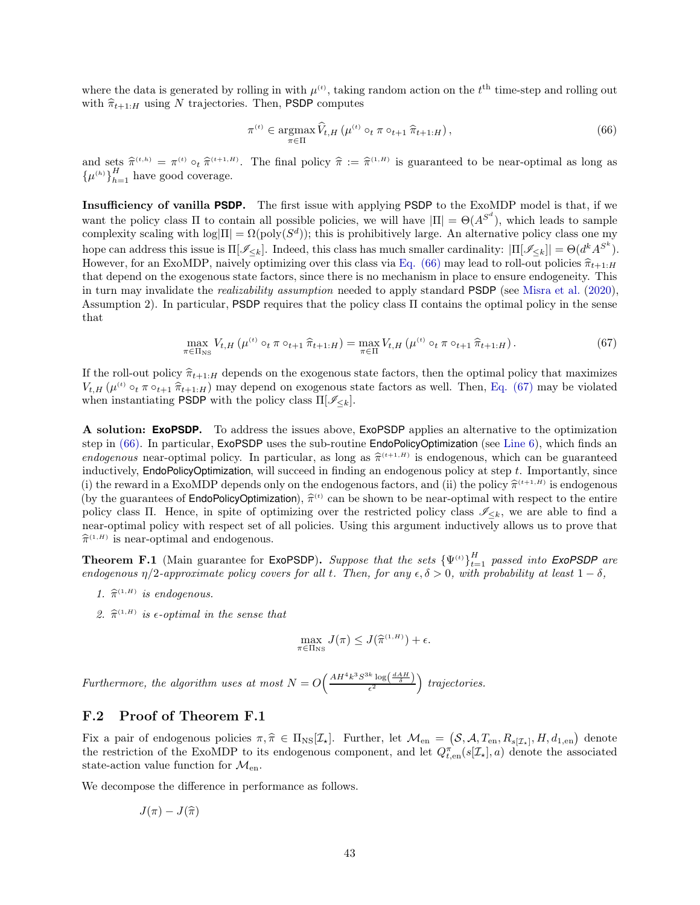where the data is generated by rolling in with $\mu^{(t)}$, taking random action on the $t^{\text{th}}$ time-step and rolling out with $\widehat{\pi}_{t+1:H}$ using $N$ trajectories. Then, PSDP computes

$$\pi^{(t)} \in \operatorname*{argmax}_{\pi \in \Pi} \widehat{V}_{t,H}\left(\mu^{(t)} \circ_t \pi \circ_{t+1} \widehat{\pi}_{t+1:H}\right), \tag{66}$$

and sets $\widehat{\pi}^{(t,h)} = \pi^{(t)} \circ_t \widehat{\pi}^{(t+1,H)}$. The final policy $\widehat{\pi} := \widehat{\pi}^{(1,H)}$ is guaranteed to be near-optimal as long as $\{\mu^{(h)}\}_{h=1}^{H}$ have good coverage.

**Insufficiency of vanilla PSDP.** The first issue with applying PSDP to the ExoMDP model is that, if we want the policy class $\Pi$ to contain all possible policies, we will have $|\Pi| = \Theta(A^{S^d})$, which leads to sample complexity scaling with $\log|\Pi| = \Omega(\text{poly}(S^d))$; this is prohibitively large. An alternative policy class one my hope can address this issue is $\Pi[\mathscr{I}_{\leq k}]$. Indeed, this class has much smaller cardinality: $|\Pi[\mathscr{I}_{\leq k}]| = \Theta(d^k A^{S^k})$. However, for an ExoMDP, naively optimizing over this class via Eq. (66) may lead to roll-out policies $\widehat{\pi}_{t+1:H}$ that depend on the exogenous state factors, since there is no mechanism in place to ensure endogeneity. This in turn may invalidate the *realizability assumption* needed to apply standard PSDP (see Misra et al. (2020), Assumption 2). In particular, PSDP requires that the policy class $\Pi$ contains the optimal policy in the sense that

$$\max_{\pi \in \Pi_{\text{NS}}} V_{t,H}\left(\mu^{(t)} \circ_t \pi \circ_{t+1} \widehat{\pi}_{t+1:H}\right) = \max_{\pi \in \Pi} V_{t,H}\left(\mu^{(t)} \circ_t \pi \circ_{t+1} \widehat{\pi}_{t+1:H}\right). \tag{67}$$

If the roll-out policy $\widehat{\pi}_{t+1:H}$ depends on the exogenous state factors, then the optimal policy that maximizes $V_{t,H}\left(\mu^{(t)} \circ_t \pi \circ_{t+1} \widehat{\pi}_{t+1:H}\right)$ may depend on exogenous state factors as well. Then, Eq. (67) may be violated when instantiating PSDP with the policy class $\Pi[\mathscr{I}_{\leq k}]$.

**A solution: ExoPSDP.** To address the issues above, ExoPSDP applies an alternative to the optimization step in (66). In particular, ExoPSDP uses the sub-routine EndoPolicyOptimization (see Line 6), which finds an *endogenous* near-optimal policy. In particular, as long as $\widehat{\pi}^{(t+1,H)}$ is endogenous, which can be guaranteed inductively, EndoPolicyOptimization, will succeed in finding an endogenous policy at step $t$. Importantly, since (i) the reward in a ExoMDP depends only on the endogenous factors, and (ii) the policy $\widehat{\pi}^{(t+1,H)}$ is endogenous (by the guarantees of EndoPolicyOptimization), $\widehat{\pi}^{(t)}$ can be shown to be near-optimal with respect to the entire policy class $\Pi$. Hence, in spite of optimizing over the restricted policy class $\mathscr{I}_{\leq k}$, we are able to find a near-optimal policy with respect set of all policies. Using this argument inductively allows us to prove that $\widehat{\pi}^{(1,H)}$ is near-optimal and endogenous.

**Theorem F.1** (Main guarantee for ExoPSDP)**.** *Suppose that the sets $\{\Psi^{(t)}\}_{t=1}^{H}$ passed into ExoPSDP are endogenous $\eta/2$-approximate policy covers for all $t$. Then, for any $\epsilon, \delta > 0$, with probability at least $1-\delta$,*

1. *$\widehat{\pi}^{(1,H)}$ is endogenous.*
2. *$\widehat{\pi}^{(1,H)}$ is $\epsilon$-optimal in the sense that*

$$\max_{\pi \in \Pi_{\text{NS}}} J(\pi) \leq J(\widehat{\pi}^{(1,H)}) + \epsilon.$$

*Furthermore, the algorithm uses at most $N = O\left(\frac{AH^4 k^3 S^{3k} \log\left(\frac{dAH}{\delta}\right)}{\epsilon^2}\right)$ trajectories.*

## F.2 Proof of Theorem F.1

Fix a pair of endogenous policies $\pi, \widehat{\pi} \in \Pi_{\text{NS}}[\mathcal{I}_\star]$. Further, let $\mathcal{M}_{\text{en}} = \left(\mathcal{S}, \mathcal{A}, T_{\text{en}}, R_{s[\mathcal{I}_\star]}, H, d_{1,\text{en}}\right)$ denote the restriction of the ExoMDP to its endogenous component, and let $Q^{\pi}_{t,\text{en}}(s[\mathcal{I}_\star], a)$ denote the associated state-action value function for $\mathcal{M}_{\text{en}}$.

We decompose the difference in performance as follows.

$$J(\pi) - J(\widehat{\pi})$$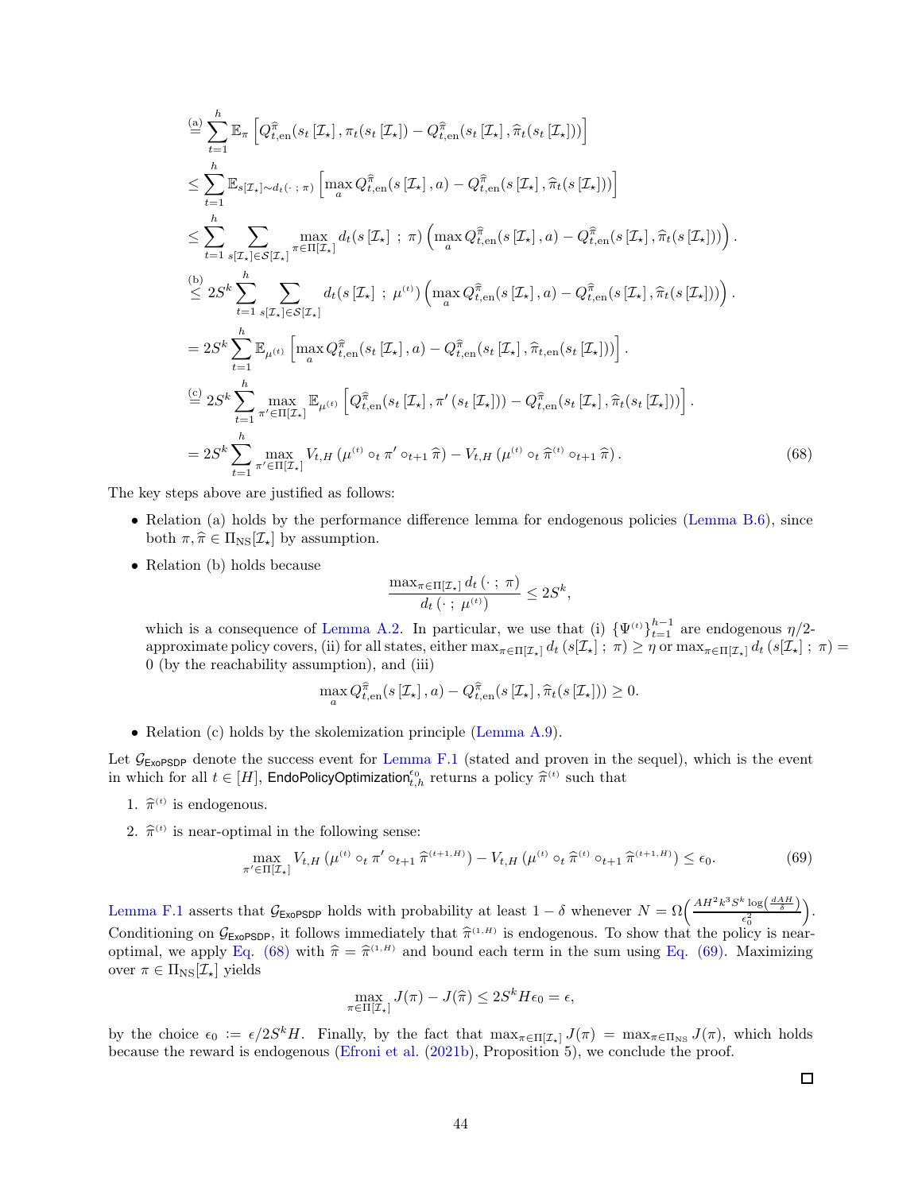$$
\begin{aligned}
&\overset{\text{(a)}}{=} \sum_{t=1}^{h} \mathbb{E}_{\pi}\left[ Q^{\widehat{\pi}}_{t,\mathrm{en}}(s_t\left[\mathcal{I}_\star\right], \pi_t(s_t\left[\mathcal{I}_\star\right]) - Q^{\widehat{\pi}}_{t,\mathrm{en}}(s_t\left[\mathcal{I}_\star\right], \widehat{\pi}_t(s_t\left[\mathcal{I}_\star\right]))\right] \\
&\leq \sum_{t=1}^{h} \mathbb{E}_{s[\mathcal{I}_\star]\sim d_t(\cdot\,;\,\pi)}\left[ \max_a Q^{\widehat{\pi}}_{t,\mathrm{en}}(s\left[\mathcal{I}_\star\right], a) - Q^{\widehat{\pi}}_{t,\mathrm{en}}(s\left[\mathcal{I}_\star\right], \widehat{\pi}_t(s\left[\mathcal{I}_\star\right]))\right] \\
&\leq \sum_{t=1}^{h} \sum_{s[\mathcal{I}_\star]\in\mathcal{S}[\mathcal{I}_\star]} \max_{\pi\in\Pi[\mathcal{I}_\star]} d_t(s\left[\mathcal{I}_\star\right]\,;\,\pi)\left( \max_a Q^{\widehat{\pi}}_{t,\mathrm{en}}(s\left[\mathcal{I}_\star\right], a) - Q^{\widehat{\pi}}_{t,\mathrm{en}}(s\left[\mathcal{I}_\star\right], \widehat{\pi}_t(s\left[\mathcal{I}_\star\right]))\right). \\
&\overset{\text{(b)}}{\leq} 2S^k \sum_{t=1}^{h} \sum_{s[\mathcal{I}_\star]\in\mathcal{S}[\mathcal{I}_\star]} d_t(s\left[\mathcal{I}_\star\right]\,;\,\mu^{(t)})\left( \max_a Q^{\widehat{\pi}}_{t,\mathrm{en}}(s\left[\mathcal{I}_\star\right], a) - Q^{\widehat{\pi}}_{t,\mathrm{en}}(s\left[\mathcal{I}_\star\right], \widehat{\pi}_t(s\left[\mathcal{I}_\star\right]))\right). \\
&= 2S^k \sum_{t=1}^{h} \mathbb{E}_{\mu^{(t)}}\left[ \max_a Q^{\widehat{\pi}}_{t,\mathrm{en}}(s_t\left[\mathcal{I}_\star\right], a) - Q^{\widehat{\pi}}_{t,\mathrm{en}}(s_t\left[\mathcal{I}_\star\right], \widehat{\pi}_{t,\mathrm{en}}(s_t\left[\mathcal{I}_\star\right]))\right]. \\
&\overset{\text{(c)}}{=} 2S^k \sum_{t=1}^{h} \max_{\pi'\in\Pi[\mathcal{I}_\star]} \mathbb{E}_{\mu^{(t)}}\left[ Q^{\widehat{\pi}}_{t,\mathrm{en}}(s_t\left[\mathcal{I}_\star\right], \pi'\left(s_t\left[\mathcal{I}_\star\right]\right)) - Q^{\widehat{\pi}}_{t,\mathrm{en}}(s_t\left[\mathcal{I}_\star\right], \widehat{\pi}_t(s_t\left[\mathcal{I}_\star\right]))\right]. \\
&= 2S^k \sum_{t=1}^{h} \max_{\pi'\in\Pi[\mathcal{I}_\star]} V_{t,H}\left(\mu^{(t)} \circ_t \pi' \circ_{t+1} \widehat{\pi}\right) - V_{t,H}\left(\mu^{(t)} \circ_t \widehat{\pi}^{(t)} \circ_{t+1} \widehat{\pi}\right).
\end{aligned}
\tag{68}
$$

The key steps above are justified as follows:

- Relation (a) holds by the performance difference lemma for endogenous policies (Lemma B.6), since both $\pi, \widehat{\pi} \in \Pi_{\mathrm{NS}}[\mathcal{I}_\star]$ by assumption.
- Relation (b) holds because
$$\frac{\max_{\pi\in\Pi[\mathcal{I}_\star]} d_t\left(\cdot\,;\,\pi\right)}{d_t\left(\cdot\,;\,\mu^{(t)}\right)} \leq 2S^k,$$
which is a consequence of Lemma A.2. In particular, we use that (i) $\{\Psi^{(t)}\}_{t=1}^{h-1}$ are endogenous $\eta/2$-approximate policy covers, (ii) for all states, either $\max_{\pi\in\Pi[\mathcal{I}_\star]} d_t\left(s[\mathcal{I}_\star]\,;\,\pi\right) \geq \eta$ or $\max_{\pi\in\Pi[\mathcal{I}_\star]} d_t\left(s[\mathcal{I}_\star]\,;\,\pi\right) = 0$ (by the reachability assumption), and (iii)
$$\max_a Q^{\widehat{\pi}}_{t,\mathrm{en}}(s\left[\mathcal{I}_\star\right], a) - Q^{\widehat{\pi}}_{t,\mathrm{en}}(s\left[\mathcal{I}_\star\right], \widehat{\pi}_t(s\left[\mathcal{I}_\star\right])) \geq 0.$$
- Relation (c) holds by the skolemization principle (Lemma A.9).

Let $\mathcal{G}_{\mathsf{ExoPSDP}}$ denote the success event for Lemma F.1 (stated and proven in the sequel), which is the event in which for all $t \in [H]$, $\mathsf{EndoPolicyOptimization}^{\epsilon_0}_{t,h}$ returns a policy $\widehat{\pi}^{(t)}$ such that

1. $\widehat{\pi}^{(t)}$ is endogenous.
2. $\widehat{\pi}^{(t)}$ is near-optimal in the following sense:
$$\max_{\pi'\in\Pi[\mathcal{I}_\star]} V_{t,H}\left(\mu^{(t)} \circ_t \pi' \circ_{t+1} \widehat{\pi}^{(t+1,H)}\right) - V_{t,H}\left(\mu^{(t)} \circ_t \widehat{\pi}^{(t)} \circ_{t+1} \widehat{\pi}^{(t+1,H)}\right) \leq \epsilon_0. \tag{69}$$

Lemma F.1 asserts that $\mathcal{G}_{\mathsf{ExoPSDP}}$ holds with probability at least $1-\delta$ whenever $N = \Omega\Big(\frac{AH^2k^3S^k\log\left(\frac{dAH}{\delta}\right)}{\epsilon_0^2}\Big)$. Conditioning on $\mathcal{G}_{\mathsf{ExoPSDP}}$, it follows immediately that $\widehat{\pi}^{(1,H)}$ is endogenous. To show that the policy is near-optimal, we apply Eq. (68) with $\widehat{\pi} = \widehat{\pi}^{(1,H)}$ and bound each term in the sum using Eq. (69). Maximizing over $\pi \in \Pi_{\mathrm{NS}}[\mathcal{I}_\star]$ yields

$$\max_{\pi\in\Pi[\mathcal{I}_\star]} J(\pi) - J(\widehat{\pi}) \leq 2S^kH\epsilon_0 = \epsilon,$$

by the choice $\epsilon_0 := \epsilon/2S^kH$. Finally, by the fact that $\max_{\pi\in\Pi[\mathcal{I}_\star]} J(\pi) = \max_{\pi\in\Pi_{\mathrm{NS}}} J(\pi)$, which holds because the reward is endogenous (Efroni et al. (2021b), Proposition 5), we conclude the proof.

□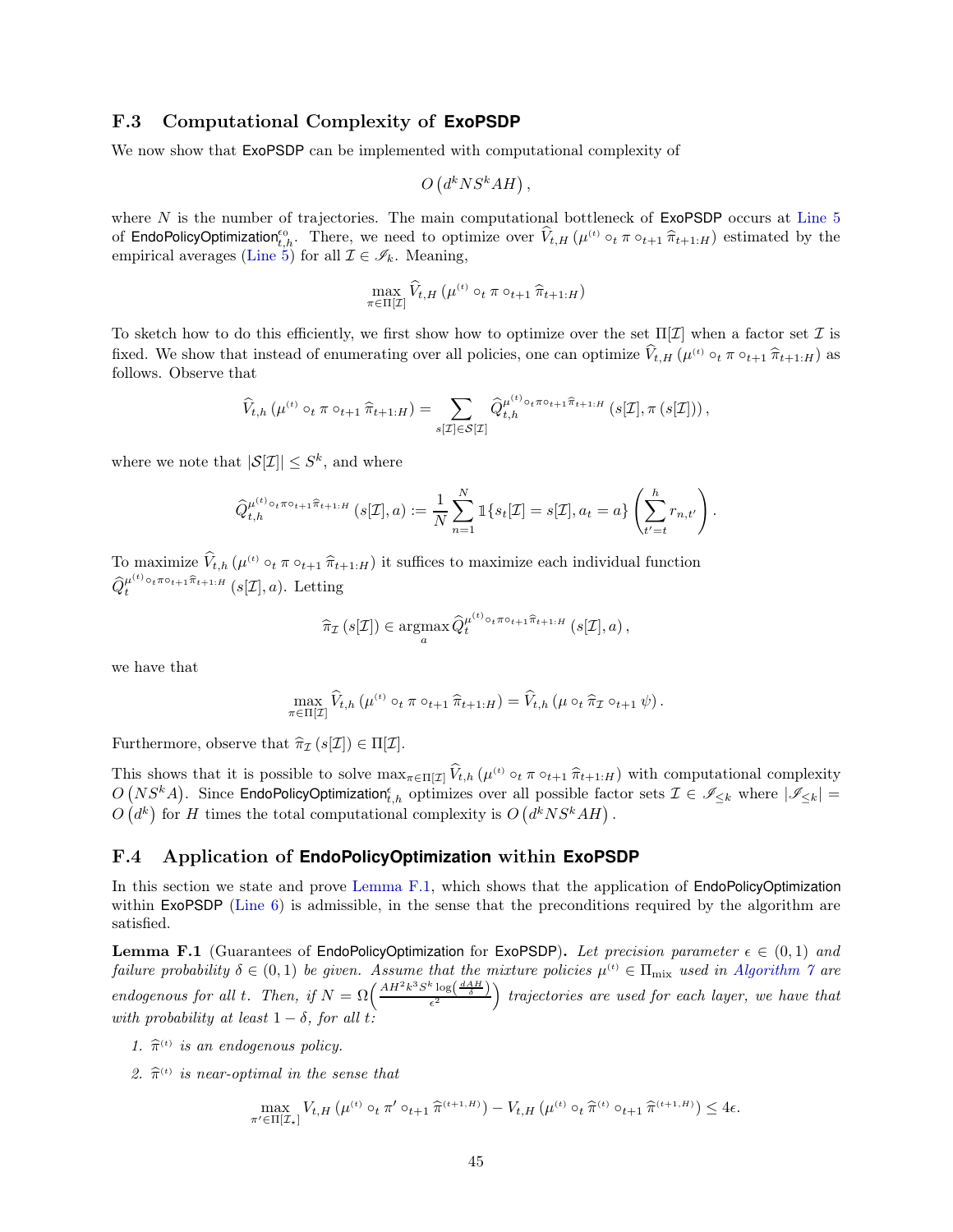### F.3 Computational Complexity of ExoPSDP

We now show that ExoPSDP can be implemented with computational complexity of

$$O\left(d^k N S^k A H\right),$$

where $N$ is the number of trajectories. The main computational bottleneck of ExoPSDP occurs at Line 5 of EndoPolicyOptimization$^{\epsilon_0}_{t,h}$. There, we need to optimize over $\widehat{V}_{t,H}\left(\mu^{(t)} \circ_t \pi \circ_{t+1} \widehat{\pi}_{t+1:H}\right)$ estimated by the empirical averages (Line 5) for all $\mathcal{I} \in \mathscr{I}_k$. Meaning,

$$\max_{\pi \in \Pi[\mathcal{I}]} \widehat{V}_{t,H}\left(\mu^{(t)} \circ_t \pi \circ_{t+1} \widehat{\pi}_{t+1:H}\right)$$

To sketch how to do this efficiently, we first show how to optimize over the set $\Pi[\mathcal{I}]$ when a factor set $\mathcal{I}$ is fixed. We show that instead of enumerating over all policies, one can optimize $\widehat{V}_{t,H}\left(\mu^{(t)} \circ_t \pi \circ_{t+1} \widehat{\pi}_{t+1:H}\right)$ as follows. Observe that

$$\widehat{V}_{t,h}\left(\mu^{(t)} \circ_t \pi \circ_{t+1} \widehat{\pi}_{t+1:H}\right) = \sum_{s[\mathcal{I}] \in \mathcal{S}[\mathcal{I}]} \widehat{Q}_{t,h}^{\mu^{(t)} \circ_t \pi \circ_{t+1} \widehat{\pi}_{t+1:H}}\left(s[\mathcal{I}], \pi\left(s[\mathcal{I}]\right)\right),$$

where we note that $|\mathcal{S}[\mathcal{I}]| \le S^k$, and where

$$\widehat{Q}_{t,h}^{\mu^{(t)} \circ_t \pi \circ_{t+1} \widehat{\pi}_{t+1:H}}\left(s[\mathcal{I}], a\right) := \frac{1}{N} \sum_{n=1}^{N} \mathbb{1}\{s_t[\mathcal{I}] = s[\mathcal{I}], a_t = a\} \left(\sum_{t'=t}^{h} r_{n,t'}\right).$$

To maximize $\widehat{V}_{t,h}\left(\mu^{(t)} \circ_t \pi \circ_{t+1} \widehat{\pi}_{t+1:H}\right)$ it suffices to maximize each individual function $\widehat{Q}_{t}^{\mu^{(t)} \circ_t \pi \circ_{t+1} \widehat{\pi}_{t+1:H}}\left(s[\mathcal{I}], a\right)$. Letting

$$\widehat{\pi}_{\mathcal{I}}\left(s[\mathcal{I}]\right) \in \operatorname*{argmax}_{a} \widehat{Q}_{t}^{\mu^{(t)} \circ_t \pi \circ_{t+1} \widehat{\pi}_{t+1:H}}\left(s[\mathcal{I}], a\right),$$

we have that

$$\max_{\pi \in \Pi[\mathcal{I}]} \widehat{V}_{t,h}\left(\mu^{(t)} \circ_t \pi \circ_{t+1} \widehat{\pi}_{t+1:H}\right) = \widehat{V}_{t,h}\left(\mu \circ_t \widehat{\pi}_{\mathcal{I}} \circ_{t+1} \psi\right).$$

Furthermore, observe that $\widehat{\pi}_{\mathcal{I}}\left(s[\mathcal{I}]\right) \in \Pi[\mathcal{I}]$.

This shows that it is possible to solve $\max_{\pi \in \Pi[\mathcal{I}]} \widehat{V}_{t,h}\left(\mu^{(t)} \circ_t \pi \circ_{t+1} \widehat{\pi}_{t+1:H}\right)$ with computational complexity $O\left(N S^k A\right)$. Since EndoPolicyOptimization$^{\epsilon}_{t,h}$ optimizes over all possible factor sets $\mathcal{I} \in \mathscr{I}_{\le k}$ where $|\mathscr{I}_{\le k}| = O\left(d^k\right)$ for $H$ times the total computational complexity is $O\left(d^k N S^k A H\right)$.

### F.4 Application of EndoPolicyOptimization within ExoPSDP

In this section we state and prove Lemma F.1, which shows that the application of EndoPolicyOptimization within ExoPSDP (Line 6) is admissible, in the sense that the preconditions required by the algorithm are satisfied.

**Lemma F.1** (Guarantees of EndoPolicyOptimization for ExoPSDP). *Let precision parameter $\epsilon \in (0,1)$ and failure probability $\delta \in (0,1)$ be given. Assume that the mixture policies $\mu^{(t)} \in \Pi_{\mathrm{mix}}$ used in Algorithm 7 are endogenous for all $t$. Then, if $N = \Omega\left(\frac{AH^2 k^3 S^k \log\left(\frac{dAH}{\delta}\right)}{\epsilon^2}\right)$ trajectories are used for each layer, we have that with probability at least $1-\delta$, for all $t$:*

1. *$\widehat{\pi}^{(t)}$ is an endogenous policy.*
2. *$\widehat{\pi}^{(t)}$ is near-optimal in the sense that*

$$\max_{\pi' \in \Pi[\mathcal{I}_\star]} V_{t,H}\left(\mu^{(t)} \circ_t \pi' \circ_{t+1} \widehat{\pi}^{(t+1,H)}\right) - V_{t,H}\left(\mu^{(t)} \circ_t \widehat{\pi}^{(t)} \circ_{t+1} \widehat{\pi}^{(t+1,H)}\right) \le 4\epsilon.$$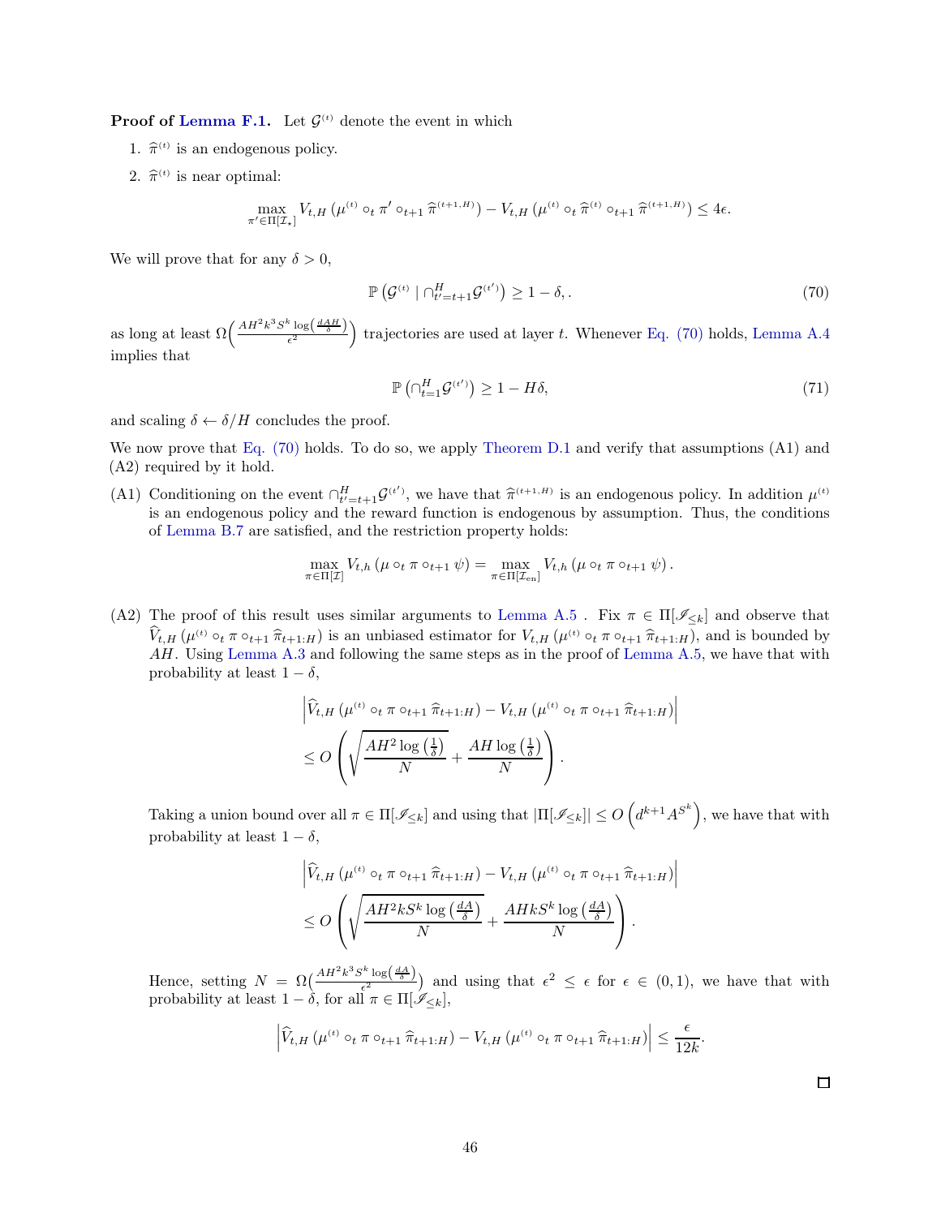**Proof of Lemma F.1.** Let $\mathcal{G}^{(t)}$ denote the event in which

1. $\widehat{\pi}^{(t)}$ is an endogenous policy.
2. $\widehat{\pi}^{(t)}$ is near optimal:

$$\max_{\pi' \in \Pi[\mathcal{I}_\star]} V_{t,H}\left(\mu^{(t)} \circ_t \pi' \circ_{t+1} \widehat{\pi}^{(t+1,H)}\right) - V_{t,H}\left(\mu^{(t)} \circ_t \widehat{\pi}^{(t)} \circ_{t+1} \widehat{\pi}^{(t+1,H)}\right) \leq 4\epsilon.$$

We will prove that for any $\delta > 0$,

$$\mathbb{P}\left(\mathcal{G}^{(t)} \mid \cap_{t'=t+1}^{H} \mathcal{G}^{(t')}\right) \geq 1 - \delta, . \tag{70}$$

as long at least $\Omega\Big(\frac{AH^2k^3S^k \log\left(\frac{dAH}{\delta}\right)}{\epsilon^2}\Big)$ trajectories are used at layer $t$. Whenever Eq. (70) holds, Lemma A.4 implies that

$$\mathbb{P}\left(\cap_{t=1}^{H} \mathcal{G}^{(t')}\right) \geq 1 - H\delta, \tag{71}$$

and scaling $\delta \leftarrow \delta/H$ concludes the proof.

We now prove that Eq. (70) holds. To do so, we apply Theorem D.1 and verify that assumptions (A1) and (A2) required by it hold.

(A1) Conditioning on the event $\cap_{t'=t+1}^{H} \mathcal{G}^{(t')}$, we have that $\widehat{\pi}^{(t+1,H)}$ is an endogenous policy. In addition $\mu^{(t)}$ is an endogenous policy and the reward function is endogenous by assumption. Thus, the conditions of Lemma B.7 are satisfied, and the restriction property holds:

$$\max_{\pi \in \Pi[\mathcal{I}]} V_{t,h}\left(\mu \circ_t \pi \circ_{t+1} \psi\right) = \max_{\pi \in \Pi[\mathcal{I}_{\mathrm{en}}]} V_{t,h}\left(\mu \circ_t \pi \circ_{t+1} \psi\right).$$

(A2) The proof of this result uses similar arguments to Lemma A.5 . Fix $\pi \in \Pi[\mathscr{I}_{\leq k}]$ and observe that $\widehat{V}_{t,H}\left(\mu^{(t)} \circ_t \pi \circ_{t+1} \widehat{\pi}_{t+1:H}\right)$ is an unbiased estimator for $V_{t,H}\left(\mu^{(t)} \circ_t \pi \circ_{t+1} \widehat{\pi}_{t+1:H}\right)$, and is bounded by $AH$. Using Lemma A.3 and following the same steps as in the proof of Lemma A.5, we have that with probability at least $1 - \delta$,

$$\begin{aligned}
&\left|\widehat{V}_{t,H}\left(\mu^{(t)} \circ_t \pi \circ_{t+1} \widehat{\pi}_{t+1:H}\right) - V_{t,H}\left(\mu^{(t)} \circ_t \pi \circ_{t+1} \widehat{\pi}_{t+1:H}\right)\right| \\
&\leq O\left(\sqrt{\frac{AH^2 \log\left(\frac{1}{\delta}\right)}{N}} + \frac{AH \log\left(\frac{1}{\delta}\right)}{N}\right).
\end{aligned}$$

Taking a union bound over all $\pi \in \Pi[\mathscr{I}_{\leq k}]$ and using that $|\Pi[\mathscr{I}_{\leq k}]| \leq O\left(d^{k+1}A^{S^k}\right)$, we have that with probability at least $1 - \delta$,

$$\begin{aligned}
&\left|\widehat{V}_{t,H}\left(\mu^{(t)} \circ_t \pi \circ_{t+1} \widehat{\pi}_{t+1:H}\right) - V_{t,H}\left(\mu^{(t)} \circ_t \pi \circ_{t+1} \widehat{\pi}_{t+1:H}\right)\right| \\
&\leq O\left(\sqrt{\frac{AH^2kS^k \log\left(\frac{dA}{\delta}\right)}{N}} + \frac{AHkS^k \log\left(\frac{dA}{\delta}\right)}{N}\right).
\end{aligned}$$

Hence, setting $N = \Omega\big(\frac{AH^2k^3S^k \log\left(\frac{dA}{\delta}\right)}{\epsilon^2}\big)$ and using that $\epsilon^2 \leq \epsilon$ for $\epsilon \in (0,1)$, we have that with probability at least $1 - \delta$, for all $\pi \in \Pi[\mathscr{I}_{\leq k}]$,

$$\left|\widehat{V}_{t,H}\left(\mu^{(t)} \circ_t \pi \circ_{t+1} \widehat{\pi}_{t+1:H}\right) - V_{t,H}\left(\mu^{(t)} \circ_t \pi \circ_{t+1} \widehat{\pi}_{t+1:H}\right)\right| \leq \frac{\epsilon}{12k}.$$

$\square$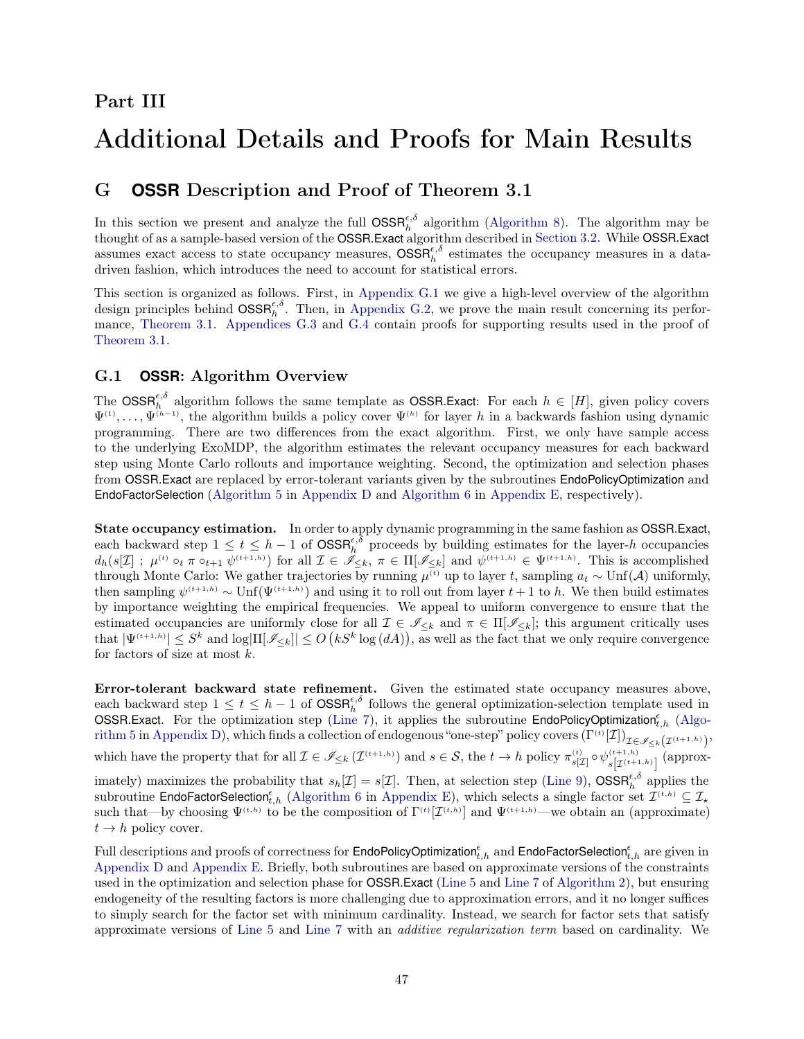# Part III

# Additional Details and Proofs for Main Results

## G OSSR Description and Proof of Theorem 3.1

In this section we present and analyze the full $\mathsf{OSSR}_h^{\epsilon,\delta}$ algorithm (Algorithm 8). The algorithm may be thought of as a sample-based version of the OSSR.Exact algorithm described in Section 3.2. While OSSR.Exact assumes exact access to state occupancy measures, $\mathsf{OSSR}_h^{\epsilon,\delta}$ estimates the occupancy measures in a data-driven fashion, which introduces the need to account for statistical errors.

This section is organized as follows. First, in Appendix G.1 we give a high-level overview of the algorithm design principles behind $\mathsf{OSSR}_h^{\epsilon,\delta}$. Then, in Appendix G.2, we prove the main result concerning its performance, Theorem 3.1. Appendices G.3 and G.4 contain proofs for supporting results used in the proof of Theorem 3.1.

### G.1 OSSR: Algorithm Overview

The $\mathsf{OSSR}_h^{\epsilon,\delta}$ algorithm follows the same template as OSSR.Exact: For each $h \in [H]$, given policy covers $\Psi^{(1)}, \ldots, \Psi^{(h-1)}$, the algorithm builds a policy cover $\Psi^{(h)}$ for layer $h$ in a backwards fashion using dynamic programming. There are two differences from the exact algorithm. First, we only have sample access to the underlying ExoMDP, the algorithm estimates the relevant occupancy measures for each backward step using Monte Carlo rollouts and importance weighting. Second, the optimization and selection phases from OSSR.Exact are replaced by error-tolerant variants given by the subroutines EndoPolicyOptimization and EndoFactorSelection (Algorithm 5 in Appendix D and Algorithm 6 in Appendix E, respectively).

**State occupancy estimation.** In order to apply dynamic programming in the same fashion as OSSR.Exact, each backward step $1 \le t \le h-1$ of $\mathsf{OSSR}_h^{\epsilon,\delta}$ proceeds by building estimates for the layer-$h$ occupancies $d_h(s[\mathcal{I}] \; ; \; \mu^{(t)} \circ_t \pi \circ_{t+1} \psi^{(t+1,h)})$ for all $\mathcal{I} \in \mathscr{I}_{\le k}$, $\pi \in \Pi[\mathscr{I}_{\le k}]$ and $\psi^{(t+1,h)} \in \Psi^{(t+1,h)}$. This is accomplished through Monte Carlo: We gather trajectories by running $\mu^{(t)}$ up to layer $t$, sampling $a_t \sim \mathrm{Unf}(\mathcal{A})$ uniformly, then sampling $\psi^{(t+1,h)} \sim \mathrm{Unf}(\Psi^{(t+1,h)})$ and using it to roll out from layer $t+1$ to $h$. We then build estimates by importance weighting the empirical frequencies. We appeal to uniform convergence to ensure that the estimated occupancies are uniformly close for all $\mathcal{I} \in \mathscr{I}_{\le k}$ and $\pi \in \Pi[\mathscr{I}_{\le k}]$; this argument critically uses that $|\Psi^{(t+1,h)}| \le S^k$ and $\log|\Pi[\mathscr{I}_{\le k}]| \le O\left(kS^k \log\left(dA\right)\right)$, as well as the fact that we only require convergence for factors of size at most $k$.

**Error-tolerant backward state refinement.** Given the estimated state occupancy measures above, each backward step $1 \le t \le h-1$ of $\mathsf{OSSR}_h^{\epsilon,\delta}$ follows the general optimization-selection template used in OSSR.Exact. For the optimization step (Line 7), it applies the subroutine $\mathsf{EndoPolicyOptimization}_{t,h}^{\epsilon}$ (Algorithm 5 in Appendix D), which finds a collection of endogenous "one-step" policy covers $(\Gamma^{(t)}[\mathcal{I}])_{\mathcal{I} \in \mathscr{I}_{\le k}(\mathcal{I}^{(t+1,h)})}$, which have the property that for all $\mathcal{I} \in \mathscr{I}_{\le k}(\mathcal{I}^{(t+1,h)})$ and $s \in \mathcal{S}$, the $t \to h$ policy $\pi_{s[\mathcal{I}]}^{(t)} \circ \psi_{s\left[\mathcal{I}^{(t+1,h)}\right]}^{(t+1,h)}$ (approximately) maximizes the probability that $s_h[\mathcal{I}] = s[\mathcal{I}]$. Then, at selection step (Line 9), $\mathsf{OSSR}_h^{\epsilon,\delta}$ applies the subroutine $\mathsf{EndoFactorSelection}_{t,h}^{\epsilon}$ (Algorithm 6 in Appendix E), which selects a single factor set $\mathcal{I}^{(t,h)} \subseteq \mathcal{I}_\star$ such that—by choosing $\Psi^{(t,h)}$ to be the composition of $\Gamma^{(t)}[\mathcal{I}^{(t,h)}]$ and $\Psi^{(t+1,h)}$—we obtain an (approximate) $t \to h$ policy cover.

Full descriptions and proofs of correctness for $\mathsf{EndoPolicyOptimization}_{t,h}^{\epsilon}$ and $\mathsf{EndoFactorSelection}_{t,h}^{\epsilon}$ are given in Appendix D and Appendix E. Briefly, both subroutines are based on approximate versions of the constraints used in the optimization and selection phase for OSSR.Exact (Line 5 and Line 7 of Algorithm 2), but ensuring endogeneity of the resulting factors is more challenging due to approximation errors, and it no longer suffices to simply search for the factor set with minimum cardinality. Instead, we search for factor sets that satisfy approximate versions of Line 5 and Line 7 with an *additive regularization term* based on cardinality. We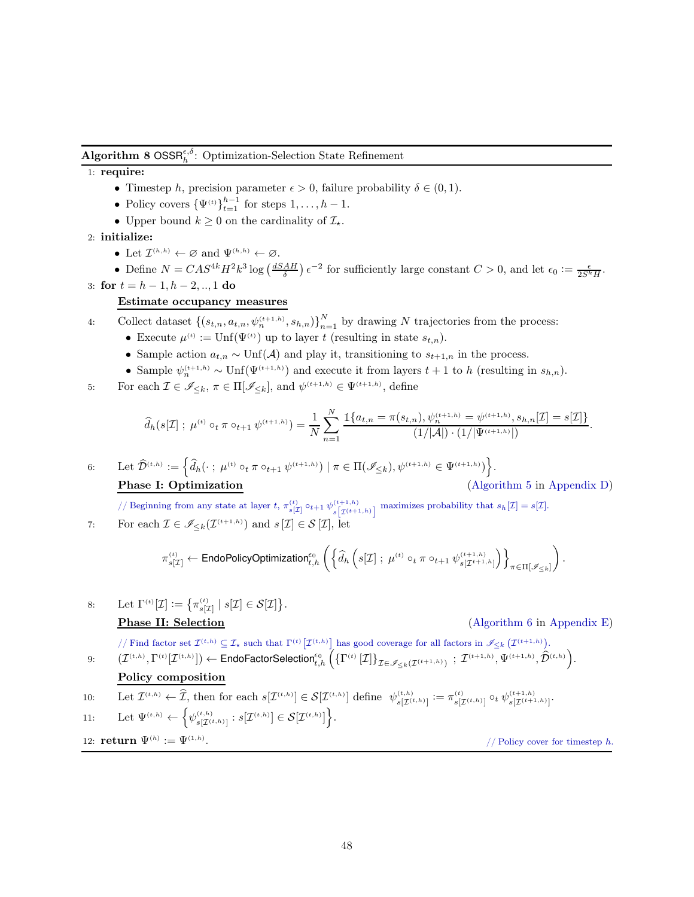**Algorithm 8** $\mathsf{OSSR}_h^{\epsilon,\delta}$: Optimization-Selection State Refinement

1: **require:**

- Timestep $h$, precision parameter $\epsilon > 0$, failure probability $\delta \in (0, 1)$.
- Policy covers $\{\Psi^{(t)}\}_{t=1}^{h-1}$ for steps $1, \ldots, h-1$.
- Upper bound $k \geq 0$ on the cardinality of $\mathcal{I}_\star$.

2: **initialize:**

- Let $\mathcal{I}^{(h,h)} \leftarrow \varnothing$ and $\Psi^{(h,h)} \leftarrow \varnothing$.
- Define $N = CAS^{4k}H^2k^3 \log\left(\frac{dSAH}{\delta}\right)\epsilon^{-2}$ for sufficiently large constant $C > 0$, and let $\epsilon_0 := \frac{\epsilon}{2S^k H}$.

3: **for** $t = h-1, h-2, .., 1$ **do**

**Estimate occupancy measures**

4: Collect dataset $\{(s_{t,n}, a_{t,n}, \psi_n^{(t+1,h)}, s_{h,n})\}_{n=1}^N$ by drawing $N$ trajectories from the process:

- Execute $\mu^{(t)} := \mathrm{Unf}(\Psi^{(t)})$ up to layer $t$ (resulting in state $s_{t,n}$).
- Sample action $a_{t,n} \sim \mathrm{Unf}(\mathcal{A})$ and play it, transitioning to $s_{t+1,n}$ in the process.
- Sample $\psi_n^{(t+1,h)} \sim \mathrm{Unf}(\Psi^{(t+1,h)})$ and execute it from layers $t+1$ to $h$ (resulting in $s_{h,n}$).

5: For each $\mathcal{I} \in \mathscr{I}_{\leq k}$, $\pi \in \Pi[\mathscr{I}_{\leq k}]$, and $\psi^{(t+1,h)} \in \Psi^{(t+1,h)}$, define

$$\widehat{d}_h(s[\mathcal{I}] \,;\, \mu^{(t)} \circ_t \pi \circ_{t+1} \psi^{(t+1,h)}) = \frac{1}{N}\sum_{n=1}^N \frac{\mathbb{1}\{a_{t,n} = \pi(s_{t,n}), \psi_n^{(t+1,h)} = \psi^{(t+1,h)}, s_{h,n}[\mathcal{I}] = s[\mathcal{I}]\}}{(1/|\mathcal{A}|)\cdot(1/|\Psi^{(t+1,h)}|)}.$$

6: Let $\widehat{\mathcal{D}}^{(t,h)} := \left\{\widehat{d}_h(\cdot \,;\, \mu^{(t)} \circ_t \pi \circ_{t+1} \psi^{(t+1,h)}) \mid \pi \in \Pi(\mathscr{I}_{\leq k}), \psi^{(t+1,h)} \in \Psi^{(t+1,h)}\right\}$.

**Phase I: Optimization** (Algorithm 5 in Appendix D)

// Beginning from any state at layer $t$, $\pi_{s[\mathcal{I}]}^{(t)} \circ_{t+1} \psi_{s[\mathcal{I}^{(t+1,h)}]}^{(t+1,h)}$ maximizes probability that $s_h[\mathcal{I}] = s[\mathcal{I}]$.

7: For each $\mathcal{I} \in \mathscr{I}_{\leq k}(\mathcal{I}^{(t+1,h)})$ and $s[\mathcal{I}] \in \mathcal{S}[\mathcal{I}]$, let

$$\pi_{s[\mathcal{I}]}^{(t)} \leftarrow \mathsf{EndoPolicyOptimization}_{t,h}^{\epsilon_0}\left(\left\{\widehat{d}_h\left(s[\mathcal{I}] \,;\, \mu^{(t)} \circ_t \pi \circ_{t+1} \psi_{s[\mathcal{I}^{t+1,h}]}^{(t+1,h)}\right)\right\}_{\pi \in \Pi[\mathscr{I}_{\leq k}]}\right).$$

8: Let $\Gamma^{(t)}[\mathcal{I}] := \left\{\pi_{s[\mathcal{I}]}^{(t)} \mid s[\mathcal{I}] \in \mathcal{S}[\mathcal{I}]\right\}$.

**Phase II: Selection** (Algorithm 6 in Appendix E)

// Find factor set $\mathcal{I}^{(t,h)} \subseteq \mathcal{I}_\star$ such that $\Gamma^{(t)}[\mathcal{I}^{(t,h)}]$ has good coverage for all factors in $\mathscr{I}_{\leq k}(\mathcal{I}^{(t+1,h)})$.

9: $(\mathcal{I}^{(t,h)}, \Gamma^{(t)}[\mathcal{I}^{(t,h)}]) \leftarrow \mathsf{EndoFactorSelection}_{t,h}^{\epsilon_0}\left(\{\Gamma^{(t)}[\mathcal{I}]\}_{\mathcal{I} \in \mathscr{I}_{\leq k}(\mathcal{I}^{(t+1,h)})} \,;\, \mathcal{I}^{(t+1,h)}, \Psi^{(t+1,h)}, \widehat{\mathcal{D}}^{(t,h)}\right)$.

**Policy composition**

10: Let $\mathcal{I}^{(t,h)} \leftarrow \widehat{\mathcal{I}}$, then for each $s[\mathcal{I}^{(t,h)}] \in \mathcal{S}[\mathcal{I}^{(t,h)}]$ define $\psi_{s[\mathcal{I}^{(t,h)}]}^{(t,h)} := \pi_{s[\mathcal{I}^{(t,h)}]}^{(t)} \circ_t \psi_{s[\mathcal{I}^{(t+1,h)}]}^{(t+1,h)}$.

11: Let $\Psi^{(t,h)} \leftarrow \left\{\psi_{s[\mathcal{I}^{(t,h)}]}^{(t,h)} : s[\mathcal{I}^{(t,h)}] \in \mathcal{S}[\mathcal{I}^{(t,h)}]\right\}$.

12: **return** $\Psi^{(h)} := \Psi^{(1,h)}$. // Policy cover for timestep $h$.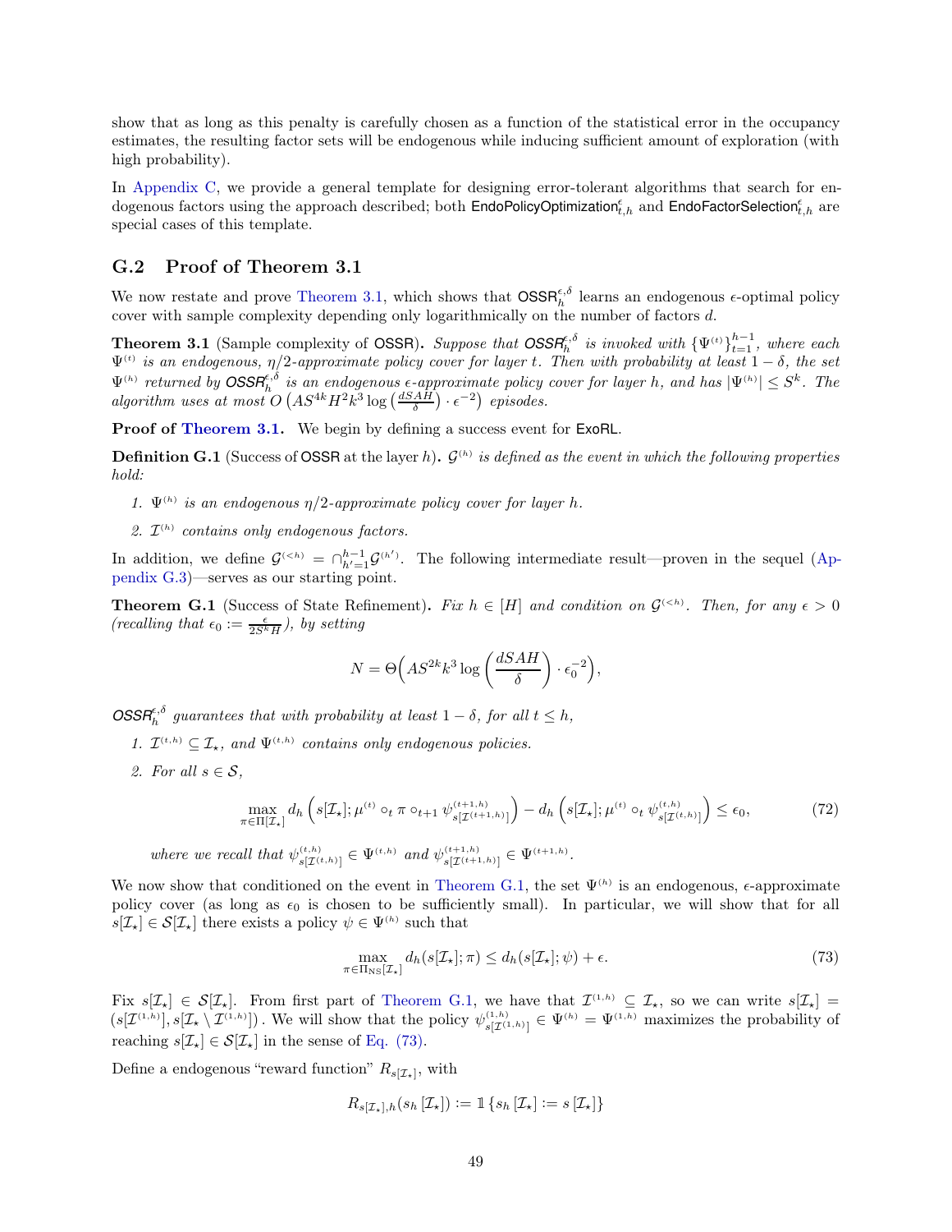show that as long as this penalty is carefully chosen as a function of the statistical error in the occupancy estimates, the resulting factor sets will be endogenous while inducing sufficient amount of exploration (with high probability).

In Appendix C, we provide a general template for designing error-tolerant algorithms that search for endogenous factors using the approach described; both $\mathsf{EndoPolicyOptimization}^{\epsilon}_{t,h}$ and $\mathsf{EndoFactorSelection}^{\epsilon}_{t,h}$ are special cases of this template.

## G.2 Proof of Theorem 3.1

We now restate and prove Theorem 3.1, which shows that $\mathsf{OSSR}^{\epsilon,\delta}_h$ learns an endogenous $\epsilon$-optimal policy cover with sample complexity depending only logarithmically on the number of factors $d$.

**Theorem 3.1** (Sample complexity of $\mathsf{OSSR}$). *Suppose that $\mathsf{OSSR}^{\epsilon,\delta}_h$ is invoked with $\{\Psi^{(t)}\}_{t=1}^{h-1}$, where each $\Psi^{(t)}$ is an endogenous, $\eta/2$-approximate policy cover for layer $t$. Then with probability at least $1-\delta$, the set $\Psi^{(h)}$ returned by $\mathsf{OSSR}^{\epsilon,\delta}_h$ is an endogenous $\epsilon$-approximate policy cover for layer $h$, and has $|\Psi^{(h)}| \leq S^k$. The algorithm uses at most $O\left(AS^{4k}H^2k^3 \log\left(\frac{dSAH}{\delta}\right)\cdot \epsilon^{-2}\right)$ episodes.*

**Proof of Theorem 3.1.** We begin by defining a success event for $\mathsf{ExoRL}$.

**Definition G.1** (Success of $\mathsf{OSSR}$ at the layer $h$). *$\mathcal{G}^{(h)}$ is defined as the event in which the following properties hold:*

1. *$\Psi^{(h)}$ is an endogenous $\eta/2$-approximate policy cover for layer $h$.*
2. *$\mathcal{I}^{(h)}$ contains only endogenous factors.*

In addition, we define $\mathcal{G}^{(<h)} = \cap_{h'=1}^{h-1}\mathcal{G}^{(h')}$. The following intermediate result—proven in the sequel (Appendix G.3)—serves as our starting point.

**Theorem G.1** (Success of State Refinement). *Fix $h \in [H]$ and condition on $\mathcal{G}^{(<h)}$. Then, for any $\epsilon > 0$ (recalling that $\epsilon_0 := \frac{\epsilon}{2S^kH}$), by setting*

$$N = \Theta\Big(AS^{2k}k^3 \log\left(\frac{dSAH}{\delta}\right)\cdot \epsilon_0^{-2}\Big),$$

*$\mathsf{OSSR}^{\epsilon,\delta}_h$ guarantees that with probability at least $1-\delta$, for all $t \leq h$,*

1. *$\mathcal{I}^{(t,h)} \subseteq \mathcal{I}_\star$, and $\Psi^{(t,h)}$ contains only endogenous policies.*
2. *For all $s \in \mathcal{S}$,*

$$\max_{\pi\in\Pi[\mathcal{I}_\star]} d_h\left(s[\mathcal{I}_\star]; \mu^{(t)} \circ_t \pi \circ_{t+1} \psi^{(t+1,h)}_{s[\mathcal{I}^{(t+1,h)}]}\right) - d_h\left(s[\mathcal{I}_\star]; \mu^{(t)} \circ_t \psi^{(t,h)}_{s[\mathcal{I}^{(t,h)}]}\right) \leq \epsilon_0, \tag{72}$$

*where we recall that $\psi^{(t,h)}_{s[\mathcal{I}^{(t,h)}]} \in \Psi^{(t,h)}$ and $\psi^{(t+1,h)}_{s[\mathcal{I}^{(t+1,h)}]} \in \Psi^{(t+1,h)}$.*

We now show that conditioned on the event in Theorem G.1, the set $\Psi^{(h)}$ is an endogenous, $\epsilon$-approximate policy cover (as long as $\epsilon_0$ is chosen to be sufficiently small). In particular, we will show that for all $s[\mathcal{I}_\star] \in \mathcal{S}[\mathcal{I}_\star]$ there exists a policy $\psi \in \Psi^{(h)}$ such that

$$\max_{\pi\in\Pi_{\mathrm{NS}}[\mathcal{I}_\star]} d_h(s[\mathcal{I}_\star]; \pi) \leq d_h(s[\mathcal{I}_\star]; \psi) + \epsilon. \tag{73}$$

Fix $s[\mathcal{I}_\star] \in \mathcal{S}[\mathcal{I}_\star]$. From first part of Theorem G.1, we have that $\mathcal{I}^{(1,h)} \subseteq \mathcal{I}_\star$, so we can write $s[\mathcal{I}_\star] = \left(s[\mathcal{I}^{(1,h)}], s[\mathcal{I}_\star \setminus \mathcal{I}^{(1,h)}]\right)$. We will show that the policy $\psi^{(1,h)}_{s[\mathcal{I}^{(1,h)}]} \in \Psi^{(h)} = \Psi^{(1,h)}$ maximizes the probability of reaching $s[\mathcal{I}_\star] \in \mathcal{S}[\mathcal{I}_\star]$ in the sense of Eq. (73).

Define a endogenous "reward function" $R_{s[\mathcal{I}_\star]}$, with

$$R_{s[\mathcal{I}_\star],h}(s_h[\mathcal{I}_\star]) := \mathbb{1}\{s_h[\mathcal{I}_\star] := s[\mathcal{I}_\star]\}$$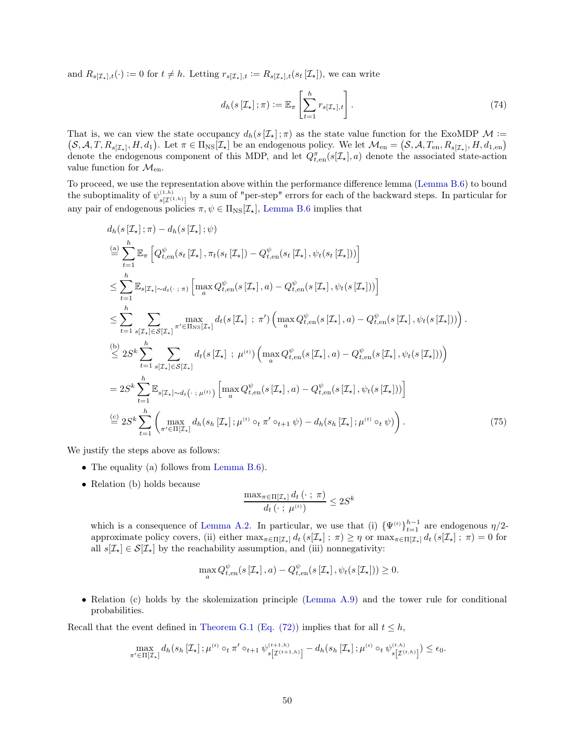and $R_{s[\mathcal{I}_\star],t}(\cdot) := 0$ for $t \neq h$. Letting $r_{s[\mathcal{I}_\star],t} := R_{s[\mathcal{I}_\star],t}(s_t[\mathcal{I}_\star])$, we can write

$$
d_h(s[\mathcal{I}_\star]; \pi) := \mathbb{E}_\pi\left[\sum_{t=1}^{h} r_{s[\mathcal{I}_\star],t}\right]. \tag{74}
$$

That is, we can view the state occupancy $d_h(s[\mathcal{I}_\star]; \pi)$ as the state value function for the ExoMDP $\mathcal{M} := (\mathcal{S}, \mathcal{A}, T, R_{s[\mathcal{I}_\star]}, H, d_1)$. Let $\pi \in \Pi_{\mathrm{NS}}[\mathcal{I}_\star]$ be an endogenous policy. We let $\mathcal{M}_{\mathrm{en}} = (\mathcal{S}, \mathcal{A}, T_{\mathrm{en}}, R_{s[\mathcal{I}_\star]}, H, d_{1,\mathrm{en}})$ denote the endogenous component of this MDP, and let $Q^\pi_{t,\mathrm{en}}(s[\mathcal{I}_\star], a)$ denote the associated state-action value function for $\mathcal{M}_{\mathrm{en}}$.

To proceed, we use the representation above within the performance difference lemma (Lemma B.6) to bound the suboptimality of $\psi^{(1,h)}_{s[\mathcal{I}^{(1,h)}]}$ by a sum of "per-step" errors for each of the backward steps. In particular for any pair of endogenous policies $\pi, \psi \in \Pi_{\mathrm{NS}}[\mathcal{I}_\star]$, Lemma B.6 implies that

$$
\begin{aligned}
& d_h(s[\mathcal{I}_\star]; \pi) - d_h(s[\mathcal{I}_\star]; \psi) \\
&\overset{\text{(a)}}{=} \sum_{t=1}^{h} \mathbb{E}_\pi\left[Q^\psi_{t,\mathrm{en}}(s_t[\mathcal{I}_\star], \pi_t(s_t[\mathcal{I}_\star]) - Q^\psi_{t,\mathrm{en}}(s_t[\mathcal{I}_\star], \psi_t(s_t[\mathcal{I}_\star]))\right] \\
&\leq \sum_{t=1}^{h} \mathbb{E}_{s[\mathcal{I}_\star]\sim d_t(\cdot\,;\,\pi)}\left[\max_a Q^\psi_{t,\mathrm{en}}(s[\mathcal{I}_\star], a) - Q^\psi_{t,\mathrm{en}}(s[\mathcal{I}_\star], \psi_t(s[\mathcal{I}_\star]))\right] \\
&\leq \sum_{t=1}^{h} \sum_{s[\mathcal{I}_\star]\in\mathcal{S}[\mathcal{I}_\star]} \max_{\pi'\in\Pi_{\mathrm{NS}}[\mathcal{I}_\star]} d_t(s[\mathcal{I}_\star]\ ;\ \pi')\left(\max_a Q^\psi_{t,\mathrm{en}}(s[\mathcal{I}_\star], a) - Q^\psi_{t,\mathrm{en}}(s[\mathcal{I}_\star], \psi_t(s[\mathcal{I}_\star]))\right). \\
&\overset{\text{(b)}}{\leq} 2S^k \sum_{t=1}^{h} \sum_{s[\mathcal{I}_\star]\in\mathcal{S}[\mathcal{I}_\star]} d_t(s[\mathcal{I}_\star]\ ;\ \mu^{(t)})\left(\max_a Q^\psi_{t,\mathrm{en}}(s[\mathcal{I}_\star], a) - Q^\psi_{t,\mathrm{en}}(s[\mathcal{I}_\star], \psi_t(s[\mathcal{I}_\star]))\right) \\
&= 2S^k \sum_{t=1}^{h} \mathbb{E}_{s[\mathcal{I}_\star]\sim d_t(\cdot\,;\,\mu^{(t)})}\left[\max_a Q^\psi_{t,\mathrm{en}}(s[\mathcal{I}_\star], a) - Q^\psi_{t,\mathrm{en}}(s[\mathcal{I}_\star], \psi_t(s[\mathcal{I}_\star]))\right] \\
&\overset{\text{(c)}}{=} 2S^k \sum_{t=1}^{h} \left(\max_{\pi'\in\Pi[\mathcal{I}_\star]} d_h(s_h[\mathcal{I}_\star]; \mu^{(t)} \circ_t \pi' \circ_{t+1} \psi) - d_h(s_h[\mathcal{I}_\star]; \mu^{(t)} \circ_t \psi)\right).
\end{aligned} \tag{75}
$$

We justify the steps above as follows:

- The equality (a) follows from Lemma B.6).
- Relation (b) holds because
$$
\frac{\max_{\pi\in\Pi[\mathcal{I}_\star]} d_t(\cdot\,;\,\pi)}{d_t(\cdot\,;\,\mu^{(t)})} \leq 2S^k
$$
which is a consequence of Lemma A.2. In particular, we use that (i) $\{\Psi^{(t)}\}_{t=1}^{h-1}$ are endogenous $\eta/2$-approximate policy covers, (ii) either $\max_{\pi\in\Pi[\mathcal{I}_\star]} d_t(s[\mathcal{I}_\star]\,;\,\pi) \geq \eta$ or $\max_{\pi\in\Pi[\mathcal{I}_\star]} d_t(s[\mathcal{I}_\star]\,;\,\pi) = 0$ for all $s[\mathcal{I}_\star] \in \mathcal{S}[\mathcal{I}_\star]$ by the reachability assumption, and (iii) nonnegativity:
$$
\max_a Q^\psi_{t,\mathrm{en}}(s[\mathcal{I}_\star], a) - Q^\psi_{t,\mathrm{en}}(s[\mathcal{I}_\star], \psi_t(s[\mathcal{I}_\star])) \geq 0.
$$
- Relation (c) holds by the skolemization principle (Lemma A.9) and the tower rule for conditional probabilities.

Recall that the event defined in Theorem G.1 (Eq. (72)) implies that for all $t \leq h$,

$$
\max_{\pi'\in\Pi[\mathcal{I}_\star]} d_h(s_h[\mathcal{I}_\star]; \mu^{(t)} \circ_t \pi' \circ_{t+1} \psi^{(t+1,h)}_{s[\mathcal{I}^{(t+1,h)}]} - d_h(s_h[\mathcal{I}_\star]; \mu^{(t)} \circ_t \psi^{(t,h)}_{s[\mathcal{I}^{(t,h)}]}) \leq \epsilon_0.
$$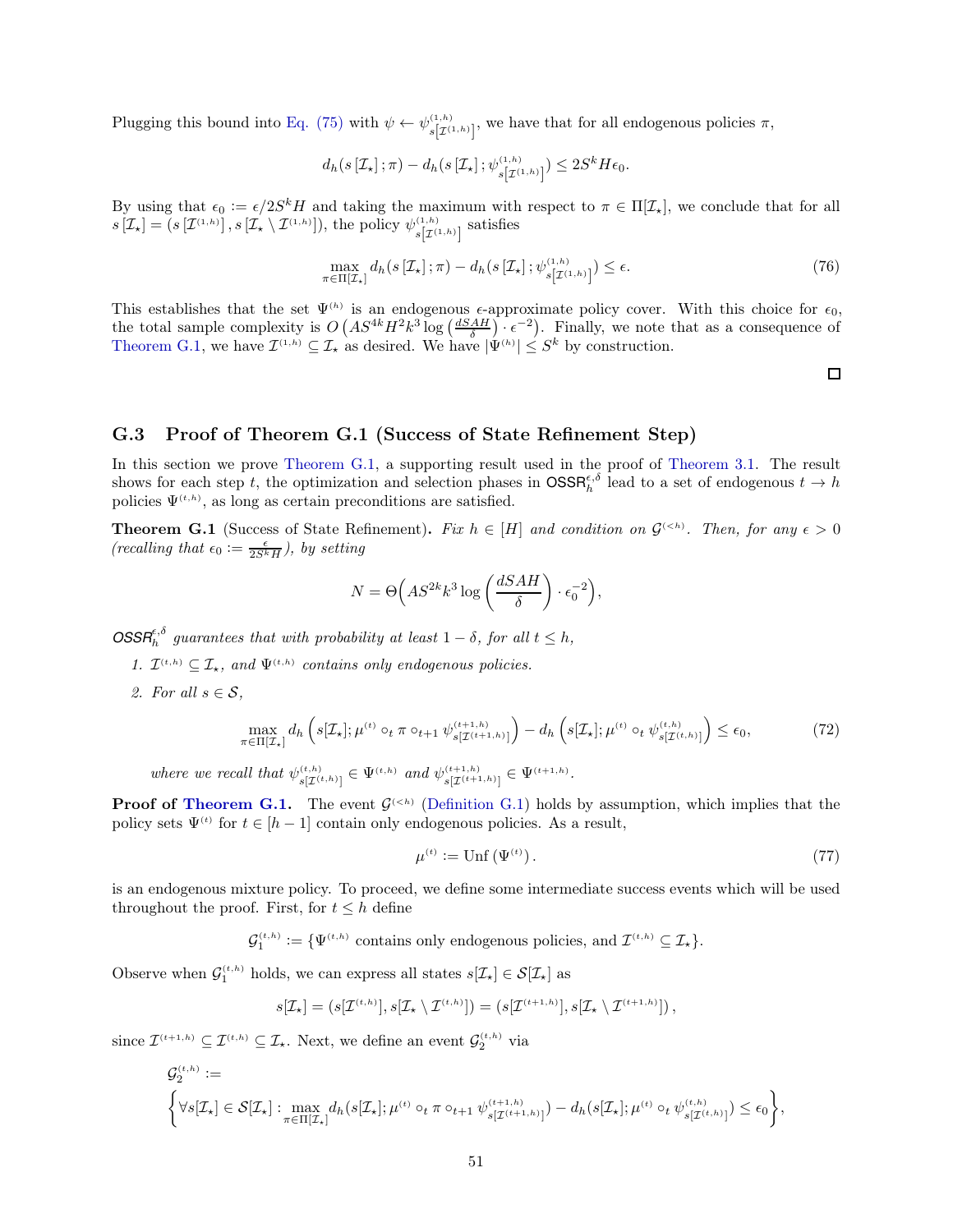Plugging this bound into Eq. (75) with $\psi \leftarrow \psi^{(1,h)}_{s[\mathcal{I}^{(1,h)}]}$, we have that for all endogenous policies $\pi$,

$$d_h(s[\mathcal{I}_\star];\pi) - d_h(s[\mathcal{I}_\star];\psi^{(1,h)}_{s[\mathcal{I}^{(1,h)}]}) \le 2S^k H\epsilon_0.$$

By using that $\epsilon_0 := \epsilon/2S^k H$ and taking the maximum with respect to $\pi \in \Pi[\mathcal{I}_\star]$, we conclude that for all $s[\mathcal{I}_\star] = (s[\mathcal{I}^{(1,h)}], s[\mathcal{I}_\star \setminus \mathcal{I}^{(1,h)}])$, the policy $\psi^{(1,h)}_{s[\mathcal{I}^{(1,h)}]}$ satisfies

$$\max_{\pi\in\Pi[\mathcal{I}_\star]} d_h(s[\mathcal{I}_\star];\pi) - d_h(s[\mathcal{I}_\star];\psi^{(1,h)}_{s[\mathcal{I}^{(1,h)}]}) \le \epsilon. \tag{76}$$

This establishes that the set $\Psi^{(h)}$ is an endogenous $\epsilon$-approximate policy cover. With this choice for $\epsilon_0$, the total sample complexity is $O\left(AS^{4k}H^2k^3\log\left(\frac{dSAH}{\delta}\right)\cdot\epsilon^{-2}\right)$. Finally, we note that as a consequence of Theorem G.1, we have $\mathcal{I}^{(1,h)} \subseteq \mathcal{I}_\star$ as desired. We have $|\Psi^{(h)}| \le S^k$ by construction.

□

### G.3 Proof of Theorem G.1 (Success of State Refinement Step)

In this section we prove Theorem G.1, a supporting result used in the proof of Theorem 3.1. The result shows for each step $t$, the optimization and selection phases in $\mathsf{OSSR}^{\epsilon,\delta}_h$ lead to a set of endogenous $t \to h$ policies $\Psi^{(t,h)}$, as long as certain preconditions are satisfied.

**Theorem G.1** (Success of State Refinement)**.** *Fix $h \in [H]$ and condition on $\mathcal{G}^{(<h)}$. Then, for any $\epsilon > 0$ (recalling that $\epsilon_0 := \frac{\epsilon}{2S^kH}$), by setting*

$$N = \Theta\Big(AS^{2k}k^3\log\left(\frac{dSAH}{\delta}\right)\cdot\epsilon_0^{-2}\Big),$$

*$\mathsf{OSSR}^{\epsilon,\delta}_h$ guarantees that with probability at least $1-\delta$, for all $t \le h$,*

1. *$\mathcal{I}^{(t,h)} \subseteq \mathcal{I}_\star$, and $\Psi^{(t,h)}$ contains only endogenous policies.*
2. *For all $s \in \mathcal{S}$,*

$$\max_{\pi\in\Pi[\mathcal{I}_\star]} d_h\left(s[\mathcal{I}_\star];\mu^{(t)}\circ_t\pi\circ_{t+1}\psi^{(t+1,h)}_{s[\mathcal{I}^{(t+1,h)}]}\right) - d_h\left(s[\mathcal{I}_\star];\mu^{(t)}\circ_t\psi^{(t,h)}_{s[\mathcal{I}^{(t,h)}]}\right) \le \epsilon_0, \tag{72}$$

*where we recall that $\psi^{(t,h)}_{s[\mathcal{I}^{(t,h)}]} \in \Psi^{(t,h)}$ and $\psi^{(t+1,h)}_{s[\mathcal{I}^{(t+1,h)}]} \in \Psi^{(t+1,h)}$.*

**Proof of Theorem G.1.** The event $\mathcal{G}^{(<h)}$ (Definition G.1) holds by assumption, which implies that the policy sets $\Psi^{(t)}$ for $t \in [h-1]$ contain only endogenous policies. As a result,

$$\mu^{(t)} := \mathrm{Unf}\left(\Psi^{(t)}\right). \tag{77}$$

is an endogenous mixture policy. To proceed, we define some intermediate success events which will be used throughout the proof. First, for $t \le h$ define

$$\mathcal{G}^{(t,h)}_1 := \{\Psi^{(t,h)} \text{ contains only endogenous policies, and } \mathcal{I}^{(t,h)} \subseteq \mathcal{I}_\star\}.$$

Observe when $\mathcal{G}^{(t,h)}_1$ holds, we can express all states $s[\mathcal{I}_\star] \in \mathcal{S}[\mathcal{I}_\star]$ as

$$s[\mathcal{I}_\star] = (s[\mathcal{I}^{(t,h)}], s[\mathcal{I}_\star \setminus \mathcal{I}^{(t,h)}]) = (s[\mathcal{I}^{(t+1,h)}], s[\mathcal{I}_\star \setminus \mathcal{I}^{(t+1,h)}]),$$

since $\mathcal{I}^{(t+1,h)} \subseteq \mathcal{I}^{(t,h)} \subseteq \mathcal{I}_\star$. Next, we define an event $\mathcal{G}^{(t,h)}_2$ via

$$\mathcal{G}^{(t,h)}_2 := \left\{\forall s[\mathcal{I}_\star] \in \mathcal{S}[\mathcal{I}_\star] : \max_{\pi\in\Pi[\mathcal{I}_\star]} d_h(s[\mathcal{I}_\star];\mu^{(t)}\circ_t\pi\circ_{t+1}\psi^{(t+1,h)}_{s[\mathcal{I}^{(t+1,h)}]}) - d_h(s[\mathcal{I}_\star];\mu^{(t)}\circ_t\psi^{(t,h)}_{s[\mathcal{I}^{(t,h)}]}) \le \epsilon_0\right\},$$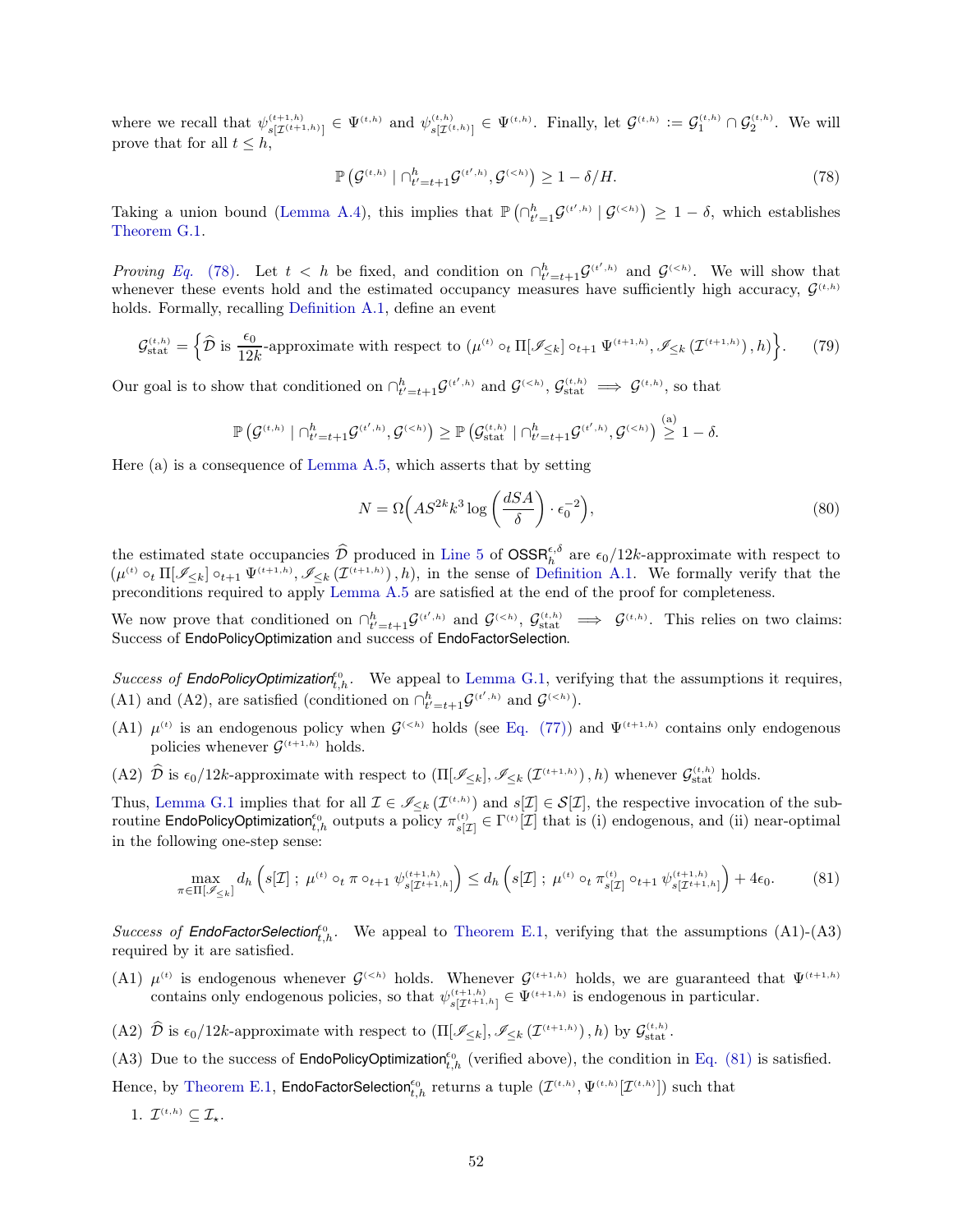where we recall that $\psi^{(t+1,h)}_{s[\mathcal{I}^{(t+1,h)}]} \in \Psi^{(t,h)}$ and $\psi^{(t,h)}_{s[\mathcal{I}^{(t,h)}]} \in \Psi^{(t,h)}$. Finally, let $\mathcal{G}^{(t,h)} := \mathcal{G}_1^{(t,h)} \cap \mathcal{G}_2^{(t,h)}$. We will prove that for all $t \leq h$,

$$\mathbb{P}\left(\mathcal{G}^{(t,h)} \mid \cap_{t'=t+1}^{h} \mathcal{G}^{(t',h)}, \mathcal{G}^{(<h)}\right) \geq 1 - \delta/H. \tag{78}$$

Taking a union bound (Lemma A.4), this implies that $\mathbb{P}\left(\cap_{t'=1}^{h} \mathcal{G}^{(t',h)} \mid \mathcal{G}^{(<h)}\right) \geq 1 - \delta$, which establishes Theorem G.1.

*Proving Eq. (78).* Let $t < h$ be fixed, and condition on $\cap_{t'=t+1}^{h} \mathcal{G}^{(t',h)}$ and $\mathcal{G}^{(<h)}$. We will show that whenever these events hold and the estimated occupancy measures have sufficiently high accuracy, $\mathcal{G}^{(t,h)}$ holds. Formally, recalling Definition A.1, define an event

$$\mathcal{G}^{(t,h)}_{\mathrm{stat}} = \left\{ \widehat{\mathcal{D}} \text{ is } \frac{\epsilon_0}{12k}\text{-approximate with respect to } (\mu^{(t)} \circ_t \Pi[\mathscr{I}_{\leq k}] \circ_{t+1} \Psi^{(t+1,h)}, \mathscr{I}_{\leq k}\left(\mathcal{I}^{(t+1,h)}\right), h) \right\}. \tag{79}$$

Our goal is to show that conditioned on $\cap_{t'=t+1}^{h} \mathcal{G}^{(t',h)}$ and $\mathcal{G}^{(<h)}$, $\mathcal{G}^{(t,h)}_{\mathrm{stat}} \implies \mathcal{G}^{(t,h)}$, so that

$$\mathbb{P}\left(\mathcal{G}^{(t,h)} \mid \cap_{t'=t+1}^{h} \mathcal{G}^{(t',h)}, \mathcal{G}^{(<h)}\right) \geq \mathbb{P}\left(\mathcal{G}^{(t,h)}_{\mathrm{stat}} \mid \cap_{t'=t+1}^{h} \mathcal{G}^{(t',h)}, \mathcal{G}^{(<h)}\right) \overset{\text{(a)}}{\geq} 1 - \delta.$$

Here (a) is a consequence of Lemma A.5, which asserts that by setting

$$N = \Omega\Big(AS^{2k}k^3 \log\left(\frac{dSA}{\delta}\right) \cdot \epsilon_0^{-2}\Big), \tag{80}$$

the estimated state occupancies $\widehat{\mathcal{D}}$ produced in Line 5 of $\mathsf{OSSR}_h^{\epsilon,\delta}$ are $\epsilon_0/12k$-approximate with respect to $(\mu^{(t)} \circ_t \Pi[\mathscr{I}_{\leq k}] \circ_{t+1} \Psi^{(t+1,h)}, \mathscr{I}_{\leq k}\left(\mathcal{I}^{(t+1,h)}\right), h)$, in the sense of Definition A.1. We formally verify that the preconditions required to apply Lemma A.5 are satisfied at the end of the proof for completeness.

We now prove that conditioned on $\cap_{t'=t+1}^{h} \mathcal{G}^{(t',h)}$ and $\mathcal{G}^{(<h)}$, $\mathcal{G}^{(t,h)}_{\mathrm{stat}} \implies \mathcal{G}^{(t,h)}$. This relies on two claims: Success of EndoPolicyOptimization and success of EndoFactorSelection.

*Success of* $\mathsf{EndoPolicyOptimization}^{\epsilon_0}_{t,h}$. We appeal to Lemma G.1, verifying that the assumptions it requires, (A1) and (A2), are satisfied (conditioned on $\cap_{t'=t+1}^{h} \mathcal{G}^{(t',h)}$ and $\mathcal{G}^{(<h)}$).

(A1) $\mu^{(t)}$ is an endogenous policy when $\mathcal{G}^{(<h)}$ holds (see Eq. (77)) and $\Psi^{(t+1,h)}$ contains only endogenous policies whenever $\mathcal{G}^{(t+1,h)}$ holds.

(A2) $\widehat{\mathcal{D}}$ is $\epsilon_0/12k$-approximate with respect to $(\Pi[\mathscr{I}_{\leq k}], \mathscr{I}_{\leq k}\left(\mathcal{I}^{(t+1,h)}\right), h)$ whenever $\mathcal{G}^{(t,h)}_{\mathrm{stat}}$ holds.

Thus, Lemma G.1 implies that for all $\mathcal{I} \in \mathscr{I}_{\leq k}\left(\mathcal{I}^{(t,h)}\right)$ and $s[\mathcal{I}] \in \mathcal{S}[\mathcal{I}]$, the respective invocation of the subroutine $\mathsf{EndoPolicyOptimization}^{\epsilon_0}_{t,h}$ outputs a policy $\pi^{(t)}_{s[\mathcal{I}]} \in \Gamma^{(t)}[\mathcal{I}]$ that is (i) endogenous, and (ii) near-optimal in the following one-step sense:

$$\max_{\pi \in \Pi[\mathscr{I}_{\leq k}]} d_h\left(s[\mathcal{I}]\,;\, \mu^{(t)} \circ_t \pi \circ_{t+1} \psi^{(t+1,h)}_{s[\mathcal{I}^{t+1,h}]}\right) \leq d_h\left(s[\mathcal{I}]\,;\, \mu^{(t)} \circ_t \pi^{(t)}_{s[\mathcal{I}]} \circ_{t+1} \psi^{(t+1,h)}_{s[\mathcal{I}^{t+1,h}]}\right) + 4\epsilon_0. \tag{81}$$

*Success of* $\mathsf{EndoFactorSelection}^{\epsilon_0}_{t,h}$. We appeal to Theorem E.1, verifying that the assumptions (A1)-(A3) required by it are satisfied.

(A1) $\mu^{(t)}$ is endogenous whenever $\mathcal{G}^{(<h)}$ holds. Whenever $\mathcal{G}^{(t+1,h)}$ holds, we are guaranteed that $\Psi^{(t+1,h)}$ contains only endogenous policies, so that $\psi^{(t+1,h)}_{s[\mathcal{I}^{t+1,h}]} \in \Psi^{(t+1,h)}$ is endogenous in particular.

(A2) $\widehat{\mathcal{D}}$ is $\epsilon_0/12k$-approximate with respect to $(\Pi[\mathscr{I}_{\leq k}], \mathscr{I}_{\leq k}\left(\mathcal{I}^{(t+1,h)}\right), h)$ by $\mathcal{G}^{(t,h)}_{\mathrm{stat}}$.

(A3) Due to the success of $\mathsf{EndoPolicyOptimization}^{\epsilon_0}_{t,h}$ (verified above), the condition in Eq. (81) is satisfied.

Hence, by Theorem E.1, $\mathsf{EndoFactorSelection}^{\epsilon_0}_{t,h}$ returns a tuple $(\mathcal{I}^{(t,h)}, \Psi^{(t,h)}[\mathcal{I}^{(t,h)}])$ such that

1. $\mathcal{I}^{(t,h)} \subseteq \mathcal{I}_\star$.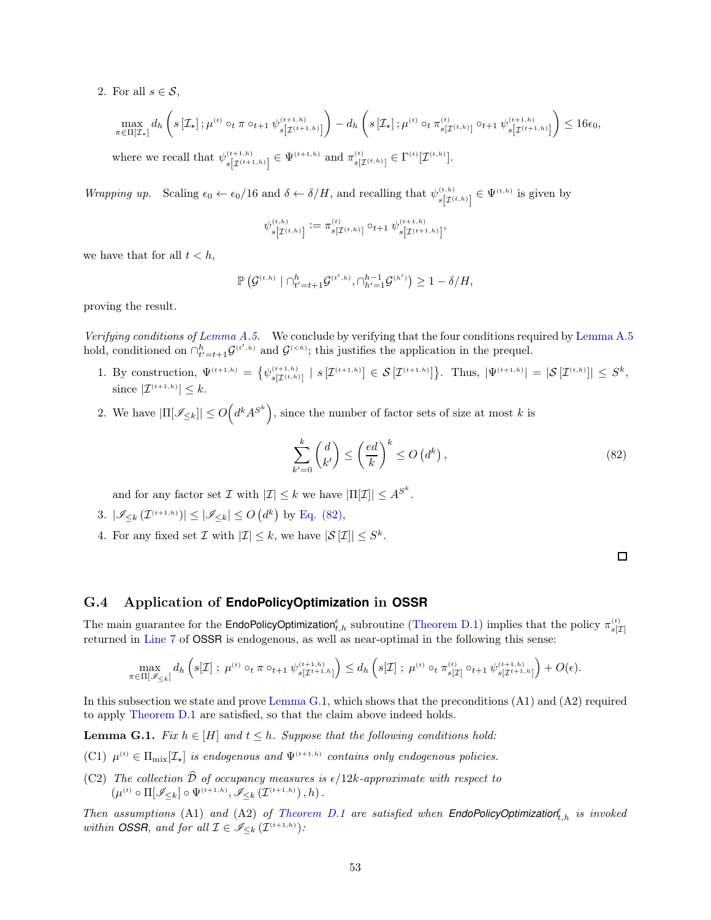2. For all $s \in \mathcal{S}$,

$$\max_{\pi \in \Pi[\mathcal{I}_\star]} d_h \left( s\left[\mathcal{I}_\star\right]; \mu^{(t)} \circ_t \pi \circ_{t+1} \psi^{(t+1,h)}_{s\left[\mathcal{I}^{(t+1,h)}\right]} \right) - d_h \left( s\left[\mathcal{I}_\star\right]; \mu^{(t)} \circ_t \pi^{(t)}_{s[\mathcal{I}^{(t,h)}]} \circ_{t+1} \psi^{(t+1,h)}_{s\left[\mathcal{I}^{(t+1,h)}\right]} \right) \leq 16\epsilon_0,$$

where we recall that $\psi^{(t+1,h)}_{s\left[\mathcal{I}^{(t+1,h)}\right]} \in \Psi^{(t+1,h)}$ and $\pi^{(t)}_{s[\mathcal{I}^{(t,h)}]} \in \Gamma^{(t)}[\mathcal{I}^{(t,h)}]$.

*Wrapping up.* Scaling $\epsilon_0 \leftarrow \epsilon_0/16$ and $\delta \leftarrow \delta/H$, and recalling that $\psi^{(t,h)}_{s\left[\mathcal{I}^{(t,h)}\right]} \in \Psi^{(t,h)}$ is given by

$$\psi^{(t,h)}_{s\left[\mathcal{I}^{(t,h)}\right]} := \pi^{(t)}_{s[\mathcal{I}^{(t,h)}]} \circ_{t+1} \psi^{(t+1,h)}_{s\left[\mathcal{I}^{(t+1,h)}\right]},$$

we have that for all $t < h$,

$$\mathbb{P}\left(\mathcal{G}^{(t,h)} \mid \cap_{t'=t+1}^{h} \mathcal{G}^{(t',h)}, \cap_{h'=1}^{h-1} \mathcal{G}^{(h')}\right) \geq 1 - \delta/H,$$

proving the result.

*Verifying conditions of Lemma A.5.* We conclude by verifying that the four conditions required by Lemma A.5 hold, conditioned on $\cap_{t'=t+1}^{h} \mathcal{G}^{(t',h)}$ and $\mathcal{G}^{(<h)}$; this justifies the application in the prequel.

1. By construction, $\Psi^{(t+1,h)} = \left\{ \psi^{(t+1,h)}_{s[\mathcal{I}^{(t+1,h)}]} \mid s\left[\mathcal{I}^{(t+1,h)}\right] \in \mathcal{S}\left[\mathcal{I}^{(t+1,h)}\right] \right\}$. Thus, $|\Psi^{(t+1,h)}| = |\mathcal{S}\left[\mathcal{I}^{(t,h)}\right]| \leq S^k$, since $|\mathcal{I}^{(t+1,h)}| \leq k$.
2. We have $|\Pi[\mathscr{I}_{\leq k}]| \leq O\left(d^k A^{S^k}\right)$, since the number of factor sets of size at most $k$ is

$$\sum_{k'=0}^{k} \binom{d}{k'} \leq \left(\frac{ed}{k}\right)^k \leq O\left(d^k\right), \tag{82}$$

and for any factor set $\mathcal{I}$ with $|\mathcal{I}| \leq k$ we have $|\Pi[\mathcal{I}]| \leq A^{S^k}$.
3. $|\mathscr{I}_{\leq k}\left(\mathcal{I}^{(t+1,h)}\right)| \leq |\mathscr{I}_{\leq k}| \leq O\left(d^k\right)$ by Eq. (82),
4. For any fixed set $\mathcal{I}$ with $|\mathcal{I}| \leq k$, we have $|\mathcal{S}\left[\mathcal{I}\right]| \leq S^k$.

□

### G.4 Application of EndoPolicyOptimization in OSSR

The main guarantee for the $\mathsf{EndoPolicyOptimization}^{\epsilon}_{t,h}$ subroutine (Theorem D.1) implies that the policy $\pi^{(t)}_{s[\mathcal{I}]}$ returned in Line 7 of OSSR is endogenous, as well as near-optimal in the following this sense:

$$\max_{\pi \in \Pi[\mathscr{I}_{\leq k}]} d_h \left( s[\mathcal{I}] \; ; \; \mu^{(t)} \circ_t \pi \circ_{t+1} \psi^{(t+1,h)}_{s[\mathcal{I}^{t+1,h}]} \right) \leq d_h \left( s[\mathcal{I}] \; ; \; \mu^{(t)} \circ_t \pi^{(t)}_{s[\mathcal{I}]} \circ_{t+1} \psi^{(t+1,h)}_{s[\mathcal{I}^{t+1,h}]} \right) + O(\epsilon).$$

In this subsection we state and prove Lemma G.1, which shows that the preconditions (A1) and (A2) required to apply Theorem D.1 are satisfied, so that the claim above indeed holds.

**Lemma G.1.** *Fix $h \in [H]$ and $t \leq h$. Suppose that the following conditions hold:*

(C1) *$\mu^{(t)} \in \Pi_{\mathrm{mix}}[\mathcal{I}_\star]$ is endogenous and $\Psi^{(t+1,h)}$ contains only endogenous policies.*

(C2) *The collection $\widehat{\mathcal{D}}$ of occupancy measures is $\epsilon/12k$-approximate with respect to $\left(\mu^{(t)} \circ \Pi[\mathscr{I}_{\leq k}] \circ \Psi^{(t+1,h)}, \mathscr{I}_{\leq k}\left(\mathcal{I}^{(t+1,h)}\right), h\right)$.*

*Then assumptions (A1) and (A2) of Theorem D.1 are satisfied when $\mathsf{EndoPolicyOptimization}^{\epsilon}_{t,h}$ is invoked within OSSR, and for all $\mathcal{I} \in \mathscr{I}_{\leq k}\left(\mathcal{I}^{(t+1,h)}\right)$:*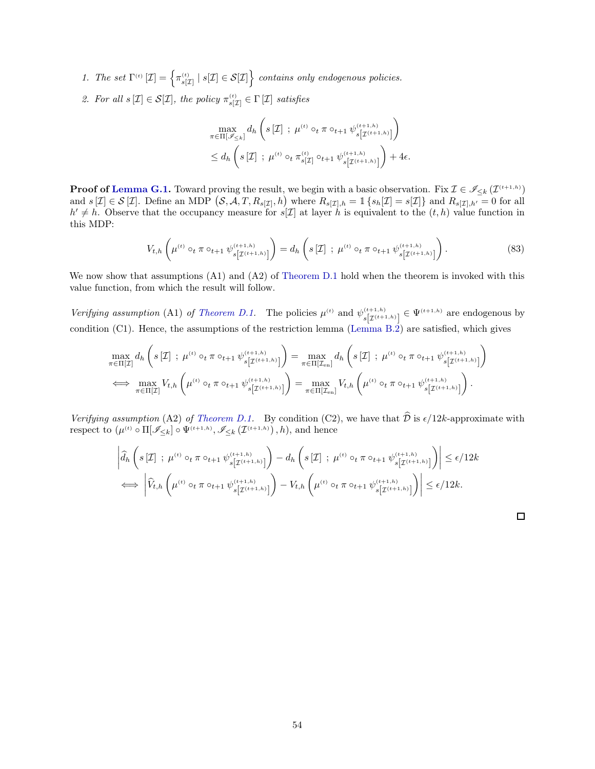1. *The set* $\Gamma^{(t)}[\mathcal{I}] = \left\{ \pi^{(t)}_{s[\mathcal{I}]} \mid s[\mathcal{I}] \in \mathcal{S}[\mathcal{I}] \right\}$ *contains only endogenous policies.*
2. *For all* $s[\mathcal{I}] \in \mathcal{S}[\mathcal{I}]$*, the policy* $\pi^{(t)}_{s[\mathcal{I}]} \in \Gamma[\mathcal{I}]$ *satisfies*

$$
\begin{aligned}
&\max_{\pi \in \Pi[\mathscr{I}_{\leq k}]} d_h\left( s[\mathcal{I}] \;;\; \mu^{(t)} \circ_t \pi \circ_{t+1} \psi^{(t+1,h)}_{s\left[\mathcal{I}^{(t+1,h)}\right]} \right) \\
&\leq d_h\left( s[\mathcal{I}] \;;\; \mu^{(t)} \circ_t \pi^{(t)}_{s[\mathcal{I}]} \circ_{t+1} \psi^{(t+1,h)}_{s\left[\mathcal{I}^{(t+1,h)}\right]} \right) + 4\epsilon.
\end{aligned}
$$

**Proof of Lemma G.1.** Toward proving the result, we begin with a basic observation. Fix $\mathcal{I} \in \mathscr{I}_{\leq k}(\mathcal{I}^{(t+1,h)})$ and $s[\mathcal{I}] \in \mathcal{S}[\mathcal{I}]$. Define an MDP $(\mathcal{S}, \mathcal{A}, T, R_{s[\mathcal{I}]}, h)$ where $R_{s[\mathcal{I}],h} = \mathbb{1}\{s_h[\mathcal{I}] = s[\mathcal{I}]\}$ and $R_{s[\mathcal{I}],h'} = 0$ for all $h' \neq h$. Observe that the occupancy measure for $s[\mathcal{I}]$ at layer $h$ is equivalent to the $(t,h)$ value function in this MDP:

$$
V_{t,h}\left( \mu^{(t)} \circ_t \pi \circ_{t+1} \psi^{(t+1,h)}_{s\left[\mathcal{I}^{(t+1,h)}\right]} \right) = d_h\left( s[\mathcal{I}] \;;\; \mu^{(t)} \circ_t \pi \circ_{t+1} \psi^{(t+1,h)}_{s\left[\mathcal{I}^{(t+1,h)}\right]} \right). \tag{83}
$$

We now show that assumptions (A1) and (A2) of Theorem D.1 hold when the theorem is invoked with this value function, from which the result will follow.

*Verifying assumption* (A1) *of Theorem D.1.* The policies $\mu^{(t)}$ and $\psi^{(t+1,h)}_{s\left[\mathcal{I}^{(t+1,h)}\right]} \in \Psi^{(t+1,h)}$ are endogenous by condition (C1). Hence, the assumptions of the restriction lemma (Lemma B.2) are satisfied, which gives

$$
\begin{aligned}
&\max_{\pi \in \Pi[\mathcal{I}]} d_h\left( s[\mathcal{I}] \;;\; \mu^{(t)} \circ_t \pi \circ_{t+1} \psi^{(t+1,h)}_{s\left[\mathcal{I}^{(t+1,h)}\right]} \right) = \max_{\pi \in \Pi[\mathcal{I}_{\text{en}}]} d_h\left( s[\mathcal{I}] \;;\; \mu^{(t)} \circ_t \pi \circ_{t+1} \psi^{(t+1,h)}_{s\left[\mathcal{I}^{(t+1,h)}\right]} \right) \\
\iff &\max_{\pi \in \Pi[\mathcal{I}]} V_{t,h}\left( \mu^{(t)} \circ_t \pi \circ_{t+1} \psi^{(t+1,h)}_{s\left[\mathcal{I}^{(t+1,h)}\right]} \right) = \max_{\pi \in \Pi[\mathcal{I}_{\text{en}}]} V_{t,h}\left( \mu^{(t)} \circ_t \pi \circ_{t+1} \psi^{(t+1,h)}_{s\left[\mathcal{I}^{(t+1,h)}\right]} \right).
\end{aligned}
$$

*Verifying assumption* (A2) *of Theorem D.1.* By condition (C2), we have that $\widehat{\mathcal{D}}$ is $\epsilon/12k$-approximate with respect to $(\mu^{(t)} \circ \Pi[\mathscr{I}_{\leq k}] \circ \Psi^{(t+1,h)}, \mathscr{I}_{\leq k}(\mathcal{I}^{(t+1,h)}), h)$, and hence

$$
\begin{aligned}
&\left| \widehat{d}_h\left( s[\mathcal{I}] \;;\; \mu^{(t)} \circ_t \pi \circ_{t+1} \psi^{(t+1,h)}_{s\left[\mathcal{I}^{(t+1,h)}\right]} \right) - d_h\left( s[\mathcal{I}] \;;\; \mu^{(t)} \circ_t \pi \circ_{t+1} \psi^{(t+1,h)}_{s\left[\mathcal{I}^{(t+1,h)}\right]} \right) \right| \leq \epsilon/12k \\
\iff &\left| \widehat{V}_{t,h}\left( \mu^{(t)} \circ_t \pi \circ_{t+1} \psi^{(t+1,h)}_{s\left[\mathcal{I}^{(t+1,h)}\right]} \right) - V_{t,h}\left( \mu^{(t)} \circ_t \pi \circ_{t+1} \psi^{(t+1,h)}_{s\left[\mathcal{I}^{(t+1,h)}\right]} \right) \right| \leq \epsilon/12k.
\end{aligned}
$$

$\square$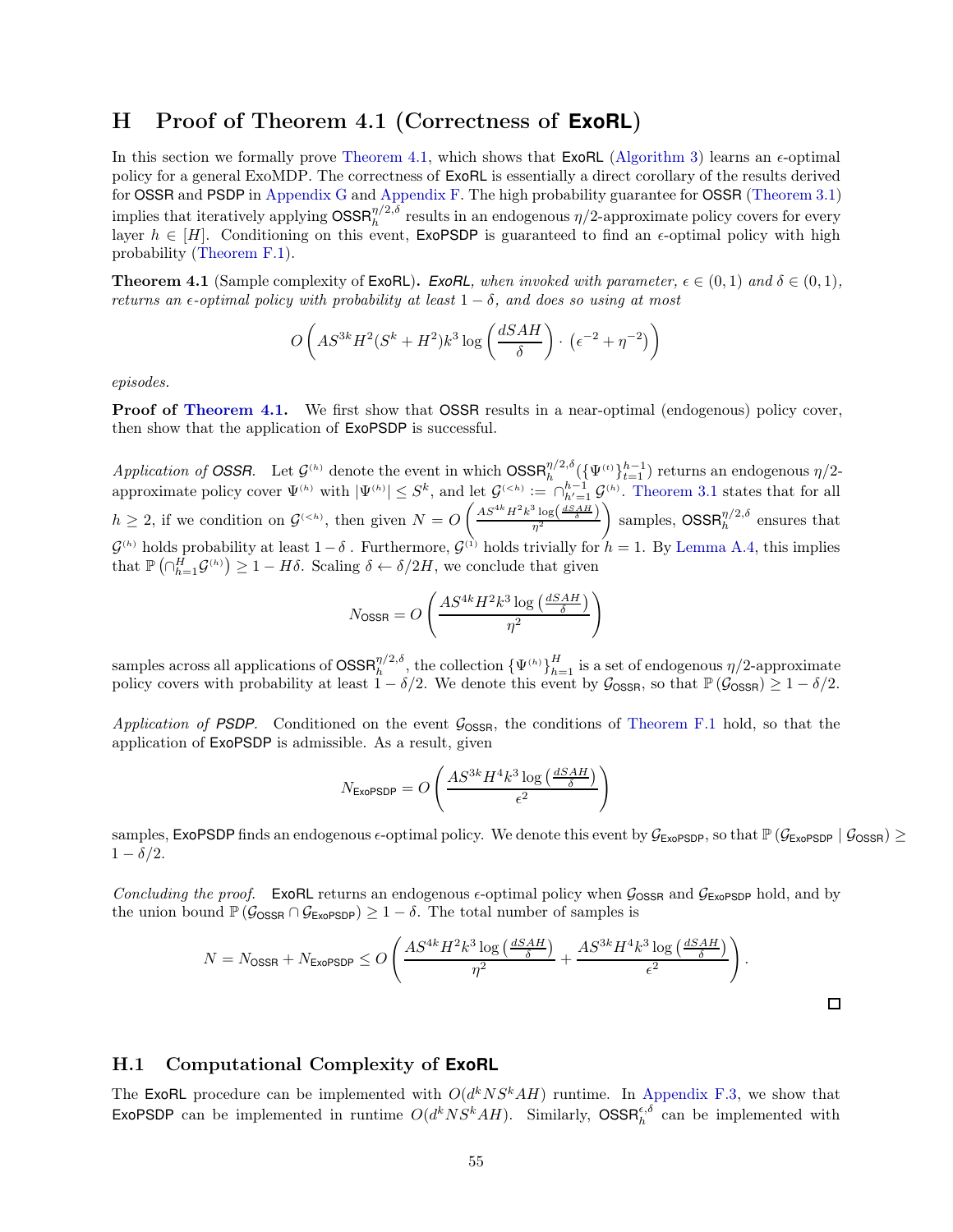# H Proof of Theorem 4.1 (Correctness of ExoRL)

In this section we formally prove Theorem 4.1, which shows that ExoRL (Algorithm 3) learns an $\epsilon$-optimal policy for a general ExoMDP. The correctness of ExoRL is essentially a direct corollary of the results derived for OSSR and PSDP in Appendix G and Appendix F. The high probability guarantee for OSSR (Theorem 3.1) implies that iteratively applying $\mathsf{OSSR}_h^{\eta/2,\delta}$ results in an endogenous $\eta/2$-approximate policy covers for every layer $h \in [H]$. Conditioning on this event, ExoPSDP is guaranteed to find an $\epsilon$-optimal policy with high probability (Theorem F.1).

**Theorem 4.1** (Sample complexity of ExoRL)**.** *ExoRL, when invoked with parameter, $\epsilon \in (0, 1)$ and $\delta \in (0, 1)$, returns an $\epsilon$-optimal policy with probability at least $1 - \delta$, and does so using at most*

$$O\left(AS^{3k}H^2(S^k + H^2)k^3 \log\left(\frac{dSAH}{\delta}\right) \cdot \left(\epsilon^{-2} + \eta^{-2}\right)\right)$$

*episodes.*

**Proof of Theorem 4.1.** We first show that OSSR results in a near-optimal (endogenous) policy cover, then show that the application of ExoPSDP is successful.

*Application of OSSR.* Let $\mathcal{G}^{(h)}$ denote the event in which $\mathsf{OSSR}_h^{\eta/2,\delta}(\{\Psi^{(t)}\}_{t=1}^{h-1})$ returns an endogenous $\eta/2$-approximate policy cover $\Psi^{(h)}$ with $|\Psi^{(h)}| \leq S^k$, and let $\mathcal{G}^{(<h)} := \cap_{h'=1}^{h-1} \mathcal{G}^{(h)}$. Theorem 3.1 states that for all $h \geq 2$, if we condition on $\mathcal{G}^{(<h)}$, then given $N = O\left(\frac{AS^{4k}H^2k^3 \log\left(\frac{dSAH}{\delta}\right)}{\eta^2}\right)$ samples, $\mathsf{OSSR}_h^{\eta/2,\delta}$ ensures that $\mathcal{G}^{(h)}$ holds probability at least $1 - \delta$ . Furthermore, $\mathcal{G}^{(1)}$ holds trivially for $h = 1$. By Lemma A.4, this implies that $\mathbb{P}\left(\cap_{h=1}^{H} \mathcal{G}^{(h)}\right) \geq 1 - H\delta$. Scaling $\delta \leftarrow \delta/2H$, we conclude that given

$$N_{\mathsf{OSSR}} = O\left(\frac{AS^{4k}H^2k^3 \log\left(\frac{dSAH}{\delta}\right)}{\eta^2}\right)$$

samples across all applications of $\mathsf{OSSR}_h^{\eta/2,\delta}$, the collection $\{\Psi^{(h)}\}_{h=1}^{H}$ is a set of endogenous $\eta/2$-approximate policy covers with probability at least $1 - \delta/2$. We denote this event by $\mathcal{G}_{\mathsf{OSSR}}$, so that $\mathbb{P}\left(\mathcal{G}_{\mathsf{OSSR}}\right) \geq 1 - \delta/2$.

*Application of PSDP.* Conditioned on the event $\mathcal{G}_{\mathsf{OSSR}}$, the conditions of Theorem F.1 hold, so that the application of ExoPSDP is admissible. As a result, given

$$N_{\mathsf{ExoPSDP}} = O\left(\frac{AS^{3k}H^4k^3 \log\left(\frac{dSAH}{\delta}\right)}{\epsilon^2}\right)$$

samples, ExoPSDP finds an endogenous $\epsilon$-optimal policy. We denote this event by $\mathcal{G}_{\mathsf{ExoPSDP}}$, so that $\mathbb{P}\left(\mathcal{G}_{\mathsf{ExoPSDP}} \mid \mathcal{G}_{\mathsf{OSSR}}\right) \geq 1 - \delta/2$.

*Concluding the proof.* ExoRL returns an endogenous $\epsilon$-optimal policy when $\mathcal{G}_{\mathsf{OSSR}}$ and $\mathcal{G}_{\mathsf{ExoPSDP}}$ hold, and by the union bound $\mathbb{P}\left(\mathcal{G}_{\mathsf{OSSR}} \cap \mathcal{G}_{\mathsf{ExoPSDP}}\right) \geq 1 - \delta$. The total number of samples is

$$N = N_{\mathsf{OSSR}} + N_{\mathsf{ExoPSDP}} \leq O\left(\frac{AS^{4k}H^2k^3 \log\left(\frac{dSAH}{\delta}\right)}{\eta^2} + \frac{AS^{3k}H^4k^3 \log\left(\frac{dSAH}{\delta}\right)}{\epsilon^2}\right).$$

□

## H.1 Computational Complexity of ExoRL

The ExoRL procedure can be implemented with $O(d^kNS^kAH)$ runtime. In Appendix F.3, we show that ExoPSDP can be implemented in runtime $O(d^kNS^kAH)$. Similarly, $\mathsf{OSSR}_h^{\epsilon,\delta}$ can be implemented with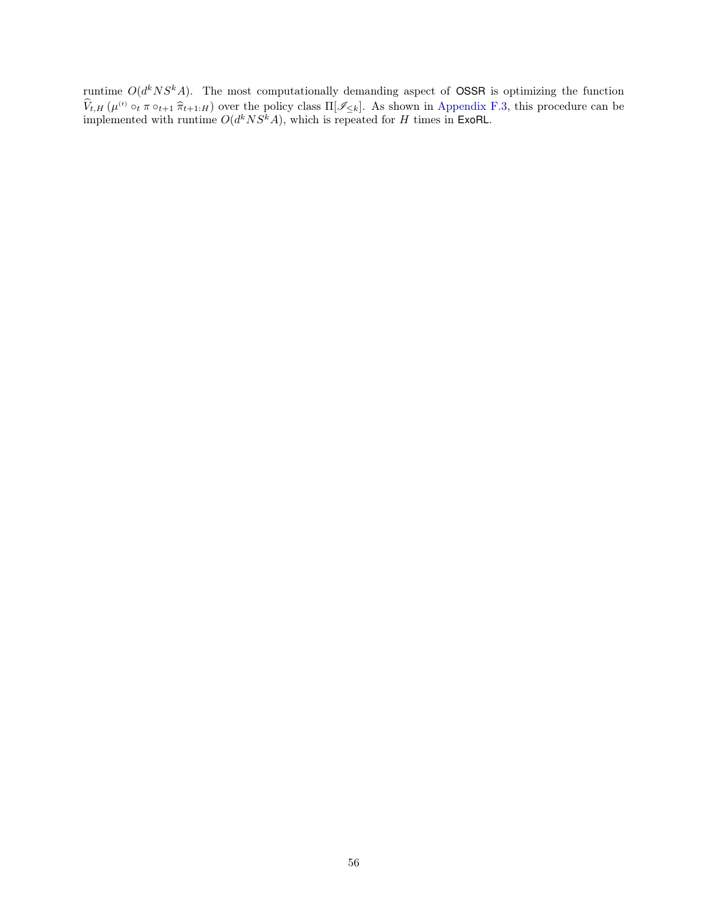runtime $O(d^k N S^k A)$. The most computationally demanding aspect of OSSR is optimizing the function $\widehat{V}_{t,H}\left(\mu^{(t)} \circ_t \pi \circ_{t+1} \widehat{\pi}_{t+1:H}\right)$ over the policy class $\Pi[\mathscr{I}_{\leq k}]$. As shown in Appendix F.3, this procedure can be implemented with runtime $O(d^k N S^k A)$, which is repeated for $H$ times in ExoRL.